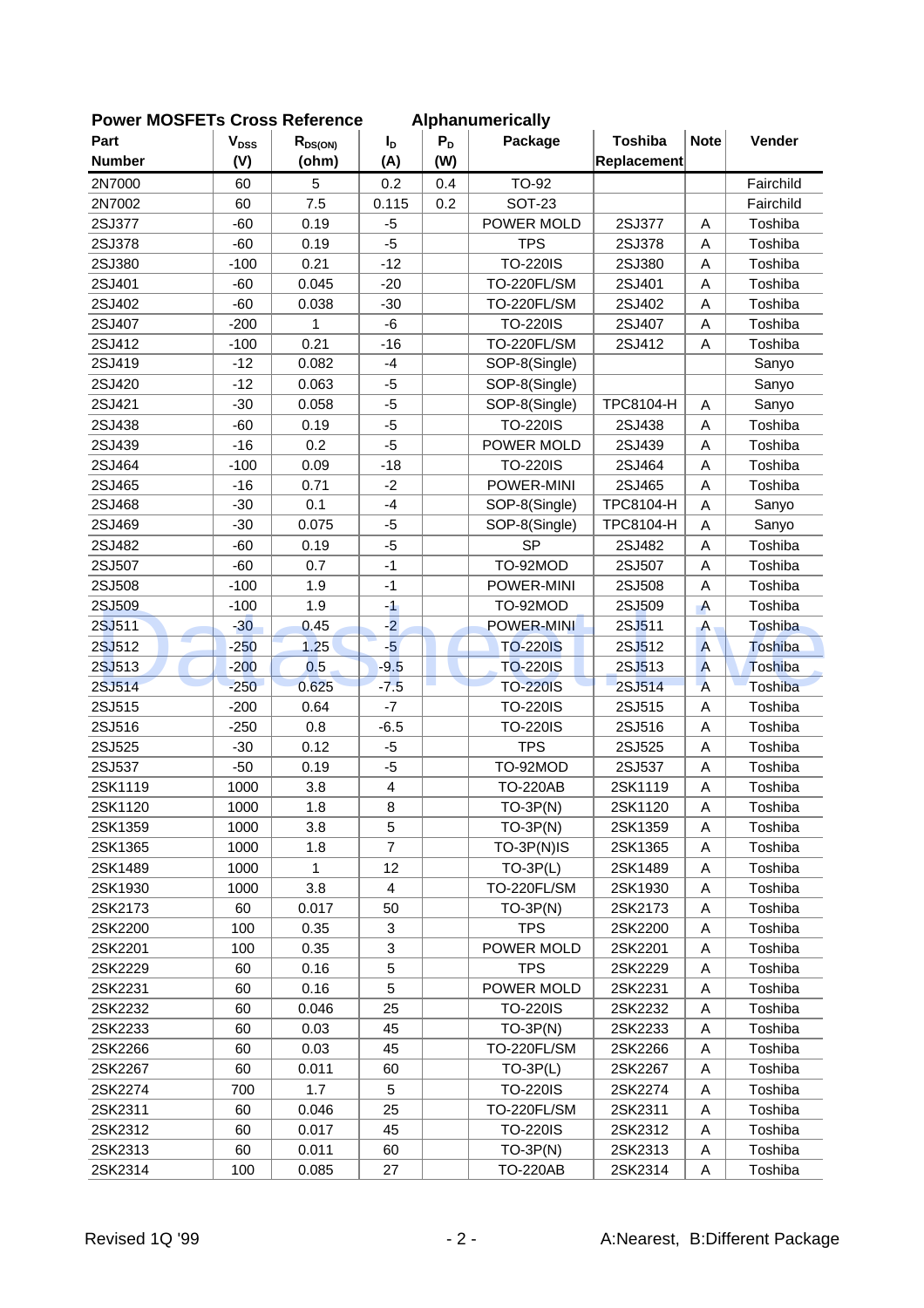## Power MOSFETs Cross Reference Alphanumerically

| Part Number | $V_{DSS}$ (V) | $R_{DS(ON)}$ (ohm) | $I_D$ (A) | $P_D$ (W) | Package | Toshiba Replacement | Note | Vender |
|---|---|---|---|---|---|---|---|---|
| 2N7000 | 60 | 5 | 0.2 | 0.4 | TO-92 | | | Fairchild |
| 2N7002 | 60 | 7.5 | 0.115 | 0.2 | SOT-23 | | | Fairchild |
| 2SJ377 | -60 | 0.19 | -5 | | POWER MOLD | 2SJ377 | A | Toshiba |
| 2SJ378 | -60 | 0.19 | -5 | | TPS | 2SJ378 | A | Toshiba |
| 2SJ380 | -100 | 0.21 | -12 | | TO-220IS | 2SJ380 | A | Toshiba |
| 2SJ401 | -60 | 0.045 | -20 | | TO-220FL/SM | 2SJ401 | A | Toshiba |
| 2SJ402 | -60 | 0.038 | -30 | | TO-220FL/SM | 2SJ402 | A | Toshiba |
| 2SJ407 | -200 | 1 | -6 | | TO-220IS | 2SJ407 | A | Toshiba |
| 2SJ412 | -100 | 0.21 | -16 | | TO-220FL/SM | 2SJ412 | A | Toshiba |
| 2SJ419 | -12 | 0.082 | -4 | | SOP-8(Single) | | | Sanyo |
| 2SJ420 | -12 | 0.063 | -5 | | SOP-8(Single) | | | Sanyo |
| 2SJ421 | -30 | 0.058 | -5 | | SOP-8(Single) | TPC8104-H | A | Sanyo |
| 2SJ438 | -60 | 0.19 | -5 | | TO-220IS | 2SJ438 | A | Toshiba |
| 2SJ439 | -16 | 0.2 | -5 | | POWER MOLD | 2SJ439 | A | Toshiba |
| 2SJ464 | -100 | 0.09 | -18 | | TO-220IS | 2SJ464 | A | Toshiba |
| 2SJ465 | -16 | 0.71 | -2 | | POWER-MINI | 2SJ465 | A | Toshiba |
| 2SJ468 | -30 | 0.1 | -4 | | SOP-8(Single) | TPC8104-H | A | Sanyo |
| 2SJ469 | -30 | 0.075 | -5 | | SOP-8(Single) | TPC8104-H | A | Sanyo |
| 2SJ482 | -60 | 0.19 | -5 | | SP | 2SJ482 | A | Toshiba |
| 2SJ507 | -60 | 0.7 | -1 | | TO-92MOD | 2SJ507 | A | Toshiba |
| 2SJ508 | -100 | 1.9 | -1 | | POWER-MINI | 2SJ508 | A | Toshiba |
| 2SJ509 | -100 | 1.9 | -1 | | TO-92MOD | 2SJ509 | A | Toshiba |
| 2SJ511 | -30 | 0.45 | -2 | | POWER-MINI | 2SJ511 | A | Toshiba |
| 2SJ512 | -250 | 1.25 | -5 | | TO-220IS | 2SJ512 | A | Toshiba |
| 2SJ513 | -200 | 0.5 | -9.5 | | TO-220IS | 2SJ513 | A | Toshiba |
| 2SJ514 | -250 | 0.625 | -7.5 | | TO-220IS | 2SJ514 | A | Toshiba |
| 2SJ515 | -200 | 0.64 | -7 | | TO-220IS | 2SJ515 | A | Toshiba |
| 2SJ516 | -250 | 0.8 | -6.5 | | TO-220IS | 2SJ516 | A | Toshiba |
| 2SJ525 | -30 | 0.12 | -5 | | TPS | 2SJ525 | A | Toshiba |
| 2SJ537 | -50 | 0.19 | -5 | | TO-92MOD | 2SJ537 | A | Toshiba |
| 2SK1119 | 1000 | 3.8 | 4 | | TO-220AB | 2SK1119 | A | Toshiba |
| 2SK1120 | 1000 | 1.8 | 8 | | TO-3P(N) | 2SK1120 | A | Toshiba |
| 2SK1359 | 1000 | 3.8 | 5 | | TO-3P(N) | 2SK1359 | A | Toshiba |
| 2SK1365 | 1000 | 1.8 | 7 | | TO-3P(N)IS | 2SK1365 | A | Toshiba |
| 2SK1489 | 1000 | 1 | 12 | | TO-3P(L) | 2SK1489 | A | Toshiba |
| 2SK1930 | 1000 | 3.8 | 4 | | TO-220FL/SM | 2SK1930 | A | Toshiba |
| 2SK2173 | 60 | 0.017 | 50 | | TO-3P(N) | 2SK2173 | A | Toshiba |
| 2SK2200 | 100 | 0.35 | 3 | | TPS | 2SK2200 | A | Toshiba |
| 2SK2201 | 100 | 0.35 | 3 | | POWER MOLD | 2SK2201 | A | Toshiba |
| 2SK2229 | 60 | 0.16 | 5 | | TPS | 2SK2229 | A | Toshiba |
| 2SK2231 | 60 | 0.16 | 5 | | POWER MOLD | 2SK2231 | A | Toshiba |
| 2SK2232 | 60 | 0.046 | 25 | | TO-220IS | 2SK2232 | A | Toshiba |
| 2SK2233 | 60 | 0.03 | 45 | | TO-3P(N) | 2SK2233 | A | Toshiba |
| 2SK2266 | 60 | 0.03 | 45 | | TO-220FL/SM | 2SK2266 | A | Toshiba |
| 2SK2267 | 60 | 0.011 | 60 | | TO-3P(L) | 2SK2267 | A | Toshiba |
| 2SK2274 | 700 | 1.7 | 5 | | TO-220IS | 2SK2274 | A | Toshiba |
| 2SK2311 | 60 | 0.046 | 25 | | TO-220FL/SM | 2SK2311 | A | Toshiba |
| 2SK2312 | 60 | 0.017 | 45 | | TO-220IS | 2SK2312 | A | Toshiba |
| 2SK2313 | 60 | 0.011 | 60 | | TO-3P(N) | 2SK2313 | A | Toshiba |
| 2SK2314 | 100 | 0.085 | 27 | | TO-220AB | 2SK2314 | A | Toshiba |

Revised 1Q '99

A:Nearest, B:Different Package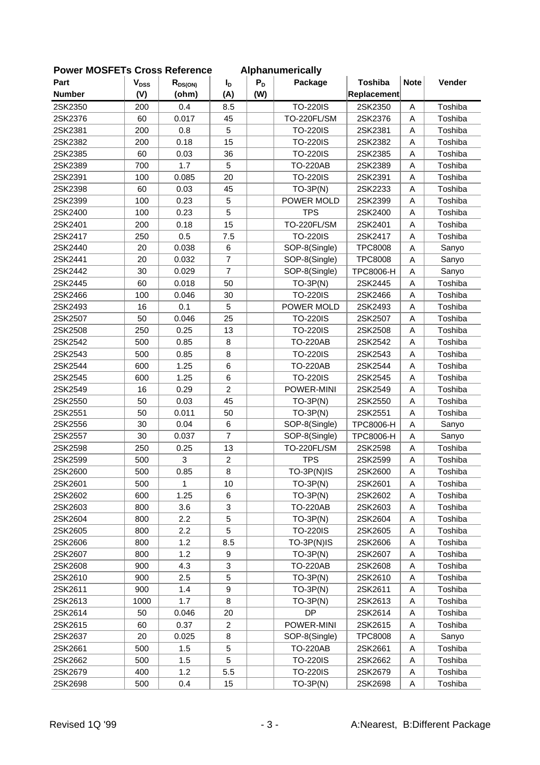**Power MOSFETs Cross Reference          Alphanumerically**

| Part Number | $V_{DSS}$ (V) | $R_{DS(ON)}$ (ohm) | $I_D$ (A) | $P_D$ (W) | Package | Toshiba Replacement | Note | Vender |
|---|---|---|---|---|---|---|---|---|
| 2SK2350 | 200 | 0.4 | 8.5 | | TO-220IS | 2SK2350 | A | Toshiba |
| 2SK2376 | 60 | 0.017 | 45 | | TO-220FL/SM | 2SK2376 | A | Toshiba |
| 2SK2381 | 200 | 0.8 | 5 | | TO-220IS | 2SK2381 | A | Toshiba |
| 2SK2382 | 200 | 0.18 | 15 | | TO-220IS | 2SK2382 | A | Toshiba |
| 2SK2385 | 60 | 0.03 | 36 | | TO-220IS | 2SK2385 | A | Toshiba |
| 2SK2389 | 700 | 1.7 | 5 | | TO-220AB | 2SK2389 | A | Toshiba |
| 2SK2391 | 100 | 0.085 | 20 | | TO-220IS | 2SK2391 | A | Toshiba |
| 2SK2398 | 60 | 0.03 | 45 | | TO-3P(N) | 2SK2233 | A | Toshiba |
| 2SK2399 | 100 | 0.23 | 5 | | POWER MOLD | 2SK2399 | A | Toshiba |
| 2SK2400 | 100 | 0.23 | 5 | | TPS | 2SK2400 | A | Toshiba |
| 2SK2401 | 200 | 0.18 | 15 | | TO-220FL/SM | 2SK2401 | A | Toshiba |
| 2SK2417 | 250 | 0.5 | 7.5 | | TO-220IS | 2SK2417 | A | Toshiba |
| 2SK2440 | 20 | 0.038 | 6 | | SOP-8(Single) | TPC8008 | A | Sanyo |
| 2SK2441 | 20 | 0.032 | 7 | | SOP-8(Single) | TPC8008 | A | Sanyo |
| 2SK2442 | 30 | 0.029 | 7 | | SOP-8(Single) | TPC8006-H | A | Sanyo |
| 2SK2445 | 60 | 0.018 | 50 | | TO-3P(N) | 2SK2445 | A | Toshiba |
| 2SK2466 | 100 | 0.046 | 30 | | TO-220IS | 2SK2466 | A | Toshiba |
| 2SK2493 | 16 | 0.1 | 5 | | POWER MOLD | 2SK2493 | A | Toshiba |
| 2SK2507 | 50 | 0.046 | 25 | | TO-220IS | 2SK2507 | A | Toshiba |
| 2SK2508 | 250 | 0.25 | 13 | | TO-220IS | 2SK2508 | A | Toshiba |
| 2SK2542 | 500 | 0.85 | 8 | | TO-220AB | 2SK2542 | A | Toshiba |
| 2SK2543 | 500 | 0.85 | 8 | | TO-220IS | 2SK2543 | A | Toshiba |
| 2SK2544 | 600 | 1.25 | 6 | | TO-220AB | 2SK2544 | A | Toshiba |
| 2SK2545 | 600 | 1.25 | 6 | | TO-220IS | 2SK2545 | A | Toshiba |
| 2SK2549 | 16 | 0.29 | 2 | | POWER-MINI | 2SK2549 | A | Toshiba |
| 2SK2550 | 50 | 0.03 | 45 | | TO-3P(N) | 2SK2550 | A | Toshiba |
| 2SK2551 | 50 | 0.011 | 50 | | TO-3P(N) | 2SK2551 | A | Toshiba |
| 2SK2556 | 30 | 0.04 | 6 | | SOP-8(Single) | TPC8006-H | A | Sanyo |
| 2SK2557 | 30 | 0.037 | 7 | | SOP-8(Single) | TPC8006-H | A | Sanyo |
| 2SK2598 | 250 | 0.25 | 13 | | TO-220FL/SM | 2SK2598 | A | Toshiba |
| 2SK2599 | 500 | 3 | 2 | | TPS | 2SK2599 | A | Toshiba |
| 2SK2600 | 500 | 0.85 | 8 | | TO-3P(N)IS | 2SK2600 | A | Toshiba |
| 2SK2601 | 500 | 1 | 10 | | TO-3P(N) | 2SK2601 | A | Toshiba |
| 2SK2602 | 600 | 1.25 | 6 | | TO-3P(N) | 2SK2602 | A | Toshiba |
| 2SK2603 | 800 | 3.6 | 3 | | TO-220AB | 2SK2603 | A | Toshiba |
| 2SK2604 | 800 | 2.2 | 5 | | TO-3P(N) | 2SK2604 | A | Toshiba |
| 2SK2605 | 800 | 2.2 | 5 | | TO-220IS | 2SK2605 | A | Toshiba |
| 2SK2606 | 800 | 1.2 | 8.5 | | TO-3P(N)IS | 2SK2606 | A | Toshiba |
| 2SK2607 | 800 | 1.2 | 9 | | TO-3P(N) | 2SK2607 | A | Toshiba |
| 2SK2608 | 900 | 4.3 | 3 | | TO-220AB | 2SK2608 | A | Toshiba |
| 2SK2610 | 900 | 2.5 | 5 | | TO-3P(N) | 2SK2610 | A | Toshiba |
| 2SK2611 | 900 | 1.4 | 9 | | TO-3P(N) | 2SK2611 | A | Toshiba |
| 2SK2613 | 1000 | 1.7 | 8 | | TO-3P(N) | 2SK2613 | A | Toshiba |
| 2SK2614 | 50 | 0.046 | 20 | | DP | 2SK2614 | A | Toshiba |
| 2SK2615 | 60 | 0.37 | 2 | | POWER-MINI | 2SK2615 | A | Toshiba |
| 2SK2637 | 20 | 0.025 | 8 | | SOP-8(Single) | TPC8008 | A | Sanyo |
| 2SK2661 | 500 | 1.5 | 5 | | TO-220AB | 2SK2661 | A | Toshiba |
| 2SK2662 | 500 | 1.5 | 5 | | TO-220IS | 2SK2662 | A | Toshiba |
| 2SK2679 | 400 | 1.2 | 5.5 | | TO-220IS | 2SK2679 | A | Toshiba |
| 2SK2698 | 500 | 0.4 | 15 | | TO-3P(N) | 2SK2698 | A | Toshiba |

Revised 1Q '99                    A:Nearest, B:Different Package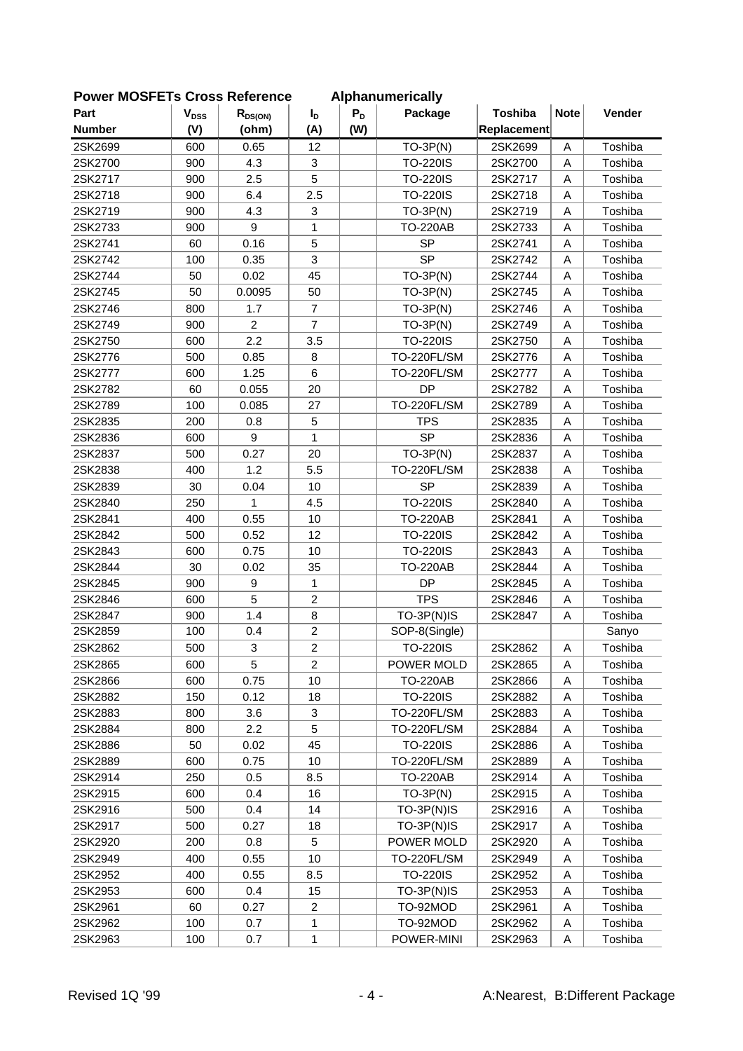**Power MOSFETs Cross Reference　　Alphanumerically**

| Part Number | $V_{DSS}$ (V) | $R_{DS(ON)}$ (ohm) | $I_D$ (A) | $P_D$ (W) | Package | Toshiba Replacement | Note | Vender |
|---|---|---|---|---|---|---|---|---|
| 2SK2699 | 600 | 0.65 | 12 | | TO-3P(N) | 2SK2699 | A | Toshiba |
| 2SK2700 | 900 | 4.3 | 3 | | TO-220IS | 2SK2700 | A | Toshiba |
| 2SK2717 | 900 | 2.5 | 5 | | TO-220IS | 2SK2717 | A | Toshiba |
| 2SK2718 | 900 | 6.4 | 2.5 | | TO-220IS | 2SK2718 | A | Toshiba |
| 2SK2719 | 900 | 4.3 | 3 | | TO-3P(N) | 2SK2719 | A | Toshiba |
| 2SK2733 | 900 | 9 | 1 | | TO-220AB | 2SK2733 | A | Toshiba |
| 2SK2741 | 60 | 0.16 | 5 | | SP | 2SK2741 | A | Toshiba |
| 2SK2742 | 100 | 0.35 | 3 | | SP | 2SK2742 | A | Toshiba |
| 2SK2744 | 50 | 0.02 | 45 | | TO-3P(N) | 2SK2744 | A | Toshiba |
| 2SK2745 | 50 | 0.0095 | 50 | | TO-3P(N) | 2SK2745 | A | Toshiba |
| 2SK2746 | 800 | 1.7 | 7 | | TO-3P(N) | 2SK2746 | A | Toshiba |
| 2SK2749 | 900 | 2 | 7 | | TO-3P(N) | 2SK2749 | A | Toshiba |
| 2SK2750 | 600 | 2.2 | 3.5 | | TO-220IS | 2SK2750 | A | Toshiba |
| 2SK2776 | 500 | 0.85 | 8 | | TO-220FL/SM | 2SK2776 | A | Toshiba |
| 2SK2777 | 600 | 1.25 | 6 | | TO-220FL/SM | 2SK2777 | A | Toshiba |
| 2SK2782 | 60 | 0.055 | 20 | | DP | 2SK2782 | A | Toshiba |
| 2SK2789 | 100 | 0.085 | 27 | | TO-220FL/SM | 2SK2789 | A | Toshiba |
| 2SK2835 | 200 | 0.8 | 5 | | TPS | 2SK2835 | A | Toshiba |
| 2SK2836 | 600 | 9 | 1 | | SP | 2SK2836 | A | Toshiba |
| 2SK2837 | 500 | 0.27 | 20 | | TO-3P(N) | 2SK2837 | A | Toshiba |
| 2SK2838 | 400 | 1.2 | 5.5 | | TO-220FL/SM | 2SK2838 | A | Toshiba |
| 2SK2839 | 30 | 0.04 | 10 | | SP | 2SK2839 | A | Toshiba |
| 2SK2840 | 250 | 1 | 4.5 | | TO-220IS | 2SK2840 | A | Toshiba |
| 2SK2841 | 400 | 0.55 | 10 | | TO-220AB | 2SK2841 | A | Toshiba |
| 2SK2842 | 500 | 0.52 | 12 | | TO-220IS | 2SK2842 | A | Toshiba |
| 2SK2843 | 600 | 0.75 | 10 | | TO-220IS | 2SK2843 | A | Toshiba |
| 2SK2844 | 30 | 0.02 | 35 | | TO-220AB | 2SK2844 | A | Toshiba |
| 2SK2845 | 900 | 9 | 1 | | DP | 2SK2845 | A | Toshiba |
| 2SK2846 | 600 | 5 | 2 | | TPS | 2SK2846 | A | Toshiba |
| 2SK2847 | 900 | 1.4 | 8 | | TO-3P(N)IS | 2SK2847 | A | Toshiba |
| 2SK2859 | 100 | 0.4 | 2 | | SOP-8(Single) | | | Sanyo |
| 2SK2862 | 500 | 3 | 2 | | TO-220IS | 2SK2862 | A | Toshiba |
| 2SK2865 | 600 | 5 | 2 | | POWER MOLD | 2SK2865 | A | Toshiba |
| 2SK2866 | 600 | 0.75 | 10 | | TO-220AB | 2SK2866 | A | Toshiba |
| 2SK2882 | 150 | 0.12 | 18 | | TO-220IS | 2SK2882 | A | Toshiba |
| 2SK2883 | 800 | 3.6 | 3 | | TO-220FL/SM | 2SK2883 | A | Toshiba |
| 2SK2884 | 800 | 2.2 | 5 | | TO-220FL/SM | 2SK2884 | A | Toshiba |
| 2SK2886 | 50 | 0.02 | 45 | | TO-220IS | 2SK2886 | A | Toshiba |
| 2SK2889 | 600 | 0.75 | 10 | | TO-220FL/SM | 2SK2889 | A | Toshiba |
| 2SK2914 | 250 | 0.5 | 8.5 | | TO-220AB | 2SK2914 | A | Toshiba |
| 2SK2915 | 600 | 0.4 | 16 | | TO-3P(N) | 2SK2915 | A | Toshiba |
| 2SK2916 | 500 | 0.4 | 14 | | TO-3P(N)IS | 2SK2916 | A | Toshiba |
| 2SK2917 | 500 | 0.27 | 18 | | TO-3P(N)IS | 2SK2917 | A | Toshiba |
| 2SK2920 | 200 | 0.8 | 5 | | POWER MOLD | 2SK2920 | A | Toshiba |
| 2SK2949 | 400 | 0.55 | 10 | | TO-220FL/SM | 2SK2949 | A | Toshiba |
| 2SK2952 | 400 | 0.55 | 8.5 | | TO-220IS | 2SK2952 | A | Toshiba |
| 2SK2953 | 600 | 0.4 | 15 | | TO-3P(N)IS | 2SK2953 | A | Toshiba |
| 2SK2961 | 60 | 0.27 | 2 | | TO-92MOD | 2SK2961 | A | Toshiba |
| 2SK2962 | 100 | 0.7 | 1 | | TO-92MOD | 2SK2962 | A | Toshiba |
| 2SK2963 | 100 | 0.7 | 1 | | POWER-MINI | 2SK2963 | A | Toshiba |

Revised 1Q '99　　A:Nearest, B:Different Package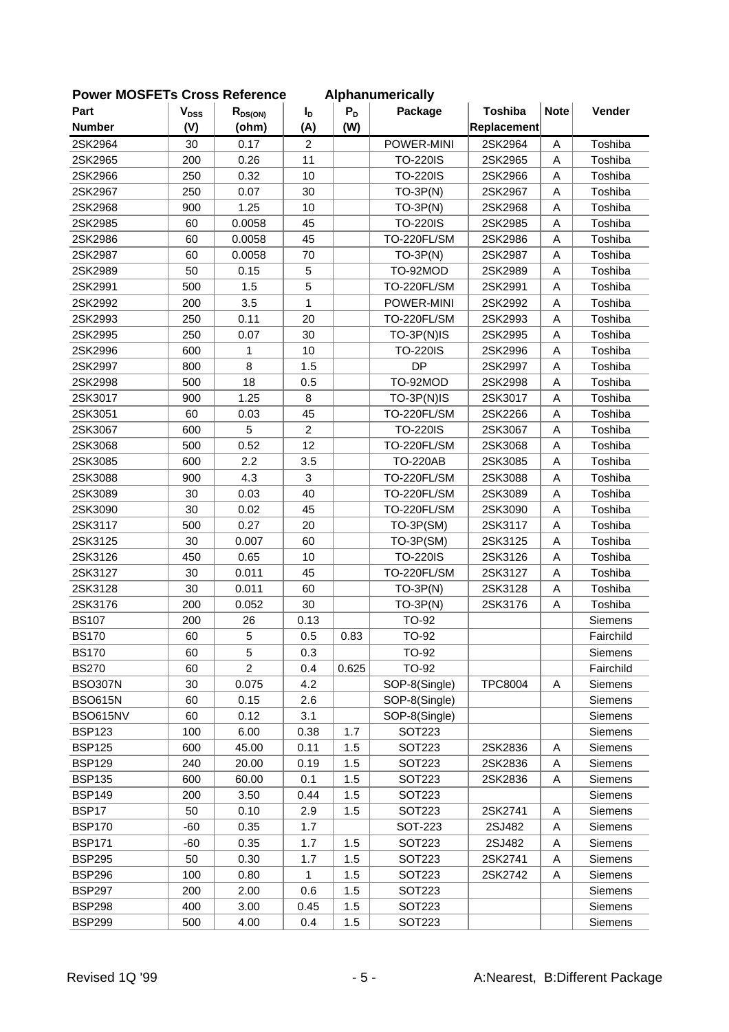**Power MOSFETs Cross Reference　　Alphanumerically**

| Part Number | $V_{DSS}$ (V) | $R_{DS(ON)}$ (ohm) | $I_D$ (A) | $P_D$ (W) | Package | Toshiba Replacement | Note | Vender |
|---|---|---|---|---|---|---|---|---|
| 2SK2964 | 30 | 0.17 | 2 | | POWER-MINI | 2SK2964 | A | Toshiba |
| 2SK2965 | 200 | 0.26 | 11 | | TO-220IS | 2SK2965 | A | Toshiba |
| 2SK2966 | 250 | 0.32 | 10 | | TO-220IS | 2SK2966 | A | Toshiba |
| 2SK2967 | 250 | 0.07 | 30 | | TO-3P(N) | 2SK2967 | A | Toshiba |
| 2SK2968 | 900 | 1.25 | 10 | | TO-3P(N) | 2SK2968 | A | Toshiba |
| 2SK2985 | 60 | 0.0058 | 45 | | TO-220IS | 2SK2985 | A | Toshiba |
| 2SK2986 | 60 | 0.0058 | 45 | | TO-220FL/SM | 2SK2986 | A | Toshiba |
| 2SK2987 | 60 | 0.0058 | 70 | | TO-3P(N) | 2SK2987 | A | Toshiba |
| 2SK2989 | 50 | 0.15 | 5 | | TO-92MOD | 2SK2989 | A | Toshiba |
| 2SK2991 | 500 | 1.5 | 5 | | TO-220FL/SM | 2SK2991 | A | Toshiba |
| 2SK2992 | 200 | 3.5 | 1 | | POWER-MINI | 2SK2992 | A | Toshiba |
| 2SK2993 | 250 | 0.11 | 20 | | TO-220FL/SM | 2SK2993 | A | Toshiba |
| 2SK2995 | 250 | 0.07 | 30 | | TO-3P(N)IS | 2SK2995 | A | Toshiba |
| 2SK2996 | 600 | 1 | 10 | | TO-220IS | 2SK2996 | A | Toshiba |
| 2SK2997 | 800 | 8 | 1.5 | | DP | 2SK2997 | A | Toshiba |
| 2SK2998 | 500 | 18 | 0.5 | | TO-92MOD | 2SK2998 | A | Toshiba |
| 2SK3017 | 900 | 1.25 | 8 | | TO-3P(N)IS | 2SK3017 | A | Toshiba |
| 2SK3051 | 60 | 0.03 | 45 | | TO-220FL/SM | 2SK2266 | A | Toshiba |
| 2SK3067 | 600 | 5 | 2 | | TO-220IS | 2SK3067 | A | Toshiba |
| 2SK3068 | 500 | 0.52 | 12 | | TO-220FL/SM | 2SK3068 | A | Toshiba |
| 2SK3085 | 600 | 2.2 | 3.5 | | TO-220AB | 2SK3085 | A | Toshiba |
| 2SK3088 | 900 | 4.3 | 3 | | TO-220FL/SM | 2SK3088 | A | Toshiba |
| 2SK3089 | 30 | 0.03 | 40 | | TO-220FL/SM | 2SK3089 | A | Toshiba |
| 2SK3090 | 30 | 0.02 | 45 | | TO-220FL/SM | 2SK3090 | A | Toshiba |
| 2SK3117 | 500 | 0.27 | 20 | | TO-3P(SM) | 2SK3117 | A | Toshiba |
| 2SK3125 | 30 | 0.007 | 60 | | TO-3P(SM) | 2SK3125 | A | Toshiba |
| 2SK3126 | 450 | 0.65 | 10 | | TO-220IS | 2SK3126 | A | Toshiba |
| 2SK3127 | 30 | 0.011 | 45 | | TO-220FL/SM | 2SK3127 | A | Toshiba |
| 2SK3128 | 30 | 0.011 | 60 | | TO-3P(N) | 2SK3128 | A | Toshiba |
| 2SK3176 | 200 | 0.052 | 30 | | TO-3P(N) | 2SK3176 | A | Toshiba |
| BS107 | 200 | 26 | 0.13 | | TO-92 | | | Siemens |
| BS170 | 60 | 5 | 0.5 | 0.83 | TO-92 | | | Fairchild |
| BS170 | 60 | 5 | 0.3 | | TO-92 | | | Siemens |
| BS270 | 60 | 2 | 0.4 | 0.625 | TO-92 | | | Fairchild |
| BSO307N | 30 | 0.075 | 4.2 | | SOP-8(Single) | TPC8004 | A | Siemens |
| BSO615N | 60 | 0.15 | 2.6 | | SOP-8(Single) | | | Siemens |
| BSO615NV | 60 | 0.12 | 3.1 | | SOP-8(Single) | | | Siemens |
| BSP123 | 100 | 6.00 | 0.38 | 1.7 | SOT223 | | | Siemens |
| BSP125 | 600 | 45.00 | 0.11 | 1.5 | SOT223 | 2SK2836 | A | Siemens |
| BSP129 | 240 | 20.00 | 0.19 | 1.5 | SOT223 | 2SK2836 | A | Siemens |
| BSP135 | 600 | 60.00 | 0.1 | 1.5 | SOT223 | 2SK2836 | A | Siemens |
| BSP149 | 200 | 3.50 | 0.44 | 1.5 | SOT223 | | | Siemens |
| BSP17 | 50 | 0.10 | 2.9 | 1.5 | SOT223 | 2SK2741 | A | Siemens |
| BSP170 | -60 | 0.35 | 1.7 | | SOT-223 | 2SJ482 | A | Siemens |
| BSP171 | -60 | 0.35 | 1.7 | 1.5 | SOT223 | 2SJ482 | A | Siemens |
| BSP295 | 50 | 0.30 | 1.7 | 1.5 | SOT223 | 2SK2741 | A | Siemens |
| BSP296 | 100 | 0.80 | 1 | 1.5 | SOT223 | 2SK2742 | A | Siemens |
| BSP297 | 200 | 2.00 | 0.6 | 1.5 | SOT223 | | | Siemens |
| BSP298 | 400 | 3.00 | 0.45 | 1.5 | SOT223 | | | Siemens |
| BSP299 | 500 | 4.00 | 0.4 | 1.5 | SOT223 | | | Siemens |

Revised 1Q '99　　A:Nearest, B:Different Package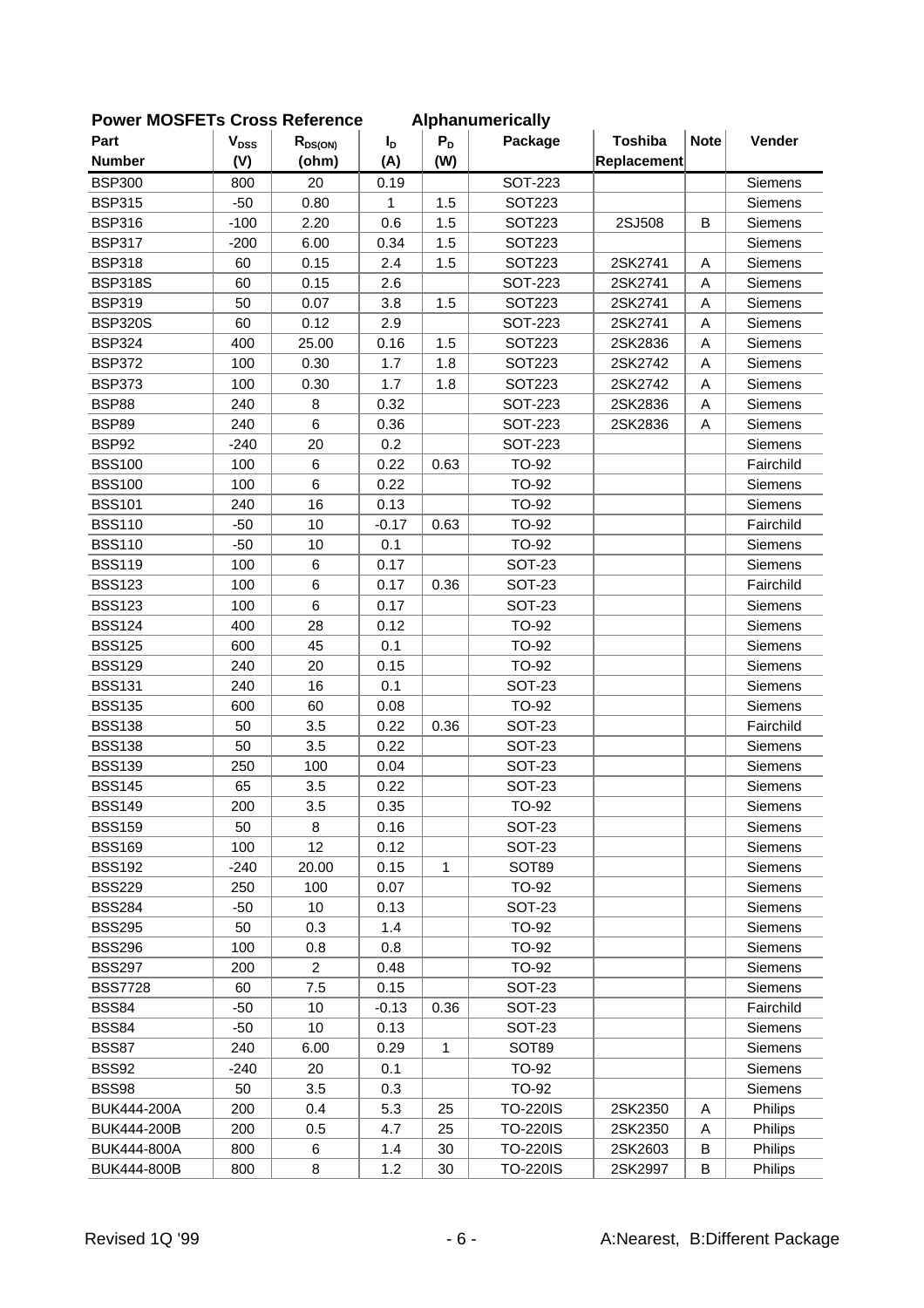**Power MOSFETs Cross Reference　　　Alphanumerically**

| Part Number | $V_{DSS}$ (V) | $R_{DS(ON)}$ (ohm) | $I_D$ (A) | $P_D$ (W) | Package | Toshiba Replacement | Note | Vender |
|---|---|---|---|---|---|---|---|---|
| BSP300 | 800 | 20 | 0.19 | | SOT-223 | | | Siemens |
| BSP315 | -50 | 0.80 | 1 | 1.5 | SOT223 | | | Siemens |
| BSP316 | -100 | 2.20 | 0.6 | 1.5 | SOT223 | 2SJ508 | B | Siemens |
| BSP317 | -200 | 6.00 | 0.34 | 1.5 | SOT223 | | | Siemens |
| BSP318 | 60 | 0.15 | 2.4 | 1.5 | SOT223 | 2SK2741 | A | Siemens |
| BSP318S | 60 | 0.15 | 2.6 | | SOT-223 | 2SK2741 | A | Siemens |
| BSP319 | 50 | 0.07 | 3.8 | 1.5 | SOT223 | 2SK2741 | A | Siemens |
| BSP320S | 60 | 0.12 | 2.9 | | SOT-223 | 2SK2741 | A | Siemens |
| BSP324 | 400 | 25.00 | 0.16 | 1.5 | SOT223 | 2SK2836 | A | Siemens |
| BSP372 | 100 | 0.30 | 1.7 | 1.8 | SOT223 | 2SK2742 | A | Siemens |
| BSP373 | 100 | 0.30 | 1.7 | 1.8 | SOT223 | 2SK2742 | A | Siemens |
| BSP88 | 240 | 8 | 0.32 | | SOT-223 | 2SK2836 | A | Siemens |
| BSP89 | 240 | 6 | 0.36 | | SOT-223 | 2SK2836 | A | Siemens |
| BSP92 | -240 | 20 | 0.2 | | SOT-223 | | | Siemens |
| BSS100 | 100 | 6 | 0.22 | 0.63 | TO-92 | | | Fairchild |
| BSS100 | 100 | 6 | 0.22 | | TO-92 | | | Siemens |
| BSS101 | 240 | 16 | 0.13 | | TO-92 | | | Siemens |
| BSS110 | -50 | 10 | -0.17 | 0.63 | TO-92 | | | Fairchild |
| BSS110 | -50 | 10 | 0.1 | | TO-92 | | | Siemens |
| BSS119 | 100 | 6 | 0.17 | | SOT-23 | | | Siemens |
| BSS123 | 100 | 6 | 0.17 | 0.36 | SOT-23 | | | Fairchild |
| BSS123 | 100 | 6 | 0.17 | | SOT-23 | | | Siemens |
| BSS124 | 400 | 28 | 0.12 | | TO-92 | | | Siemens |
| BSS125 | 600 | 45 | 0.1 | | TO-92 | | | Siemens |
| BSS129 | 240 | 20 | 0.15 | | TO-92 | | | Siemens |
| BSS131 | 240 | 16 | 0.1 | | SOT-23 | | | Siemens |
| BSS135 | 600 | 60 | 0.08 | | TO-92 | | | Siemens |
| BSS138 | 50 | 3.5 | 0.22 | 0.36 | SOT-23 | | | Fairchild |
| BSS138 | 50 | 3.5 | 0.22 | | SOT-23 | | | Siemens |
| BSS139 | 250 | 100 | 0.04 | | SOT-23 | | | Siemens |
| BSS145 | 65 | 3.5 | 0.22 | | SOT-23 | | | Siemens |
| BSS149 | 200 | 3.5 | 0.35 | | TO-92 | | | Siemens |
| BSS159 | 50 | 8 | 0.16 | | SOT-23 | | | Siemens |
| BSS169 | 100 | 12 | 0.12 | | SOT-23 | | | Siemens |
| BSS192 | -240 | 20.00 | 0.15 | 1 | SOT89 | | | Siemens |
| BSS229 | 250 | 100 | 0.07 | | TO-92 | | | Siemens |
| BSS284 | -50 | 10 | 0.13 | | SOT-23 | | | Siemens |
| BSS295 | 50 | 0.3 | 1.4 | | TO-92 | | | Siemens |
| BSS296 | 100 | 0.8 | 0.8 | | TO-92 | | | Siemens |
| BSS297 | 200 | 2 | 0.48 | | TO-92 | | | Siemens |
| BSS7728 | 60 | 7.5 | 0.15 | | SOT-23 | | | Siemens |
| BSS84 | -50 | 10 | -0.13 | 0.36 | SOT-23 | | | Fairchild |
| BSS84 | -50 | 10 | 0.13 | | SOT-23 | | | Siemens |
| BSS87 | 240 | 6.00 | 0.29 | 1 | SOT89 | | | Siemens |
| BSS92 | -240 | 20 | 0.1 | | TO-92 | | | Siemens |
| BSS98 | 50 | 3.5 | 0.3 | | TO-92 | | | Siemens |
| BUK444-200A | 200 | 0.4 | 5.3 | 25 | TO-220IS | 2SK2350 | A | Philips |
| BUK444-200B | 200 | 0.5 | 4.7 | 25 | TO-220IS | 2SK2350 | A | Philips |
| BUK444-800A | 800 | 6 | 1.4 | 30 | TO-220IS | 2SK2603 | B | Philips |
| BUK444-800B | 800 | 8 | 1.2 | 30 | TO-220IS | 2SK2997 | B | Philips |

A:Nearest, B:Different Package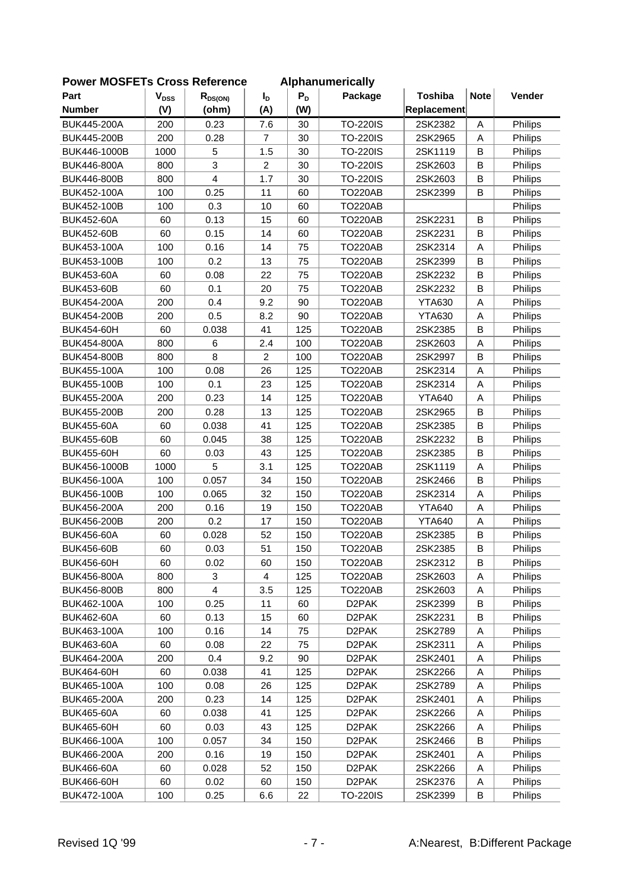## Power MOSFETs Cross Reference Alphanumerically

| Part Number | $V_{DSS}$ (V) | $R_{DS(ON)}$ (ohm) | $I_D$ (A) | $P_D$ (W) | Package | Toshiba Replacement | Note | Vender |
|---|---|---|---|---|---|---|---|---|
| BUK445-200A | 200 | 0.23 | 7.6 | 30 | TO-220IS | 2SK2382 | A | Philips |
| BUK445-200B | 200 | 0.28 | 7 | 30 | TO-220IS | 2SK2965 | A | Philips |
| BUK446-1000B | 1000 | 5 | 1.5 | 30 | TO-220IS | 2SK1119 | B | Philips |
| BUK446-800A | 800 | 3 | 2 | 30 | TO-220IS | 2SK2603 | B | Philips |
| BUK446-800B | 800 | 4 | 1.7 | 30 | TO-220IS | 2SK2603 | B | Philips |
| BUK452-100A | 100 | 0.25 | 11 | 60 | TO220AB | 2SK2399 | B | Philips |
| BUK452-100B | 100 | 0.3 | 10 | 60 | TO220AB | | | Philips |
| BUK452-60A | 60 | 0.13 | 15 | 60 | TO220AB | 2SK2231 | B | Philips |
| BUK452-60B | 60 | 0.15 | 14 | 60 | TO220AB | 2SK2231 | B | Philips |
| BUK453-100A | 100 | 0.16 | 14 | 75 | TO220AB | 2SK2314 | A | Philips |
| BUK453-100B | 100 | 0.2 | 13 | 75 | TO220AB | 2SK2399 | B | Philips |
| BUK453-60A | 60 | 0.08 | 22 | 75 | TO220AB | 2SK2232 | B | Philips |
| BUK453-60B | 60 | 0.1 | 20 | 75 | TO220AB | 2SK2232 | B | Philips |
| BUK454-200A | 200 | 0.4 | 9.2 | 90 | TO220AB | YTA630 | A | Philips |
| BUK454-200B | 200 | 0.5 | 8.2 | 90 | TO220AB | YTA630 | A | Philips |
| BUK454-60H | 60 | 0.038 | 41 | 125 | TO220AB | 2SK2385 | B | Philips |
| BUK454-800A | 800 | 6 | 2.4 | 100 | TO220AB | 2SK2603 | A | Philips |
| BUK454-800B | 800 | 8 | 2 | 100 | TO220AB | 2SK2997 | B | Philips |
| BUK455-100A | 100 | 0.08 | 26 | 125 | TO220AB | 2SK2314 | A | Philips |
| BUK455-100B | 100 | 0.1 | 23 | 125 | TO220AB | 2SK2314 | A | Philips |
| BUK455-200A | 200 | 0.23 | 14 | 125 | TO220AB | YTA640 | A | Philips |
| BUK455-200B | 200 | 0.28 | 13 | 125 | TO220AB | 2SK2965 | B | Philips |
| BUK455-60A | 60 | 0.038 | 41 | 125 | TO220AB | 2SK2385 | B | Philips |
| BUK455-60B | 60 | 0.045 | 38 | 125 | TO220AB | 2SK2232 | B | Philips |
| BUK455-60H | 60 | 0.03 | 43 | 125 | TO220AB | 2SK2385 | B | Philips |
| BUK456-1000B | 1000 | 5 | 3.1 | 125 | TO220AB | 2SK1119 | A | Philips |
| BUK456-100A | 100 | 0.057 | 34 | 150 | TO220AB | 2SK2466 | B | Philips |
| BUK456-100B | 100 | 0.065 | 32 | 150 | TO220AB | 2SK2314 | A | Philips |
| BUK456-200A | 200 | 0.16 | 19 | 150 | TO220AB | YTA640 | A | Philips |
| BUK456-200B | 200 | 0.2 | 17 | 150 | TO220AB | YTA640 | A | Philips |
| BUK456-60A | 60 | 0.028 | 52 | 150 | TO220AB | 2SK2385 | B | Philips |
| BUK456-60B | 60 | 0.03 | 51 | 150 | TO220AB | 2SK2385 | B | Philips |
| BUK456-60H | 60 | 0.02 | 60 | 150 | TO220AB | 2SK2312 | B | Philips |
| BUK456-800A | 800 | 3 | 4 | 125 | TO220AB | 2SK2603 | A | Philips |
| BUK456-800B | 800 | 4 | 3.5 | 125 | TO220AB | 2SK2603 | A | Philips |
| BUK462-100A | 100 | 0.25 | 11 | 60 | D2PAK | 2SK2399 | B | Philips |
| BUK462-60A | 60 | 0.13 | 15 | 60 | D2PAK | 2SK2231 | B | Philips |
| BUK463-100A | 100 | 0.16 | 14 | 75 | D2PAK | 2SK2789 | A | Philips |
| BUK463-60A | 60 | 0.08 | 22 | 75 | D2PAK | 2SK2311 | A | Philips |
| BUK464-200A | 200 | 0.4 | 9.2 | 90 | D2PAK | 2SK2401 | A | Philips |
| BUK464-60H | 60 | 0.038 | 41 | 125 | D2PAK | 2SK2266 | A | Philips |
| BUK465-100A | 100 | 0.08 | 26 | 125 | D2PAK | 2SK2789 | A | Philips |
| BUK465-200A | 200 | 0.23 | 14 | 125 | D2PAK | 2SK2401 | A | Philips |
| BUK465-60A | 60 | 0.038 | 41 | 125 | D2PAK | 2SK2266 | A | Philips |
| BUK465-60H | 60 | 0.03 | 43 | 125 | D2PAK | 2SK2266 | A | Philips |
| BUK466-100A | 100 | 0.057 | 34 | 150 | D2PAK | 2SK2466 | B | Philips |
| BUK466-200A | 200 | 0.16 | 19 | 150 | D2PAK | 2SK2401 | A | Philips |
| BUK466-60A | 60 | 0.028 | 52 | 150 | D2PAK | 2SK2266 | A | Philips |
| BUK466-60H | 60 | 0.02 | 60 | 150 | D2PAK | 2SK2376 | A | Philips |
| BUK472-100A | 100 | 0.25 | 6.6 | 22 | TO-220IS | 2SK2399 | B | Philips |

Revised 1Q '99 A:Nearest, B:Different Package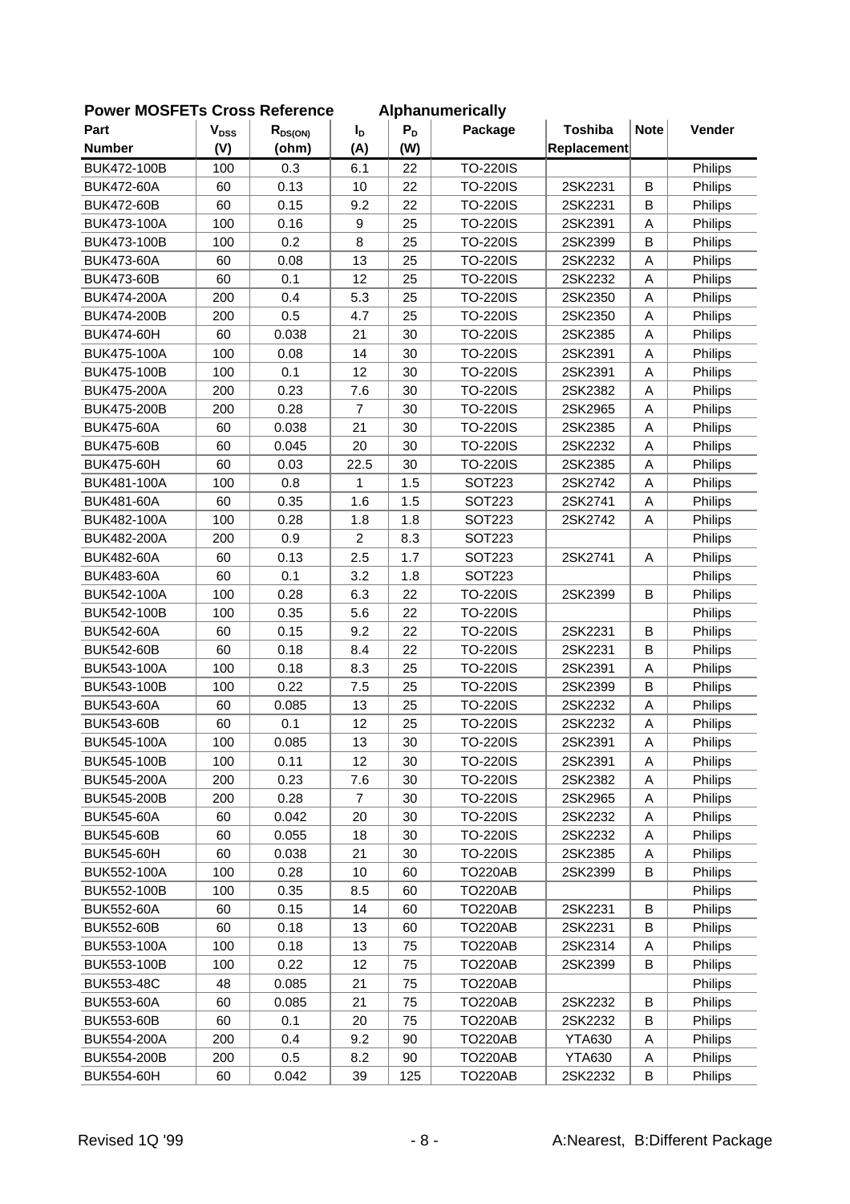## Power MOSFETs Cross Reference Alphanumerically

| Part Number | $V_{DSS}$ (V) | $R_{DS(ON)}$ (ohm) | $I_D$ (A) | $P_D$ (W) | Package | Toshiba Replacement | Note | Vender |
|---|---|---|---|---|---|---|---|---|
| BUK472-100B | 100 | 0.3 | 6.1 | 22 | TO-220IS | | | Philips |
| BUK472-60A | 60 | 0.13 | 10 | 22 | TO-220IS | 2SK2231 | B | Philips |
| BUK472-60B | 60 | 0.15 | 9.2 | 22 | TO-220IS | 2SK2231 | B | Philips |
| BUK473-100A | 100 | 0.16 | 9 | 25 | TO-220IS | 2SK2391 | A | Philips |
| BUK473-100B | 100 | 0.2 | 8 | 25 | TO-220IS | 2SK2399 | B | Philips |
| BUK473-60A | 60 | 0.08 | 13 | 25 | TO-220IS | 2SK2232 | A | Philips |
| BUK473-60B | 60 | 0.1 | 12 | 25 | TO-220IS | 2SK2232 | A | Philips |
| BUK474-200A | 200 | 0.4 | 5.3 | 25 | TO-220IS | 2SK2350 | A | Philips |
| BUK474-200B | 200 | 0.5 | 4.7 | 25 | TO-220IS | 2SK2350 | A | Philips |
| BUK474-60H | 60 | 0.038 | 21 | 30 | TO-220IS | 2SK2385 | A | Philips |
| BUK475-100A | 100 | 0.08 | 14 | 30 | TO-220IS | 2SK2391 | A | Philips |
| BUK475-100B | 100 | 0.1 | 12 | 30 | TO-220IS | 2SK2391 | A | Philips |
| BUK475-200A | 200 | 0.23 | 7.6 | 30 | TO-220IS | 2SK2382 | A | Philips |
| BUK475-200B | 200 | 0.28 | 7 | 30 | TO-220IS | 2SK2965 | A | Philips |
| BUK475-60A | 60 | 0.038 | 21 | 30 | TO-220IS | 2SK2385 | A | Philips |
| BUK475-60B | 60 | 0.045 | 20 | 30 | TO-220IS | 2SK2232 | A | Philips |
| BUK475-60H | 60 | 0.03 | 22.5 | 30 | TO-220IS | 2SK2385 | A | Philips |
| BUK481-100A | 100 | 0.8 | 1 | 1.5 | SOT223 | 2SK2742 | A | Philips |
| BUK481-60A | 60 | 0.35 | 1.6 | 1.5 | SOT223 | 2SK2741 | A | Philips |
| BUK482-100A | 100 | 0.28 | 1.8 | 1.8 | SOT223 | 2SK2742 | A | Philips |
| BUK482-200A | 200 | 0.9 | 2 | 8.3 | SOT223 | | | Philips |
| BUK482-60A | 60 | 0.13 | 2.5 | 1.7 | SOT223 | 2SK2741 | A | Philips |
| BUK483-60A | 60 | 0.1 | 3.2 | 1.8 | SOT223 | | | Philips |
| BUK542-100A | 100 | 0.28 | 6.3 | 22 | TO-220IS | 2SK2399 | B | Philips |
| BUK542-100B | 100 | 0.35 | 5.6 | 22 | TO-220IS | | | Philips |
| BUK542-60A | 60 | 0.15 | 9.2 | 22 | TO-220IS | 2SK2231 | B | Philips |
| BUK542-60B | 60 | 0.18 | 8.4 | 22 | TO-220IS | 2SK2231 | B | Philips |
| BUK543-100A | 100 | 0.18 | 8.3 | 25 | TO-220IS | 2SK2391 | A | Philips |
| BUK543-100B | 100 | 0.22 | 7.5 | 25 | TO-220IS | 2SK2399 | B | Philips |
| BUK543-60A | 60 | 0.085 | 13 | 25 | TO-220IS | 2SK2232 | A | Philips |
| BUK543-60B | 60 | 0.1 | 12 | 25 | TO-220IS | 2SK2232 | A | Philips |
| BUK545-100A | 100 | 0.085 | 13 | 30 | TO-220IS | 2SK2391 | A | Philips |
| BUK545-100B | 100 | 0.11 | 12 | 30 | TO-220IS | 2SK2391 | A | Philips |
| BUK545-200A | 200 | 0.23 | 7.6 | 30 | TO-220IS | 2SK2382 | A | Philips |
| BUK545-200B | 200 | 0.28 | 7 | 30 | TO-220IS | 2SK2965 | A | Philips |
| BUK545-60A | 60 | 0.042 | 20 | 30 | TO-220IS | 2SK2232 | A | Philips |
| BUK545-60B | 60 | 0.055 | 18 | 30 | TO-220IS | 2SK2232 | A | Philips |
| BUK545-60H | 60 | 0.038 | 21 | 30 | TO-220IS | 2SK2385 | A | Philips |
| BUK552-100A | 100 | 0.28 | 10 | 60 | TO220AB | 2SK2399 | B | Philips |
| BUK552-100B | 100 | 0.35 | 8.5 | 60 | TO220AB | | | Philips |
| BUK552-60A | 60 | 0.15 | 14 | 60 | TO220AB | 2SK2231 | B | Philips |
| BUK552-60B | 60 | 0.18 | 13 | 60 | TO220AB | 2SK2231 | B | Philips |
| BUK553-100A | 100 | 0.18 | 13 | 75 | TO220AB | 2SK2314 | A | Philips |
| BUK553-100B | 100 | 0.22 | 12 | 75 | TO220AB | 2SK2399 | B | Philips |
| BUK553-48C | 48 | 0.085 | 21 | 75 | TO220AB | | | Philips |
| BUK553-60A | 60 | 0.085 | 21 | 75 | TO220AB | 2SK2232 | B | Philips |
| BUK553-60B | 60 | 0.1 | 20 | 75 | TO220AB | 2SK2232 | B | Philips |
| BUK554-200A | 200 | 0.4 | 9.2 | 90 | TO220AB | YTA630 | A | Philips |
| BUK554-200B | 200 | 0.5 | 8.2 | 90 | TO220AB | YTA630 | A | Philips |
| BUK554-60H | 60 | 0.042 | 39 | 125 | TO220AB | 2SK2232 | B | Philips |

Revised 1Q '99

A:Nearest, B:Different Package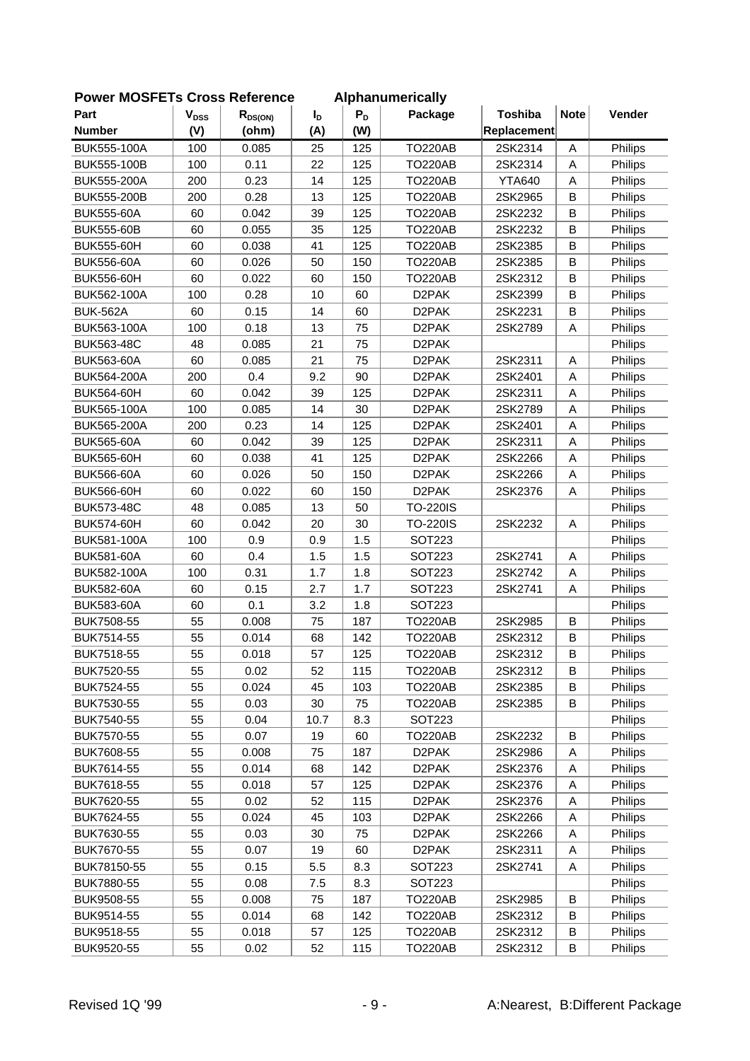**Power MOSFETs Cross Reference Alphanumerically**

| Part Number | $V_{DSS}$ (V) | $R_{DS(ON)}$ (ohm) | $I_D$ (A) | $P_D$ (W) | Package | Toshiba Replacement | Note | Vender |
|---|---|---|---|---|---|---|---|---|
| BUK555-100A | 100 | 0.085 | 25 | 125 | TO220AB | 2SK2314 | A | Philips |
| BUK555-100B | 100 | 0.11 | 22 | 125 | TO220AB | 2SK2314 | A | Philips |
| BUK555-200A | 200 | 0.23 | 14 | 125 | TO220AB | YTA640 | A | Philips |
| BUK555-200B | 200 | 0.28 | 13 | 125 | TO220AB | 2SK2965 | B | Philips |
| BUK555-60A | 60 | 0.042 | 39 | 125 | TO220AB | 2SK2232 | B | Philips |
| BUK555-60B | 60 | 0.055 | 35 | 125 | TO220AB | 2SK2232 | B | Philips |
| BUK555-60H | 60 | 0.038 | 41 | 125 | TO220AB | 2SK2385 | B | Philips |
| BUK556-60A | 60 | 0.026 | 50 | 150 | TO220AB | 2SK2385 | B | Philips |
| BUK556-60H | 60 | 0.022 | 60 | 150 | TO220AB | 2SK2312 | B | Philips |
| BUK562-100A | 100 | 0.28 | 10 | 60 | D2PAK | 2SK2399 | B | Philips |
| BUK-562A | 60 | 0.15 | 14 | 60 | D2PAK | 2SK2231 | B | Philips |
| BUK563-100A | 100 | 0.18 | 13 | 75 | D2PAK | 2SK2789 | A | Philips |
| BUK563-48C | 48 | 0.085 | 21 | 75 | D2PAK | | | Philips |
| BUK563-60A | 60 | 0.085 | 21 | 75 | D2PAK | 2SK2311 | A | Philips |
| BUK564-200A | 200 | 0.4 | 9.2 | 90 | D2PAK | 2SK2401 | A | Philips |
| BUK564-60H | 60 | 0.042 | 39 | 125 | D2PAK | 2SK2311 | A | Philips |
| BUK565-100A | 100 | 0.085 | 14 | 30 | D2PAK | 2SK2789 | A | Philips |
| BUK565-200A | 200 | 0.23 | 14 | 125 | D2PAK | 2SK2401 | A | Philips |
| BUK565-60A | 60 | 0.042 | 39 | 125 | D2PAK | 2SK2311 | A | Philips |
| BUK565-60H | 60 | 0.038 | 41 | 125 | D2PAK | 2SK2266 | A | Philips |
| BUK566-60A | 60 | 0.026 | 50 | 150 | D2PAK | 2SK2266 | A | Philips |
| BUK566-60H | 60 | 0.022 | 60 | 150 | D2PAK | 2SK2376 | A | Philips |
| BUK573-48C | 48 | 0.085 | 13 | 50 | TO-220IS | | | Philips |
| BUK574-60H | 60 | 0.042 | 20 | 30 | TO-220IS | 2SK2232 | A | Philips |
| BUK581-100A | 100 | 0.9 | 0.9 | 1.5 | SOT223 | | | Philips |
| BUK581-60A | 60 | 0.4 | 1.5 | 1.5 | SOT223 | 2SK2741 | A | Philips |
| BUK582-100A | 100 | 0.31 | 1.7 | 1.8 | SOT223 | 2SK2742 | A | Philips |
| BUK582-60A | 60 | 0.15 | 2.7 | 1.7 | SOT223 | 2SK2741 | A | Philips |
| BUK583-60A | 60 | 0.1 | 3.2 | 1.8 | SOT223 | | | Philips |
| BUK7508-55 | 55 | 0.008 | 75 | 187 | TO220AB | 2SK2985 | B | Philips |
| BUK7514-55 | 55 | 0.014 | 68 | 142 | TO220AB | 2SK2312 | B | Philips |
| BUK7518-55 | 55 | 0.018 | 57 | 125 | TO220AB | 2SK2312 | B | Philips |
| BUK7520-55 | 55 | 0.02 | 52 | 115 | TO220AB | 2SK2312 | B | Philips |
| BUK7524-55 | 55 | 0.024 | 45 | 103 | TO220AB | 2SK2385 | B | Philips |
| BUK7530-55 | 55 | 0.03 | 30 | 75 | TO220AB | 2SK2385 | B | Philips |
| BUK7540-55 | 55 | 0.04 | 10.7 | 8.3 | SOT223 | | | Philips |
| BUK7570-55 | 55 | 0.07 | 19 | 60 | TO220AB | 2SK2232 | B | Philips |
| BUK7608-55 | 55 | 0.008 | 75 | 187 | D2PAK | 2SK2986 | A | Philips |
| BUK7614-55 | 55 | 0.014 | 68 | 142 | D2PAK | 2SK2376 | A | Philips |
| BUK7618-55 | 55 | 0.018 | 57 | 125 | D2PAK | 2SK2376 | A | Philips |
| BUK7620-55 | 55 | 0.02 | 52 | 115 | D2PAK | 2SK2376 | A | Philips |
| BUK7624-55 | 55 | 0.024 | 45 | 103 | D2PAK | 2SK2266 | A | Philips |
| BUK7630-55 | 55 | 0.03 | 30 | 75 | D2PAK | 2SK2266 | A | Philips |
| BUK7670-55 | 55 | 0.07 | 19 | 60 | D2PAK | 2SK2311 | A | Philips |
| BUK78150-55 | 55 | 0.15 | 5.5 | 8.3 | SOT223 | 2SK2741 | A | Philips |
| BUK7880-55 | 55 | 0.08 | 7.5 | 8.3 | SOT223 | | | Philips |
| BUK9508-55 | 55 | 0.008 | 75 | 187 | TO220AB | 2SK2985 | B | Philips |
| BUK9514-55 | 55 | 0.014 | 68 | 142 | TO220AB | 2SK2312 | B | Philips |
| BUK9518-55 | 55 | 0.018 | 57 | 125 | TO220AB | 2SK2312 | B | Philips |
| BUK9520-55 | 55 | 0.02 | 52 | 115 | TO220AB | 2SK2312 | B | Philips |

Revised 1Q '99

A:Nearest, B:Different Package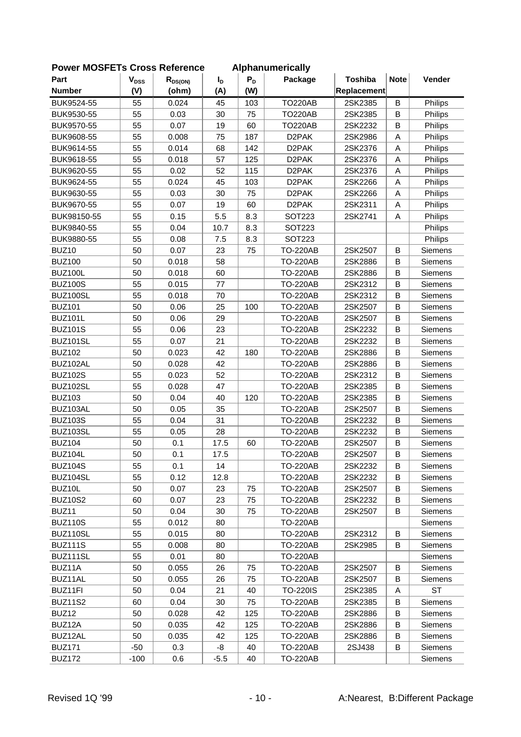**Power MOSFETs Cross Reference** **Alphanumerically**

| Part Number | $V_{DSS}$ (V) | $R_{DS(ON)}$ (ohm) | $I_D$ (A) | $P_D$ (W) | Package | Toshiba Replacement | Note | Vender |
|---|---|---|---|---|---|---|---|---|
| BUK9524-55 | 55 | 0.024 | 45 | 103 | TO220AB | 2SK2385 | B | Philips |
| BUK9530-55 | 55 | 0.03 | 30 | 75 | TO220AB | 2SK2385 | B | Philips |
| BUK9570-55 | 55 | 0.07 | 19 | 60 | TO220AB | 2SK2232 | B | Philips |
| BUK9608-55 | 55 | 0.008 | 75 | 187 | D2PAK | 2SK2986 | A | Philips |
| BUK9614-55 | 55 | 0.014 | 68 | 142 | D2PAK | 2SK2376 | A | Philips |
| BUK9618-55 | 55 | 0.018 | 57 | 125 | D2PAK | 2SK2376 | A | Philips |
| BUK9620-55 | 55 | 0.02 | 52 | 115 | D2PAK | 2SK2376 | A | Philips |
| BUK9624-55 | 55 | 0.024 | 45 | 103 | D2PAK | 2SK2266 | A | Philips |
| BUK9630-55 | 55 | 0.03 | 30 | 75 | D2PAK | 2SK2266 | A | Philips |
| BUK9670-55 | 55 | 0.07 | 19 | 60 | D2PAK | 2SK2311 | A | Philips |
| BUK98150-55 | 55 | 0.15 | 5.5 | 8.3 | SOT223 | 2SK2741 | A | Philips |
| BUK9840-55 | 55 | 0.04 | 10.7 | 8.3 | SOT223 | | | Philips |
| BUK9880-55 | 55 | 0.08 | 7.5 | 8.3 | SOT223 | | | Philips |
| BUZ10 | 50 | 0.07 | 23 | 75 | TO-220AB | 2SK2507 | B | Siemens |
| BUZ100 | 50 | 0.018 | 58 | | TO-220AB | 2SK2886 | B | Siemens |
| BUZ100L | 50 | 0.018 | 60 | | TO-220AB | 2SK2886 | B | Siemens |
| BUZ100S | 55 | 0.015 | 77 | | TO-220AB | 2SK2312 | B | Siemens |
| BUZ100SL | 55 | 0.018 | 70 | | TO-220AB | 2SK2312 | B | Siemens |
| BUZ101 | 50 | 0.06 | 25 | 100 | TO-220AB | 2SK2507 | B | Siemens |
| BUZ101L | 50 | 0.06 | 29 | | TO-220AB | 2SK2507 | B | Siemens |
| BUZ101S | 55 | 0.06 | 23 | | TO-220AB | 2SK2232 | B | Siemens |
| BUZ101SL | 55 | 0.07 | 21 | | TO-220AB | 2SK2232 | B | Siemens |
| BUZ102 | 50 | 0.023 | 42 | 180 | TO-220AB | 2SK2886 | B | Siemens |
| BUZ102AL | 50 | 0.028 | 42 | | TO-220AB | 2SK2886 | B | Siemens |
| BUZ102S | 55 | 0.023 | 52 | | TO-220AB | 2SK2312 | B | Siemens |
| BUZ102SL | 55 | 0.028 | 47 | | TO-220AB | 2SK2385 | B | Siemens |
| BUZ103 | 50 | 0.04 | 40 | 120 | TO-220AB | 2SK2385 | B | Siemens |
| BUZ103AL | 50 | 0.05 | 35 | | TO-220AB | 2SK2507 | B | Siemens |
| BUZ103S | 55 | 0.04 | 31 | | TO-220AB | 2SK2232 | B | Siemens |
| BUZ103SL | 55 | 0.05 | 28 | | TO-220AB | 2SK2232 | B | Siemens |
| BUZ104 | 50 | 0.1 | 17.5 | 60 | TO-220AB | 2SK2507 | B | Siemens |
| BUZ104L | 50 | 0.1 | 17.5 | | TO-220AB | 2SK2507 | B | Siemens |
| BUZ104S | 55 | 0.1 | 14 | | TO-220AB | 2SK2232 | B | Siemens |
| BUZ104SL | 55 | 0.12 | 12.8 | | TO-220AB | 2SK2232 | B | Siemens |
| BUZ10L | 50 | 0.07 | 23 | 75 | TO-220AB | 2SK2507 | B | Siemens |
| BUZ10S2 | 60 | 0.07 | 23 | 75 | TO-220AB | 2SK2232 | B | Siemens |
| BUZ11 | 50 | 0.04 | 30 | 75 | TO-220AB | 2SK2507 | B | Siemens |
| BUZ110S | 55 | 0.012 | 80 | | TO-220AB | | | Siemens |
| BUZ110SL | 55 | 0.015 | 80 | | TO-220AB | 2SK2312 | B | Siemens |
| BUZ111S | 55 | 0.008 | 80 | | TO-220AB | 2SK2985 | B | Siemens |
| BUZ111SL | 55 | 0.01 | 80 | | TO-220AB | | | Siemens |
| BUZ11A | 50 | 0.055 | 26 | 75 | TO-220AB | 2SK2507 | B | Siemens |
| BUZ11AL | 50 | 0.055 | 26 | 75 | TO-220AB | 2SK2507 | B | Siemens |
| BUZ11FI | 50 | 0.04 | 21 | 40 | TO-220IS | 2SK2385 | A | ST |
| BUZ11S2 | 60 | 0.04 | 30 | 75 | TO-220AB | 2SK2385 | B | Siemens |
| BUZ12 | 50 | 0.028 | 42 | 125 | TO-220AB | 2SK2886 | B | Siemens |
| BUZ12A | 50 | 0.035 | 42 | 125 | TO-220AB | 2SK2886 | B | Siemens |
| BUZ12AL | 50 | 0.035 | 42 | 125 | TO-220AB | 2SK2886 | B | Siemens |
| BUZ171 | -50 | 0.3 | -8 | 40 | TO-220AB | 2SJ438 | B | Siemens |
| BUZ172 | -100 | 0.6 | -5.5 | 40 | TO-220AB | | | Siemens |

Revised 1Q '99

A:Nearest, B:Different Package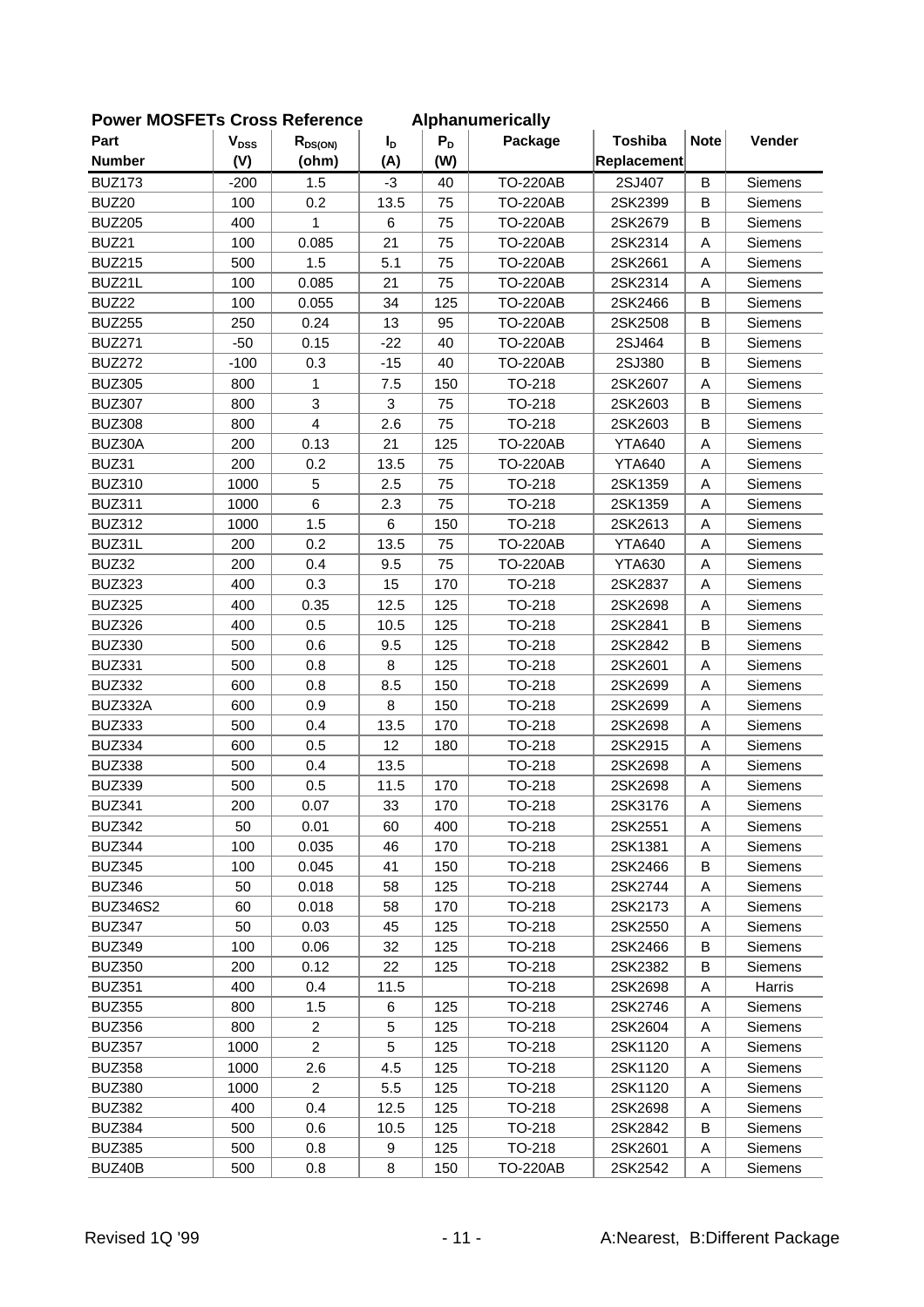**Power MOSFETs Cross Reference Alphanumerically**

| Part Number | $V_{DSS}$ (V) | $R_{DS(ON)}$ (ohm) | $I_D$ (A) | $P_D$ (W) | Package | Toshiba Replacement | Note | Vender |
|---|---|---|---|---|---|---|---|---|
| BUZ173 | -200 | 1.5 | -3 | 40 | TO-220AB | 2SJ407 | B | Siemens |
| BUZ20 | 100 | 0.2 | 13.5 | 75 | TO-220AB | 2SK2399 | B | Siemens |
| BUZ205 | 400 | 1 | 6 | 75 | TO-220AB | 2SK2679 | B | Siemens |
| BUZ21 | 100 | 0.085 | 21 | 75 | TO-220AB | 2SK2314 | A | Siemens |
| BUZ215 | 500 | 1.5 | 5.1 | 75 | TO-220AB | 2SK2661 | A | Siemens |
| BUZ21L | 100 | 0.085 | 21 | 75 | TO-220AB | 2SK2314 | A | Siemens |
| BUZ22 | 100 | 0.055 | 34 | 125 | TO-220AB | 2SK2466 | B | Siemens |
| BUZ255 | 250 | 0.24 | 13 | 95 | TO-220AB | 2SK2508 | B | Siemens |
| BUZ271 | -50 | 0.15 | -22 | 40 | TO-220AB | 2SJ464 | B | Siemens |
| BUZ272 | -100 | 0.3 | -15 | 40 | TO-220AB | 2SJ380 | B | Siemens |
| BUZ305 | 800 | 1 | 7.5 | 150 | TO-218 | 2SK2607 | A | Siemens |
| BUZ307 | 800 | 3 | 3 | 75 | TO-218 | 2SK2603 | B | Siemens |
| BUZ308 | 800 | 4 | 2.6 | 75 | TO-218 | 2SK2603 | B | Siemens |
| BUZ30A | 200 | 0.13 | 21 | 125 | TO-220AB | YTA640 | A | Siemens |
| BUZ31 | 200 | 0.2 | 13.5 | 75 | TO-220AB | YTA640 | A | Siemens |
| BUZ310 | 1000 | 5 | 2.5 | 75 | TO-218 | 2SK1359 | A | Siemens |
| BUZ311 | 1000 | 6 | 2.3 | 75 | TO-218 | 2SK1359 | A | Siemens |
| BUZ312 | 1000 | 1.5 | 6 | 150 | TO-218 | 2SK2613 | A | Siemens |
| BUZ31L | 200 | 0.2 | 13.5 | 75 | TO-220AB | YTA640 | A | Siemens |
| BUZ32 | 200 | 0.4 | 9.5 | 75 | TO-220AB | YTA630 | A | Siemens |
| BUZ323 | 400 | 0.3 | 15 | 170 | TO-218 | 2SK2837 | A | Siemens |
| BUZ325 | 400 | 0.35 | 12.5 | 125 | TO-218 | 2SK2698 | A | Siemens |
| BUZ326 | 400 | 0.5 | 10.5 | 125 | TO-218 | 2SK2841 | B | Siemens |
| BUZ330 | 500 | 0.6 | 9.5 | 125 | TO-218 | 2SK2842 | B | Siemens |
| BUZ331 | 500 | 0.8 | 8 | 125 | TO-218 | 2SK2601 | A | Siemens |
| BUZ332 | 600 | 0.8 | 8.5 | 150 | TO-218 | 2SK2699 | A | Siemens |
| BUZ332A | 600 | 0.9 | 8 | 150 | TO-218 | 2SK2699 | A | Siemens |
| BUZ333 | 500 | 0.4 | 13.5 | 170 | TO-218 | 2SK2698 | A | Siemens |
| BUZ334 | 600 | 0.5 | 12 | 180 | TO-218 | 2SK2915 | A | Siemens |
| BUZ338 | 500 | 0.4 | 13.5 |  | TO-218 | 2SK2698 | A | Siemens |
| BUZ339 | 500 | 0.5 | 11.5 | 170 | TO-218 | 2SK2698 | A | Siemens |
| BUZ341 | 200 | 0.07 | 33 | 170 | TO-218 | 2SK3176 | A | Siemens |
| BUZ342 | 50 | 0.01 | 60 | 400 | TO-218 | 2SK2551 | A | Siemens |
| BUZ344 | 100 | 0.035 | 46 | 170 | TO-218 | 2SK1381 | A | Siemens |
| BUZ345 | 100 | 0.045 | 41 | 150 | TO-218 | 2SK2466 | B | Siemens |
| BUZ346 | 50 | 0.018 | 58 | 125 | TO-218 | 2SK2744 | A | Siemens |
| BUZ346S2 | 60 | 0.018 | 58 | 170 | TO-218 | 2SK2173 | A | Siemens |
| BUZ347 | 50 | 0.03 | 45 | 125 | TO-218 | 2SK2550 | A | Siemens |
| BUZ349 | 100 | 0.06 | 32 | 125 | TO-218 | 2SK2466 | B | Siemens |
| BUZ350 | 200 | 0.12 | 22 | 125 | TO-218 | 2SK2382 | B | Siemens |
| BUZ351 | 400 | 0.4 | 11.5 |  | TO-218 | 2SK2698 | A | Harris |
| BUZ355 | 800 | 1.5 | 6 | 125 | TO-218 | 2SK2746 | A | Siemens |
| BUZ356 | 800 | 2 | 5 | 125 | TO-218 | 2SK2604 | A | Siemens |
| BUZ357 | 1000 | 2 | 5 | 125 | TO-218 | 2SK1120 | A | Siemens |
| BUZ358 | 1000 | 2.6 | 4.5 | 125 | TO-218 | 2SK1120 | A | Siemens |
| BUZ380 | 1000 | 2 | 5.5 | 125 | TO-218 | 2SK1120 | A | Siemens |
| BUZ382 | 400 | 0.4 | 12.5 | 125 | TO-218 | 2SK2698 | A | Siemens |
| BUZ384 | 500 | 0.6 | 10.5 | 125 | TO-218 | 2SK2842 | B | Siemens |
| BUZ385 | 500 | 0.8 | 9 | 125 | TO-218 | 2SK2601 | A | Siemens |
| BUZ40B | 500 | 0.8 | 8 | 150 | TO-220AB | 2SK2542 | A | Siemens |

Revised 1Q '99

A:Nearest, B:Different Package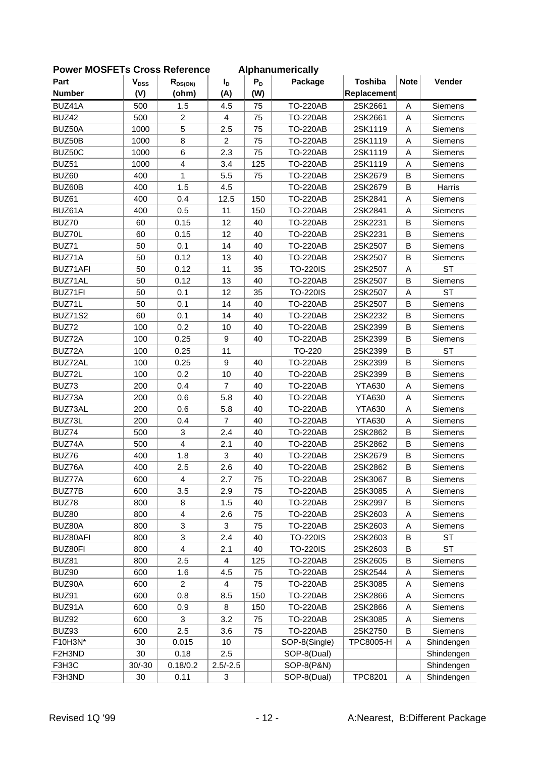**Power MOSFETs Cross Reference　　Alphanumerically**

| Part Number | $V_{DSS}$ (V) | $R_{DS(ON)}$ (ohm) | $I_D$ (A) | $P_D$ (W) | Package | Toshiba Replacement | Note | Vender |
|---|---|---|---|---|---|---|---|---|
| BUZ41A | 500 | 1.5 | 4.5 | 75 | TO-220AB | 2SK2661 | A | Siemens |
| BUZ42 | 500 | 2 | 4 | 75 | TO-220AB | 2SK2661 | A | Siemens |
| BUZ50A | 1000 | 5 | 2.5 | 75 | TO-220AB | 2SK1119 | A | Siemens |
| BUZ50B | 1000 | 8 | 2 | 75 | TO-220AB | 2SK1119 | A | Siemens |
| BUZ50C | 1000 | 6 | 2.3 | 75 | TO-220AB | 2SK1119 | A | Siemens |
| BUZ51 | 1000 | 4 | 3.4 | 125 | TO-220AB | 2SK1119 | A | Siemens |
| BUZ60 | 400 | 1 | 5.5 | 75 | TO-220AB | 2SK2679 | B | Siemens |
| BUZ60B | 400 | 1.5 | 4.5 | | TO-220AB | 2SK2679 | B | Harris |
| BUZ61 | 400 | 0.4 | 12.5 | 150 | TO-220AB | 2SK2841 | A | Siemens |
| BUZ61A | 400 | 0.5 | 11 | 150 | TO-220AB | 2SK2841 | A | Siemens |
| BUZ70 | 60 | 0.15 | 12 | 40 | TO-220AB | 2SK2231 | B | Siemens |
| BUZ70L | 60 | 0.15 | 12 | 40 | TO-220AB | 2SK2231 | B | Siemens |
| BUZ71 | 50 | 0.1 | 14 | 40 | TO-220AB | 2SK2507 | B | Siemens |
| BUZ71A | 50 | 0.12 | 13 | 40 | TO-220AB | 2SK2507 | B | Siemens |
| BUZ71AFI | 50 | 0.12 | 11 | 35 | TO-220IS | 2SK2507 | A | ST |
| BUZ71AL | 50 | 0.12 | 13 | 40 | TO-220AB | 2SK2507 | B | Siemens |
| BUZ71FI | 50 | 0.1 | 12 | 35 | TO-220IS | 2SK2507 | A | ST |
| BUZ71L | 50 | 0.1 | 14 | 40 | TO-220AB | 2SK2507 | B | Siemens |
| BUZ71S2 | 60 | 0.1 | 14 | 40 | TO-220AB | 2SK2232 | B | Siemens |
| BUZ72 | 100 | 0.2 | 10 | 40 | TO-220AB | 2SK2399 | B | Siemens |
| BUZ72A | 100 | 0.25 | 9 | 40 | TO-220AB | 2SK2399 | B | Siemens |
| BUZ72A | 100 | 0.25 | 11 | | TO-220 | 2SK2399 | B | ST |
| BUZ72AL | 100 | 0.25 | 9 | 40 | TO-220AB | 2SK2399 | B | Siemens |
| BUZ72L | 100 | 0.2 | 10 | 40 | TO-220AB | 2SK2399 | B | Siemens |
| BUZ73 | 200 | 0.4 | 7 | 40 | TO-220AB | YTA630 | A | Siemens |
| BUZ73A | 200 | 0.6 | 5.8 | 40 | TO-220AB | YTA630 | A | Siemens |
| BUZ73AL | 200 | 0.6 | 5.8 | 40 | TO-220AB | YTA630 | A | Siemens |
| BUZ73L | 200 | 0.4 | 7 | 40 | TO-220AB | YTA630 | A | Siemens |
| BUZ74 | 500 | 3 | 2.4 | 40 | TO-220AB | 2SK2862 | B | Siemens |
| BUZ74A | 500 | 4 | 2.1 | 40 | TO-220AB | 2SK2862 | B | Siemens |
| BUZ76 | 400 | 1.8 | 3 | 40 | TO-220AB | 2SK2679 | B | Siemens |
| BUZ76A | 400 | 2.5 | 2.6 | 40 | TO-220AB | 2SK2862 | B | Siemens |
| BUZ77A | 600 | 4 | 2.7 | 75 | TO-220AB | 2SK3067 | B | Siemens |
| BUZ77B | 600 | 3.5 | 2.9 | 75 | TO-220AB | 2SK3085 | A | Siemens |
| BUZ78 | 800 | 8 | 1.5 | 40 | TO-220AB | 2SK2997 | B | Siemens |
| BUZ80 | 800 | 4 | 2.6 | 75 | TO-220AB | 2SK2603 | A | Siemens |
| BUZ80A | 800 | 3 | 3 | 75 | TO-220AB | 2SK2603 | A | Siemens |
| BUZ80AFI | 800 | 3 | 2.4 | 40 | TO-220IS | 2SK2603 | B | ST |
| BUZ80FI | 800 | 4 | 2.1 | 40 | TO-220IS | 2SK2603 | B | ST |
| BUZ81 | 800 | 2.5 | 4 | 125 | TO-220AB | 2SK2605 | B | Siemens |
| BUZ90 | 600 | 1.6 | 4.5 | 75 | TO-220AB | 2SK2544 | A | Siemens |
| BUZ90A | 600 | 2 | 4 | 75 | TO-220AB | 2SK3085 | A | Siemens |
| BUZ91 | 600 | 0.8 | 8.5 | 150 | TO-220AB | 2SK2866 | A | Siemens |
| BUZ91A | 600 | 0.9 | 8 | 150 | TO-220AB | 2SK2866 | A | Siemens |
| BUZ92 | 600 | 3 | 3.2 | 75 | TO-220AB | 2SK3085 | A | Siemens |
| BUZ93 | 600 | 2.5 | 3.6 | 75 | TO-220AB | 2SK2750 | B | Siemens |
| F10H3N* | 30 | 0.015 | 10 | | SOP-8(Single) | TPC8005-H | A | Shindengen |
| F2H3ND | 30 | 0.18 | 2.5 | | SOP-8(Dual) | | | Shindengen |
| F3H3C | 30/-30 | 0.18/0.2 | 2.5/-2.5 | | SOP-8(P&N) | | | Shindengen |
| F3H3ND | 30 | 0.11 | 3 | | SOP-8(Dual) | TPC8201 | A | Shindengen |

Revised 1Q '99

A:Nearest, B:Different Package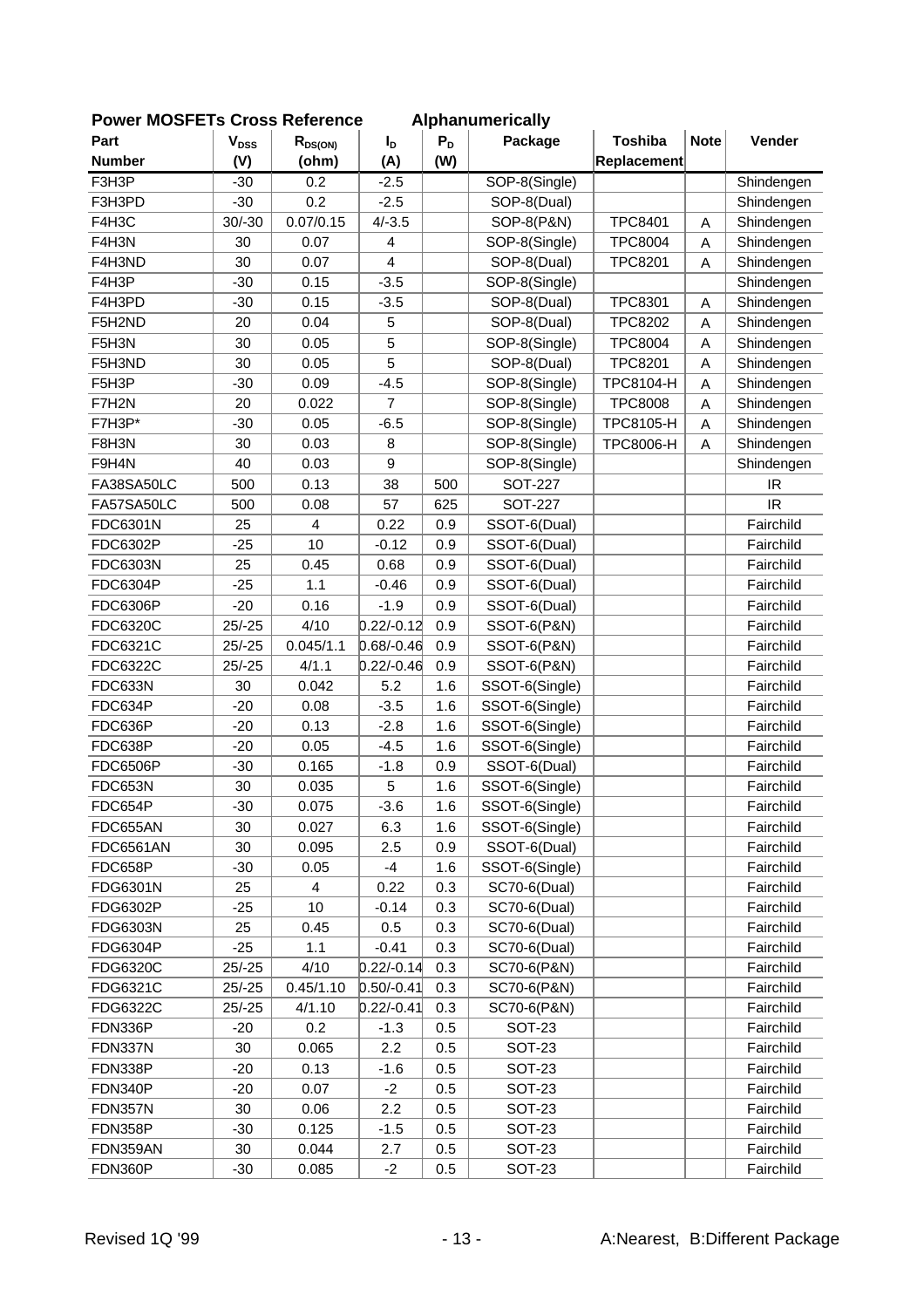**Power MOSFETs Cross Reference　　　Alphanumerically**

| Part Number | $V_{DSS}$ (V) | $R_{DS(ON)}$ (ohm) | $I_D$ (A) | $P_D$ (W) | Package | Toshiba Replacement | Note | Vender |
|---|---|---|---|---|---|---|---|---|
| F3H3P | -30 | 0.2 | -2.5 | | SOP-8(Single) | | | Shindengen |
| F3H3PD | -30 | 0.2 | -2.5 | | SOP-8(Dual) | | | Shindengen |
| F4H3C | 30/-30 | 0.07/0.15 | 4/-3.5 | | SOP-8(P&N) | TPC8401 | A | Shindengen |
| F4H3N | 30 | 0.07 | 4 | | SOP-8(Single) | TPC8004 | A | Shindengen |
| F4H3ND | 30 | 0.07 | 4 | | SOP-8(Dual) | TPC8201 | A | Shindengen |
| F4H3P | -30 | 0.15 | -3.5 | | SOP-8(Single) | | | Shindengen |
| F4H3PD | -30 | 0.15 | -3.5 | | SOP-8(Dual) | TPC8301 | A | Shindengen |
| F5H2ND | 20 | 0.04 | 5 | | SOP-8(Dual) | TPC8202 | A | Shindengen |
| F5H3N | 30 | 0.05 | 5 | | SOP-8(Single) | TPC8004 | A | Shindengen |
| F5H3ND | 30 | 0.05 | 5 | | SOP-8(Dual) | TPC8201 | A | Shindengen |
| F5H3P | -30 | 0.09 | -4.5 | | SOP-8(Single) | TPC8104-H | A | Shindengen |
| F7H2N | 20 | 0.022 | 7 | | SOP-8(Single) | TPC8008 | A | Shindengen |
| F7H3P* | -30 | 0.05 | -6.5 | | SOP-8(Single) | TPC8105-H | A | Shindengen |
| F8H3N | 30 | 0.03 | 8 | | SOP-8(Single) | TPC8006-H | A | Shindengen |
| F9H4N | 40 | 0.03 | 9 | | SOP-8(Single) | | | Shindengen |
| FA38SA50LC | 500 | 0.13 | 38 | 500 | SOT-227 | | | IR |
| FA57SA50LC | 500 | 0.08 | 57 | 625 | SOT-227 | | | IR |
| FDC6301N | 25 | 4 | 0.22 | 0.9 | SSOT-6(Dual) | | | Fairchild |
| FDC6302P | -25 | 10 | -0.12 | 0.9 | SSOT-6(Dual) | | | Fairchild |
| FDC6303N | 25 | 0.45 | 0.68 | 0.9 | SSOT-6(Dual) | | | Fairchild |
| FDC6304P | -25 | 1.1 | -0.46 | 0.9 | SSOT-6(Dual) | | | Fairchild |
| FDC6306P | -20 | 0.16 | -1.9 | 0.9 | SSOT-6(Dual) | | | Fairchild |
| FDC6320C | 25/-25 | 4/10 | 0.22/-0.12 | 0.9 | SSOT-6(P&N) | | | Fairchild |
| FDC6321C | 25/-25 | 0.045/1.1 | 0.68/-0.46 | 0.9 | SSOT-6(P&N) | | | Fairchild |
| FDC6322C | 25/-25 | 4/1.1 | 0.22/-0.46 | 0.9 | SSOT-6(P&N) | | | Fairchild |
| FDC633N | 30 | 0.042 | 5.2 | 1.6 | SSOT-6(Single) | | | Fairchild |
| FDC634P | -20 | 0.08 | -3.5 | 1.6 | SSOT-6(Single) | | | Fairchild |
| FDC636P | -20 | 0.13 | -2.8 | 1.6 | SSOT-6(Single) | | | Fairchild |
| FDC638P | -20 | 0.05 | -4.5 | 1.6 | SSOT-6(Single) | | | Fairchild |
| FDC6506P | -30 | 0.165 | -1.8 | 0.9 | SSOT-6(Dual) | | | Fairchild |
| FDC653N | 30 | 0.035 | 5 | 1.6 | SSOT-6(Single) | | | Fairchild |
| FDC654P | -30 | 0.075 | -3.6 | 1.6 | SSOT-6(Single) | | | Fairchild |
| FDC655AN | 30 | 0.027 | 6.3 | 1.6 | SSOT-6(Single) | | | Fairchild |
| FDC6561AN | 30 | 0.095 | 2.5 | 0.9 | SSOT-6(Dual) | | | Fairchild |
| FDC658P | -30 | 0.05 | -4 | 1.6 | SSOT-6(Single) | | | Fairchild |
| FDG6301N | 25 | 4 | 0.22 | 0.3 | SC70-6(Dual) | | | Fairchild |
| FDG6302P | -25 | 10 | -0.14 | 0.3 | SC70-6(Dual) | | | Fairchild |
| FDG6303N | 25 | 0.45 | 0.5 | 0.3 | SC70-6(Dual) | | | Fairchild |
| FDG6304P | -25 | 1.1 | -0.41 | 0.3 | SC70-6(Dual) | | | Fairchild |
| FDG6320C | 25/-25 | 4/10 | 0.22/-0.14 | 0.3 | SC70-6(P&N) | | | Fairchild |
| FDG6321C | 25/-25 | 0.45/1.10 | 0.50/-0.41 | 0.3 | SC70-6(P&N) | | | Fairchild |
| FDG6322C | 25/-25 | 4/1.10 | 0.22/-0.41 | 0.3 | SC70-6(P&N) | | | Fairchild |
| FDN336P | -20 | 0.2 | -1.3 | 0.5 | SOT-23 | | | Fairchild |
| FDN337N | 30 | 0.065 | 2.2 | 0.5 | SOT-23 | | | Fairchild |
| FDN338P | -20 | 0.13 | -1.6 | 0.5 | SOT-23 | | | Fairchild |
| FDN340P | -20 | 0.07 | -2 | 0.5 | SOT-23 | | | Fairchild |
| FDN357N | 30 | 0.06 | 2.2 | 0.5 | SOT-23 | | | Fairchild |
| FDN358P | -30 | 0.125 | -1.5 | 0.5 | SOT-23 | | | Fairchild |
| FDN359AN | 30 | 0.044 | 2.7 | 0.5 | SOT-23 | | | Fairchild |
| FDN360P | -30 | 0.085 | -2 | 0.5 | SOT-23 | | | Fairchild |

Revised 1Q '99　　　A:Nearest, B:Different Package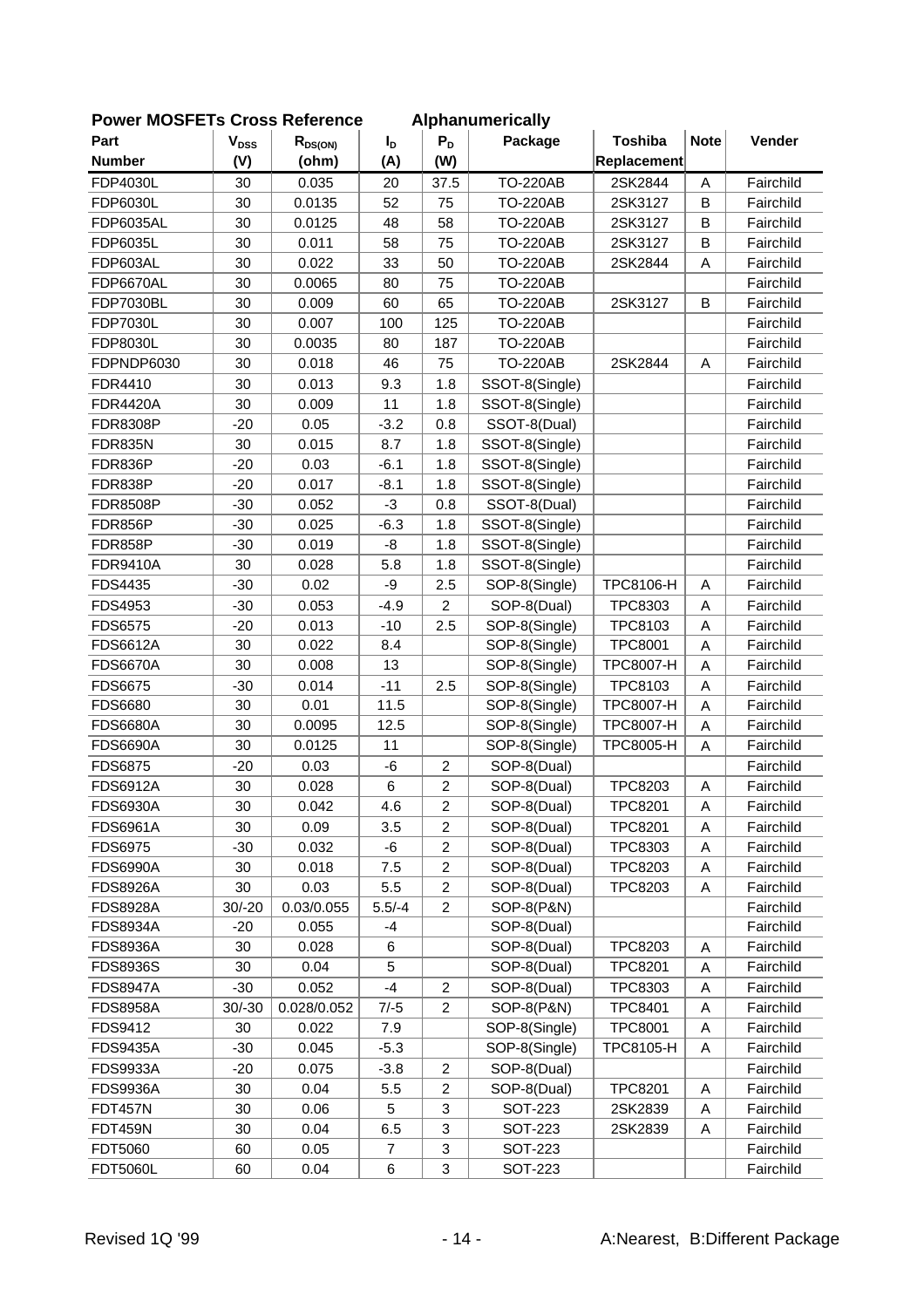**Power MOSFETs Cross Reference Alphanumerically**

| Part Number | $V_{DSS}$ (V) | $R_{DS(ON)}$ (ohm) | $I_D$ (A) | $P_D$ (W) | Package | Toshiba Replacement | Note | Vender |
|---|---|---|---|---|---|---|---|---|
| FDP4030L | 30 | 0.035 | 20 | 37.5 | TO-220AB | 2SK2844 | A | Fairchild |
| FDP6030L | 30 | 0.0135 | 52 | 75 | TO-220AB | 2SK3127 | B | Fairchild |
| FDP6035AL | 30 | 0.0125 | 48 | 58 | TO-220AB | 2SK3127 | B | Fairchild |
| FDP6035L | 30 | 0.011 | 58 | 75 | TO-220AB | 2SK3127 | B | Fairchild |
| FDP603AL | 30 | 0.022 | 33 | 50 | TO-220AB | 2SK2844 | A | Fairchild |
| FDP6670AL | 30 | 0.0065 | 80 | 75 | TO-220AB | | | Fairchild |
| FDP7030BL | 30 | 0.009 | 60 | 65 | TO-220AB | 2SK3127 | B | Fairchild |
| FDP7030L | 30 | 0.007 | 100 | 125 | TO-220AB | | | Fairchild |
| FDP8030L | 30 | 0.0035 | 80 | 187 | TO-220AB | | | Fairchild |
| FDPNDP6030 | 30 | 0.018 | 46 | 75 | TO-220AB | 2SK2844 | A | Fairchild |
| FDR4410 | 30 | 0.013 | 9.3 | 1.8 | SSOT-8(Single) | | | Fairchild |
| FDR4420A | 30 | 0.009 | 11 | 1.8 | SSOT-8(Single) | | | Fairchild |
| FDR8308P | -20 | 0.05 | -3.2 | 0.8 | SSOT-8(Dual) | | | Fairchild |
| FDR835N | 30 | 0.015 | 8.7 | 1.8 | SSOT-8(Single) | | | Fairchild |
| FDR836P | -20 | 0.03 | -6.1 | 1.8 | SSOT-8(Single) | | | Fairchild |
| FDR838P | -20 | 0.017 | -8.1 | 1.8 | SSOT-8(Single) | | | Fairchild |
| FDR8508P | -30 | 0.052 | -3 | 0.8 | SSOT-8(Dual) | | | Fairchild |
| FDR856P | -30 | 0.025 | -6.3 | 1.8 | SSOT-8(Single) | | | Fairchild |
| FDR858P | -30 | 0.019 | -8 | 1.8 | SSOT-8(Single) | | | Fairchild |
| FDR9410A | 30 | 0.028 | 5.8 | 1.8 | SSOT-8(Single) | | | Fairchild |
| FDS4435 | -30 | 0.02 | -9 | 2.5 | SOP-8(Single) | TPC8106-H | A | Fairchild |
| FDS4953 | -30 | 0.053 | -4.9 | 2 | SOP-8(Dual) | TPC8303 | A | Fairchild |
| FDS6575 | -20 | 0.013 | -10 | 2.5 | SOP-8(Single) | TPC8103 | A | Fairchild |
| FDS6612A | 30 | 0.022 | 8.4 | | SOP-8(Single) | TPC8001 | A | Fairchild |
| FDS6670A | 30 | 0.008 | 13 | | SOP-8(Single) | TPC8007-H | A | Fairchild |
| FDS6675 | -30 | 0.014 | -11 | 2.5 | SOP-8(Single) | TPC8103 | A | Fairchild |
| FDS6680 | 30 | 0.01 | 11.5 | | SOP-8(Single) | TPC8007-H | A | Fairchild |
| FDS6680A | 30 | 0.0095 | 12.5 | | SOP-8(Single) | TPC8007-H | A | Fairchild |
| FDS6690A | 30 | 0.0125 | 11 | | SOP-8(Single) | TPC8005-H | A | Fairchild |
| FDS6875 | -20 | 0.03 | -6 | 2 | SOP-8(Dual) | | | Fairchild |
| FDS6912A | 30 | 0.028 | 6 | 2 | SOP-8(Dual) | TPC8203 | A | Fairchild |
| FDS6930A | 30 | 0.042 | 4.6 | 2 | SOP-8(Dual) | TPC8201 | A | Fairchild |
| FDS6961A | 30 | 0.09 | 3.5 | 2 | SOP-8(Dual) | TPC8201 | A | Fairchild |
| FDS6975 | -30 | 0.032 | -6 | 2 | SOP-8(Dual) | TPC8303 | A | Fairchild |
| FDS6990A | 30 | 0.018 | 7.5 | 2 | SOP-8(Dual) | TPC8203 | A | Fairchild |
| FDS8926A | 30 | 0.03 | 5.5 | 2 | SOP-8(Dual) | TPC8203 | A | Fairchild |
| FDS8928A | 30/-20 | 0.03/0.055 | 5.5/-4 | 2 | SOP-8(P&N) | | | Fairchild |
| FDS8934A | -20 | 0.055 | -4 | | SOP-8(Dual) | | | Fairchild |
| FDS8936A | 30 | 0.028 | 6 | | SOP-8(Dual) | TPC8203 | A | Fairchild |
| FDS8936S | 30 | 0.04 | 5 | | SOP-8(Dual) | TPC8201 | A | Fairchild |
| FDS8947A | -30 | 0.052 | -4 | 2 | SOP-8(Dual) | TPC8303 | A | Fairchild |
| FDS8958A | 30/-30 | 0.028/0.052 | 7/-5 | 2 | SOP-8(P&N) | TPC8401 | A | Fairchild |
| FDS9412 | 30 | 0.022 | 7.9 | | SOP-8(Single) | TPC8001 | A | Fairchild |
| FDS9435A | -30 | 0.045 | -5.3 | | SOP-8(Single) | TPC8105-H | A | Fairchild |
| FDS9933A | -20 | 0.075 | -3.8 | 2 | SOP-8(Dual) | | | Fairchild |
| FDS9936A | 30 | 0.04 | 5.5 | 2 | SOP-8(Dual) | TPC8201 | A | Fairchild |
| FDT457N | 30 | 0.06 | 5 | 3 | SOT-223 | 2SK2839 | A | Fairchild |
| FDT459N | 30 | 0.04 | 6.5 | 3 | SOT-223 | 2SK2839 | A | Fairchild |
| FDT5060 | 60 | 0.05 | 7 | 3 | SOT-223 | | | Fairchild |
| FDT5060L | 60 | 0.04 | 6 | 3 | SOT-223 | | | Fairchild |

Revised 1Q '99

A:Nearest, B:Different Package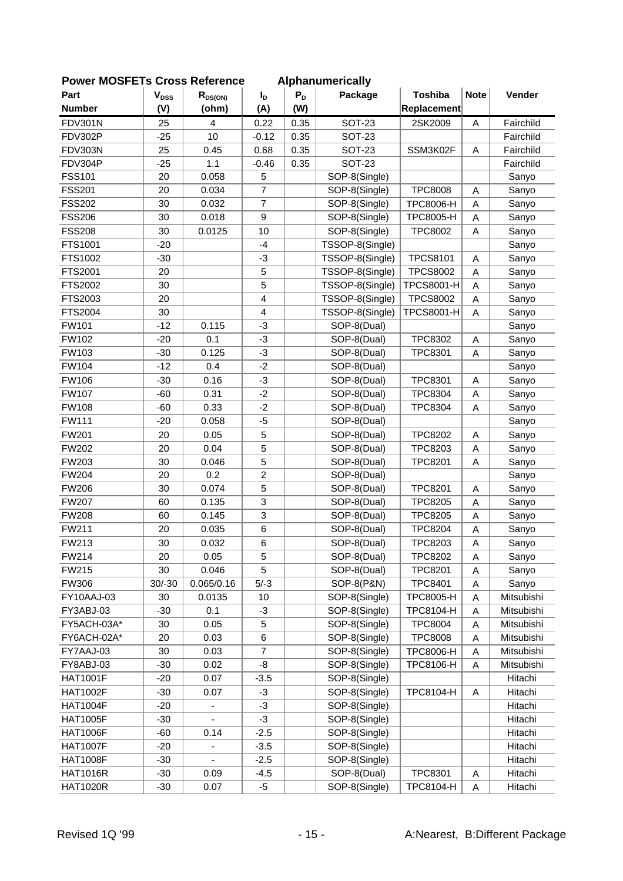**Power MOSFETs Cross Reference Alphanumerically**

| Part Number | $V_{DSS}$ (V) | $R_{DS(ON)}$ (ohm) | $I_D$ (A) | $P_D$ (W) | Package | Toshiba Replacement | Note | Vender |
|---|---|---|---|---|---|---|---|---|
| FDV301N | 25 | 4 | 0.22 | 0.35 | SOT-23 | 2SK2009 | A | Fairchild |
| FDV302P | -25 | 10 | -0.12 | 0.35 | SOT-23 | | | Fairchild |
| FDV303N | 25 | 0.45 | 0.68 | 0.35 | SOT-23 | SSM3K02F | A | Fairchild |
| FDV304P | -25 | 1.1 | -0.46 | 0.35 | SOT-23 | | | Fairchild |
| FSS101 | 20 | 0.058 | 5 | | SOP-8(Single) | | | Sanyo |
| FSS201 | 20 | 0.034 | 7 | | SOP-8(Single) | TPC8008 | A | Sanyo |
| FSS202 | 30 | 0.032 | 7 | | SOP-8(Single) | TPC8006-H | A | Sanyo |
| FSS206 | 30 | 0.018 | 9 | | SOP-8(Single) | TPC8005-H | A | Sanyo |
| FSS208 | 30 | 0.0125 | 10 | | SOP-8(Single) | TPC8002 | A | Sanyo |
| FTS1001 | -20 | | -4 | | TSSOP-8(Single) | | | Sanyo |
| FTS1002 | -30 | | -3 | | TSSOP-8(Single) | TPCS8101 | A | Sanyo |
| FTS2001 | 20 | | 5 | | TSSOP-8(Single) | TPCS8002 | A | Sanyo |
| FTS2002 | 30 | | 5 | | TSSOP-8(Single) | TPCS8001-H | A | Sanyo |
| FTS2003 | 20 | | 4 | | TSSOP-8(Single) | TPCS8002 | A | Sanyo |
| FTS2004 | 30 | | 4 | | TSSOP-8(Single) | TPCS8001-H | A | Sanyo |
| FW101 | -12 | 0.115 | -3 | | SOP-8(Dual) | | | Sanyo |
| FW102 | -20 | 0.1 | -3 | | SOP-8(Dual) | TPC8302 | A | Sanyo |
| FW103 | -30 | 0.125 | -3 | | SOP-8(Dual) | TPC8301 | A | Sanyo |
| FW104 | -12 | 0.4 | -2 | | SOP-8(Dual) | | | Sanyo |
| FW106 | -30 | 0.16 | -3 | | SOP-8(Dual) | TPC8301 | A | Sanyo |
| FW107 | -60 | 0.31 | -2 | | SOP-8(Dual) | TPC8304 | A | Sanyo |
| FW108 | -60 | 0.33 | -2 | | SOP-8(Dual) | TPC8304 | A | Sanyo |
| FW111 | -20 | 0.058 | -5 | | SOP-8(Dual) | | | Sanyo |
| FW201 | 20 | 0.05 | 5 | | SOP-8(Dual) | TPC8202 | A | Sanyo |
| FW202 | 20 | 0.04 | 5 | | SOP-8(Dual) | TPC8203 | A | Sanyo |
| FW203 | 30 | 0.046 | 5 | | SOP-8(Dual) | TPC8201 | A | Sanyo |
| FW204 | 20 | 0.2 | 2 | | SOP-8(Dual) | | | Sanyo |
| FW206 | 30 | 0.074 | 5 | | SOP-8(Dual) | TPC8201 | A | Sanyo |
| FW207 | 60 | 0.135 | 3 | | SOP-8(Dual) | TPC8205 | A | Sanyo |
| FW208 | 60 | 0.145 | 3 | | SOP-8(Dual) | TPC8205 | A | Sanyo |
| FW211 | 20 | 0.035 | 6 | | SOP-8(Dual) | TPC8204 | A | Sanyo |
| FW213 | 30 | 0.032 | 6 | | SOP-8(Dual) | TPC8203 | A | Sanyo |
| FW214 | 20 | 0.05 | 5 | | SOP-8(Dual) | TPC8202 | A | Sanyo |
| FW215 | 30 | 0.046 | 5 | | SOP-8(Dual) | TPC8201 | A | Sanyo |
| FW306 | 30/-30 | 0.065/0.16 | 5/-3 | | SOP-8(P&N) | TPC8401 | A | Sanyo |
| FY10AAJ-03 | 30 | 0.0135 | 10 | | SOP-8(Single) | TPC8005-H | A | Mitsubishi |
| FY3ABJ-03 | -30 | 0.1 | -3 | | SOP-8(Single) | TPC8104-H | A | Mitsubishi |
| FY5ACH-03A* | 30 | 0.05 | 5 | | SOP-8(Single) | TPC8004 | A | Mitsubishi |
| FY6ACH-02A* | 20 | 0.03 | 6 | | SOP-8(Single) | TPC8008 | A | Mitsubishi |
| FY7AAJ-03 | 30 | 0.03 | 7 | | SOP-8(Single) | TPC8006-H | A | Mitsubishi |
| FY8ABJ-03 | -30 | 0.02 | -8 | | SOP-8(Single) | TPC8106-H | A | Mitsubishi |
| HAT1001F | -20 | 0.07 | -3.5 | | SOP-8(Single) | | | Hitachi |
| HAT1002F | -30 | 0.07 | -3 | | SOP-8(Single) | TPC8104-H | A | Hitachi |
| HAT1004F | -20 | - | -3 | | SOP-8(Single) | | | Hitachi |
| HAT1005F | -30 | - | -3 | | SOP-8(Single) | | | Hitachi |
| HAT1006F | -60 | 0.14 | -2.5 | | SOP-8(Single) | | | Hitachi |
| HAT1007F | -20 | - | -3.5 | | SOP-8(Single) | | | Hitachi |
| HAT1008F | -30 | - | -2.5 | | SOP-8(Single) | | | Hitachi |
| HAT1016R | -30 | 0.09 | -4.5 | | SOP-8(Dual) | TPC8301 | A | Hitachi |
| HAT1020R | -30 | 0.07 | -5 | | SOP-8(Single) | TPC8104-H | A | Hitachi |

Revised 1Q '99

A:Nearest, B:Different Package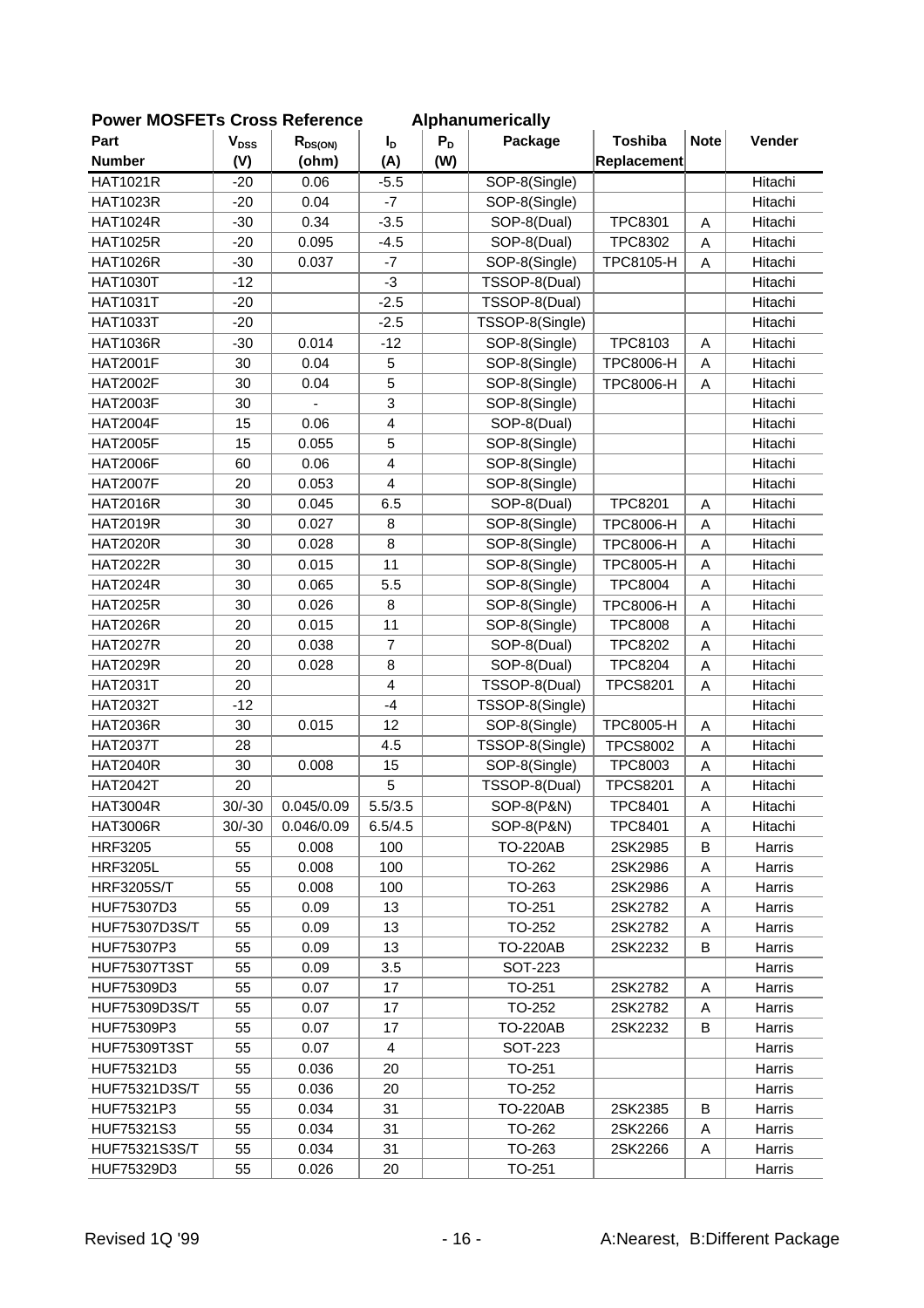**Power MOSFETs Cross Reference Alphanumerically**

| Part Number | $V_{DSS}$ (V) | $R_{DS(ON)}$ (ohm) | $I_D$ (A) | $P_D$ (W) | Package | Toshiba Replacement | Note | Vender |
|---|---|---|---|---|---|---|---|---|
| HAT1021R | -20 | 0.06 | -5.5 | | SOP-8(Single) | | | Hitachi |
| HAT1023R | -20 | 0.04 | -7 | | SOP-8(Single) | | | Hitachi |
| HAT1024R | -30 | 0.34 | -3.5 | | SOP-8(Dual) | TPC8301 | A | Hitachi |
| HAT1025R | -20 | 0.095 | -4.5 | | SOP-8(Dual) | TPC8302 | A | Hitachi |
| HAT1026R | -30 | 0.037 | -7 | | SOP-8(Single) | TPC8105-H | A | Hitachi |
| HAT1030T | -12 | | -3 | | TSSOP-8(Dual) | | | Hitachi |
| HAT1031T | -20 | | -2.5 | | TSSOP-8(Dual) | | | Hitachi |
| HAT1033T | -20 | | -2.5 | | TSSOP-8(Single) | | | Hitachi |
| HAT1036R | -30 | 0.014 | -12 | | SOP-8(Single) | TPC8103 | A | Hitachi |
| HAT2001F | 30 | 0.04 | 5 | | SOP-8(Single) | TPC8006-H | A | Hitachi |
| HAT2002F | 30 | 0.04 | 5 | | SOP-8(Single) | TPC8006-H | A | Hitachi |
| HAT2003F | 30 | - | 3 | | SOP-8(Single) | | | Hitachi |
| HAT2004F | 15 | 0.06 | 4 | | SOP-8(Dual) | | | Hitachi |
| HAT2005F | 15 | 0.055 | 5 | | SOP-8(Single) | | | Hitachi |
| HAT2006F | 60 | 0.06 | 4 | | SOP-8(Single) | | | Hitachi |
| HAT2007F | 20 | 0.053 | 4 | | SOP-8(Single) | | | Hitachi |
| HAT2016R | 30 | 0.045 | 6.5 | | SOP-8(Dual) | TPC8201 | A | Hitachi |
| HAT2019R | 30 | 0.027 | 8 | | SOP-8(Single) | TPC8006-H | A | Hitachi |
| HAT2020R | 30 | 0.028 | 8 | | SOP-8(Single) | TPC8006-H | A | Hitachi |
| HAT2022R | 30 | 0.015 | 11 | | SOP-8(Single) | TPC8005-H | A | Hitachi |
| HAT2024R | 30 | 0.065 | 5.5 | | SOP-8(Single) | TPC8004 | A | Hitachi |
| HAT2025R | 30 | 0.026 | 8 | | SOP-8(Single) | TPC8006-H | A | Hitachi |
| HAT2026R | 20 | 0.015 | 11 | | SOP-8(Single) | TPC8008 | A | Hitachi |
| HAT2027R | 20 | 0.038 | 7 | | SOP-8(Dual) | TPC8202 | A | Hitachi |
| HAT2029R | 20 | 0.028 | 8 | | SOP-8(Dual) | TPC8204 | A | Hitachi |
| HAT2031T | 20 | | 4 | | TSSOP-8(Dual) | TPCS8201 | A | Hitachi |
| HAT2032T | -12 | | -4 | | TSSOP-8(Single) | | | Hitachi |
| HAT2036R | 30 | 0.015 | 12 | | SOP-8(Single) | TPC8005-H | A | Hitachi |
| HAT2037T | 28 | | 4.5 | | TSSOP-8(Single) | TPCS8002 | A | Hitachi |
| HAT2040R | 30 | 0.008 | 15 | | SOP-8(Single) | TPC8003 | A | Hitachi |
| HAT2042T | 20 | | 5 | | TSSOP-8(Dual) | TPCS8201 | A | Hitachi |
| HAT3004R | 30/-30 | 0.045/0.09 | 5.5/3.5 | | SOP-8(P&N) | TPC8401 | A | Hitachi |
| HAT3006R | 30/-30 | 0.046/0.09 | 6.5/4.5 | | SOP-8(P&N) | TPC8401 | A | Hitachi |
| HRF3205 | 55 | 0.008 | 100 | | TO-220AB | 2SK2985 | B | Harris |
| HRF3205L | 55 | 0.008 | 100 | | TO-262 | 2SK2986 | A | Harris |
| HRF3205S/T | 55 | 0.008 | 100 | | TO-263 | 2SK2986 | A | Harris |
| HUF75307D3 | 55 | 0.09 | 13 | | TO-251 | 2SK2782 | A | Harris |
| HUF75307D3S/T | 55 | 0.09 | 13 | | TO-252 | 2SK2782 | A | Harris |
| HUF75307P3 | 55 | 0.09 | 13 | | TO-220AB | 2SK2232 | B | Harris |
| HUF75307T3ST | 55 | 0.09 | 3.5 | | SOT-223 | | | Harris |
| HUF75309D3 | 55 | 0.07 | 17 | | TO-251 | 2SK2782 | A | Harris |
| HUF75309D3S/T | 55 | 0.07 | 17 | | TO-252 | 2SK2782 | A | Harris |
| HUF75309P3 | 55 | 0.07 | 17 | | TO-220AB | 2SK2232 | B | Harris |
| HUF75309T3ST | 55 | 0.07 | 4 | | SOT-223 | | | Harris |
| HUF75321D3 | 55 | 0.036 | 20 | | TO-251 | | | Harris |
| HUF75321D3S/T | 55 | 0.036 | 20 | | TO-252 | | | Harris |
| HUF75321P3 | 55 | 0.034 | 31 | | TO-220AB | 2SK2385 | B | Harris |
| HUF75321S3 | 55 | 0.034 | 31 | | TO-262 | 2SK2266 | A | Harris |
| HUF75321S3S/T | 55 | 0.034 | 31 | | TO-263 | 2SK2266 | A | Harris |
| HUF75329D3 | 55 | 0.026 | 20 | | TO-251 | | | Harris |

Revised 1Q '99

A:Nearest, B:Different Package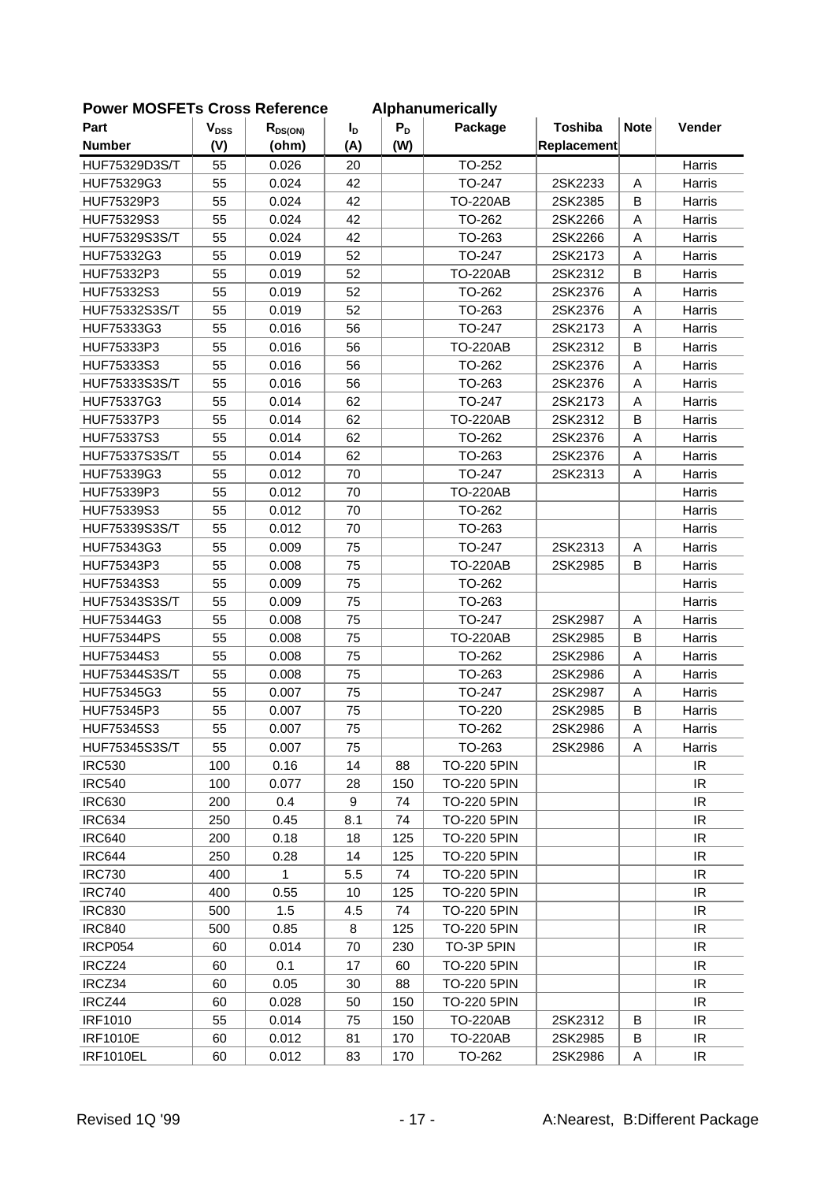## Power MOSFETs Cross Reference Alphanumerically

| Part Number | $V_{DSS}$ (V) | $R_{DS(ON)}$ (ohm) | $I_D$ (A) | $P_D$ (W) | Package | Toshiba Replacement | Note | Vender |
|---|---|---|---|---|---|---|---|---|
| HUF75329D3S/T | 55 | 0.026 | 20 | | TO-252 | | | Harris |
| HUF75329G3 | 55 | 0.024 | 42 | | TO-247 | 2SK2233 | A | Harris |
| HUF75329P3 | 55 | 0.024 | 42 | | TO-220AB | 2SK2385 | B | Harris |
| HUF75329S3 | 55 | 0.024 | 42 | | TO-262 | 2SK2266 | A | Harris |
| HUF75329S3S/T | 55 | 0.024 | 42 | | TO-263 | 2SK2266 | A | Harris |
| HUF75332G3 | 55 | 0.019 | 52 | | TO-247 | 2SK2173 | A | Harris |
| HUF75332P3 | 55 | 0.019 | 52 | | TO-220AB | 2SK2312 | B | Harris |
| HUF75332S3 | 55 | 0.019 | 52 | | TO-262 | 2SK2376 | A | Harris |
| HUF75332S3S/T | 55 | 0.019 | 52 | | TO-263 | 2SK2376 | A | Harris |
| HUF75333G3 | 55 | 0.016 | 56 | | TO-247 | 2SK2173 | A | Harris |
| HUF75333P3 | 55 | 0.016 | 56 | | TO-220AB | 2SK2312 | B | Harris |
| HUF75333S3 | 55 | 0.016 | 56 | | TO-262 | 2SK2376 | A | Harris |
| HUF75333S3S/T | 55 | 0.016 | 56 | | TO-263 | 2SK2376 | A | Harris |
| HUF75337G3 | 55 | 0.014 | 62 | | TO-247 | 2SK2173 | A | Harris |
| HUF75337P3 | 55 | 0.014 | 62 | | TO-220AB | 2SK2312 | B | Harris |
| HUF75337S3 | 55 | 0.014 | 62 | | TO-262 | 2SK2376 | A | Harris |
| HUF75337S3S/T | 55 | 0.014 | 62 | | TO-263 | 2SK2376 | A | Harris |
| HUF75339G3 | 55 | 0.012 | 70 | | TO-247 | 2SK2313 | A | Harris |
| HUF75339P3 | 55 | 0.012 | 70 | | TO-220AB | | | Harris |
| HUF75339S3 | 55 | 0.012 | 70 | | TO-262 | | | Harris |
| HUF75339S3S/T | 55 | 0.012 | 70 | | TO-263 | | | Harris |
| HUF75343G3 | 55 | 0.009 | 75 | | TO-247 | 2SK2313 | A | Harris |
| HUF75343P3 | 55 | 0.008 | 75 | | TO-220AB | 2SK2985 | B | Harris |
| HUF75343S3 | 55 | 0.009 | 75 | | TO-262 | | | Harris |
| HUF75343S3S/T | 55 | 0.009 | 75 | | TO-263 | | | Harris |
| HUF75344G3 | 55 | 0.008 | 75 | | TO-247 | 2SK2987 | A | Harris |
| HUF75344PS | 55 | 0.008 | 75 | | TO-220AB | 2SK2985 | B | Harris |
| HUF75344S3 | 55 | 0.008 | 75 | | TO-262 | 2SK2986 | A | Harris |
| HUF75344S3S/T | 55 | 0.008 | 75 | | TO-263 | 2SK2986 | A | Harris |
| HUF75345G3 | 55 | 0.007 | 75 | | TO-247 | 2SK2987 | A | Harris |
| HUF75345P3 | 55 | 0.007 | 75 | | TO-220 | 2SK2985 | B | Harris |
| HUF75345S3 | 55 | 0.007 | 75 | | TO-262 | 2SK2986 | A | Harris |
| HUF75345S3S/T | 55 | 0.007 | 75 | | TO-263 | 2SK2986 | A | Harris |
| IRC530 | 100 | 0.16 | 14 | 88 | TO-220 5PIN | | | IR |
| IRC540 | 100 | 0.077 | 28 | 150 | TO-220 5PIN | | | IR |
| IRC630 | 200 | 0.4 | 9 | 74 | TO-220 5PIN | | | IR |
| IRC634 | 250 | 0.45 | 8.1 | 74 | TO-220 5PIN | | | IR |
| IRC640 | 200 | 0.18 | 18 | 125 | TO-220 5PIN | | | IR |
| IRC644 | 250 | 0.28 | 14 | 125 | TO-220 5PIN | | | IR |
| IRC730 | 400 | 1 | 5.5 | 74 | TO-220 5PIN | | | IR |
| IRC740 | 400 | 0.55 | 10 | 125 | TO-220 5PIN | | | IR |
| IRC830 | 500 | 1.5 | 4.5 | 74 | TO-220 5PIN | | | IR |
| IRC840 | 500 | 0.85 | 8 | 125 | TO-220 5PIN | | | IR |
| IRCP054 | 60 | 0.014 | 70 | 230 | TO-3P 5PIN | | | IR |
| IRCZ24 | 60 | 0.1 | 17 | 60 | TO-220 5PIN | | | IR |
| IRCZ34 | 60 | 0.05 | 30 | 88 | TO-220 5PIN | | | IR |
| IRCZ44 | 60 | 0.028 | 50 | 150 | TO-220 5PIN | | | IR |
| IRF1010 | 55 | 0.014 | 75 | 150 | TO-220AB | 2SK2312 | B | IR |
| IRF1010E | 60 | 0.012 | 81 | 170 | TO-220AB | 2SK2985 | B | IR |
| IRF1010EL | 60 | 0.012 | 83 | 170 | TO-262 | 2SK2986 | A | IR |

Revised 1Q '99

A:Nearest, B:Different Package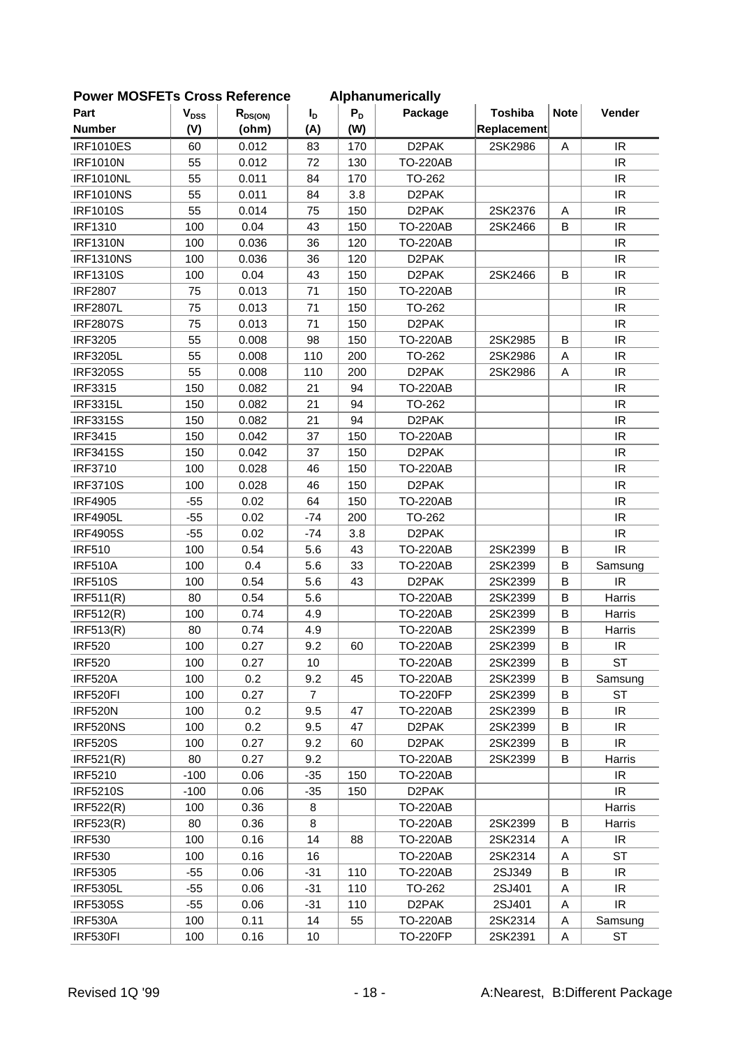**Power MOSFETs Cross Reference Alphanumerically**

| Part Number | $V_{DSS}$ (V) | $R_{DS(ON)}$ (ohm) | $I_D$ (A) | $P_D$ (W) | Package | Toshiba Replacement | Note | Vender |
|---|---|---|---|---|---|---|---|---|
| IRF1010ES | 60 | 0.012 | 83 | 170 | D2PAK | 2SK2986 | A | IR |
| IRF1010N | 55 | 0.012 | 72 | 130 | TO-220AB | | | IR |
| IRF1010NL | 55 | 0.011 | 84 | 170 | TO-262 | | | IR |
| IRF1010NS | 55 | 0.011 | 84 | 3.8 | D2PAK | | | IR |
| IRF1010S | 55 | 0.014 | 75 | 150 | D2PAK | 2SK2376 | A | IR |
| IRF1310 | 100 | 0.04 | 43 | 150 | TO-220AB | 2SK2466 | B | IR |
| IRF1310N | 100 | 0.036 | 36 | 120 | TO-220AB | | | IR |
| IRF1310NS | 100 | 0.036 | 36 | 120 | D2PAK | | | IR |
| IRF1310S | 100 | 0.04 | 43 | 150 | D2PAK | 2SK2466 | B | IR |
| IRF2807 | 75 | 0.013 | 71 | 150 | TO-220AB | | | IR |
| IRF2807L | 75 | 0.013 | 71 | 150 | TO-262 | | | IR |
| IRF2807S | 75 | 0.013 | 71 | 150 | D2PAK | | | IR |
| IRF3205 | 55 | 0.008 | 98 | 150 | TO-220AB | 2SK2985 | B | IR |
| IRF3205L | 55 | 0.008 | 110 | 200 | TO-262 | 2SK2986 | A | IR |
| IRF3205S | 55 | 0.008 | 110 | 200 | D2PAK | 2SK2986 | A | IR |
| IRF3315 | 150 | 0.082 | 21 | 94 | TO-220AB | | | IR |
| IRF3315L | 150 | 0.082 | 21 | 94 | TO-262 | | | IR |
| IRF3315S | 150 | 0.082 | 21 | 94 | D2PAK | | | IR |
| IRF3415 | 150 | 0.042 | 37 | 150 | TO-220AB | | | IR |
| IRF3415S | 150 | 0.042 | 37 | 150 | D2PAK | | | IR |
| IRF3710 | 100 | 0.028 | 46 | 150 | TO-220AB | | | IR |
| IRF3710S | 100 | 0.028 | 46 | 150 | D2PAK | | | IR |
| IRF4905 | -55 | 0.02 | 64 | 150 | TO-220AB | | | IR |
| IRF4905L | -55 | 0.02 | -74 | 200 | TO-262 | | | IR |
| IRF4905S | -55 | 0.02 | -74 | 3.8 | D2PAK | | | IR |
| IRF510 | 100 | 0.54 | 5.6 | 43 | TO-220AB | 2SK2399 | B | IR |
| IRF510A | 100 | 0.4 | 5.6 | 33 | TO-220AB | 2SK2399 | B | Samsung |
| IRF510S | 100 | 0.54 | 5.6 | 43 | D2PAK | 2SK2399 | B | IR |
| IRF511(R) | 80 | 0.54 | 5.6 | | TO-220AB | 2SK2399 | B | Harris |
| IRF512(R) | 100 | 0.74 | 4.9 | | TO-220AB | 2SK2399 | B | Harris |
| IRF513(R) | 80 | 0.74 | 4.9 | | TO-220AB | 2SK2399 | B | Harris |
| IRF520 | 100 | 0.27 | 9.2 | 60 | TO-220AB | 2SK2399 | B | IR |
| IRF520 | 100 | 0.27 | 10 | | TO-220AB | 2SK2399 | B | ST |
| IRF520A | 100 | 0.2 | 9.2 | 45 | TO-220AB | 2SK2399 | B | Samsung |
| IRF520FI | 100 | 0.27 | 7 | | TO-220FP | 2SK2399 | B | ST |
| IRF520N | 100 | 0.2 | 9.5 | 47 | TO-220AB | 2SK2399 | B | IR |
| IRF520NS | 100 | 0.2 | 9.5 | 47 | D2PAK | 2SK2399 | B | IR |
| IRF520S | 100 | 0.27 | 9.2 | 60 | D2PAK | 2SK2399 | B | IR |
| IRF521(R) | 80 | 0.27 | 9.2 | | TO-220AB | 2SK2399 | B | Harris |
| IRF5210 | -100 | 0.06 | -35 | 150 | TO-220AB | | | IR |
| IRF5210S | -100 | 0.06 | -35 | 150 | D2PAK | | | IR |
| IRF522(R) | 100 | 0.36 | 8 | | TO-220AB | | | Harris |
| IRF523(R) | 80 | 0.36 | 8 | | TO-220AB | 2SK2399 | B | Harris |
| IRF530 | 100 | 0.16 | 14 | 88 | TO-220AB | 2SK2314 | A | IR |
| IRF530 | 100 | 0.16 | 16 | | TO-220AB | 2SK2314 | A | ST |
| IRF5305 | -55 | 0.06 | -31 | 110 | TO-220AB | 2SJ349 | B | IR |
| IRF5305L | -55 | 0.06 | -31 | 110 | TO-262 | 2SJ401 | A | IR |
| IRF5305S | -55 | 0.06 | -31 | 110 | D2PAK | 2SJ401 | A | IR |
| IRF530A | 100 | 0.11 | 14 | 55 | TO-220AB | 2SK2314 | A | Samsung |
| IRF530FI | 100 | 0.16 | 10 | | TO-220FP | 2SK2391 | A | ST |

Revised 1Q '99

A:Nearest, B:Different Package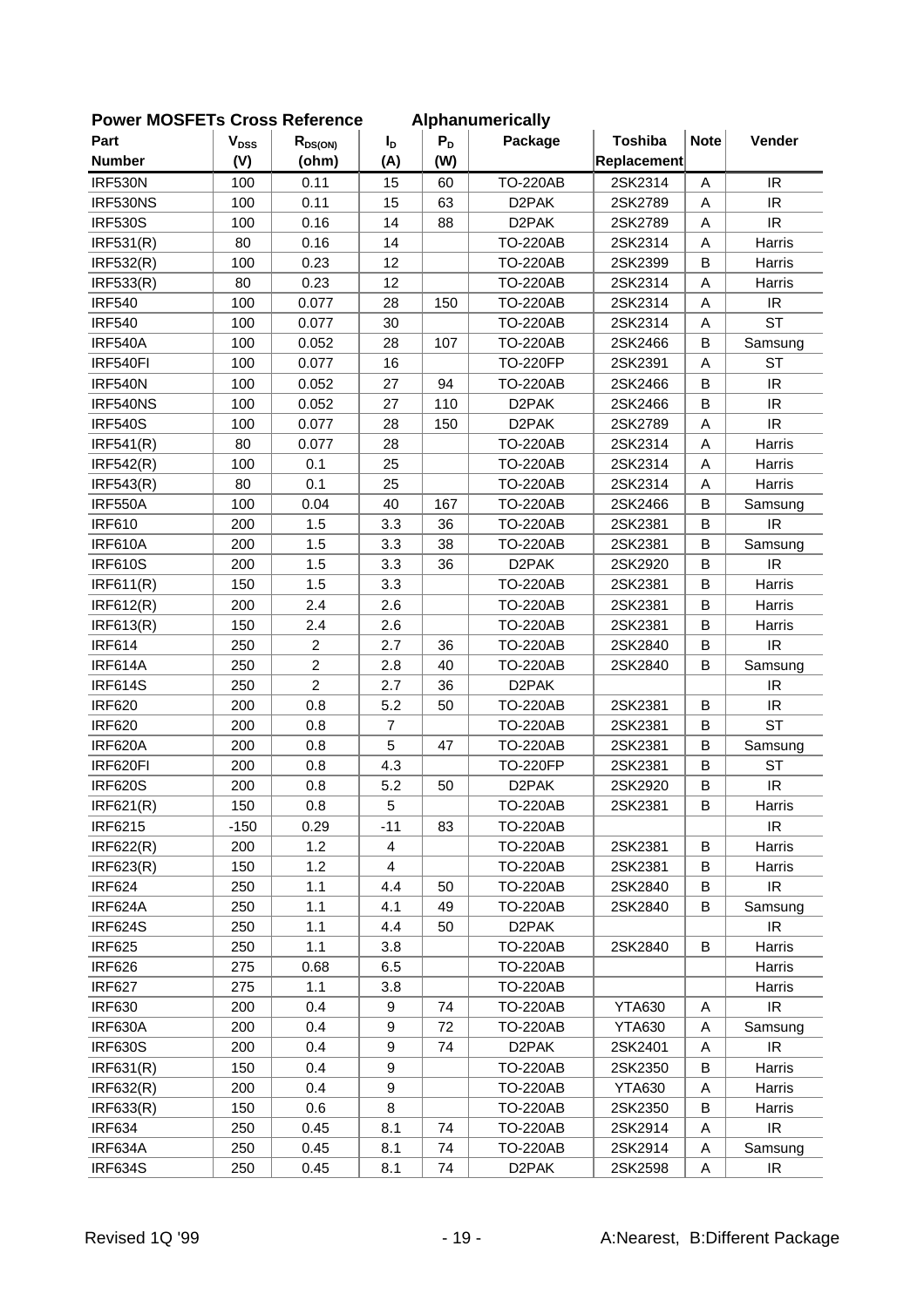## Power MOSFETs Cross Reference Alphanumerically

| Part Number | $V_{DSS}$ (V) | $R_{DS(ON)}$ (ohm) | $I_D$ (A) | $P_D$ (W) | Package | Toshiba Replacement | Note | Vender |
|---|---|---|---|---|---|---|---|---|
| IRF530N | 100 | 0.11 | 15 | 60 | TO-220AB | 2SK2314 | A | IR |
| IRF530NS | 100 | 0.11 | 15 | 63 | D2PAK | 2SK2789 | A | IR |
| IRF530S | 100 | 0.16 | 14 | 88 | D2PAK | 2SK2789 | A | IR |
| IRF531(R) | 80 | 0.16 | 14 | | TO-220AB | 2SK2314 | A | Harris |
| IRF532(R) | 100 | 0.23 | 12 | | TO-220AB | 2SK2399 | B | Harris |
| IRF533(R) | 80 | 0.23 | 12 | | TO-220AB | 2SK2314 | A | Harris |
| IRF540 | 100 | 0.077 | 28 | 150 | TO-220AB | 2SK2314 | A | IR |
| IRF540 | 100 | 0.077 | 30 | | TO-220AB | 2SK2314 | A | ST |
| IRF540A | 100 | 0.052 | 28 | 107 | TO-220AB | 2SK2466 | B | Samsung |
| IRF540FI | 100 | 0.077 | 16 | | TO-220FP | 2SK2391 | A | ST |
| IRF540N | 100 | 0.052 | 27 | 94 | TO-220AB | 2SK2466 | B | IR |
| IRF540NS | 100 | 0.052 | 27 | 110 | D2PAK | 2SK2466 | B | IR |
| IRF540S | 100 | 0.077 | 28 | 150 | D2PAK | 2SK2789 | A | IR |
| IRF541(R) | 80 | 0.077 | 28 | | TO-220AB | 2SK2314 | A | Harris |
| IRF542(R) | 100 | 0.1 | 25 | | TO-220AB | 2SK2314 | A | Harris |
| IRF543(R) | 80 | 0.1 | 25 | | TO-220AB | 2SK2314 | A | Harris |
| IRF550A | 100 | 0.04 | 40 | 167 | TO-220AB | 2SK2466 | B | Samsung |
| IRF610 | 200 | 1.5 | 3.3 | 36 | TO-220AB | 2SK2381 | B | IR |
| IRF610A | 200 | 1.5 | 3.3 | 38 | TO-220AB | 2SK2381 | B | Samsung |
| IRF610S | 200 | 1.5 | 3.3 | 36 | D2PAK | 2SK2920 | B | IR |
| IRF611(R) | 150 | 1.5 | 3.3 | | TO-220AB | 2SK2381 | B | Harris |
| IRF612(R) | 200 | 2.4 | 2.6 | | TO-220AB | 2SK2381 | B | Harris |
| IRF613(R) | 150 | 2.4 | 2.6 | | TO-220AB | 2SK2381 | B | Harris |
| IRF614 | 250 | 2 | 2.7 | 36 | TO-220AB | 2SK2840 | B | IR |
| IRF614A | 250 | 2 | 2.8 | 40 | TO-220AB | 2SK2840 | B | Samsung |
| IRF614S | 250 | 2 | 2.7 | 36 | D2PAK | | | IR |
| IRF620 | 200 | 0.8 | 5.2 | 50 | TO-220AB | 2SK2381 | B | IR |
| IRF620 | 200 | 0.8 | 7 | | TO-220AB | 2SK2381 | B | ST |
| IRF620A | 200 | 0.8 | 5 | 47 | TO-220AB | 2SK2381 | B | Samsung |
| IRF620FI | 200 | 0.8 | 4.3 | | TO-220FP | 2SK2381 | B | ST |
| IRF620S | 200 | 0.8 | 5.2 | 50 | D2PAK | 2SK2920 | B | IR |
| IRF621(R) | 150 | 0.8 | 5 | | TO-220AB | 2SK2381 | B | Harris |
| IRF6215 | -150 | 0.29 | -11 | 83 | TO-220AB | | | IR |
| IRF622(R) | 200 | 1.2 | 4 | | TO-220AB | 2SK2381 | B | Harris |
| IRF623(R) | 150 | 1.2 | 4 | | TO-220AB | 2SK2381 | B | Harris |
| IRF624 | 250 | 1.1 | 4.4 | 50 | TO-220AB | 2SK2840 | B | IR |
| IRF624A | 250 | 1.1 | 4.1 | 49 | TO-220AB | 2SK2840 | B | Samsung |
| IRF624S | 250 | 1.1 | 4.4 | 50 | D2PAK | | | IR |
| IRF625 | 250 | 1.1 | 3.8 | | TO-220AB | 2SK2840 | B | Harris |
| IRF626 | 275 | 0.68 | 6.5 | | TO-220AB | | | Harris |
| IRF627 | 275 | 1.1 | 3.8 | | TO-220AB | | | Harris |
| IRF630 | 200 | 0.4 | 9 | 74 | TO-220AB | YTA630 | A | IR |
| IRF630A | 200 | 0.4 | 9 | 72 | TO-220AB | YTA630 | A | Samsung |
| IRF630S | 200 | 0.4 | 9 | 74 | D2PAK | 2SK2401 | A | IR |
| IRF631(R) | 150 | 0.4 | 9 | | TO-220AB | 2SK2350 | B | Harris |
| IRF632(R) | 200 | 0.4 | 9 | | TO-220AB | YTA630 | A | Harris |
| IRF633(R) | 150 | 0.6 | 8 | | TO-220AB | 2SK2350 | B | Harris |
| IRF634 | 250 | 0.45 | 8.1 | 74 | TO-220AB | 2SK2914 | A | IR |
| IRF634A | 250 | 0.45 | 8.1 | 74 | TO-220AB | 2SK2914 | A | Samsung |
| IRF634S | 250 | 0.45 | 8.1 | 74 | D2PAK | 2SK2598 | A | IR |

Revised 1Q '99

A:Nearest, B:Different Package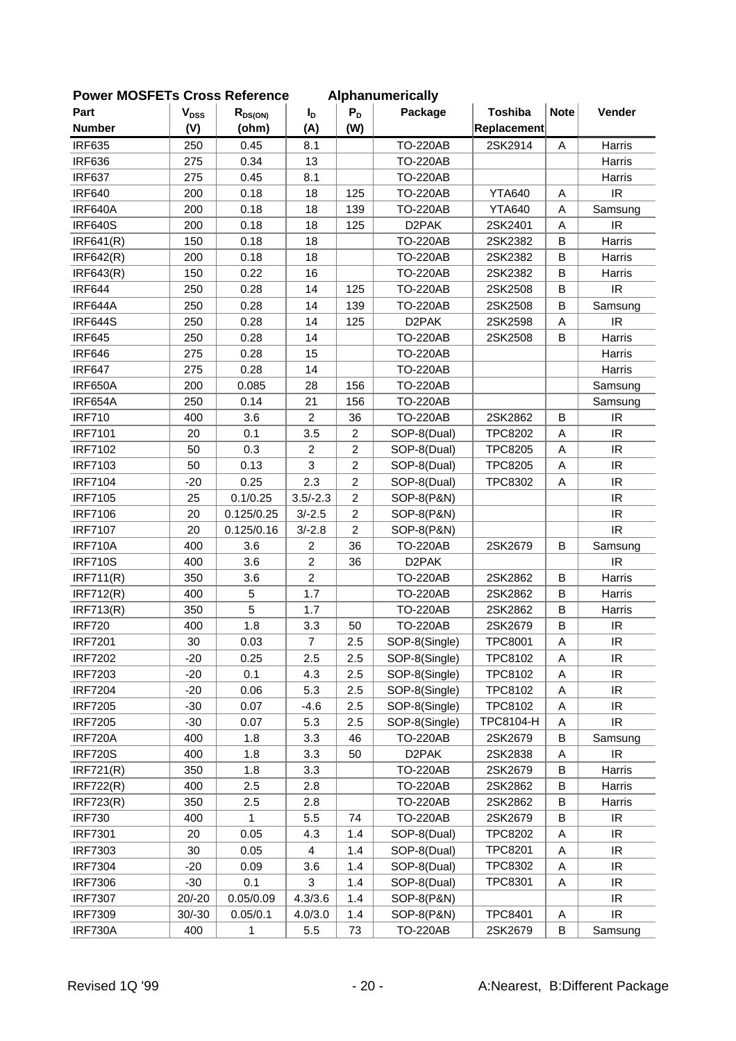**Power MOSFETs Cross Reference Alphanumerically**

| Part Number | $V_{DSS}$ (V) | $R_{DS(ON)}$ (ohm) | $I_D$ (A) | $P_D$ (W) | Package | Toshiba Replacement | Note | Vender |
|---|---|---|---|---|---|---|---|---|
| IRF635 | 250 | 0.45 | 8.1 | | TO-220AB | 2SK2914 | A | Harris |
| IRF636 | 275 | 0.34 | 13 | | TO-220AB | | | Harris |
| IRF637 | 275 | 0.45 | 8.1 | | TO-220AB | | | Harris |
| IRF640 | 200 | 0.18 | 18 | 125 | TO-220AB | YTA640 | A | IR |
| IRF640A | 200 | 0.18 | 18 | 139 | TO-220AB | YTA640 | A | Samsung |
| IRF640S | 200 | 0.18 | 18 | 125 | D2PAK | 2SK2401 | A | IR |
| IRF641(R) | 150 | 0.18 | 18 | | TO-220AB | 2SK2382 | B | Harris |
| IRF642(R) | 200 | 0.18 | 18 | | TO-220AB | 2SK2382 | B | Harris |
| IRF643(R) | 150 | 0.22 | 16 | | TO-220AB | 2SK2382 | B | Harris |
| IRF644 | 250 | 0.28 | 14 | 125 | TO-220AB | 2SK2508 | B | IR |
| IRF644A | 250 | 0.28 | 14 | 139 | TO-220AB | 2SK2508 | B | Samsung |
| IRF644S | 250 | 0.28 | 14 | 125 | D2PAK | 2SK2598 | A | IR |
| IRF645 | 250 | 0.28 | 14 | | TO-220AB | 2SK2508 | B | Harris |
| IRF646 | 275 | 0.28 | 15 | | TO-220AB | | | Harris |
| IRF647 | 275 | 0.28 | 14 | | TO-220AB | | | Harris |
| IRF650A | 200 | 0.085 | 28 | 156 | TO-220AB | | | Samsung |
| IRF654A | 250 | 0.14 | 21 | 156 | TO-220AB | | | Samsung |
| IRF710 | 400 | 3.6 | 2 | 36 | TO-220AB | 2SK2862 | B | IR |
| IRF7101 | 20 | 0.1 | 3.5 | 2 | SOP-8(Dual) | TPC8202 | A | IR |
| IRF7102 | 50 | 0.3 | 2 | 2 | SOP-8(Dual) | TPC8205 | A | IR |
| IRF7103 | 50 | 0.13 | 3 | 2 | SOP-8(Dual) | TPC8205 | A | IR |
| IRF7104 | -20 | 0.25 | 2.3 | 2 | SOP-8(Dual) | TPC8302 | A | IR |
| IRF7105 | 25 | 0.1/0.25 | 3.5/-2.3 | 2 | SOP-8(P&N) | | | IR |
| IRF7106 | 20 | 0.125/0.25 | 3/-2.5 | 2 | SOP-8(P&N) | | | IR |
| IRF7107 | 20 | 0.125/0.16 | 3/-2.8 | 2 | SOP-8(P&N) | | | IR |
| IRF710A | 400 | 3.6 | 2 | 36 | TO-220AB | 2SK2679 | B | Samsung |
| IRF710S | 400 | 3.6 | 2 | 36 | D2PAK | | | IR |
| IRF711(R) | 350 | 3.6 | 2 | | TO-220AB | 2SK2862 | B | Harris |
| IRF712(R) | 400 | 5 | 1.7 | | TO-220AB | 2SK2862 | B | Harris |
| IRF713(R) | 350 | 5 | 1.7 | | TO-220AB | 2SK2862 | B | Harris |
| IRF720 | 400 | 1.8 | 3.3 | 50 | TO-220AB | 2SK2679 | B | IR |
| IRF7201 | 30 | 0.03 | 7 | 2.5 | SOP-8(Single) | TPC8001 | A | IR |
| IRF7202 | -20 | 0.25 | 2.5 | 2.5 | SOP-8(Single) | TPC8102 | A | IR |
| IRF7203 | -20 | 0.1 | 4.3 | 2.5 | SOP-8(Single) | TPC8102 | A | IR |
| IRF7204 | -20 | 0.06 | 5.3 | 2.5 | SOP-8(Single) | TPC8102 | A | IR |
| IRF7205 | -30 | 0.07 | -4.6 | 2.5 | SOP-8(Single) | TPC8102 | A | IR |
| IRF7205 | -30 | 0.07 | 5.3 | 2.5 | SOP-8(Single) | TPC8104-H | A | IR |
| IRF720A | 400 | 1.8 | 3.3 | 46 | TO-220AB | 2SK2679 | B | Samsung |
| IRF720S | 400 | 1.8 | 3.3 | 50 | D2PAK | 2SK2838 | A | IR |
| IRF721(R) | 350 | 1.8 | 3.3 | | TO-220AB | 2SK2679 | B | Harris |
| IRF722(R) | 400 | 2.5 | 2.8 | | TO-220AB | 2SK2862 | B | Harris |
| IRF723(R) | 350 | 2.5 | 2.8 | | TO-220AB | 2SK2862 | B | Harris |
| IRF730 | 400 | 1 | 5.5 | 74 | TO-220AB | 2SK2679 | B | IR |
| IRF7301 | 20 | 0.05 | 4.3 | 1.4 | SOP-8(Dual) | TPC8202 | A | IR |
| IRF7303 | 30 | 0.05 | 4 | 1.4 | SOP-8(Dual) | TPC8201 | A | IR |
| IRF7304 | -20 | 0.09 | 3.6 | 1.4 | SOP-8(Dual) | TPC8302 | A | IR |
| IRF7306 | -30 | 0.1 | 3 | 1.4 | SOP-8(Dual) | TPC8301 | A | IR |
| IRF7307 | 20/-20 | 0.05/0.09 | 4.3/3.6 | 1.4 | SOP-8(P&N) | | | IR |
| IRF7309 | 30/-30 | 0.05/0.1 | 4.0/3.0 | 1.4 | SOP-8(P&N) | TPC8401 | A | IR |
| IRF730A | 400 | 1 | 5.5 | 73 | TO-220AB | 2SK2679 | B | Samsung |

Revised 1Q '99 A:Nearest, B:Different Package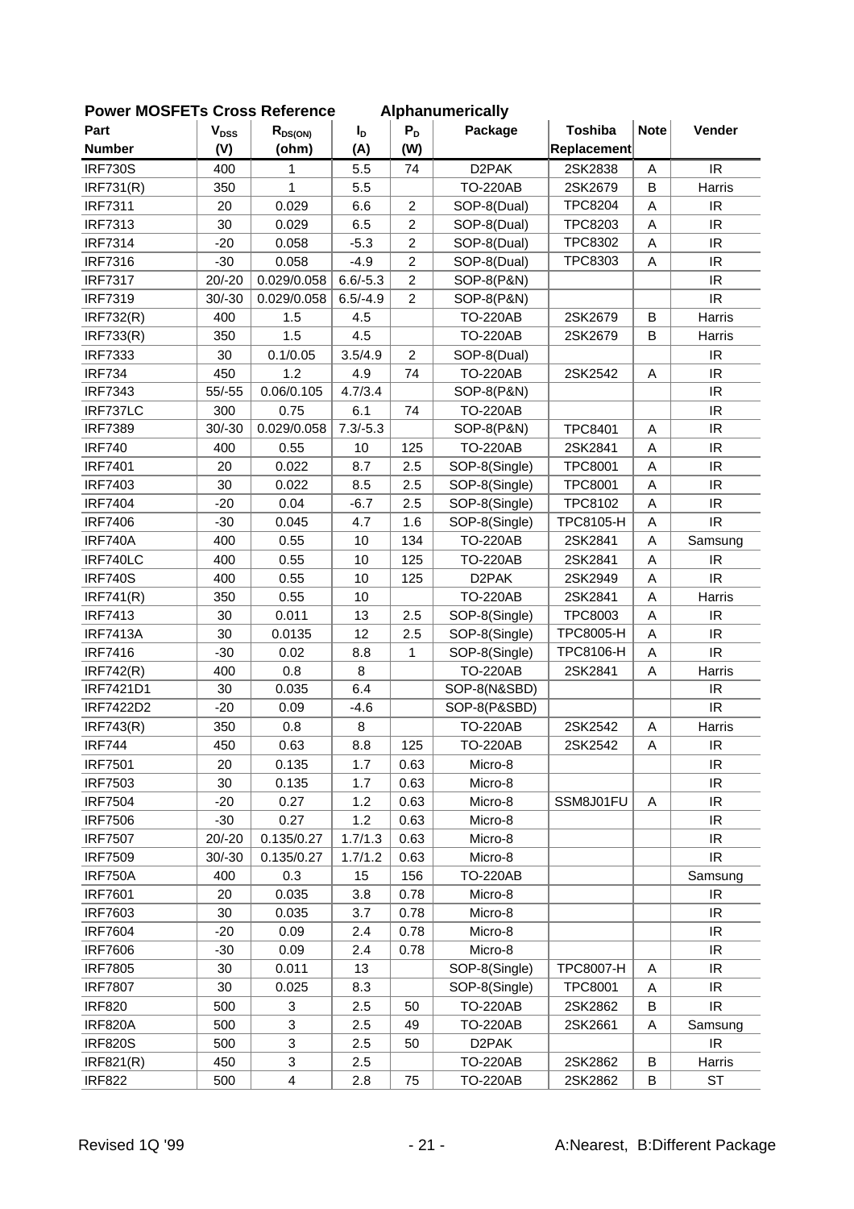**Power MOSFETs Cross Reference    Alphanumerically**

| Part Number | $V_{DSS}$ (V) | $R_{DS(ON)}$ (ohm) | $I_D$ (A) | $P_D$ (W) | Package | Toshiba Replacement | Note | Vender |
|---|---|---|---|---|---|---|---|---|
| IRF730S | 400 | 1 | 5.5 | 74 | D2PAK | 2SK2838 | A | IR |
| IRF731(R) | 350 | 1 | 5.5 | | TO-220AB | 2SK2679 | B | Harris |
| IRF7311 | 20 | 0.029 | 6.6 | 2 | SOP-8(Dual) | TPC8204 | A | IR |
| IRF7313 | 30 | 0.029 | 6.5 | 2 | SOP-8(Dual) | TPC8203 | A | IR |
| IRF7314 | -20 | 0.058 | -5.3 | 2 | SOP-8(Dual) | TPC8302 | A | IR |
| IRF7316 | -30 | 0.058 | -4.9 | 2 | SOP-8(Dual) | TPC8303 | A | IR |
| IRF7317 | 20/-20 | 0.029/0.058 | 6.6/-5.3 | 2 | SOP-8(P&N) | | | IR |
| IRF7319 | 30/-30 | 0.029/0.058 | 6.5/-4.9 | 2 | SOP-8(P&N) | | | IR |
| IRF732(R) | 400 | 1.5 | 4.5 | | TO-220AB | 2SK2679 | B | Harris |
| IRF733(R) | 350 | 1.5 | 4.5 | | TO-220AB | 2SK2679 | B | Harris |
| IRF7333 | 30 | 0.1/0.05 | 3.5/4.9 | 2 | SOP-8(Dual) | | | IR |
| IRF734 | 450 | 1.2 | 4.9 | 74 | TO-220AB | 2SK2542 | A | IR |
| IRF7343 | 55/-55 | 0.06/0.105 | 4.7/3.4 | | SOP-8(P&N) | | | IR |
| IRF737LC | 300 | 0.75 | 6.1 | 74 | TO-220AB | | | IR |
| IRF7389 | 30/-30 | 0.029/0.058 | 7.3/-5.3 | | SOP-8(P&N) | TPC8401 | A | IR |
| IRF740 | 400 | 0.55 | 10 | 125 | TO-220AB | 2SK2841 | A | IR |
| IRF7401 | 20 | 0.022 | 8.7 | 2.5 | SOP-8(Single) | TPC8001 | A | IR |
| IRF7403 | 30 | 0.022 | 8.5 | 2.5 | SOP-8(Single) | TPC8001 | A | IR |
| IRF7404 | -20 | 0.04 | -6.7 | 2.5 | SOP-8(Single) | TPC8102 | A | IR |
| IRF7406 | -30 | 0.045 | 4.7 | 1.6 | SOP-8(Single) | TPC8105-H | A | IR |
| IRF740A | 400 | 0.55 | 10 | 134 | TO-220AB | 2SK2841 | A | Samsung |
| IRF740LC | 400 | 0.55 | 10 | 125 | TO-220AB | 2SK2841 | A | IR |
| IRF740S | 400 | 0.55 | 10 | 125 | D2PAK | 2SK2949 | A | IR |
| IRF741(R) | 350 | 0.55 | 10 | | TO-220AB | 2SK2841 | A | Harris |
| IRF7413 | 30 | 0.011 | 13 | 2.5 | SOP-8(Single) | TPC8003 | A | IR |
| IRF7413A | 30 | 0.0135 | 12 | 2.5 | SOP-8(Single) | TPC8005-H | A | IR |
| IRF7416 | -30 | 0.02 | 8.8 | 1 | SOP-8(Single) | TPC8106-H | A | IR |
| IRF742(R) | 400 | 0.8 | 8 | | TO-220AB | 2SK2841 | A | Harris |
| IRF7421D1 | 30 | 0.035 | 6.4 | | SOP-8(N&SBD) | | | IR |
| IRF7422D2 | -20 | 0.09 | -4.6 | | SOP-8(P&SBD) | | | IR |
| IRF743(R) | 350 | 0.8 | 8 | | TO-220AB | 2SK2542 | A | Harris |
| IRF744 | 450 | 0.63 | 8.8 | 125 | TO-220AB | 2SK2542 | A | IR |
| IRF7501 | 20 | 0.135 | 1.7 | 0.63 | Micro-8 | | | IR |
| IRF7503 | 30 | 0.135 | 1.7 | 0.63 | Micro-8 | | | IR |
| IRF7504 | -20 | 0.27 | 1.2 | 0.63 | Micro-8 | SSM8J01FU | A | IR |
| IRF7506 | -30 | 0.27 | 1.2 | 0.63 | Micro-8 | | | IR |
| IRF7507 | 20/-20 | 0.135/0.27 | 1.7/1.3 | 0.63 | Micro-8 | | | IR |
| IRF7509 | 30/-30 | 0.135/0.27 | 1.7/1.2 | 0.63 | Micro-8 | | | IR |
| IRF750A | 400 | 0.3 | 15 | 156 | TO-220AB | | | Samsung |
| IRF7601 | 20 | 0.035 | 3.8 | 0.78 | Micro-8 | | | IR |
| IRF7603 | 30 | 0.035 | 3.7 | 0.78 | Micro-8 | | | IR |
| IRF7604 | -20 | 0.09 | 2.4 | 0.78 | Micro-8 | | | IR |
| IRF7606 | -30 | 0.09 | 2.4 | 0.78 | Micro-8 | | | IR |
| IRF7805 | 30 | 0.011 | 13 | | SOP-8(Single) | TPC8007-H | A | IR |
| IRF7807 | 30 | 0.025 | 8.3 | | SOP-8(Single) | TPC8001 | A | IR |
| IRF820 | 500 | 3 | 2.5 | 50 | TO-220AB | 2SK2862 | B | IR |
| IRF820A | 500 | 3 | 2.5 | 49 | TO-220AB | 2SK2661 | A | Samsung |
| IRF820S | 500 | 3 | 2.5 | 50 | D2PAK | | | IR |
| IRF821(R) | 450 | 3 | 2.5 | | TO-220AB | 2SK2862 | B | Harris |
| IRF822 | 500 | 4 | 2.8 | 75 | TO-220AB | 2SK2862 | B | ST |

Revised 1Q '99

A:Nearest, B:Different Package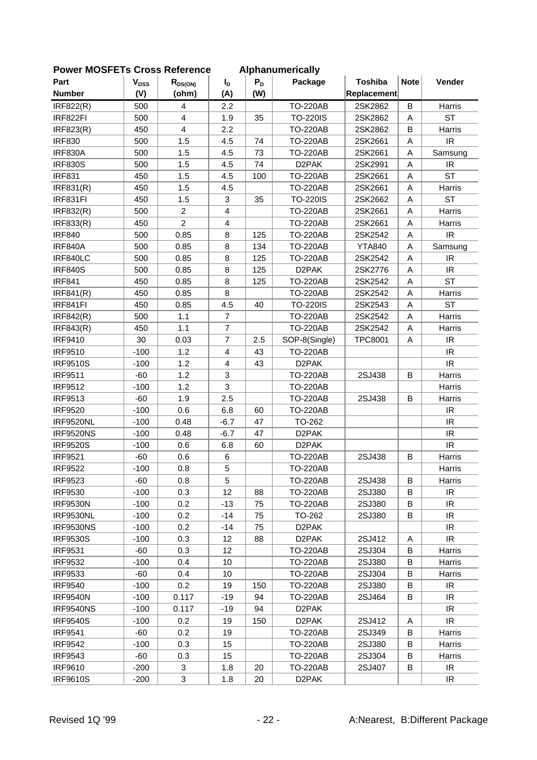**Power MOSFETs Cross Reference Alphanumerically**

| Part Number | $V_{DSS}$ (V) | $R_{DS(ON)}$ (ohm) | $I_D$ (A) | $P_D$ (W) | Package | Toshiba Replacement | Note | Vender |
|---|---|---|---|---|---|---|---|---|
| IRF822(R) | 500 | 4 | 2.2 | | TO-220AB | 2SK2862 | B | Harris |
| IRF822FI | 500 | 4 | 1.9 | 35 | TO-220IS | 2SK2862 | A | ST |
| IRF823(R) | 450 | 4 | 2.2 | | TO-220AB | 2SK2862 | B | Harris |
| IRF830 | 500 | 1.5 | 4.5 | 74 | TO-220AB | 2SK2661 | A | IR |
| IRF830A | 500 | 1.5 | 4.5 | 73 | TO-220AB | 2SK2661 | A | Samsung |
| IRF830S | 500 | 1.5 | 4.5 | 74 | D2PAK | 2SK2991 | A | IR |
| IRF831 | 450 | 1.5 | 4.5 | 100 | TO-220AB | 2SK2661 | A | ST |
| IRF831(R) | 450 | 1.5 | 4.5 | | TO-220AB | 2SK2661 | A | Harris |
| IRF831FI | 450 | 1.5 | 3 | 35 | TO-220IS | 2SK2662 | A | ST |
| IRF832(R) | 500 | 2 | 4 | | TO-220AB | 2SK2661 | A | Harris |
| IRF833(R) | 450 | 2 | 4 | | TO-220AB | 2SK2661 | A | Harris |
| IRF840 | 500 | 0.85 | 8 | 125 | TO-220AB | 2SK2542 | A | IR |
| IRF840A | 500 | 0.85 | 8 | 134 | TO-220AB | YTA840 | A | Samsung |
| IRF840LC | 500 | 0.85 | 8 | 125 | TO-220AB | 2SK2542 | A | IR |
| IRF840S | 500 | 0.85 | 8 | 125 | D2PAK | 2SK2776 | A | IR |
| IRF841 | 450 | 0.85 | 8 | 125 | TO-220AB | 2SK2542 | A | ST |
| IRF841(R) | 450 | 0.85 | 8 | | TO-220AB | 2SK2542 | A | Harris |
| IRF841FI | 450 | 0.85 | 4.5 | 40 | TO-220IS | 2SK2543 | A | ST |
| IRF842(R) | 500 | 1.1 | 7 | | TO-220AB | 2SK2542 | A | Harris |
| IRF843(R) | 450 | 1.1 | 7 | | TO-220AB | 2SK2542 | A | Harris |
| IRF9410 | 30 | 0.03 | 7 | 2.5 | SOP-8(Single) | TPC8001 | A | IR |
| IRF9510 | -100 | 1.2 | 4 | 43 | TO-220AB | | | IR |
| IRF9510S | -100 | 1.2 | 4 | 43 | D2PAK | | | IR |
| IRF9511 | -60 | 1.2 | 3 | | TO-220AB | 2SJ438 | B | Harris |
| IRF9512 | -100 | 1.2 | 3 | | TO-220AB | | | Harris |
| IRF9513 | -60 | 1.9 | 2.5 | | TO-220AB | 2SJ438 | B | Harris |
| IRF9520 | -100 | 0.6 | 6.8 | 60 | TO-220AB | | | IR |
| IRF9520NL | -100 | 0.48 | -6.7 | 47 | TO-262 | | | IR |
| IRF9520NS | -100 | 0.48 | -6.7 | 47 | D2PAK | | | IR |
| IRF9520S | -100 | 0.6 | 6.8 | 60 | D2PAK | | | IR |
| IRF9521 | -60 | 0.6 | 6 | | TO-220AB | 2SJ438 | B | Harris |
| IRF9522 | -100 | 0.8 | 5 | | TO-220AB | | | Harris |
| IRF9523 | -60 | 0.8 | 5 | | TO-220AB | 2SJ438 | B | Harris |
| IRF9530 | -100 | 0.3 | 12 | 88 | TO-220AB | 2SJ380 | B | IR |
| IRF9530N | -100 | 0.2 | -13 | 75 | TO-220AB | 2SJ380 | B | IR |
| IRF9530NL | -100 | 0.2 | -14 | 75 | TO-262 | 2SJ380 | B | IR |
| IRF9530NS | -100 | 0.2 | -14 | 75 | D2PAK | | | IR |
| IRF9530S | -100 | 0.3 | 12 | 88 | D2PAK | 2SJ412 | A | IR |
| IRF9531 | -60 | 0.3 | 12 | | TO-220AB | 2SJ304 | B | Harris |
| IRF9532 | -100 | 0.4 | 10 | | TO-220AB | 2SJ380 | B | Harris |
| IRF9533 | -60 | 0.4 | 10 | | TO-220AB | 2SJ304 | B | Harris |
| IRF9540 | -100 | 0.2 | 19 | 150 | TO-220AB | 2SJ380 | B | IR |
| IRF9540N | -100 | 0.117 | -19 | 94 | TO-220AB | 2SJ464 | B | IR |
| IRF9540NS | -100 | 0.117 | -19 | 94 | D2PAK | | | IR |
| IRF9540S | -100 | 0.2 | 19 | 150 | D2PAK | 2SJ412 | A | IR |
| IRF9541 | -60 | 0.2 | 19 | | TO-220AB | 2SJ349 | B | Harris |
| IRF9542 | -100 | 0.3 | 15 | | TO-220AB | 2SJ380 | B | Harris |
| IRF9543 | -60 | 0.3 | 15 | | TO-220AB | 2SJ304 | B | Harris |
| IRF9610 | -200 | 3 | 1.8 | 20 | TO-220AB | 2SJ407 | B | IR |
| IRF9610S | -200 | 3 | 1.8 | 20 | D2PAK | | | IR |

Revised 1Q '99 A:Nearest, B:Different Package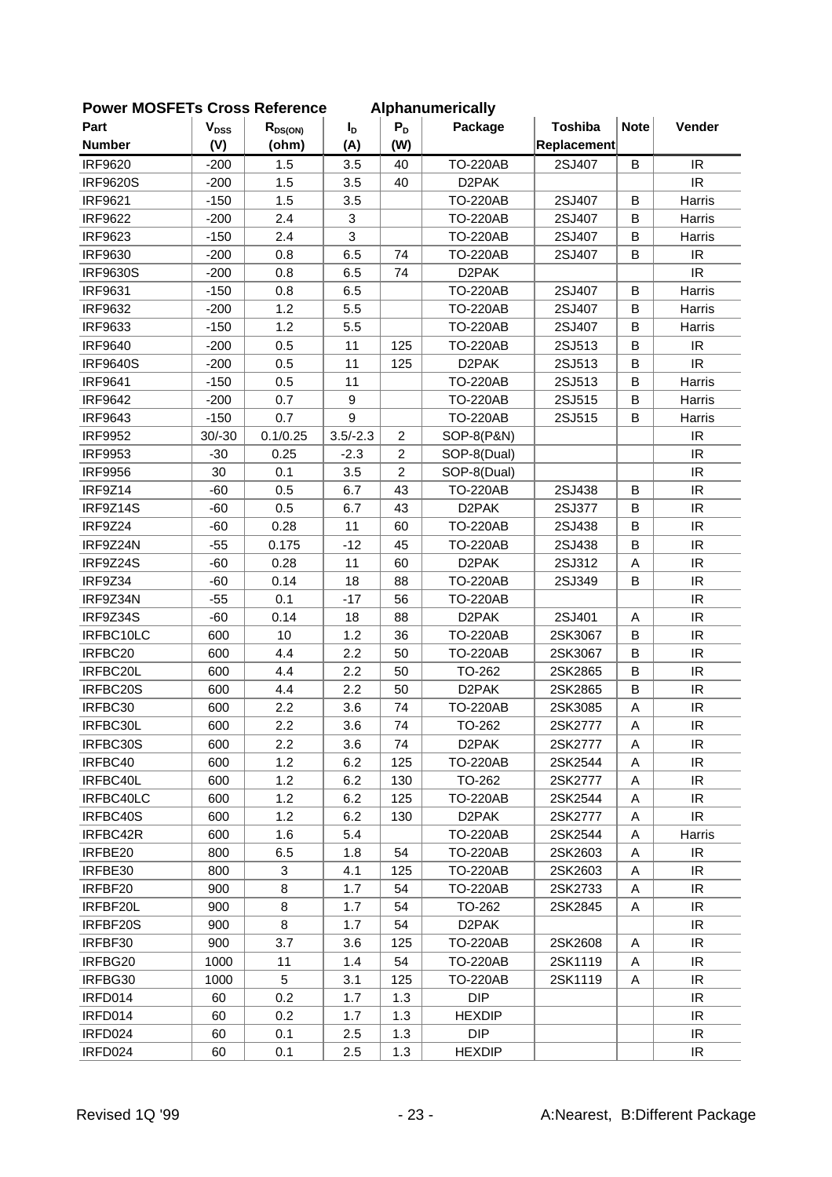## Power MOSFETs Cross Reference Alphanumerically

| Part Number | $V_{DSS}$ (V) | $R_{DS(ON)}$ (ohm) | $I_D$ (A) | $P_D$ (W) | Package | Toshiba Replacement | Note | Vender |
|---|---|---|---|---|---|---|---|---|
| IRF9620 | -200 | 1.5 | 3.5 | 40 | TO-220AB | 2SJ407 | B | IR |
| IRF9620S | -200 | 1.5 | 3.5 | 40 | D2PAK | | | IR |
| IRF9621 | -150 | 1.5 | 3.5 | | TO-220AB | 2SJ407 | B | Harris |
| IRF9622 | -200 | 2.4 | 3 | | TO-220AB | 2SJ407 | B | Harris |
| IRF9623 | -150 | 2.4 | 3 | | TO-220AB | 2SJ407 | B | Harris |
| IRF9630 | -200 | 0.8 | 6.5 | 74 | TO-220AB | 2SJ407 | B | IR |
| IRF9630S | -200 | 0.8 | 6.5 | 74 | D2PAK | | | IR |
| IRF9631 | -150 | 0.8 | 6.5 | | TO-220AB | 2SJ407 | B | Harris |
| IRF9632 | -200 | 1.2 | 5.5 | | TO-220AB | 2SJ407 | B | Harris |
| IRF9633 | -150 | 1.2 | 5.5 | | TO-220AB | 2SJ407 | B | Harris |
| IRF9640 | -200 | 0.5 | 11 | 125 | TO-220AB | 2SJ513 | B | IR |
| IRF9640S | -200 | 0.5 | 11 | 125 | D2PAK | 2SJ513 | B | IR |
| IRF9641 | -150 | 0.5 | 11 | | TO-220AB | 2SJ513 | B | Harris |
| IRF9642 | -200 | 0.7 | 9 | | TO-220AB | 2SJ515 | B | Harris |
| IRF9643 | -150 | 0.7 | 9 | | TO-220AB | 2SJ515 | B | Harris |
| IRF9952 | 30/-30 | 0.1/0.25 | 3.5/-2.3 | 2 | SOP-8(P&N) | | | IR |
| IRF9953 | -30 | 0.25 | -2.3 | 2 | SOP-8(Dual) | | | IR |
| IRF9956 | 30 | 0.1 | 3.5 | 2 | SOP-8(Dual) | | | IR |
| IRF9Z14 | -60 | 0.5 | 6.7 | 43 | TO-220AB | 2SJ438 | B | IR |
| IRF9Z14S | -60 | 0.5 | 6.7 | 43 | D2PAK | 2SJ377 | B | IR |
| IRF9Z24 | -60 | 0.28 | 11 | 60 | TO-220AB | 2SJ438 | B | IR |
| IRF9Z24N | -55 | 0.175 | -12 | 45 | TO-220AB | 2SJ438 | B | IR |
| IRF9Z24S | -60 | 0.28 | 11 | 60 | D2PAK | 2SJ312 | A | IR |
| IRF9Z34 | -60 | 0.14 | 18 | 88 | TO-220AB | 2SJ349 | B | IR |
| IRF9Z34N | -55 | 0.1 | -17 | 56 | TO-220AB | | | IR |
| IRF9Z34S | -60 | 0.14 | 18 | 88 | D2PAK | 2SJ401 | A | IR |
| IRFBC10LC | 600 | 10 | 1.2 | 36 | TO-220AB | 2SK3067 | B | IR |
| IRFBC20 | 600 | 4.4 | 2.2 | 50 | TO-220AB | 2SK3067 | B | IR |
| IRFBC20L | 600 | 4.4 | 2.2 | 50 | TO-262 | 2SK2865 | B | IR |
| IRFBC20S | 600 | 4.4 | 2.2 | 50 | D2PAK | 2SK2865 | B | IR |
| IRFBC30 | 600 | 2.2 | 3.6 | 74 | TO-220AB | 2SK3085 | A | IR |
| IRFBC30L | 600 | 2.2 | 3.6 | 74 | TO-262 | 2SK2777 | A | IR |
| IRFBC30S | 600 | 2.2 | 3.6 | 74 | D2PAK | 2SK2777 | A | IR |
| IRFBC40 | 600 | 1.2 | 6.2 | 125 | TO-220AB | 2SK2544 | A | IR |
| IRFBC40L | 600 | 1.2 | 6.2 | 130 | TO-262 | 2SK2777 | A | IR |
| IRFBC40LC | 600 | 1.2 | 6.2 | 125 | TO-220AB | 2SK2544 | A | IR |
| IRFBC40S | 600 | 1.2 | 6.2 | 130 | D2PAK | 2SK2777 | A | IR |
| IRFBC42R | 600 | 1.6 | 5.4 | | TO-220AB | 2SK2544 | A | Harris |
| IRFBE20 | 800 | 6.5 | 1.8 | 54 | TO-220AB | 2SK2603 | A | IR |
| IRFBE30 | 800 | 3 | 4.1 | 125 | TO-220AB | 2SK2603 | A | IR |
| IRFBF20 | 900 | 8 | 1.7 | 54 | TO-220AB | 2SK2733 | A | IR |
| IRFBF20L | 900 | 8 | 1.7 | 54 | TO-262 | 2SK2845 | A | IR |
| IRFBF20S | 900 | 8 | 1.7 | 54 | D2PAK | | | IR |
| IRFBF30 | 900 | 3.7 | 3.6 | 125 | TO-220AB | 2SK2608 | A | IR |
| IRFBG20 | 1000 | 11 | 1.4 | 54 | TO-220AB | 2SK1119 | A | IR |
| IRFBG30 | 1000 | 5 | 3.1 | 125 | TO-220AB | 2SK1119 | A | IR |
| IRFD014 | 60 | 0.2 | 1.7 | 1.3 | DIP | | | IR |
| IRFD014 | 60 | 0.2 | 1.7 | 1.3 | HEXDIP | | | IR |
| IRFD024 | 60 | 0.1 | 2.5 | 1.3 | DIP | | | IR |
| IRFD024 | 60 | 0.1 | 2.5 | 1.3 | HEXDIP | | | IR |

Revised 1Q '99

A:Nearest, B:Different Package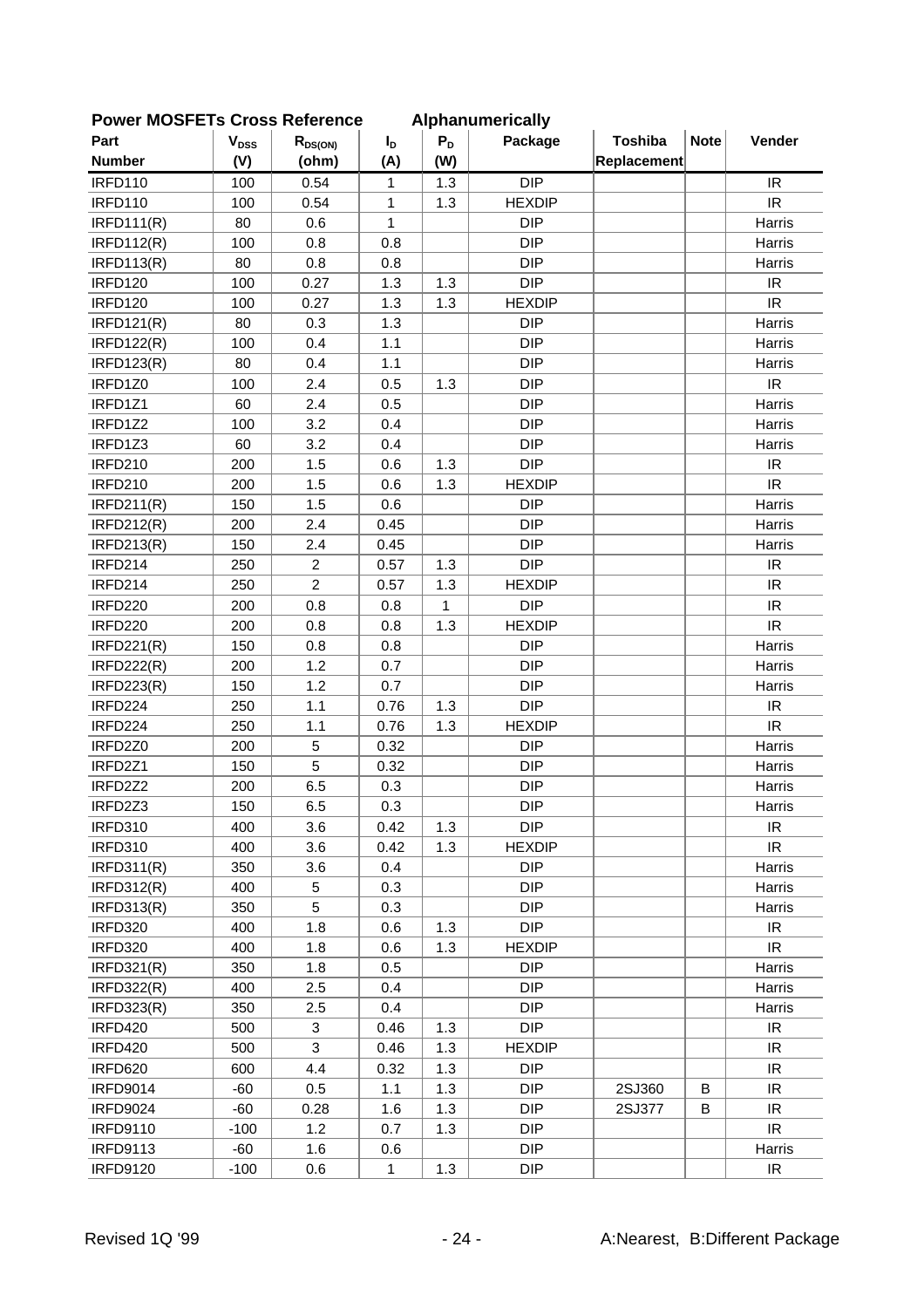## Power MOSFETs Cross Reference — Alphanumerically

| Part Number | $V_{DSS}$ (V) | $R_{DS(ON)}$ (ohm) | $I_D$ (A) | $P_D$ (W) | Package | Toshiba Replacement | Note | Vender |
|---|---|---|---|---|---|---|---|---|
| IRFD110 | 100 | 0.54 | 1 | 1.3 | DIP | | | IR |
| IRFD110 | 100 | 0.54 | 1 | 1.3 | HEXDIP | | | IR |
| IRFD111(R) | 80 | 0.6 | 1 | | DIP | | | Harris |
| IRFD112(R) | 100 | 0.8 | 0.8 | | DIP | | | Harris |
| IRFD113(R) | 80 | 0.8 | 0.8 | | DIP | | | Harris |
| IRFD120 | 100 | 0.27 | 1.3 | 1.3 | DIP | | | IR |
| IRFD120 | 100 | 0.27 | 1.3 | 1.3 | HEXDIP | | | IR |
| IRFD121(R) | 80 | 0.3 | 1.3 | | DIP | | | Harris |
| IRFD122(R) | 100 | 0.4 | 1.1 | | DIP | | | Harris |
| IRFD123(R) | 80 | 0.4 | 1.1 | | DIP | | | Harris |
| IRFD1Z0 | 100 | 2.4 | 0.5 | 1.3 | DIP | | | IR |
| IRFD1Z1 | 60 | 2.4 | 0.5 | | DIP | | | Harris |
| IRFD1Z2 | 100 | 3.2 | 0.4 | | DIP | | | Harris |
| IRFD1Z3 | 60 | 3.2 | 0.4 | | DIP | | | Harris |
| IRFD210 | 200 | 1.5 | 0.6 | 1.3 | DIP | | | IR |
| IRFD210 | 200 | 1.5 | 0.6 | 1.3 | HEXDIP | | | IR |
| IRFD211(R) | 150 | 1.5 | 0.6 | | DIP | | | Harris |
| IRFD212(R) | 200 | 2.4 | 0.45 | | DIP | | | Harris |
| IRFD213(R) | 150 | 2.4 | 0.45 | | DIP | | | Harris |
| IRFD214 | 250 | 2 | 0.57 | 1.3 | DIP | | | IR |
| IRFD214 | 250 | 2 | 0.57 | 1.3 | HEXDIP | | | IR |
| IRFD220 | 200 | 0.8 | 0.8 | 1 | DIP | | | IR |
| IRFD220 | 200 | 0.8 | 0.8 | 1.3 | HEXDIP | | | IR |
| IRFD221(R) | 150 | 0.8 | 0.8 | | DIP | | | Harris |
| IRFD222(R) | 200 | 1.2 | 0.7 | | DIP | | | Harris |
| IRFD223(R) | 150 | 1.2 | 0.7 | | DIP | | | Harris |
| IRFD224 | 250 | 1.1 | 0.76 | 1.3 | DIP | | | IR |
| IRFD224 | 250 | 1.1 | 0.76 | 1.3 | HEXDIP | | | IR |
| IRFD2Z0 | 200 | 5 | 0.32 | | DIP | | | Harris |
| IRFD2Z1 | 150 | 5 | 0.32 | | DIP | | | Harris |
| IRFD2Z2 | 200 | 6.5 | 0.3 | | DIP | | | Harris |
| IRFD2Z3 | 150 | 6.5 | 0.3 | | DIP | | | Harris |
| IRFD310 | 400 | 3.6 | 0.42 | 1.3 | DIP | | | IR |
| IRFD310 | 400 | 3.6 | 0.42 | 1.3 | HEXDIP | | | IR |
| IRFD311(R) | 350 | 3.6 | 0.4 | | DIP | | | Harris |
| IRFD312(R) | 400 | 5 | 0.3 | | DIP | | | Harris |
| IRFD313(R) | 350 | 5 | 0.3 | | DIP | | | Harris |
| IRFD320 | 400 | 1.8 | 0.6 | 1.3 | DIP | | | IR |
| IRFD320 | 400 | 1.8 | 0.6 | 1.3 | HEXDIP | | | IR |
| IRFD321(R) | 350 | 1.8 | 0.5 | | DIP | | | Harris |
| IRFD322(R) | 400 | 2.5 | 0.4 | | DIP | | | Harris |
| IRFD323(R) | 350 | 2.5 | 0.4 | | DIP | | | Harris |
| IRFD420 | 500 | 3 | 0.46 | 1.3 | DIP | | | IR |
| IRFD420 | 500 | 3 | 0.46 | 1.3 | HEXDIP | | | IR |
| IRFD620 | 600 | 4.4 | 0.32 | 1.3 | DIP | | | IR |
| IRFD9014 | -60 | 0.5 | 1.1 | 1.3 | DIP | 2SJ360 | B | IR |
| IRFD9024 | -60 | 0.28 | 1.6 | 1.3 | DIP | 2SJ377 | B | IR |
| IRFD9110 | -100 | 1.2 | 0.7 | 1.3 | DIP | | | IR |
| IRFD9113 | -60 | 1.6 | 0.6 | | DIP | | | Harris |
| IRFD9120 | -100 | 0.6 | 1 | 1.3 | DIP | | | IR |

Revised 1Q '99

A:Nearest, B:Different Package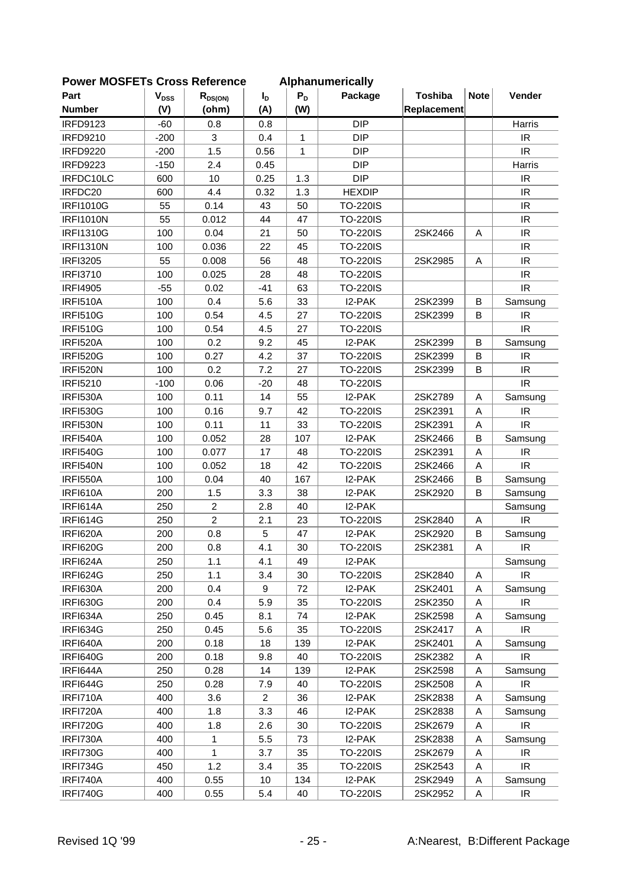## Power MOSFETs Cross Reference Alphanumerically

| Part Number | $V_{DSS}$ (V) | $R_{DS(ON)}$ (ohm) | $I_D$ (A) | $P_D$ (W) | Package | Toshiba Replacement | Note | Vender |
|---|---|---|---|---|---|---|---|---|
| IRFD9123 | -60 | 0.8 | 0.8 | | DIP | | | Harris |
| IRFD9210 | -200 | 3 | 0.4 | 1 | DIP | | | IR |
| IRFD9220 | -200 | 1.5 | 0.56 | 1 | DIP | | | IR |
| IRFD9223 | -150 | 2.4 | 0.45 | | DIP | | | Harris |
| IRFDC10LC | 600 | 10 | 0.25 | 1.3 | DIP | | | IR |
| IRFDC20 | 600 | 4.4 | 0.32 | 1.3 | HEXDIP | | | IR |
| IRFI1010G | 55 | 0.14 | 43 | 50 | TO-220IS | | | IR |
| IRFI1010N | 55 | 0.012 | 44 | 47 | TO-220IS | | | IR |
| IRFI1310G | 100 | 0.04 | 21 | 50 | TO-220IS | 2SK2466 | A | IR |
| IRFI1310N | 100 | 0.036 | 22 | 45 | TO-220IS | | | IR |
| IRFI3205 | 55 | 0.008 | 56 | 48 | TO-220IS | 2SK2985 | A | IR |
| IRFI3710 | 100 | 0.025 | 28 | 48 | TO-220IS | | | IR |
| IRFI4905 | -55 | 0.02 | -41 | 63 | TO-220IS | | | IR |
| IRFI510A | 100 | 0.4 | 5.6 | 33 | I2-PAK | 2SK2399 | B | Samsung |
| IRFI510G | 100 | 0.54 | 4.5 | 27 | TO-220IS | 2SK2399 | B | IR |
| IRFI510G | 100 | 0.54 | 4.5 | 27 | TO-220IS | | | IR |
| IRFI520A | 100 | 0.2 | 9.2 | 45 | I2-PAK | 2SK2399 | B | Samsung |
| IRFI520G | 100 | 0.27 | 4.2 | 37 | TO-220IS | 2SK2399 | B | IR |
| IRFI520N | 100 | 0.2 | 7.2 | 27 | TO-220IS | 2SK2399 | B | IR |
| IRFI5210 | -100 | 0.06 | -20 | 48 | TO-220IS | | | IR |
| IRFI530A | 100 | 0.11 | 14 | 55 | I2-PAK | 2SK2789 | A | Samsung |
| IRFI530G | 100 | 0.16 | 9.7 | 42 | TO-220IS | 2SK2391 | A | IR |
| IRFI530N | 100 | 0.11 | 11 | 33 | TO-220IS | 2SK2391 | A | IR |
| IRFI540A | 100 | 0.052 | 28 | 107 | I2-PAK | 2SK2466 | B | Samsung |
| IRFI540G | 100 | 0.077 | 17 | 48 | TO-220IS | 2SK2391 | A | IR |
| IRFI540N | 100 | 0.052 | 18 | 42 | TO-220IS | 2SK2466 | A | IR |
| IRFI550A | 100 | 0.04 | 40 | 167 | I2-PAK | 2SK2466 | B | Samsung |
| IRFI610A | 200 | 1.5 | 3.3 | 38 | I2-PAK | 2SK2920 | B | Samsung |
| IRFI614A | 250 | 2 | 2.8 | 40 | I2-PAK | | | Samsung |
| IRFI614G | 250 | 2 | 2.1 | 23 | TO-220IS | 2SK2840 | A | IR |
| IRFI620A | 200 | 0.8 | 5 | 47 | I2-PAK | 2SK2920 | B | Samsung |
| IRFI620G | 200 | 0.8 | 4.1 | 30 | TO-220IS | 2SK2381 | A | IR |
| IRFI624A | 250 | 1.1 | 4.1 | 49 | I2-PAK | | | Samsung |
| IRFI624G | 250 | 1.1 | 3.4 | 30 | TO-220IS | 2SK2840 | A | IR |
| IRFI630A | 200 | 0.4 | 9 | 72 | I2-PAK | 2SK2401 | A | Samsung |
| IRFI630G | 200 | 0.4 | 5.9 | 35 | TO-220IS | 2SK2350 | A | IR |
| IRFI634A | 250 | 0.45 | 8.1 | 74 | I2-PAK | 2SK2598 | A | Samsung |
| IRFI634G | 250 | 0.45 | 5.6 | 35 | TO-220IS | 2SK2417 | A | IR |
| IRFI640A | 200 | 0.18 | 18 | 139 | I2-PAK | 2SK2401 | A | Samsung |
| IRFI640G | 200 | 0.18 | 9.8 | 40 | TO-220IS | 2SK2382 | A | IR |
| IRFI644A | 250 | 0.28 | 14 | 139 | I2-PAK | 2SK2598 | A | Samsung |
| IRFI644G | 250 | 0.28 | 7.9 | 40 | TO-220IS | 2SK2508 | A | IR |
| IRFI710A | 400 | 3.6 | 2 | 36 | I2-PAK | 2SK2838 | A | Samsung |
| IRFI720A | 400 | 1.8 | 3.3 | 46 | I2-PAK | 2SK2838 | A | Samsung |
| IRFI720G | 400 | 1.8 | 2.6 | 30 | TO-220IS | 2SK2679 | A | IR |
| IRFI730A | 400 | 1 | 5.5 | 73 | I2-PAK | 2SK2838 | A | Samsung |
| IRFI730G | 400 | 1 | 3.7 | 35 | TO-220IS | 2SK2679 | A | IR |
| IRFI734G | 450 | 1.2 | 3.4 | 35 | TO-220IS | 2SK2543 | A | IR |
| IRFI740A | 400 | 0.55 | 10 | 134 | I2-PAK | 2SK2949 | A | Samsung |
| IRFI740G | 400 | 0.55 | 5.4 | 40 | TO-220IS | 2SK2952 | A | IR |

Revised 1Q '99

A:Nearest, B:Different Package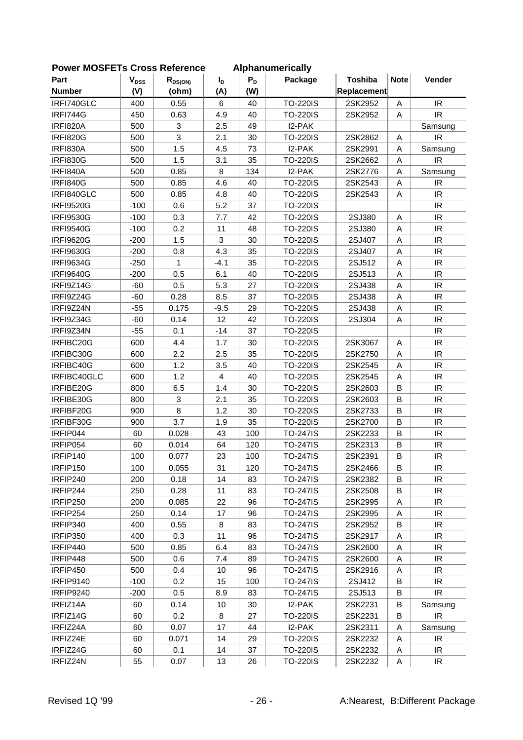## Power MOSFETs Cross Reference Alphanumerically

| Part Number | $V_{DSS}$ (V) | $R_{DS(ON)}$ (ohm) | $I_D$ (A) | $P_D$ (W) | Package | Toshiba Replacement | Note | Vender |
|---|---|---|---|---|---|---|---|---|
| IRFI740GLC | 400 | 0.55 | 6 | 40 | TO-220IS | 2SK2952 | A | IR |
| IRFI744G | 450 | 0.63 | 4.9 | 40 | TO-220IS | 2SK2952 | A | IR |
| IRFI820A | 500 | 3 | 2.5 | 49 | I2-PAK | | | Samsung |
| IRFI820G | 500 | 3 | 2.1 | 30 | TO-220IS | 2SK2862 | A | IR |
| IRFI830A | 500 | 1.5 | 4.5 | 73 | I2-PAK | 2SK2991 | A | Samsung |
| IRFI830G | 500 | 1.5 | 3.1 | 35 | TO-220IS | 2SK2662 | A | IR |
| IRFI840A | 500 | 0.85 | 8 | 134 | I2-PAK | 2SK2776 | A | Samsung |
| IRFI840G | 500 | 0.85 | 4.6 | 40 | TO-220IS | 2SK2543 | A | IR |
| IRFI840GLC | 500 | 0.85 | 4.8 | 40 | TO-220IS | 2SK2543 | A | IR |
| IRFI9520G | -100 | 0.6 | 5.2 | 37 | TO-220IS | | | IR |
| IRFI9530G | -100 | 0.3 | 7.7 | 42 | TO-220IS | 2SJ380 | A | IR |
| IRFI9540G | -100 | 0.2 | 11 | 48 | TO-220IS | 2SJ380 | A | IR |
| IRFI9620G | -200 | 1.5 | 3 | 30 | TO-220IS | 2SJ407 | A | IR |
| IRFI9630G | -200 | 0.8 | 4.3 | 35 | TO-220IS | 2SJ407 | A | IR |
| IRFI9634G | -250 | 1 | -4.1 | 35 | TO-220IS | 2SJ512 | A | IR |
| IRFI9640G | -200 | 0.5 | 6.1 | 40 | TO-220IS | 2SJ513 | A | IR |
| IRFI9Z14G | -60 | 0.5 | 5.3 | 27 | TO-220IS | 2SJ438 | A | IR |
| IRFI9Z24G | -60 | 0.28 | 8.5 | 37 | TO-220IS | 2SJ438 | A | IR |
| IRFI9Z24N | -55 | 0.175 | -9.5 | 29 | TO-220IS | 2SJ438 | A | IR |
| IRFI9Z34G | -60 | 0.14 | 12 | 42 | TO-220IS | 2SJ304 | A | IR |
| IRFI9Z34N | -55 | 0.1 | -14 | 37 | TO-220IS | | | IR |
| IRFIBC20G | 600 | 4.4 | 1.7 | 30 | TO-220IS | 2SK3067 | A | IR |
| IRFIBC30G | 600 | 2.2 | 2.5 | 35 | TO-220IS | 2SK2750 | A | IR |
| IRFIBC40G | 600 | 1.2 | 3.5 | 40 | TO-220IS | 2SK2545 | A | IR |
| IRFIBC40GLC | 600 | 1.2 | 4 | 40 | TO-220IS | 2SK2545 | A | IR |
| IRFIBE20G | 800 | 6.5 | 1.4 | 30 | TO-220IS | 2SK2603 | B | IR |
| IRFIBE30G | 800 | 3 | 2.1 | 35 | TO-220IS | 2SK2603 | B | IR |
| IRFIBF20G | 900 | 8 | 1.2 | 30 | TO-220IS | 2SK2733 | B | IR |
| IRFIBF30G | 900 | 3.7 | 1.9 | 35 | TO-220IS | 2SK2700 | B | IR |
| IRFIP044 | 60 | 0.028 | 43 | 100 | TO-247IS | 2SK2233 | B | IR |
| IRFIP054 | 60 | 0.014 | 64 | 120 | TO-247IS | 2SK2313 | B | IR |
| IRFIP140 | 100 | 0.077 | 23 | 100 | TO-247IS | 2SK2391 | B | IR |
| IRFIP150 | 100 | 0.055 | 31 | 120 | TO-247IS | 2SK2466 | B | IR |
| IRFIP240 | 200 | 0.18 | 14 | 83 | TO-247IS | 2SK2382 | B | IR |
| IRFIP244 | 250 | 0.28 | 11 | 83 | TO-247IS | 2SK2508 | B | IR |
| IRFIP250 | 200 | 0.085 | 22 | 96 | TO-247IS | 2SK2995 | A | IR |
| IRFIP254 | 250 | 0.14 | 17 | 96 | TO-247IS | 2SK2995 | A | IR |
| IRFIP340 | 400 | 0.55 | 8 | 83 | TO-247IS | 2SK2952 | B | IR |
| IRFIP350 | 400 | 0.3 | 11 | 96 | TO-247IS | 2SK2917 | A | IR |
| IRFIP440 | 500 | 0.85 | 6.4 | 83 | TO-247IS | 2SK2600 | A | IR |
| IRFIP448 | 500 | 0.6 | 7.4 | 89 | TO-247IS | 2SK2600 | A | IR |
| IRFIP450 | 500 | 0.4 | 10 | 96 | TO-247IS | 2SK2916 | A | IR |
| IRFIP9140 | -100 | 0.2 | 15 | 100 | TO-247IS | 2SJ412 | B | IR |
| IRFIP9240 | -200 | 0.5 | 8.9 | 83 | TO-247IS | 2SJ513 | B | IR |
| IRFIZ14A | 60 | 0.14 | 10 | 30 | I2-PAK | 2SK2231 | B | Samsung |
| IRFIZ14G | 60 | 0.2 | 8 | 27 | TO-220IS | 2SK2231 | B | IR |
| IRFIZ24A | 60 | 0.07 | 17 | 44 | I2-PAK | 2SK2311 | A | Samsung |
| IRFIZ24E | 60 | 0.071 | 14 | 29 | TO-220IS | 2SK2232 | A | IR |
| IRFIZ24G | 60 | 0.1 | 14 | 37 | TO-220IS | 2SK2232 | A | IR |
| IRFIZ24N | 55 | 0.07 | 13 | 26 | TO-220IS | 2SK2232 | A | IR |

Revised 1Q '99

A:Nearest, B:Different Package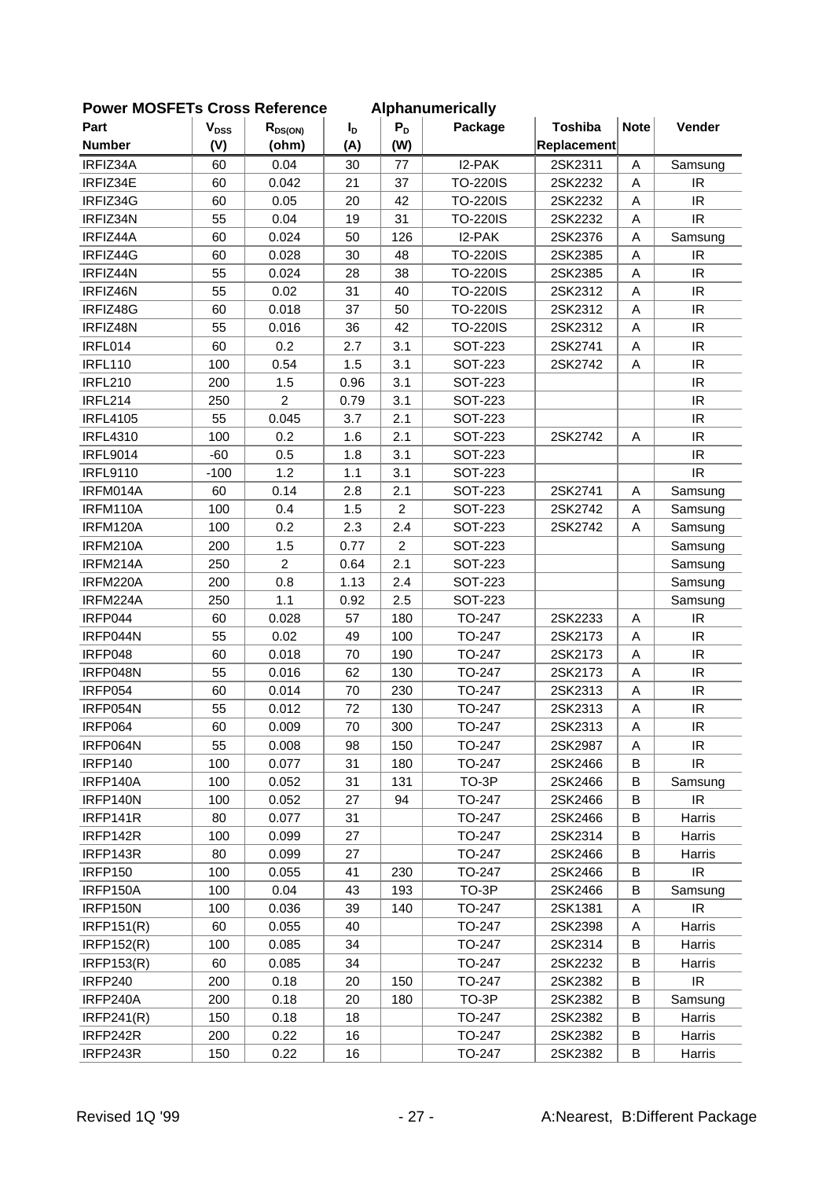## Power MOSFETs Cross Reference Alphanumerically

| Part Number | $V_{DSS}$ (V) | $R_{DS(ON)}$ (ohm) | $I_D$ (A) | $P_D$ (W) | Package | Toshiba Replacement | Note | Vender |
|---|---|---|---|---|---|---|---|---|
| IRFIZ34A | 60 | 0.04 | 30 | 77 | I2-PAK | 2SK2311 | A | Samsung |
| IRFIZ34E | 60 | 0.042 | 21 | 37 | TO-220IS | 2SK2232 | A | IR |
| IRFIZ34G | 60 | 0.05 | 20 | 42 | TO-220IS | 2SK2232 | A | IR |
| IRFIZ34N | 55 | 0.04 | 19 | 31 | TO-220IS | 2SK2232 | A | IR |
| IRFIZ44A | 60 | 0.024 | 50 | 126 | I2-PAK | 2SK2376 | A | Samsung |
| IRFIZ44G | 60 | 0.028 | 30 | 48 | TO-220IS | 2SK2385 | A | IR |
| IRFIZ44N | 55 | 0.024 | 28 | 38 | TO-220IS | 2SK2385 | A | IR |
| IRFIZ46N | 55 | 0.02 | 31 | 40 | TO-220IS | 2SK2312 | A | IR |
| IRFIZ48G | 60 | 0.018 | 37 | 50 | TO-220IS | 2SK2312 | A | IR |
| IRFIZ48N | 55 | 0.016 | 36 | 42 | TO-220IS | 2SK2312 | A | IR |
| IRFL014 | 60 | 0.2 | 2.7 | 3.1 | SOT-223 | 2SK2741 | A | IR |
| IRFL110 | 100 | 0.54 | 1.5 | 3.1 | SOT-223 | 2SK2742 | A | IR |
| IRFL210 | 200 | 1.5 | 0.96 | 3.1 | SOT-223 | | | IR |
| IRFL214 | 250 | 2 | 0.79 | 3.1 | SOT-223 | | | IR |
| IRFL4105 | 55 | 0.045 | 3.7 | 2.1 | SOT-223 | | | IR |
| IRFL4310 | 100 | 0.2 | 1.6 | 2.1 | SOT-223 | 2SK2742 | A | IR |
| IRFL9014 | -60 | 0.5 | 1.8 | 3.1 | SOT-223 | | | IR |
| IRFL9110 | -100 | 1.2 | 1.1 | 3.1 | SOT-223 | | | IR |
| IRFM014A | 60 | 0.14 | 2.8 | 2.1 | SOT-223 | 2SK2741 | A | Samsung |
| IRFM110A | 100 | 0.4 | 1.5 | 2 | SOT-223 | 2SK2742 | A | Samsung |
| IRFM120A | 100 | 0.2 | 2.3 | 2.4 | SOT-223 | 2SK2742 | A | Samsung |
| IRFM210A | 200 | 1.5 | 0.77 | 2 | SOT-223 | | | Samsung |
| IRFM214A | 250 | 2 | 0.64 | 2.1 | SOT-223 | | | Samsung |
| IRFM220A | 200 | 0.8 | 1.13 | 2.4 | SOT-223 | | | Samsung |
| IRFM224A | 250 | 1.1 | 0.92 | 2.5 | SOT-223 | | | Samsung |
| IRFP044 | 60 | 0.028 | 57 | 180 | TO-247 | 2SK2233 | A | IR |
| IRFP044N | 55 | 0.02 | 49 | 100 | TO-247 | 2SK2173 | A | IR |
| IRFP048 | 60 | 0.018 | 70 | 190 | TO-247 | 2SK2173 | A | IR |
| IRFP048N | 55 | 0.016 | 62 | 130 | TO-247 | 2SK2173 | A | IR |
| IRFP054 | 60 | 0.014 | 70 | 230 | TO-247 | 2SK2313 | A | IR |
| IRFP054N | 55 | 0.012 | 72 | 130 | TO-247 | 2SK2313 | A | IR |
| IRFP064 | 60 | 0.009 | 70 | 300 | TO-247 | 2SK2313 | A | IR |
| IRFP064N | 55 | 0.008 | 98 | 150 | TO-247 | 2SK2987 | A | IR |
| IRFP140 | 100 | 0.077 | 31 | 180 | TO-247 | 2SK2466 | B | IR |
| IRFP140A | 100 | 0.052 | 31 | 131 | TO-3P | 2SK2466 | B | Samsung |
| IRFP140N | 100 | 0.052 | 27 | 94 | TO-247 | 2SK2466 | B | IR |
| IRFP141R | 80 | 0.077 | 31 | | TO-247 | 2SK2466 | B | Harris |
| IRFP142R | 100 | 0.099 | 27 | | TO-247 | 2SK2314 | B | Harris |
| IRFP143R | 80 | 0.099 | 27 | | TO-247 | 2SK2466 | B | Harris |
| IRFP150 | 100 | 0.055 | 41 | 230 | TO-247 | 2SK2466 | B | IR |
| IRFP150A | 100 | 0.04 | 43 | 193 | TO-3P | 2SK2466 | B | Samsung |
| IRFP150N | 100 | 0.036 | 39 | 140 | TO-247 | 2SK1381 | A | IR |
| IRFP151(R) | 60 | 0.055 | 40 | | TO-247 | 2SK2398 | A | Harris |
| IRFP152(R) | 100 | 0.085 | 34 | | TO-247 | 2SK2314 | B | Harris |
| IRFP153(R) | 60 | 0.085 | 34 | | TO-247 | 2SK2232 | B | Harris |
| IRFP240 | 200 | 0.18 | 20 | 150 | TO-247 | 2SK2382 | B | IR |
| IRFP240A | 200 | 0.18 | 20 | 180 | TO-3P | 2SK2382 | B | Samsung |
| IRFP241(R) | 150 | 0.18 | 18 | | TO-247 | 2SK2382 | B | Harris |
| IRFP242R | 200 | 0.22 | 16 | | TO-247 | 2SK2382 | B | Harris |
| IRFP243R | 150 | 0.22 | 16 | | TO-247 | 2SK2382 | B | Harris |

Revised 1Q '99

A:Nearest, B:Different Package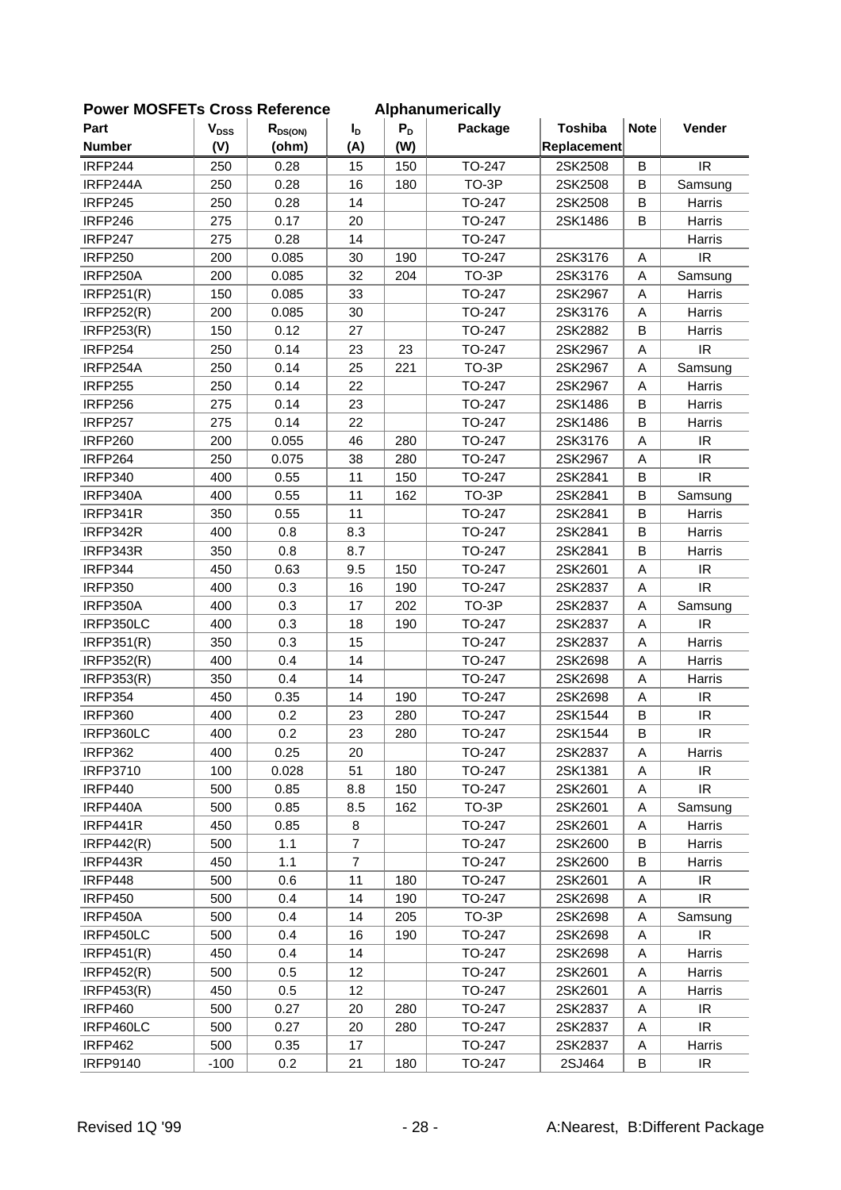**Power MOSFETs Cross Reference Alphanumerically**

| Part Number | $V_{DSS}$ (V) | $R_{DS(ON)}$ (ohm) | $I_D$ (A) | $P_D$ (W) | Package | Toshiba Replacement | Note | Vender |
|---|---|---|---|---|---|---|---|---|
| IRFP244 | 250 | 0.28 | 15 | 150 | TO-247 | 2SK2508 | B | IR |
| IRFP244A | 250 | 0.28 | 16 | 180 | TO-3P | 2SK2508 | B | Samsung |
| IRFP245 | 250 | 0.28 | 14 | | TO-247 | 2SK2508 | B | Harris |
| IRFP246 | 275 | 0.17 | 20 | | TO-247 | 2SK1486 | B | Harris |
| IRFP247 | 275 | 0.28 | 14 | | TO-247 | | | Harris |
| IRFP250 | 200 | 0.085 | 30 | 190 | TO-247 | 2SK3176 | A | IR |
| IRFP250A | 200 | 0.085 | 32 | 204 | TO-3P | 2SK3176 | A | Samsung |
| IRFP251(R) | 150 | 0.085 | 33 | | TO-247 | 2SK2967 | A | Harris |
| IRFP252(R) | 200 | 0.085 | 30 | | TO-247 | 2SK3176 | A | Harris |
| IRFP253(R) | 150 | 0.12 | 27 | | TO-247 | 2SK2882 | B | Harris |
| IRFP254 | 250 | 0.14 | 23 | 23 | TO-247 | 2SK2967 | A | IR |
| IRFP254A | 250 | 0.14 | 25 | 221 | TO-3P | 2SK2967 | A | Samsung |
| IRFP255 | 250 | 0.14 | 22 | | TO-247 | 2SK2967 | A | Harris |
| IRFP256 | 275 | 0.14 | 23 | | TO-247 | 2SK1486 | B | Harris |
| IRFP257 | 275 | 0.14 | 22 | | TO-247 | 2SK1486 | B | Harris |
| IRFP260 | 200 | 0.055 | 46 | 280 | TO-247 | 2SK3176 | A | IR |
| IRFP264 | 250 | 0.075 | 38 | 280 | TO-247 | 2SK2967 | A | IR |
| IRFP340 | 400 | 0.55 | 11 | 150 | TO-247 | 2SK2841 | B | IR |
| IRFP340A | 400 | 0.55 | 11 | 162 | TO-3P | 2SK2841 | B | Samsung |
| IRFP341R | 350 | 0.55 | 11 | | TO-247 | 2SK2841 | B | Harris |
| IRFP342R | 400 | 0.8 | 8.3 | | TO-247 | 2SK2841 | B | Harris |
| IRFP343R | 350 | 0.8 | 8.7 | | TO-247 | 2SK2841 | B | Harris |
| IRFP344 | 450 | 0.63 | 9.5 | 150 | TO-247 | 2SK2601 | A | IR |
| IRFP350 | 400 | 0.3 | 16 | 190 | TO-247 | 2SK2837 | A | IR |
| IRFP350A | 400 | 0.3 | 17 | 202 | TO-3P | 2SK2837 | A | Samsung |
| IRFP350LC | 400 | 0.3 | 18 | 190 | TO-247 | 2SK2837 | A | IR |
| IRFP351(R) | 350 | 0.3 | 15 | | TO-247 | 2SK2837 | A | Harris |
| IRFP352(R) | 400 | 0.4 | 14 | | TO-247 | 2SK2698 | A | Harris |
| IRFP353(R) | 350 | 0.4 | 14 | | TO-247 | 2SK2698 | A | Harris |
| IRFP354 | 450 | 0.35 | 14 | 190 | TO-247 | 2SK2698 | A | IR |
| IRFP360 | 400 | 0.2 | 23 | 280 | TO-247 | 2SK1544 | B | IR |
| IRFP360LC | 400 | 0.2 | 23 | 280 | TO-247 | 2SK1544 | B | IR |
| IRFP362 | 400 | 0.25 | 20 | | TO-247 | 2SK2837 | A | Harris |
| IRFP3710 | 100 | 0.028 | 51 | 180 | TO-247 | 2SK1381 | A | IR |
| IRFP440 | 500 | 0.85 | 8.8 | 150 | TO-247 | 2SK2601 | A | IR |
| IRFP440A | 500 | 0.85 | 8.5 | 162 | TO-3P | 2SK2601 | A | Samsung |
| IRFP441R | 450 | 0.85 | 8 | | TO-247 | 2SK2601 | A | Harris |
| IRFP442(R) | 500 | 1.1 | 7 | | TO-247 | 2SK2600 | B | Harris |
| IRFP443R | 450 | 1.1 | 7 | | TO-247 | 2SK2600 | B | Harris |
| IRFP448 | 500 | 0.6 | 11 | 180 | TO-247 | 2SK2601 | A | IR |
| IRFP450 | 500 | 0.4 | 14 | 190 | TO-247 | 2SK2698 | A | IR |
| IRFP450A | 500 | 0.4 | 14 | 205 | TO-3P | 2SK2698 | A | Samsung |
| IRFP450LC | 500 | 0.4 | 16 | 190 | TO-247 | 2SK2698 | A | IR |
| IRFP451(R) | 450 | 0.4 | 14 | | TO-247 | 2SK2698 | A | Harris |
| IRFP452(R) | 500 | 0.5 | 12 | | TO-247 | 2SK2601 | A | Harris |
| IRFP453(R) | 450 | 0.5 | 12 | | TO-247 | 2SK2601 | A | Harris |
| IRFP460 | 500 | 0.27 | 20 | 280 | TO-247 | 2SK2837 | A | IR |
| IRFP460LC | 500 | 0.27 | 20 | 280 | TO-247 | 2SK2837 | A | IR |
| IRFP462 | 500 | 0.35 | 17 | | TO-247 | 2SK2837 | A | Harris |
| IRFP9140 | -100 | 0.2 | 21 | 180 | TO-247 | 2SJ464 | B | IR |

Revised 1Q '99

A:Nearest, B:Different Package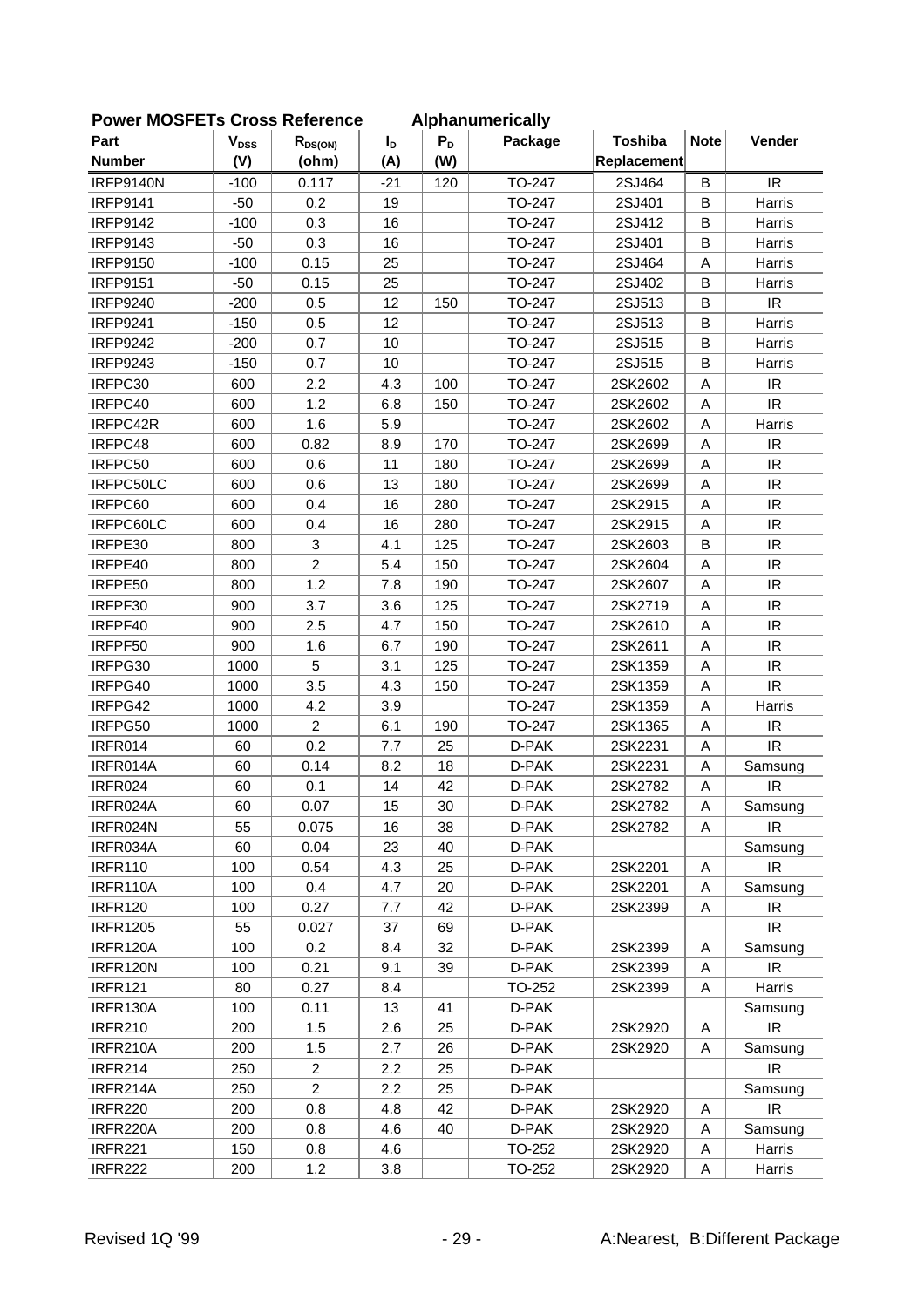**Power MOSFETs Cross Reference Alphanumerically**

| Part Number | $V_{DSS}$ (V) | $R_{DS(ON)}$ (ohm) | $I_D$ (A) | $P_D$ (W) | Package | Toshiba Replacement | Note | Vender |
|---|---|---|---|---|---|---|---|---|
| IRFP9140N | -100 | 0.117 | -21 | 120 | TO-247 | 2SJ464 | B | IR |
| IRFP9141 | -50 | 0.2 | 19 | | TO-247 | 2SJ401 | B | Harris |
| IRFP9142 | -100 | 0.3 | 16 | | TO-247 | 2SJ412 | B | Harris |
| IRFP9143 | -50 | 0.3 | 16 | | TO-247 | 2SJ401 | B | Harris |
| IRFP9150 | -100 | 0.15 | 25 | | TO-247 | 2SJ464 | A | Harris |
| IRFP9151 | -50 | 0.15 | 25 | | TO-247 | 2SJ402 | B | Harris |
| IRFP9240 | -200 | 0.5 | 12 | 150 | TO-247 | 2SJ513 | B | IR |
| IRFP9241 | -150 | 0.5 | 12 | | TO-247 | 2SJ513 | B | Harris |
| IRFP9242 | -200 | 0.7 | 10 | | TO-247 | 2SJ515 | B | Harris |
| IRFP9243 | -150 | 0.7 | 10 | | TO-247 | 2SJ515 | B | Harris |
| IRFPC30 | 600 | 2.2 | 4.3 | 100 | TO-247 | 2SK2602 | A | IR |
| IRFPC40 | 600 | 1.2 | 6.8 | 150 | TO-247 | 2SK2602 | A | IR |
| IRFPC42R | 600 | 1.6 | 5.9 | | TO-247 | 2SK2602 | A | Harris |
| IRFPC48 | 600 | 0.82 | 8.9 | 170 | TO-247 | 2SK2699 | A | IR |
| IRFPC50 | 600 | 0.6 | 11 | 180 | TO-247 | 2SK2699 | A | IR |
| IRFPC50LC | 600 | 0.6 | 13 | 180 | TO-247 | 2SK2699 | A | IR |
| IRFPC60 | 600 | 0.4 | 16 | 280 | TO-247 | 2SK2915 | A | IR |
| IRFPC60LC | 600 | 0.4 | 16 | 280 | TO-247 | 2SK2915 | A | IR |
| IRFPE30 | 800 | 3 | 4.1 | 125 | TO-247 | 2SK2603 | B | IR |
| IRFPE40 | 800 | 2 | 5.4 | 150 | TO-247 | 2SK2604 | A | IR |
| IRFPE50 | 800 | 1.2 | 7.8 | 190 | TO-247 | 2SK2607 | A | IR |
| IRFPF30 | 900 | 3.7 | 3.6 | 125 | TO-247 | 2SK2719 | A | IR |
| IRFPF40 | 900 | 2.5 | 4.7 | 150 | TO-247 | 2SK2610 | A | IR |
| IRFPF50 | 900 | 1.6 | 6.7 | 190 | TO-247 | 2SK2611 | A | IR |
| IRFPG30 | 1000 | 5 | 3.1 | 125 | TO-247 | 2SK1359 | A | IR |
| IRFPG40 | 1000 | 3.5 | 4.3 | 150 | TO-247 | 2SK1359 | A | IR |
| IRFPG42 | 1000 | 4.2 | 3.9 | | TO-247 | 2SK1359 | A | Harris |
| IRFPG50 | 1000 | 2 | 6.1 | 190 | TO-247 | 2SK1365 | A | IR |
| IRFR014 | 60 | 0.2 | 7.7 | 25 | D-PAK | 2SK2231 | A | IR |
| IRFR014A | 60 | 0.14 | 8.2 | 18 | D-PAK | 2SK2231 | A | Samsung |
| IRFR024 | 60 | 0.1 | 14 | 42 | D-PAK | 2SK2782 | A | IR |
| IRFR024A | 60 | 0.07 | 15 | 30 | D-PAK | 2SK2782 | A | Samsung |
| IRFR024N | 55 | 0.075 | 16 | 38 | D-PAK | 2SK2782 | A | IR |
| IRFR034A | 60 | 0.04 | 23 | 40 | D-PAK | | | Samsung |
| IRFR110 | 100 | 0.54 | 4.3 | 25 | D-PAK | 2SK2201 | A | IR |
| IRFR110A | 100 | 0.4 | 4.7 | 20 | D-PAK | 2SK2201 | A | Samsung |
| IRFR120 | 100 | 0.27 | 7.7 | 42 | D-PAK | 2SK2399 | A | IR |
| IRFR1205 | 55 | 0.027 | 37 | 69 | D-PAK | | | IR |
| IRFR120A | 100 | 0.2 | 8.4 | 32 | D-PAK | 2SK2399 | A | Samsung |
| IRFR120N | 100 | 0.21 | 9.1 | 39 | D-PAK | 2SK2399 | A | IR |
| IRFR121 | 80 | 0.27 | 8.4 | | TO-252 | 2SK2399 | A | Harris |
| IRFR130A | 100 | 0.11 | 13 | 41 | D-PAK | | | Samsung |
| IRFR210 | 200 | 1.5 | 2.6 | 25 | D-PAK | 2SK2920 | A | IR |
| IRFR210A | 200 | 1.5 | 2.7 | 26 | D-PAK | 2SK2920 | A | Samsung |
| IRFR214 | 250 | 2 | 2.2 | 25 | D-PAK | | | IR |
| IRFR214A | 250 | 2 | 2.2 | 25 | D-PAK | | | Samsung |
| IRFR220 | 200 | 0.8 | 4.8 | 42 | D-PAK | 2SK2920 | A | IR |
| IRFR220A | 200 | 0.8 | 4.6 | 40 | D-PAK | 2SK2920 | A | Samsung |
| IRFR221 | 150 | 0.8 | 4.6 | | TO-252 | 2SK2920 | A | Harris |
| IRFR222 | 200 | 1.2 | 3.8 | | TO-252 | 2SK2920 | A | Harris |

Revised 1Q '99 A:Nearest, B:Different Package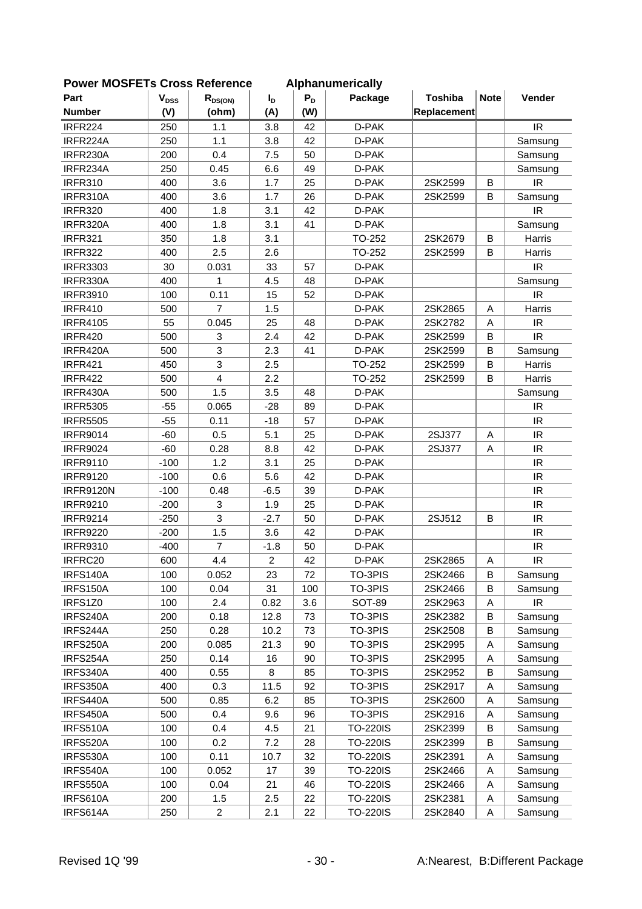**Power MOSFETs Cross Reference Alphanumerically**

| Part Number | $V_{DSS}$ (V) | $R_{DS(ON)}$ (ohm) | $I_D$ (A) | $P_D$ (W) | Package | Toshiba Replacement | Note | Vender |
|---|---|---|---|---|---|---|---|---|
| IRFR224 | 250 | 1.1 | 3.8 | 42 | D-PAK | | | IR |
| IRFR224A | 250 | 1.1 | 3.8 | 42 | D-PAK | | | Samsung |
| IRFR230A | 200 | 0.4 | 7.5 | 50 | D-PAK | | | Samsung |
| IRFR234A | 250 | 0.45 | 6.6 | 49 | D-PAK | | | Samsung |
| IRFR310 | 400 | 3.6 | 1.7 | 25 | D-PAK | 2SK2599 | B | IR |
| IRFR310A | 400 | 3.6 | 1.7 | 26 | D-PAK | 2SK2599 | B | Samsung |
| IRFR320 | 400 | 1.8 | 3.1 | 42 | D-PAK | | | IR |
| IRFR320A | 400 | 1.8 | 3.1 | 41 | D-PAK | | | Samsung |
| IRFR321 | 350 | 1.8 | 3.1 | | TO-252 | 2SK2679 | B | Harris |
| IRFR322 | 400 | 2.5 | 2.6 | | TO-252 | 2SK2599 | B | Harris |
| IRFR3303 | 30 | 0.031 | 33 | 57 | D-PAK | | | IR |
| IRFR330A | 400 | 1 | 4.5 | 48 | D-PAK | | | Samsung |
| IRFR3910 | 100 | 0.11 | 15 | 52 | D-PAK | | | IR |
| IRFR410 | 500 | 7 | 1.5 | | D-PAK | 2SK2865 | A | Harris |
| IRFR4105 | 55 | 0.045 | 25 | 48 | D-PAK | 2SK2782 | A | IR |
| IRFR420 | 500 | 3 | 2.4 | 42 | D-PAK | 2SK2599 | B | IR |
| IRFR420A | 500 | 3 | 2.3 | 41 | D-PAK | 2SK2599 | B | Samsung |
| IRFR421 | 450 | 3 | 2.5 | | TO-252 | 2SK2599 | B | Harris |
| IRFR422 | 500 | 4 | 2.2 | | TO-252 | 2SK2599 | B | Harris |
| IRFR430A | 500 | 1.5 | 3.5 | 48 | D-PAK | | | Samsung |
| IRFR5305 | -55 | 0.065 | -28 | 89 | D-PAK | | | IR |
| IRFR5505 | -55 | 0.11 | -18 | 57 | D-PAK | | | IR |
| IRFR9014 | -60 | 0.5 | 5.1 | 25 | D-PAK | 2SJ377 | A | IR |
| IRFR9024 | -60 | 0.28 | 8.8 | 42 | D-PAK | 2SJ377 | A | IR |
| IRFR9110 | -100 | 1.2 | 3.1 | 25 | D-PAK | | | IR |
| IRFR9120 | -100 | 0.6 | 5.6 | 42 | D-PAK | | | IR |
| IRFR9120N | -100 | 0.48 | -6.5 | 39 | D-PAK | | | IR |
| IRFR9210 | -200 | 3 | 1.9 | 25 | D-PAK | | | IR |
| IRFR9214 | -250 | 3 | -2.7 | 50 | D-PAK | 2SJ512 | B | IR |
| IRFR9220 | -200 | 1.5 | 3.6 | 42 | D-PAK | | | IR |
| IRFR9310 | -400 | 7 | -1.8 | 50 | D-PAK | | | IR |
| IRFRC20 | 600 | 4.4 | 2 | 42 | D-PAK | 2SK2865 | A | IR |
| IRFS140A | 100 | 0.052 | 23 | 72 | TO-3PIS | 2SK2466 | B | Samsung |
| IRFS150A | 100 | 0.04 | 31 | 100 | TO-3PIS | 2SK2466 | B | Samsung |
| IRFS1Z0 | 100 | 2.4 | 0.82 | 3.6 | SOT-89 | 2SK2963 | A | IR |
| IRFS240A | 200 | 0.18 | 12.8 | 73 | TO-3PIS | 2SK2382 | B | Samsung |
| IRFS244A | 250 | 0.28 | 10.2 | 73 | TO-3PIS | 2SK2508 | B | Samsung |
| IRFS250A | 200 | 0.085 | 21.3 | 90 | TO-3PIS | 2SK2995 | A | Samsung |
| IRFS254A | 250 | 0.14 | 16 | 90 | TO-3PIS | 2SK2995 | A | Samsung |
| IRFS340A | 400 | 0.55 | 8 | 85 | TO-3PIS | 2SK2952 | B | Samsung |
| IRFS350A | 400 | 0.3 | 11.5 | 92 | TO-3PIS | 2SK2917 | A | Samsung |
| IRFS440A | 500 | 0.85 | 6.2 | 85 | TO-3PIS | 2SK2600 | A | Samsung |
| IRFS450A | 500 | 0.4 | 9.6 | 96 | TO-3PIS | 2SK2916 | A | Samsung |
| IRFS510A | 100 | 0.4 | 4.5 | 21 | TO-220IS | 2SK2399 | B | Samsung |
| IRFS520A | 100 | 0.2 | 7.2 | 28 | TO-220IS | 2SK2399 | B | Samsung |
| IRFS530A | 100 | 0.11 | 10.7 | 32 | TO-220IS | 2SK2391 | A | Samsung |
| IRFS540A | 100 | 0.052 | 17 | 39 | TO-220IS | 2SK2466 | A | Samsung |
| IRFS550A | 100 | 0.04 | 21 | 46 | TO-220IS | 2SK2466 | A | Samsung |
| IRFS610A | 200 | 1.5 | 2.5 | 22 | TO-220IS | 2SK2381 | A | Samsung |
| IRFS614A | 250 | 2 | 2.1 | 22 | TO-220IS | 2SK2840 | A | Samsung |

Revised 1Q '99 — A:Nearest, B:Different Package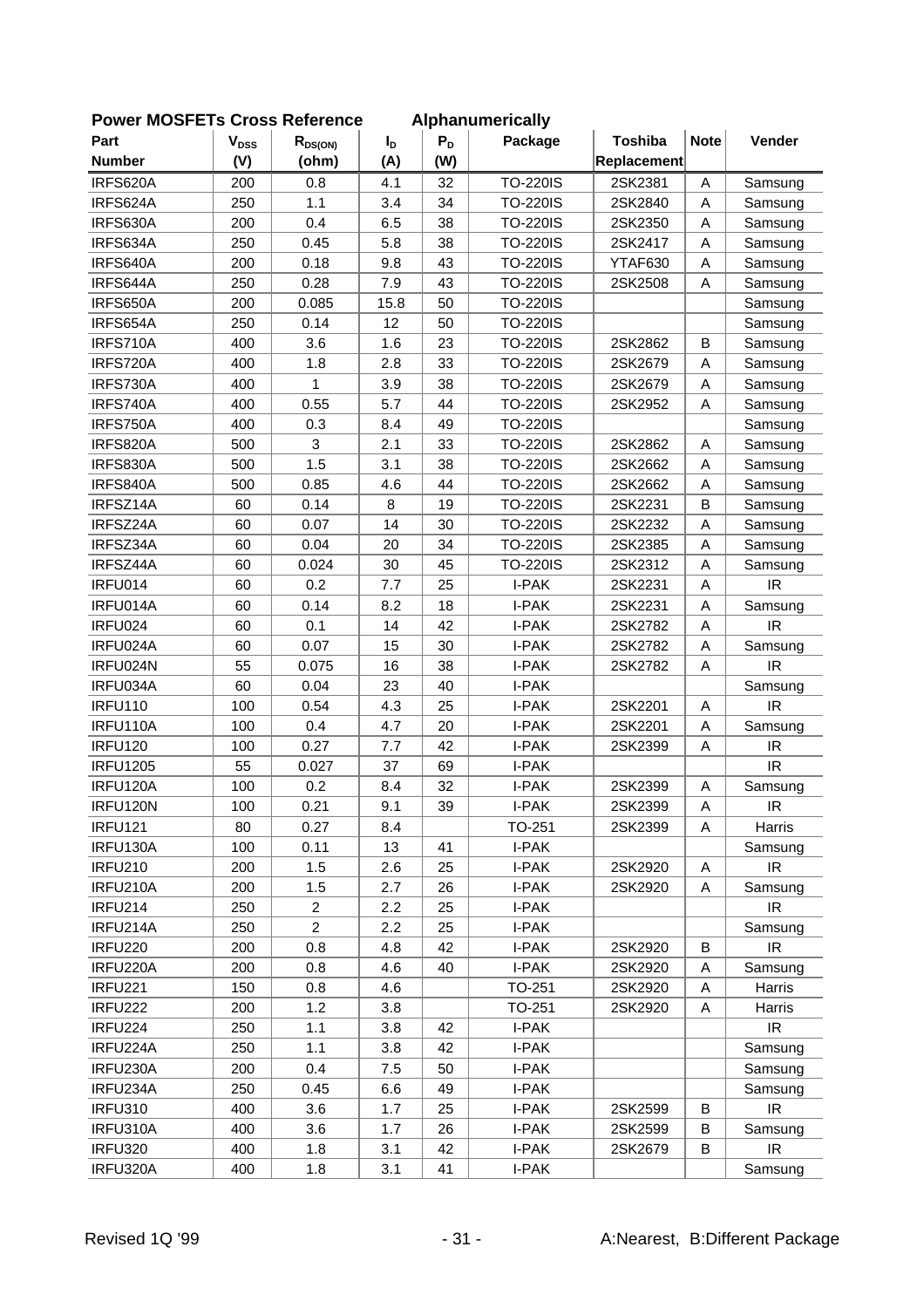## Power MOSFETs Cross Reference Alphanumerically

| Part Number | $V_{DSS}$ (V) | $R_{DS(ON)}$ (ohm) | $I_D$ (A) | $P_D$ (W) | Package | Toshiba Replacement | Note | Vender |
|---|---|---|---|---|---|---|---|---|
| IRFS620A | 200 | 0.8 | 4.1 | 32 | TO-220IS | 2SK2381 | A | Samsung |
| IRFS624A | 250 | 1.1 | 3.4 | 34 | TO-220IS | 2SK2840 | A | Samsung |
| IRFS630A | 200 | 0.4 | 6.5 | 38 | TO-220IS | 2SK2350 | A | Samsung |
| IRFS634A | 250 | 0.45 | 5.8 | 38 | TO-220IS | 2SK2417 | A | Samsung |
| IRFS640A | 200 | 0.18 | 9.8 | 43 | TO-220IS | YTAF630 | A | Samsung |
| IRFS644A | 250 | 0.28 | 7.9 | 43 | TO-220IS | 2SK2508 | A | Samsung |
| IRFS650A | 200 | 0.085 | 15.8 | 50 | TO-220IS | | | Samsung |
| IRFS654A | 250 | 0.14 | 12 | 50 | TO-220IS | | | Samsung |
| IRFS710A | 400 | 3.6 | 1.6 | 23 | TO-220IS | 2SK2862 | B | Samsung |
| IRFS720A | 400 | 1.8 | 2.8 | 33 | TO-220IS | 2SK2679 | A | Samsung |
| IRFS730A | 400 | 1 | 3.9 | 38 | TO-220IS | 2SK2679 | A | Samsung |
| IRFS740A | 400 | 0.55 | 5.7 | 44 | TO-220IS | 2SK2952 | A | Samsung |
| IRFS750A | 400 | 0.3 | 8.4 | 49 | TO-220IS | | | Samsung |
| IRFS820A | 500 | 3 | 2.1 | 33 | TO-220IS | 2SK2862 | A | Samsung |
| IRFS830A | 500 | 1.5 | 3.1 | 38 | TO-220IS | 2SK2662 | A | Samsung |
| IRFS840A | 500 | 0.85 | 4.6 | 44 | TO-220IS | 2SK2662 | A | Samsung |
| IRFSZ14A | 60 | 0.14 | 8 | 19 | TO-220IS | 2SK2231 | B | Samsung |
| IRFSZ24A | 60 | 0.07 | 14 | 30 | TO-220IS | 2SK2232 | A | Samsung |
| IRFSZ34A | 60 | 0.04 | 20 | 34 | TO-220IS | 2SK2385 | A | Samsung |
| IRFSZ44A | 60 | 0.024 | 30 | 45 | TO-220IS | 2SK2312 | A | Samsung |
| IRFU014 | 60 | 0.2 | 7.7 | 25 | I-PAK | 2SK2231 | A | IR |
| IRFU014A | 60 | 0.14 | 8.2 | 18 | I-PAK | 2SK2231 | A | Samsung |
| IRFU024 | 60 | 0.1 | 14 | 42 | I-PAK | 2SK2782 | A | IR |
| IRFU024A | 60 | 0.07 | 15 | 30 | I-PAK | 2SK2782 | A | Samsung |
| IRFU024N | 55 | 0.075 | 16 | 38 | I-PAK | 2SK2782 | A | IR |
| IRFU034A | 60 | 0.04 | 23 | 40 | I-PAK | | | Samsung |
| IRFU110 | 100 | 0.54 | 4.3 | 25 | I-PAK | 2SK2201 | A | IR |
| IRFU110A | 100 | 0.4 | 4.7 | 20 | I-PAK | 2SK2201 | A | Samsung |
| IRFU120 | 100 | 0.27 | 7.7 | 42 | I-PAK | 2SK2399 | A | IR |
| IRFU1205 | 55 | 0.027 | 37 | 69 | I-PAK | | | IR |
| IRFU120A | 100 | 0.2 | 8.4 | 32 | I-PAK | 2SK2399 | A | Samsung |
| IRFU120N | 100 | 0.21 | 9.1 | 39 | I-PAK | 2SK2399 | A | IR |
| IRFU121 | 80 | 0.27 | 8.4 | | TO-251 | 2SK2399 | A | Harris |
| IRFU130A | 100 | 0.11 | 13 | 41 | I-PAK | | | Samsung |
| IRFU210 | 200 | 1.5 | 2.6 | 25 | I-PAK | 2SK2920 | A | IR |
| IRFU210A | 200 | 1.5 | 2.7 | 26 | I-PAK | 2SK2920 | A | Samsung |
| IRFU214 | 250 | 2 | 2.2 | 25 | I-PAK | | | IR |
| IRFU214A | 250 | 2 | 2.2 | 25 | I-PAK | | | Samsung |
| IRFU220 | 200 | 0.8 | 4.8 | 42 | I-PAK | 2SK2920 | B | IR |
| IRFU220A | 200 | 0.8 | 4.6 | 40 | I-PAK | 2SK2920 | A | Samsung |
| IRFU221 | 150 | 0.8 | 4.6 | | TO-251 | 2SK2920 | A | Harris |
| IRFU222 | 200 | 1.2 | 3.8 | | TO-251 | 2SK2920 | A | Harris |
| IRFU224 | 250 | 1.1 | 3.8 | 42 | I-PAK | | | IR |
| IRFU224A | 250 | 1.1 | 3.8 | 42 | I-PAK | | | Samsung |
| IRFU230A | 200 | 0.4 | 7.5 | 50 | I-PAK | | | Samsung |
| IRFU234A | 250 | 0.45 | 6.6 | 49 | I-PAK | | | Samsung |
| IRFU310 | 400 | 3.6 | 1.7 | 25 | I-PAK | 2SK2599 | B | IR |
| IRFU310A | 400 | 3.6 | 1.7 | 26 | I-PAK | 2SK2599 | B | Samsung |
| IRFU320 | 400 | 1.8 | 3.1 | 42 | I-PAK | 2SK2679 | B | IR |
| IRFU320A | 400 | 1.8 | 3.1 | 41 | I-PAK | | | Samsung |

Revised 1Q '99

A:Nearest, B:Different Package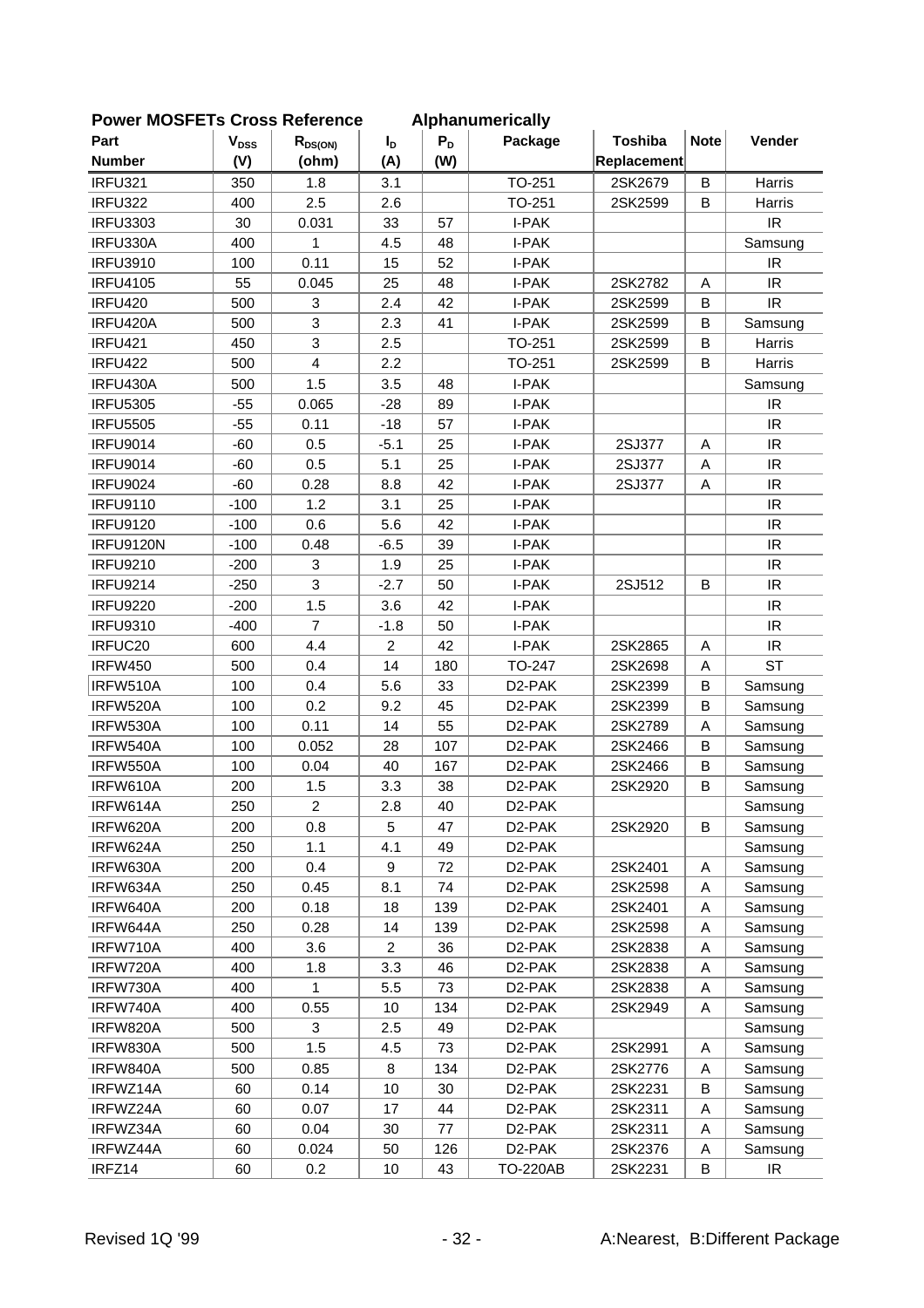## Power MOSFETs Cross Reference Alphanumerically

| Part Number | $V_{DSS}$ (V) | $R_{DS(ON)}$ (ohm) | $I_D$ (A) | $P_D$ (W) | Package | Toshiba Replacement | Note | Vender |
|---|---|---|---|---|---|---|---|---|
| IRFU321 | 350 | 1.8 | 3.1 | | TO-251 | 2SK2679 | B | Harris |
| IRFU322 | 400 | 2.5 | 2.6 | | TO-251 | 2SK2599 | B | Harris |
| IRFU3303 | 30 | 0.031 | 33 | 57 | I-PAK | | | IR |
| IRFU330A | 400 | 1 | 4.5 | 48 | I-PAK | | | Samsung |
| IRFU3910 | 100 | 0.11 | 15 | 52 | I-PAK | | | IR |
| IRFU4105 | 55 | 0.045 | 25 | 48 | I-PAK | 2SK2782 | A | IR |
| IRFU420 | 500 | 3 | 2.4 | 42 | I-PAK | 2SK2599 | B | IR |
| IRFU420A | 500 | 3 | 2.3 | 41 | I-PAK | 2SK2599 | B | Samsung |
| IRFU421 | 450 | 3 | 2.5 | | TO-251 | 2SK2599 | B | Harris |
| IRFU422 | 500 | 4 | 2.2 | | TO-251 | 2SK2599 | B | Harris |
| IRFU430A | 500 | 1.5 | 3.5 | 48 | I-PAK | | | Samsung |
| IRFU5305 | -55 | 0.065 | -28 | 89 | I-PAK | | | IR |
| IRFU5505 | -55 | 0.11 | -18 | 57 | I-PAK | | | IR |
| IRFU9014 | -60 | 0.5 | -5.1 | 25 | I-PAK | 2SJ377 | A | IR |
| IRFU9014 | -60 | 0.5 | 5.1 | 25 | I-PAK | 2SJ377 | A | IR |
| IRFU9024 | -60 | 0.28 | 8.8 | 42 | I-PAK | 2SJ377 | A | IR |
| IRFU9110 | -100 | 1.2 | 3.1 | 25 | I-PAK | | | IR |
| IRFU9120 | -100 | 0.6 | 5.6 | 42 | I-PAK | | | IR |
| IRFU9120N | -100 | 0.48 | -6.5 | 39 | I-PAK | | | IR |
| IRFU9210 | -200 | 3 | 1.9 | 25 | I-PAK | | | IR |
| IRFU9214 | -250 | 3 | -2.7 | 50 | I-PAK | 2SJ512 | B | IR |
| IRFU9220 | -200 | 1.5 | 3.6 | 42 | I-PAK | | | IR |
| IRFU9310 | -400 | 7 | -1.8 | 50 | I-PAK | | | IR |
| IRFUC20 | 600 | 4.4 | 2 | 42 | I-PAK | 2SK2865 | A | IR |
| IRFW450 | 500 | 0.4 | 14 | 180 | TO-247 | 2SK2698 | A | ST |
| IRFW510A | 100 | 0.4 | 5.6 | 33 | D2-PAK | 2SK2399 | B | Samsung |
| IRFW520A | 100 | 0.2 | 9.2 | 45 | D2-PAK | 2SK2399 | B | Samsung |
| IRFW530A | 100 | 0.11 | 14 | 55 | D2-PAK | 2SK2789 | A | Samsung |
| IRFW540A | 100 | 0.052 | 28 | 107 | D2-PAK | 2SK2466 | B | Samsung |
| IRFW550A | 100 | 0.04 | 40 | 167 | D2-PAK | 2SK2466 | B | Samsung |
| IRFW610A | 200 | 1.5 | 3.3 | 38 | D2-PAK | 2SK2920 | B | Samsung |
| IRFW614A | 250 | 2 | 2.8 | 40 | D2-PAK | | | Samsung |
| IRFW620A | 200 | 0.8 | 5 | 47 | D2-PAK | 2SK2920 | B | Samsung |
| IRFW624A | 250 | 1.1 | 4.1 | 49 | D2-PAK | | | Samsung |
| IRFW630A | 200 | 0.4 | 9 | 72 | D2-PAK | 2SK2401 | A | Samsung |
| IRFW634A | 250 | 0.45 | 8.1 | 74 | D2-PAK | 2SK2598 | A | Samsung |
| IRFW640A | 200 | 0.18 | 18 | 139 | D2-PAK | 2SK2401 | A | Samsung |
| IRFW644A | 250 | 0.28 | 14 | 139 | D2-PAK | 2SK2598 | A | Samsung |
| IRFW710A | 400 | 3.6 | 2 | 36 | D2-PAK | 2SK2838 | A | Samsung |
| IRFW720A | 400 | 1.8 | 3.3 | 46 | D2-PAK | 2SK2838 | A | Samsung |
| IRFW730A | 400 | 1 | 5.5 | 73 | D2-PAK | 2SK2838 | A | Samsung |
| IRFW740A | 400 | 0.55 | 10 | 134 | D2-PAK | 2SK2949 | A | Samsung |
| IRFW820A | 500 | 3 | 2.5 | 49 | D2-PAK | | | Samsung |
| IRFW830A | 500 | 1.5 | 4.5 | 73 | D2-PAK | 2SK2991 | A | Samsung |
| IRFW840A | 500 | 0.85 | 8 | 134 | D2-PAK | 2SK2776 | A | Samsung |
| IRFWZ14A | 60 | 0.14 | 10 | 30 | D2-PAK | 2SK2231 | B | Samsung |
| IRFWZ24A | 60 | 0.07 | 17 | 44 | D2-PAK | 2SK2311 | A | Samsung |
| IRFWZ34A | 60 | 0.04 | 30 | 77 | D2-PAK | 2SK2311 | A | Samsung |
| IRFWZ44A | 60 | 0.024 | 50 | 126 | D2-PAK | 2SK2376 | A | Samsung |
| IRFZ14 | 60 | 0.2 | 10 | 43 | TO-220AB | 2SK2231 | B | IR |

Revised 1Q '99

A:Nearest, B:Different Package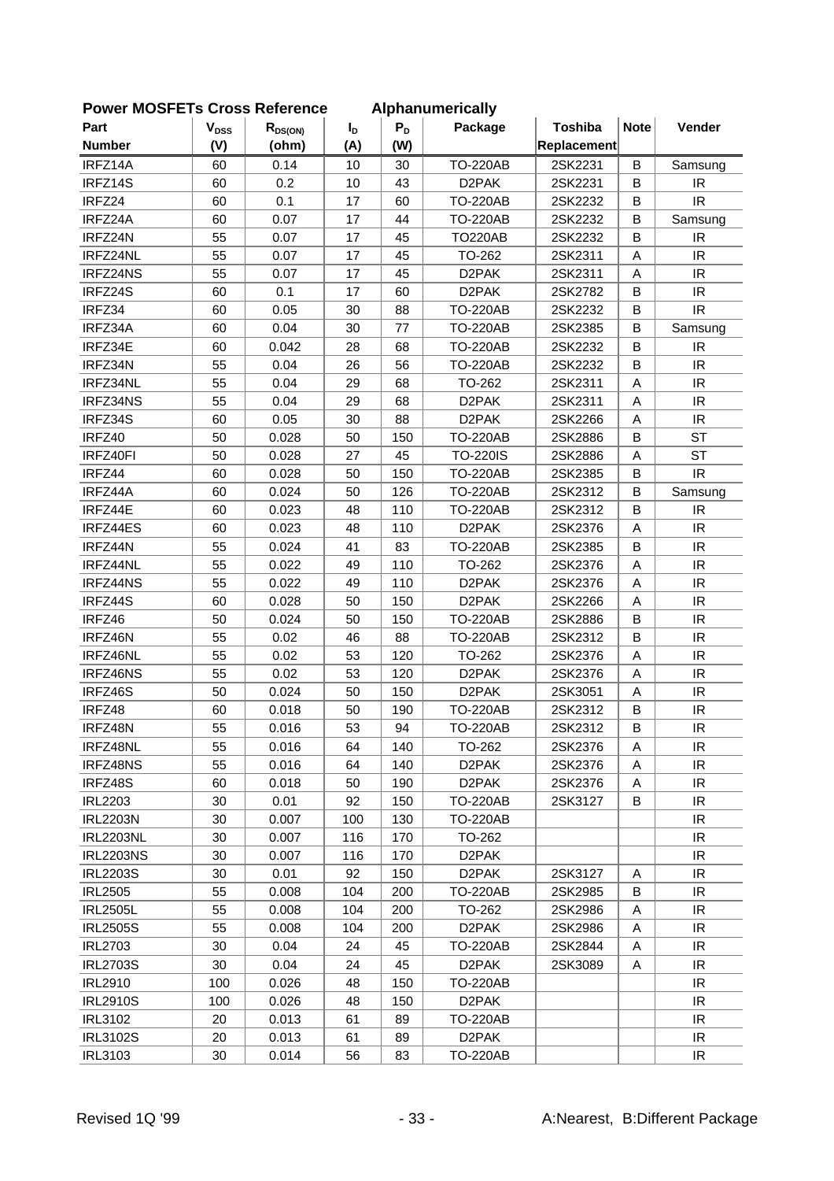**Power MOSFETs Cross Reference Alphanumerically**

| Part Number | $V_{DSS}$ (V) | $R_{DS(ON)}$ (ohm) | $I_D$ (A) | $P_D$ (W) | Package | Toshiba Replacement | Note | Vender |
|---|---|---|---|---|---|---|---|---|
| IRFZ14A | 60 | 0.14 | 10 | 30 | TO-220AB | 2SK2231 | B | Samsung |
| IRFZ14S | 60 | 0.2 | 10 | 43 | D2PAK | 2SK2231 | B | IR |
| IRFZ24 | 60 | 0.1 | 17 | 60 | TO-220AB | 2SK2232 | B | IR |
| IRFZ24A | 60 | 0.07 | 17 | 44 | TO-220AB | 2SK2232 | B | Samsung |
| IRFZ24N | 55 | 0.07 | 17 | 45 | TO220AB | 2SK2232 | B | IR |
| IRFZ24NL | 55 | 0.07 | 17 | 45 | TO-262 | 2SK2311 | A | IR |
| IRFZ24NS | 55 | 0.07 | 17 | 45 | D2PAK | 2SK2311 | A | IR |
| IRFZ24S | 60 | 0.1 | 17 | 60 | D2PAK | 2SK2782 | B | IR |
| IRFZ34 | 60 | 0.05 | 30 | 88 | TO-220AB | 2SK2232 | B | IR |
| IRFZ34A | 60 | 0.04 | 30 | 77 | TO-220AB | 2SK2385 | B | Samsung |
| IRFZ34E | 60 | 0.042 | 28 | 68 | TO-220AB | 2SK2232 | B | IR |
| IRFZ34N | 55 | 0.04 | 26 | 56 | TO-220AB | 2SK2232 | B | IR |
| IRFZ34NL | 55 | 0.04 | 29 | 68 | TO-262 | 2SK2311 | A | IR |
| IRFZ34NS | 55 | 0.04 | 29 | 68 | D2PAK | 2SK2311 | A | IR |
| IRFZ34S | 60 | 0.05 | 30 | 88 | D2PAK | 2SK2266 | A | IR |
| IRFZ40 | 50 | 0.028 | 50 | 150 | TO-220AB | 2SK2886 | B | ST |
| IRFZ40FI | 50 | 0.028 | 27 | 45 | TO-220IS | 2SK2886 | A | ST |
| IRFZ44 | 60 | 0.028 | 50 | 150 | TO-220AB | 2SK2385 | B | IR |
| IRFZ44A | 60 | 0.024 | 50 | 126 | TO-220AB | 2SK2312 | B | Samsung |
| IRFZ44E | 60 | 0.023 | 48 | 110 | TO-220AB | 2SK2312 | B | IR |
| IRFZ44ES | 60 | 0.023 | 48 | 110 | D2PAK | 2SK2376 | A | IR |
| IRFZ44N | 55 | 0.024 | 41 | 83 | TO-220AB | 2SK2385 | B | IR |
| IRFZ44NL | 55 | 0.022 | 49 | 110 | TO-262 | 2SK2376 | A | IR |
| IRFZ44NS | 55 | 0.022 | 49 | 110 | D2PAK | 2SK2376 | A | IR |
| IRFZ44S | 60 | 0.028 | 50 | 150 | D2PAK | 2SK2266 | A | IR |
| IRFZ46 | 50 | 0.024 | 50 | 150 | TO-220AB | 2SK2886 | B | IR |
| IRFZ46N | 55 | 0.02 | 46 | 88 | TO-220AB | 2SK2312 | B | IR |
| IRFZ46NL | 55 | 0.02 | 53 | 120 | TO-262 | 2SK2376 | A | IR |
| IRFZ46NS | 55 | 0.02 | 53 | 120 | D2PAK | 2SK2376 | A | IR |
| IRFZ46S | 50 | 0.024 | 50 | 150 | D2PAK | 2SK3051 | A | IR |
| IRFZ48 | 60 | 0.018 | 50 | 190 | TO-220AB | 2SK2312 | B | IR |
| IRFZ48N | 55 | 0.016 | 53 | 94 | TO-220AB | 2SK2312 | B | IR |
| IRFZ48NL | 55 | 0.016 | 64 | 140 | TO-262 | 2SK2376 | A | IR |
| IRFZ48NS | 55 | 0.016 | 64 | 140 | D2PAK | 2SK2376 | A | IR |
| IRFZ48S | 60 | 0.018 | 50 | 190 | D2PAK | 2SK2376 | A | IR |
| IRL2203 | 30 | 0.01 | 92 | 150 | TO-220AB | 2SK3127 | B | IR |
| IRL2203N | 30 | 0.007 | 100 | 130 | TO-220AB | | | IR |
| IRL2203NL | 30 | 0.007 | 116 | 170 | TO-262 | | | IR |
| IRL2203NS | 30 | 0.007 | 116 | 170 | D2PAK | | | IR |
| IRL2203S | 30 | 0.01 | 92 | 150 | D2PAK | 2SK3127 | A | IR |
| IRL2505 | 55 | 0.008 | 104 | 200 | TO-220AB | 2SK2985 | B | IR |
| IRL2505L | 55 | 0.008 | 104 | 200 | TO-262 | 2SK2986 | A | IR |
| IRL2505S | 55 | 0.008 | 104 | 200 | D2PAK | 2SK2986 | A | IR |
| IRL2703 | 30 | 0.04 | 24 | 45 | TO-220AB | 2SK2844 | A | IR |
| IRL2703S | 30 | 0.04 | 24 | 45 | D2PAK | 2SK3089 | A | IR |
| IRL2910 | 100 | 0.026 | 48 | 150 | TO-220AB | | | IR |
| IRL2910S | 100 | 0.026 | 48 | 150 | D2PAK | | | IR |
| IRL3102 | 20 | 0.013 | 61 | 89 | TO-220AB | | | IR |
| IRL3102S | 20 | 0.013 | 61 | 89 | D2PAK | | | IR |
| IRL3103 | 30 | 0.014 | 56 | 83 | TO-220AB | | | IR |

Revised 1Q '99 A:Nearest, B:Different Package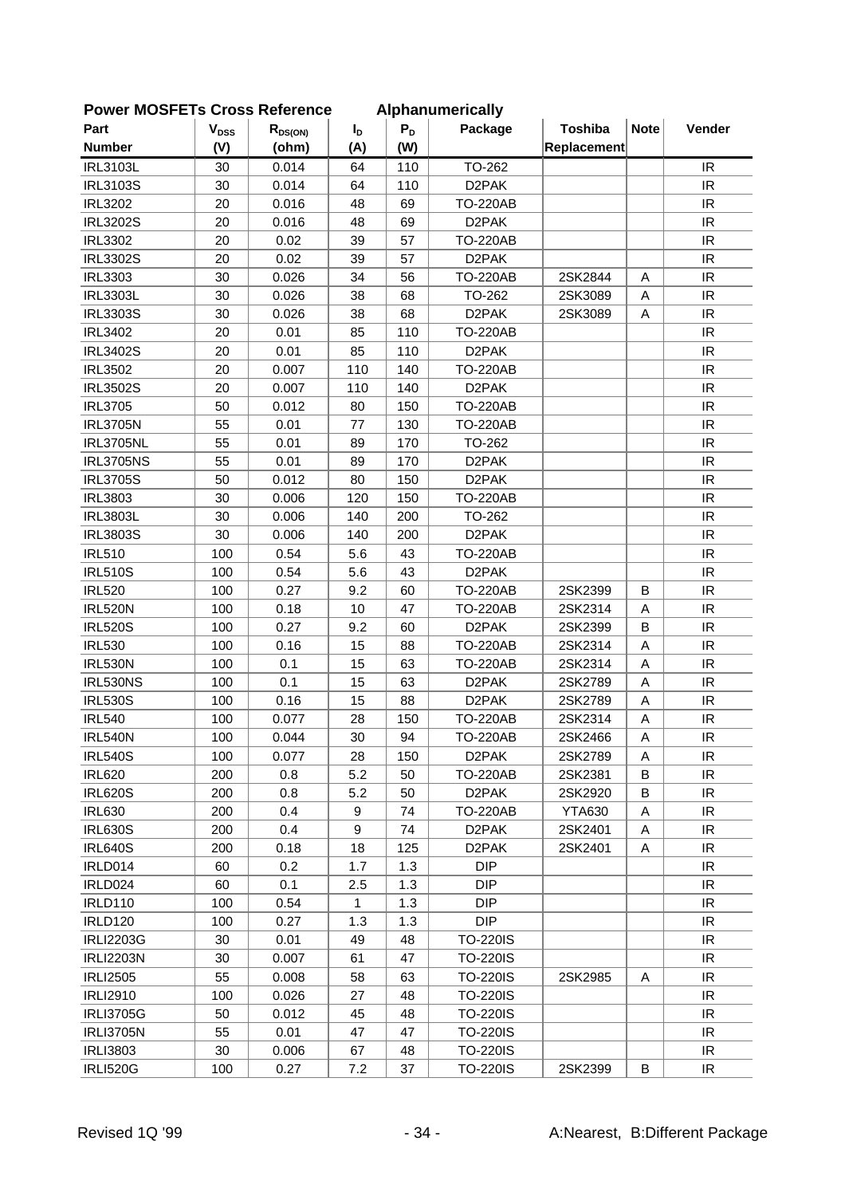## Power MOSFETs Cross Reference Alphanumerically

| Part Number | $V_{DSS}$ (V) | $R_{DS(ON)}$ (ohm) | $I_D$ (A) | $P_D$ (W) | Package | Toshiba Replacement | Note | Vender |
|---|---|---|---|---|---|---|---|---|
| IRL3103L | 30 | 0.014 | 64 | 110 | TO-262 | | | IR |
| IRL3103S | 30 | 0.014 | 64 | 110 | D2PAK | | | IR |
| IRL3202 | 20 | 0.016 | 48 | 69 | TO-220AB | | | IR |
| IRL3202S | 20 | 0.016 | 48 | 69 | D2PAK | | | IR |
| IRL3302 | 20 | 0.02 | 39 | 57 | TO-220AB | | | IR |
| IRL3302S | 20 | 0.02 | 39 | 57 | D2PAK | | | IR |
| IRL3303 | 30 | 0.026 | 34 | 56 | TO-220AB | 2SK2844 | A | IR |
| IRL3303L | 30 | 0.026 | 38 | 68 | TO-262 | 2SK3089 | A | IR |
| IRL3303S | 30 | 0.026 | 38 | 68 | D2PAK | 2SK3089 | A | IR |
| IRL3402 | 20 | 0.01 | 85 | 110 | TO-220AB | | | IR |
| IRL3402S | 20 | 0.01 | 85 | 110 | D2PAK | | | IR |
| IRL3502 | 20 | 0.007 | 110 | 140 | TO-220AB | | | IR |
| IRL3502S | 20 | 0.007 | 110 | 140 | D2PAK | | | IR |
| IRL3705 | 50 | 0.012 | 80 | 150 | TO-220AB | | | IR |
| IRL3705N | 55 | 0.01 | 77 | 130 | TO-220AB | | | IR |
| IRL3705NL | 55 | 0.01 | 89 | 170 | TO-262 | | | IR |
| IRL3705NS | 55 | 0.01 | 89 | 170 | D2PAK | | | IR |
| IRL3705S | 50 | 0.012 | 80 | 150 | D2PAK | | | IR |
| IRL3803 | 30 | 0.006 | 120 | 150 | TO-220AB | | | IR |
| IRL3803L | 30 | 0.006 | 140 | 200 | TO-262 | | | IR |
| IRL3803S | 30 | 0.006 | 140 | 200 | D2PAK | | | IR |
| IRL510 | 100 | 0.54 | 5.6 | 43 | TO-220AB | | | IR |
| IRL510S | 100 | 0.54 | 5.6 | 43 | D2PAK | | | IR |
| IRL520 | 100 | 0.27 | 9.2 | 60 | TO-220AB | 2SK2399 | B | IR |
| IRL520N | 100 | 0.18 | 10 | 47 | TO-220AB | 2SK2314 | A | IR |
| IRL520S | 100 | 0.27 | 9.2 | 60 | D2PAK | 2SK2399 | B | IR |
| IRL530 | 100 | 0.16 | 15 | 88 | TO-220AB | 2SK2314 | A | IR |
| IRL530N | 100 | 0.1 | 15 | 63 | TO-220AB | 2SK2314 | A | IR |
| IRL530NS | 100 | 0.1 | 15 | 63 | D2PAK | 2SK2789 | A | IR |
| IRL530S | 100 | 0.16 | 15 | 88 | D2PAK | 2SK2789 | A | IR |
| IRL540 | 100 | 0.077 | 28 | 150 | TO-220AB | 2SK2314 | A | IR |
| IRL540N | 100 | 0.044 | 30 | 94 | TO-220AB | 2SK2466 | A | IR |
| IRL540S | 100 | 0.077 | 28 | 150 | D2PAK | 2SK2789 | A | IR |
| IRL620 | 200 | 0.8 | 5.2 | 50 | TO-220AB | 2SK2381 | B | IR |
| IRL620S | 200 | 0.8 | 5.2 | 50 | D2PAK | 2SK2920 | B | IR |
| IRL630 | 200 | 0.4 | 9 | 74 | TO-220AB | YTA630 | A | IR |
| IRL630S | 200 | 0.4 | 9 | 74 | D2PAK | 2SK2401 | A | IR |
| IRL640S | 200 | 0.18 | 18 | 125 | D2PAK | 2SK2401 | A | IR |
| IRLD014 | 60 | 0.2 | 1.7 | 1.3 | DIP | | | IR |
| IRLD024 | 60 | 0.1 | 2.5 | 1.3 | DIP | | | IR |
| IRLD110 | 100 | 0.54 | 1 | 1.3 | DIP | | | IR |
| IRLD120 | 100 | 0.27 | 1.3 | 1.3 | DIP | | | IR |
| IRLI2203G | 30 | 0.01 | 49 | 48 | TO-220IS | | | IR |
| IRLI2203N | 30 | 0.007 | 61 | 47 | TO-220IS | | | IR |
| IRLI2505 | 55 | 0.008 | 58 | 63 | TO-220IS | 2SK2985 | A | IR |
| IRLI2910 | 100 | 0.026 | 27 | 48 | TO-220IS | | | IR |
| IRLI3705G | 50 | 0.012 | 45 | 48 | TO-220IS | | | IR |
| IRLI3705N | 55 | 0.01 | 47 | 47 | TO-220IS | | | IR |
| IRLI3803 | 30 | 0.006 | 67 | 48 | TO-220IS | | | IR |
| IRLI520G | 100 | 0.27 | 7.2 | 37 | TO-220IS | 2SK2399 | B | IR |

Revised 1Q '99

A:Nearest, B:Different Package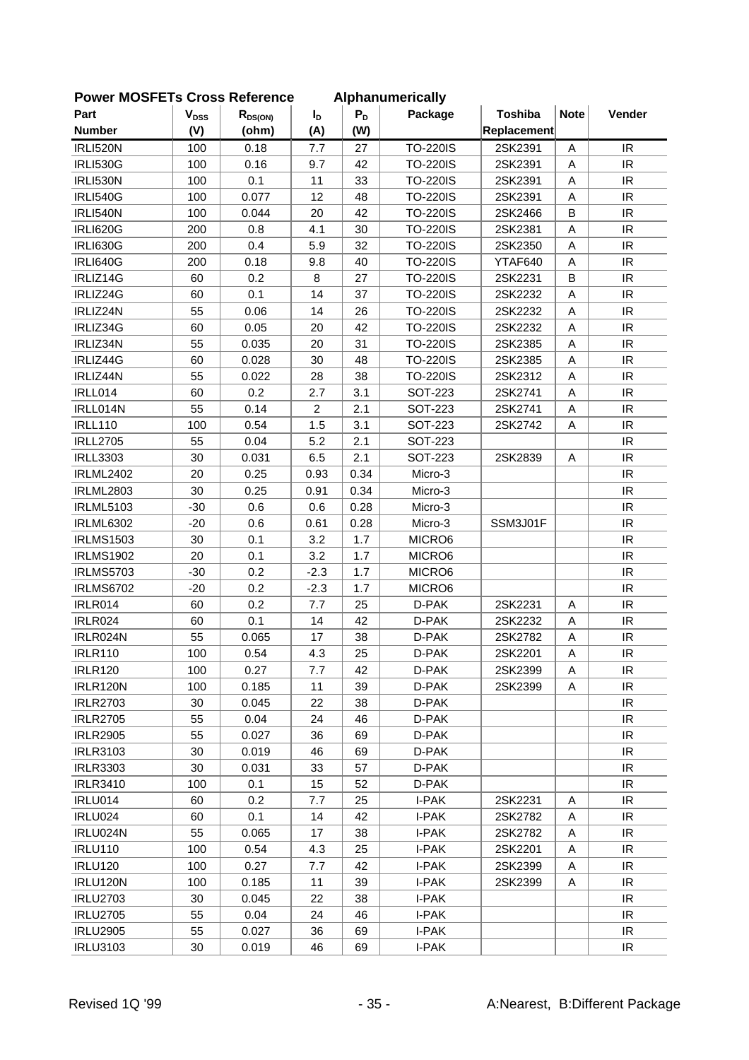## Power MOSFETs Cross Reference Alphanumerically

| Part Number | $V_{DSS}$ (V) | $R_{DS(ON)}$ (ohm) | $I_D$ (A) | $P_D$ (W) | Package | Toshiba Replacement | Note | Vender |
|---|---|---|---|---|---|---|---|---|
| IRLI520N | 100 | 0.18 | 7.7 | 27 | TO-220IS | 2SK2391 | A | IR |
| IRLI530G | 100 | 0.16 | 9.7 | 42 | TO-220IS | 2SK2391 | A | IR |
| IRLI530N | 100 | 0.1 | 11 | 33 | TO-220IS | 2SK2391 | A | IR |
| IRLI540G | 100 | 0.077 | 12 | 48 | TO-220IS | 2SK2391 | A | IR |
| IRLI540N | 100 | 0.044 | 20 | 42 | TO-220IS | 2SK2466 | B | IR |
| IRLI620G | 200 | 0.8 | 4.1 | 30 | TO-220IS | 2SK2381 | A | IR |
| IRLI630G | 200 | 0.4 | 5.9 | 32 | TO-220IS | 2SK2350 | A | IR |
| IRLI640G | 200 | 0.18 | 9.8 | 40 | TO-220IS | YTAF640 | A | IR |
| IRLIZ14G | 60 | 0.2 | 8 | 27 | TO-220IS | 2SK2231 | B | IR |
| IRLIZ24G | 60 | 0.1 | 14 | 37 | TO-220IS | 2SK2232 | A | IR |
| IRLIZ24N | 55 | 0.06 | 14 | 26 | TO-220IS | 2SK2232 | A | IR |
| IRLIZ34G | 60 | 0.05 | 20 | 42 | TO-220IS | 2SK2232 | A | IR |
| IRLIZ34N | 55 | 0.035 | 20 | 31 | TO-220IS | 2SK2385 | A | IR |
| IRLIZ44G | 60 | 0.028 | 30 | 48 | TO-220IS | 2SK2385 | A | IR |
| IRLIZ44N | 55 | 0.022 | 28 | 38 | TO-220IS | 2SK2312 | A | IR |
| IRLL014 | 60 | 0.2 | 2.7 | 3.1 | SOT-223 | 2SK2741 | A | IR |
| IRLL014N | 55 | 0.14 | 2 | 2.1 | SOT-223 | 2SK2741 | A | IR |
| IRLL110 | 100 | 0.54 | 1.5 | 3.1 | SOT-223 | 2SK2742 | A | IR |
| IRLL2705 | 55 | 0.04 | 5.2 | 2.1 | SOT-223 | | | IR |
| IRLL3303 | 30 | 0.031 | 6.5 | 2.1 | SOT-223 | 2SK2839 | A | IR |
| IRLML2402 | 20 | 0.25 | 0.93 | 0.34 | Micro-3 | | | IR |
| IRLML2803 | 30 | 0.25 | 0.91 | 0.34 | Micro-3 | | | IR |
| IRLML5103 | -30 | 0.6 | 0.6 | 0.28 | Micro-3 | | | IR |
| IRLML6302 | -20 | 0.6 | 0.61 | 0.28 | Micro-3 | SSM3J01F | | IR |
| IRLMS1503 | 30 | 0.1 | 3.2 | 1.7 | MICRO6 | | | IR |
| IRLMS1902 | 20 | 0.1 | 3.2 | 1.7 | MICRO6 | | | IR |
| IRLMS5703 | -30 | 0.2 | -2.3 | 1.7 | MICRO6 | | | IR |
| IRLMS6702 | -20 | 0.2 | -2.3 | 1.7 | MICRO6 | | | IR |
| IRLR014 | 60 | 0.2 | 7.7 | 25 | D-PAK | 2SK2231 | A | IR |
| IRLR024 | 60 | 0.1 | 14 | 42 | D-PAK | 2SK2232 | A | IR |
| IRLR024N | 55 | 0.065 | 17 | 38 | D-PAK | 2SK2782 | A | IR |
| IRLR110 | 100 | 0.54 | 4.3 | 25 | D-PAK | 2SK2201 | A | IR |
| IRLR120 | 100 | 0.27 | 7.7 | 42 | D-PAK | 2SK2399 | A | IR |
| IRLR120N | 100 | 0.185 | 11 | 39 | D-PAK | 2SK2399 | A | IR |
| IRLR2703 | 30 | 0.045 | 22 | 38 | D-PAK | | | IR |
| IRLR2705 | 55 | 0.04 | 24 | 46 | D-PAK | | | IR |
| IRLR2905 | 55 | 0.027 | 36 | 69 | D-PAK | | | IR |
| IRLR3103 | 30 | 0.019 | 46 | 69 | D-PAK | | | IR |
| IRLR3303 | 30 | 0.031 | 33 | 57 | D-PAK | | | IR |
| IRLR3410 | 100 | 0.1 | 15 | 52 | D-PAK | | | IR |
| IRLU014 | 60 | 0.2 | 7.7 | 25 | I-PAK | 2SK2231 | A | IR |
| IRLU024 | 60 | 0.1 | 14 | 42 | I-PAK | 2SK2782 | A | IR |
| IRLU024N | 55 | 0.065 | 17 | 38 | I-PAK | 2SK2782 | A | IR |
| IRLU110 | 100 | 0.54 | 4.3 | 25 | I-PAK | 2SK2201 | A | IR |
| IRLU120 | 100 | 0.27 | 7.7 | 42 | I-PAK | 2SK2399 | A | IR |
| IRLU120N | 100 | 0.185 | 11 | 39 | I-PAK | 2SK2399 | A | IR |
| IRLU2703 | 30 | 0.045 | 22 | 38 | I-PAK | | | IR |
| IRLU2705 | 55 | 0.04 | 24 | 46 | I-PAK | | | IR |
| IRLU2905 | 55 | 0.027 | 36 | 69 | I-PAK | | | IR |
| IRLU3103 | 30 | 0.019 | 46 | 69 | I-PAK | | | IR |

Revised 1Q '99

A:Nearest, B:Different Package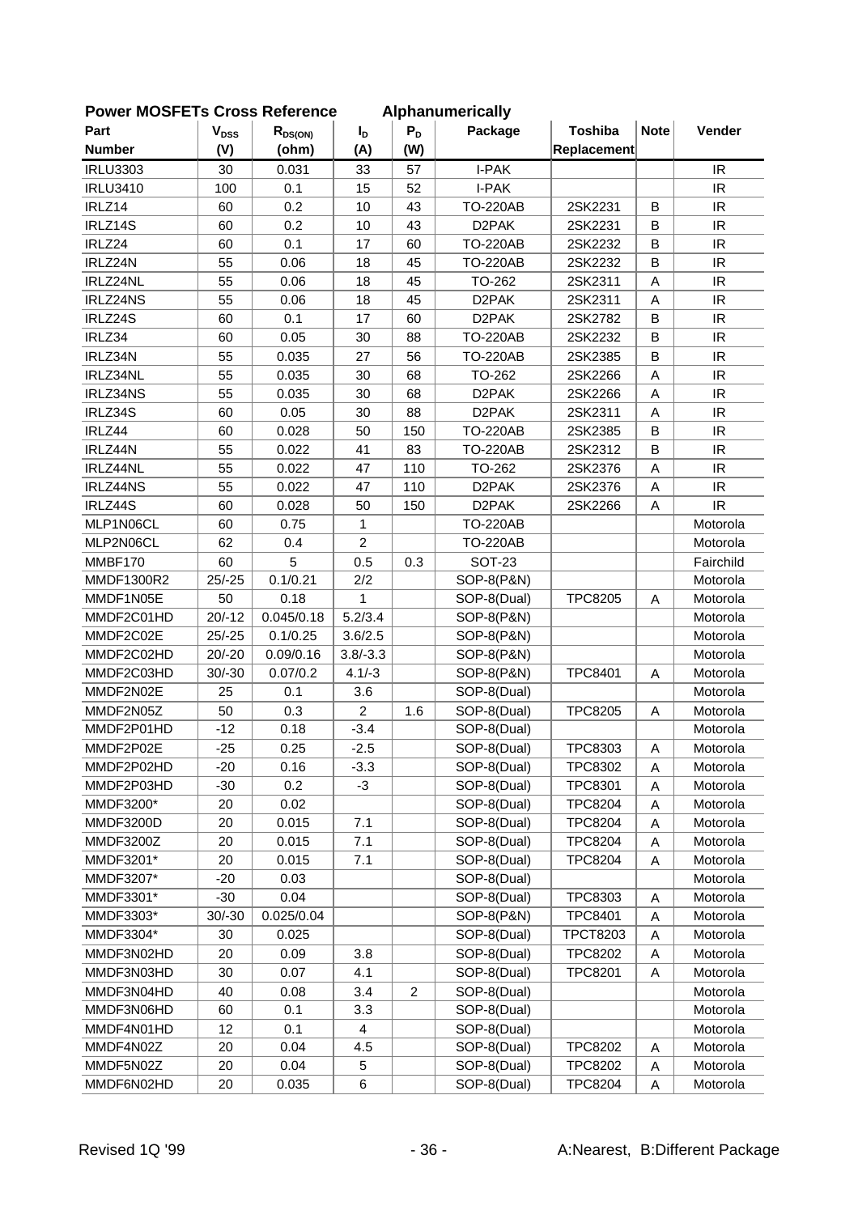## Power MOSFETs Cross Reference Alphanumerically

| Part Number | $V_{DSS}$ (V) | $R_{DS(ON)}$ (ohm) | $I_D$ (A) | $P_D$ (W) | Package | Toshiba Replacement | Note | Vender |
|---|---|---|---|---|---|---|---|---|
| IRLU3303 | 30 | 0.031 | 33 | 57 | I-PAK | | | IR |
| IRLU3410 | 100 | 0.1 | 15 | 52 | I-PAK | | | IR |
| IRLZ14 | 60 | 0.2 | 10 | 43 | TO-220AB | 2SK2231 | B | IR |
| IRLZ14S | 60 | 0.2 | 10 | 43 | D2PAK | 2SK2231 | B | IR |
| IRLZ24 | 60 | 0.1 | 17 | 60 | TO-220AB | 2SK2232 | B | IR |
| IRLZ24N | 55 | 0.06 | 18 | 45 | TO-220AB | 2SK2232 | B | IR |
| IRLZ24NL | 55 | 0.06 | 18 | 45 | TO-262 | 2SK2311 | A | IR |
| IRLZ24NS | 55 | 0.06 | 18 | 45 | D2PAK | 2SK2311 | A | IR |
| IRLZ24S | 60 | 0.1 | 17 | 60 | D2PAK | 2SK2782 | B | IR |
| IRLZ34 | 60 | 0.05 | 30 | 88 | TO-220AB | 2SK2232 | B | IR |
| IRLZ34N | 55 | 0.035 | 27 | 56 | TO-220AB | 2SK2385 | B | IR |
| IRLZ34NL | 55 | 0.035 | 30 | 68 | TO-262 | 2SK2266 | A | IR |
| IRLZ34NS | 55 | 0.035 | 30 | 68 | D2PAK | 2SK2266 | A | IR |
| IRLZ34S | 60 | 0.05 | 30 | 88 | D2PAK | 2SK2311 | A | IR |
| IRLZ44 | 60 | 0.028 | 50 | 150 | TO-220AB | 2SK2385 | B | IR |
| IRLZ44N | 55 | 0.022 | 41 | 83 | TO-220AB | 2SK2312 | B | IR |
| IRLZ44NL | 55 | 0.022 | 47 | 110 | TO-262 | 2SK2376 | A | IR |
| IRLZ44NS | 55 | 0.022 | 47 | 110 | D2PAK | 2SK2376 | A | IR |
| IRLZ44S | 60 | 0.028 | 50 | 150 | D2PAK | 2SK2266 | A | IR |
| MLP1N06CL | 60 | 0.75 | 1 | | TO-220AB | | | Motorola |
| MLP2N06CL | 62 | 0.4 | 2 | | TO-220AB | | | Motorola |
| MMBF170 | 60 | 5 | 0.5 | 0.3 | SOT-23 | | | Fairchild |
| MMDF1300R2 | 25/-25 | 0.1/0.21 | 2/2 | | SOP-8(P&N) | | | Motorola |
| MMDF1N05E | 50 | 0.18 | 1 | | SOP-8(Dual) | TPC8205 | A | Motorola |
| MMDF2C01HD | 20/-12 | 0.045/0.18 | 5.2/3.4 | | SOP-8(P&N) | | | Motorola |
| MMDF2C02E | 25/-25 | 0.1/0.25 | 3.6/2.5 | | SOP-8(P&N) | | | Motorola |
| MMDF2C02HD | 20/-20 | 0.09/0.16 | 3.8/-3.3 | | SOP-8(P&N) | | | Motorola |
| MMDF2C03HD | 30/-30 | 0.07/0.2 | 4.1/-3 | | SOP-8(P&N) | TPC8401 | A | Motorola |
| MMDF2N02E | 25 | 0.1 | 3.6 | | SOP-8(Dual) | | | Motorola |
| MMDF2N05Z | 50 | 0.3 | 2 | 1.6 | SOP-8(Dual) | TPC8205 | A | Motorola |
| MMDF2P01HD | -12 | 0.18 | -3.4 | | SOP-8(Dual) | | | Motorola |
| MMDF2P02E | -25 | 0.25 | -2.5 | | SOP-8(Dual) | TPC8303 | A | Motorola |
| MMDF2P02HD | -20 | 0.16 | -3.3 | | SOP-8(Dual) | TPC8302 | A | Motorola |
| MMDF2P03HD | -30 | 0.2 | -3 | | SOP-8(Dual) | TPC8301 | A | Motorola |
| MMDF3200* | 20 | 0.02 | | | SOP-8(Dual) | TPC8204 | A | Motorola |
| MMDF3200D | 20 | 0.015 | 7.1 | | SOP-8(Dual) | TPC8204 | A | Motorola |
| MMDF3200Z | 20 | 0.015 | 7.1 | | SOP-8(Dual) | TPC8204 | A | Motorola |
| MMDF3201* | 20 | 0.015 | 7.1 | | SOP-8(Dual) | TPC8204 | A | Motorola |
| MMDF3207* | -20 | 0.03 | | | SOP-8(Dual) | | | Motorola |
| MMDF3301* | -30 | 0.04 | | | SOP-8(Dual) | TPC8303 | A | Motorola |
| MMDF3303* | 30/-30 | 0.025/0.04 | | | SOP-8(P&N) | TPC8401 | A | Motorola |
| MMDF3304* | 30 | 0.025 | | | SOP-8(Dual) | TPCT8203 | A | Motorola |
| MMDF3N02HD | 20 | 0.09 | 3.8 | | SOP-8(Dual) | TPC8202 | A | Motorola |
| MMDF3N03HD | 30 | 0.07 | 4.1 | | SOP-8(Dual) | TPC8201 | A | Motorola |
| MMDF3N04HD | 40 | 0.08 | 3.4 | 2 | SOP-8(Dual) | | | Motorola |
| MMDF3N06HD | 60 | 0.1 | 3.3 | | SOP-8(Dual) | | | Motorola |
| MMDF4N01HD | 12 | 0.1 | 4 | | SOP-8(Dual) | | | Motorola |
| MMDF4N02Z | 20 | 0.04 | 4.5 | | SOP-8(Dual) | TPC8202 | A | Motorola |
| MMDF5N02Z | 20 | 0.04 | 5 | | SOP-8(Dual) | TPC8202 | A | Motorola |
| MMDF6N02HD | 20 | 0.035 | 6 | | SOP-8(Dual) | TPC8204 | A | Motorola |

Revised 1Q '99

A:Nearest, B:Different Package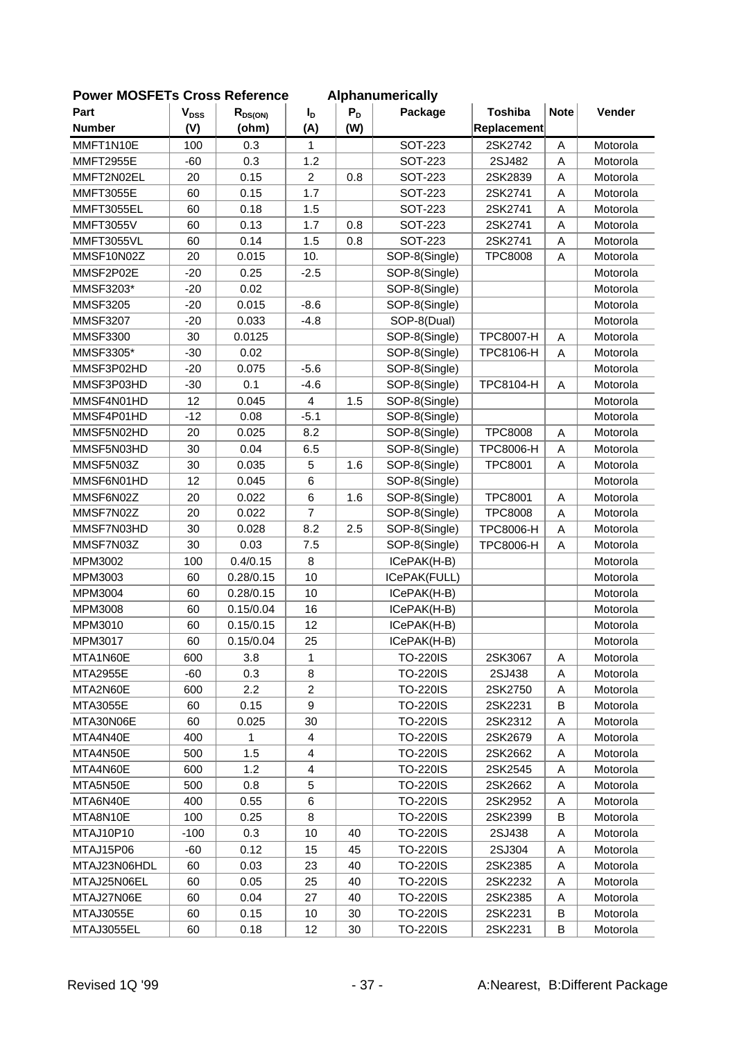## Power MOSFETs Cross Reference     Alphanumerically

| Part Number | $V_{DSS}$ (V) | $R_{DS(ON)}$ (ohm) | $I_D$ (A) | $P_D$ (W) | Package | Toshiba Replacement | Note | Vender |
|---|---|---|---|---|---|---|---|---|
| MMFT1N10E | 100 | 0.3 | 1 | | SOT-223 | 2SK2742 | A | Motorola |
| MMFT2955E | -60 | 0.3 | 1.2 | | SOT-223 | 2SJ482 | A | Motorola |
| MMFT2N02EL | 20 | 0.15 | 2 | 0.8 | SOT-223 | 2SK2839 | A | Motorola |
| MMFT3055E | 60 | 0.15 | 1.7 | | SOT-223 | 2SK2741 | A | Motorola |
| MMFT3055EL | 60 | 0.18 | 1.5 | | SOT-223 | 2SK2741 | A | Motorola |
| MMFT3055V | 60 | 0.13 | 1.7 | 0.8 | SOT-223 | 2SK2741 | A | Motorola |
| MMFT3055VL | 60 | 0.14 | 1.5 | 0.8 | SOT-223 | 2SK2741 | A | Motorola |
| MMSF10N02Z | 20 | 0.015 | 10. | | SOP-8(Single) | TPC8008 | A | Motorola |
| MMSF2P02E | -20 | 0.25 | -2.5 | | SOP-8(Single) | | | Motorola |
| MMSF3203* | -20 | 0.02 | | | SOP-8(Single) | | | Motorola |
| MMSF3205 | -20 | 0.015 | -8.6 | | SOP-8(Single) | | | Motorola |
| MMSF3207 | -20 | 0.033 | -4.8 | | SOP-8(Dual) | | | Motorola |
| MMSF3300 | 30 | 0.0125 | | | SOP-8(Single) | TPC8007-H | A | Motorola |
| MMSF3305* | -30 | 0.02 | | | SOP-8(Single) | TPC8106-H | A | Motorola |
| MMSF3P02HD | -20 | 0.075 | -5.6 | | SOP-8(Single) | | | Motorola |
| MMSF3P03HD | -30 | 0.1 | -4.6 | | SOP-8(Single) | TPC8104-H | A | Motorola |
| MMSF4N01HD | 12 | 0.045 | 4 | 1.5 | SOP-8(Single) | | | Motorola |
| MMSF4P01HD | -12 | 0.08 | -5.1 | | SOP-8(Single) | | | Motorola |
| MMSF5N02HD | 20 | 0.025 | 8.2 | | SOP-8(Single) | TPC8008 | A | Motorola |
| MMSF5N03HD | 30 | 0.04 | 6.5 | | SOP-8(Single) | TPC8006-H | A | Motorola |
| MMSF5N03Z | 30 | 0.035 | 5 | 1.6 | SOP-8(Single) | TPC8001 | A | Motorola |
| MMSF6N01HD | 12 | 0.045 | 6 | | SOP-8(Single) | | | Motorola |
| MMSF6N02Z | 20 | 0.022 | 6 | 1.6 | SOP-8(Single) | TPC8001 | A | Motorola |
| MMSF7N02Z | 20 | 0.022 | 7 | | SOP-8(Single) | TPC8008 | A | Motorola |
| MMSF7N03HD | 30 | 0.028 | 8.2 | 2.5 | SOP-8(Single) | TPC8006-H | A | Motorola |
| MMSF7N03Z | 30 | 0.03 | 7.5 | | SOP-8(Single) | TPC8006-H | A | Motorola |
| MPM3002 | 100 | 0.4/0.15 | 8 | | ICePAK(H-B) | | | Motorola |
| MPM3003 | 60 | 0.28/0.15 | 10 | | ICePAK(FULL) | | | Motorola |
| MPM3004 | 60 | 0.28/0.15 | 10 | | ICePAK(H-B) | | | Motorola |
| MPM3008 | 60 | 0.15/0.04 | 16 | | ICePAK(H-B) | | | Motorola |
| MPM3010 | 60 | 0.15/0.15 | 12 | | ICePAK(H-B) | | | Motorola |
| MPM3017 | 60 | 0.15/0.04 | 25 | | ICePAK(H-B) | | | Motorola |
| MTA1N60E | 600 | 3.8 | 1 | | TO-220IS | 2SK3067 | A | Motorola |
| MTA2955E | -60 | 0.3 | 8 | | TO-220IS | 2SJ438 | A | Motorola |
| MTA2N60E | 600 | 2.2 | 2 | | TO-220IS | 2SK2750 | A | Motorola |
| MTA3055E | 60 | 0.15 | 9 | | TO-220IS | 2SK2231 | B | Motorola |
| MTA30N06E | 60 | 0.025 | 30 | | TO-220IS | 2SK2312 | A | Motorola |
| MTA4N40E | 400 | 1 | 4 | | TO-220IS | 2SK2679 | A | Motorola |
| MTA4N50E | 500 | 1.5 | 4 | | TO-220IS | 2SK2662 | A | Motorola |
| MTA4N60E | 600 | 1.2 | 4 | | TO-220IS | 2SK2545 | A | Motorola |
| MTA5N50E | 500 | 0.8 | 5 | | TO-220IS | 2SK2662 | A | Motorola |
| MTA6N40E | 400 | 0.55 | 6 | | TO-220IS | 2SK2952 | A | Motorola |
| MTA8N10E | 100 | 0.25 | 8 | | TO-220IS | 2SK2399 | B | Motorola |
| MTAJ10P10 | -100 | 0.3 | 10 | 40 | TO-220IS | 2SJ438 | A | Motorola |
| MTAJ15P06 | -60 | 0.12 | 15 | 45 | TO-220IS | 2SJ304 | A | Motorola |
| MTAJ23N06HDL | 60 | 0.03 | 23 | 40 | TO-220IS | 2SK2385 | A | Motorola |
| MTAJ25N06EL | 60 | 0.05 | 25 | 40 | TO-220IS | 2SK2232 | A | Motorola |
| MTAJ27N06E | 60 | 0.04 | 27 | 40 | TO-220IS | 2SK2385 | A | Motorola |
| MTAJ3055E | 60 | 0.15 | 10 | 30 | TO-220IS | 2SK2231 | B | Motorola |
| MTAJ3055EL | 60 | 0.18 | 12 | 30 | TO-220IS | 2SK2231 | B | Motorola |

Revised 1Q '99     A:Nearest, B:Different Package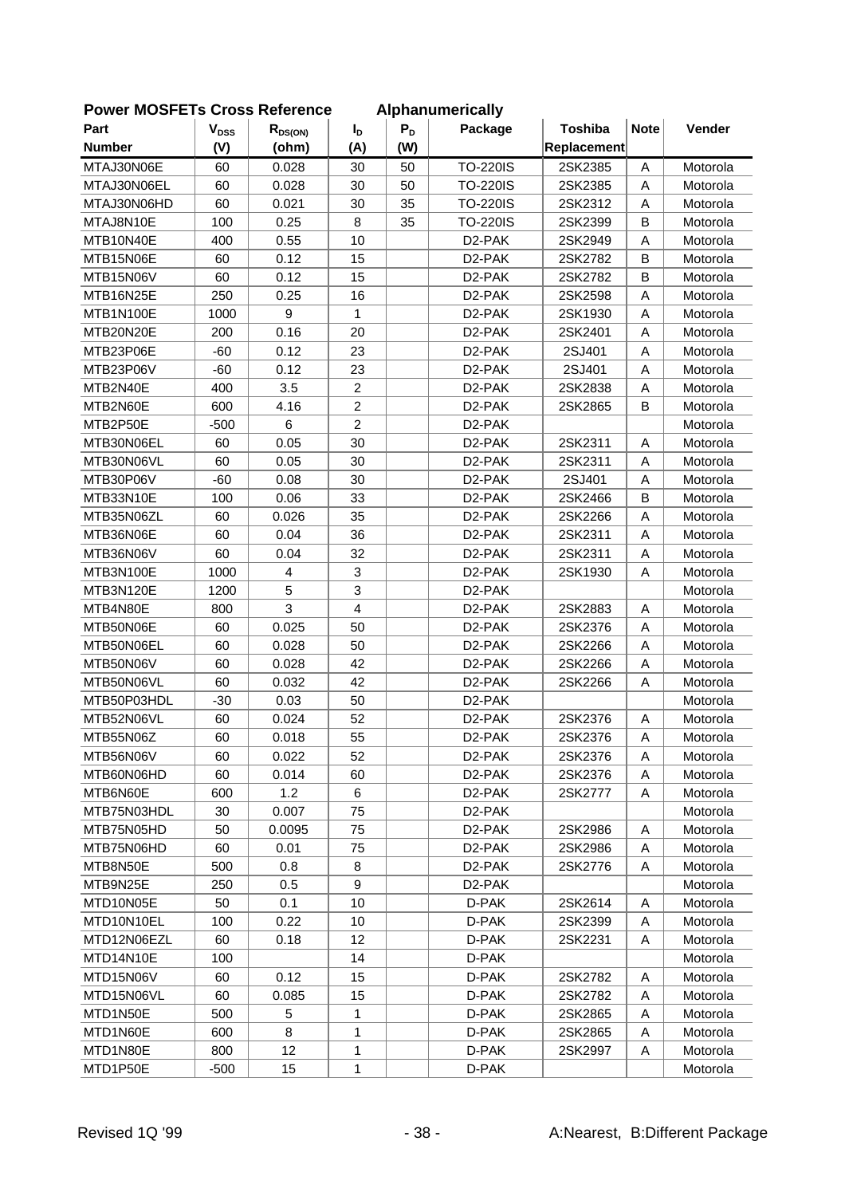**Power MOSFETs Cross Reference Alphanumerically**

| Part Number | $V_{DSS}$ (V) | $R_{DS(ON)}$ (ohm) | $I_D$ (A) | $P_D$ (W) | Package | Toshiba Replacement | Note | Vender |
|---|---|---|---|---|---|---|---|---|
| MTAJ30N06E | 60 | 0.028 | 30 | 50 | TO-220IS | 2SK2385 | A | Motorola |
| MTAJ30N06EL | 60 | 0.028 | 30 | 50 | TO-220IS | 2SK2385 | A | Motorola |
| MTAJ30N06HD | 60 | 0.021 | 30 | 35 | TO-220IS | 2SK2312 | A | Motorola |
| MTAJ8N10E | 100 | 0.25 | 8 | 35 | TO-220IS | 2SK2399 | B | Motorola |
| MTB10N40E | 400 | 0.55 | 10 | | D2-PAK | 2SK2949 | A | Motorola |
| MTB15N06E | 60 | 0.12 | 15 | | D2-PAK | 2SK2782 | B | Motorola |
| MTB15N06V | 60 | 0.12 | 15 | | D2-PAK | 2SK2782 | B | Motorola |
| MTB16N25E | 250 | 0.25 | 16 | | D2-PAK | 2SK2598 | A | Motorola |
| MTB1N100E | 1000 | 9 | 1 | | D2-PAK | 2SK1930 | A | Motorola |
| MTB20N20E | 200 | 0.16 | 20 | | D2-PAK | 2SK2401 | A | Motorola |
| MTB23P06E | -60 | 0.12 | 23 | | D2-PAK | 2SJ401 | A | Motorola |
| MTB23P06V | -60 | 0.12 | 23 | | D2-PAK | 2SJ401 | A | Motorola |
| MTB2N40E | 400 | 3.5 | 2 | | D2-PAK | 2SK2838 | A | Motorola |
| MTB2N60E | 600 | 4.16 | 2 | | D2-PAK | 2SK2865 | B | Motorola |
| MTB2P50E | -500 | 6 | 2 | | D2-PAK | | | Motorola |
| MTB30N06EL | 60 | 0.05 | 30 | | D2-PAK | 2SK2311 | A | Motorola |
| MTB30N06VL | 60 | 0.05 | 30 | | D2-PAK | 2SK2311 | A | Motorola |
| MTB30P06V | -60 | 0.08 | 30 | | D2-PAK | 2SJ401 | A | Motorola |
| MTB33N10E | 100 | 0.06 | 33 | | D2-PAK | 2SK2466 | B | Motorola |
| MTB35N06ZL | 60 | 0.026 | 35 | | D2-PAK | 2SK2266 | A | Motorola |
| MTB36N06E | 60 | 0.04 | 36 | | D2-PAK | 2SK2311 | A | Motorola |
| MTB36N06V | 60 | 0.04 | 32 | | D2-PAK | 2SK2311 | A | Motorola |
| MTB3N100E | 1000 | 4 | 3 | | D2-PAK | 2SK1930 | A | Motorola |
| MTB3N120E | 1200 | 5 | 3 | | D2-PAK | | | Motorola |
| MTB4N80E | 800 | 3 | 4 | | D2-PAK | 2SK2883 | A | Motorola |
| MTB50N06E | 60 | 0.025 | 50 | | D2-PAK | 2SK2376 | A | Motorola |
| MTB50N06EL | 60 | 0.028 | 50 | | D2-PAK | 2SK2266 | A | Motorola |
| MTB50N06V | 60 | 0.028 | 42 | | D2-PAK | 2SK2266 | A | Motorola |
| MTB50N06VL | 60 | 0.032 | 42 | | D2-PAK | 2SK2266 | A | Motorola |
| MTB50P03HDL | -30 | 0.03 | 50 | | D2-PAK | | | Motorola |
| MTB52N06VL | 60 | 0.024 | 52 | | D2-PAK | 2SK2376 | A | Motorola |
| MTB55N06Z | 60 | 0.018 | 55 | | D2-PAK | 2SK2376 | A | Motorola |
| MTB56N06V | 60 | 0.022 | 52 | | D2-PAK | 2SK2376 | A | Motorola |
| MTB60N06HD | 60 | 0.014 | 60 | | D2-PAK | 2SK2376 | A | Motorola |
| MTB6N60E | 600 | 1.2 | 6 | | D2-PAK | 2SK2777 | A | Motorola |
| MTB75N03HDL | 30 | 0.007 | 75 | | D2-PAK | | | Motorola |
| MTB75N05HD | 50 | 0.0095 | 75 | | D2-PAK | 2SK2986 | A | Motorola |
| MTB75N06HD | 60 | 0.01 | 75 | | D2-PAK | 2SK2986 | A | Motorola |
| MTB8N50E | 500 | 0.8 | 8 | | D2-PAK | 2SK2776 | A | Motorola |
| MTB9N25E | 250 | 0.5 | 9 | | D2-PAK | | | Motorola |
| MTD10N05E | 50 | 0.1 | 10 | | D-PAK | 2SK2614 | A | Motorola |
| MTD10N10EL | 100 | 0.22 | 10 | | D-PAK | 2SK2399 | A | Motorola |
| MTD12N06EZL | 60 | 0.18 | 12 | | D-PAK | 2SK2231 | A | Motorola |
| MTD14N10E | 100 | | 14 | | D-PAK | | | Motorola |
| MTD15N06V | 60 | 0.12 | 15 | | D-PAK | 2SK2782 | A | Motorola |
| MTD15N06VL | 60 | 0.085 | 15 | | D-PAK | 2SK2782 | A | Motorola |
| MTD1N50E | 500 | 5 | 1 | | D-PAK | 2SK2865 | A | Motorola |
| MTD1N60E | 600 | 8 | 1 | | D-PAK | 2SK2865 | A | Motorola |
| MTD1N80E | 800 | 12 | 1 | | D-PAK | 2SK2997 | A | Motorola |
| MTD1P50E | -500 | 15 | 1 | | D-PAK | | | Motorola |

Revised 1Q '99

A:Nearest, B:Different Package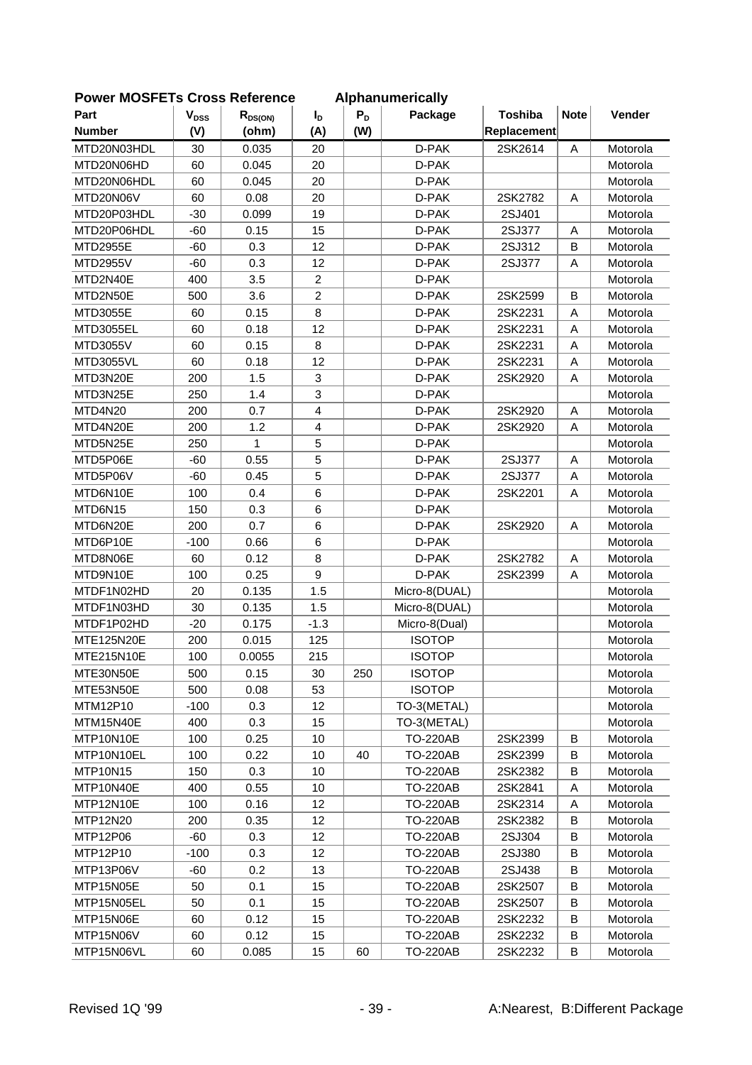## Power MOSFETs Cross Reference Alphanumerically

| Part Number | $V_{DSS}$ (V) | $R_{DS(ON)}$ (ohm) | $I_D$ (A) | $P_D$ (W) | Package | Toshiba Replacement | Note | Vender |
|---|---|---|---|---|---|---|---|---|
| MTD20N03HDL | 30 | 0.035 | 20 | | D-PAK | 2SK2614 | A | Motorola |
| MTD20N06HD | 60 | 0.045 | 20 | | D-PAK | | | Motorola |
| MTD20N06HDL | 60 | 0.045 | 20 | | D-PAK | | | Motorola |
| MTD20N06V | 60 | 0.08 | 20 | | D-PAK | 2SK2782 | A | Motorola |
| MTD20P03HDL | -30 | 0.099 | 19 | | D-PAK | 2SJ401 | | Motorola |
| MTD20P06HDL | -60 | 0.15 | 15 | | D-PAK | 2SJ377 | A | Motorola |
| MTD2955E | -60 | 0.3 | 12 | | D-PAK | 2SJ312 | B | Motorola |
| MTD2955V | -60 | 0.3 | 12 | | D-PAK | 2SJ377 | A | Motorola |
| MTD2N40E | 400 | 3.5 | 2 | | D-PAK | | | Motorola |
| MTD2N50E | 500 | 3.6 | 2 | | D-PAK | 2SK2599 | B | Motorola |
| MTD3055E | 60 | 0.15 | 8 | | D-PAK | 2SK2231 | A | Motorola |
| MTD3055EL | 60 | 0.18 | 12 | | D-PAK | 2SK2231 | A | Motorola |
| MTD3055V | 60 | 0.15 | 8 | | D-PAK | 2SK2231 | A | Motorola |
| MTD3055VL | 60 | 0.18 | 12 | | D-PAK | 2SK2231 | A | Motorola |
| MTD3N20E | 200 | 1.5 | 3 | | D-PAK | 2SK2920 | A | Motorola |
| MTD3N25E | 250 | 1.4 | 3 | | D-PAK | | | Motorola |
| MTD4N20 | 200 | 0.7 | 4 | | D-PAK | 2SK2920 | A | Motorola |
| MTD4N20E | 200 | 1.2 | 4 | | D-PAK | 2SK2920 | A | Motorola |
| MTD5N25E | 250 | 1 | 5 | | D-PAK | | | Motorola |
| MTD5P06E | -60 | 0.55 | 5 | | D-PAK | 2SJ377 | A | Motorola |
| MTD5P06V | -60 | 0.45 | 5 | | D-PAK | 2SJ377 | A | Motorola |
| MTD6N10E | 100 | 0.4 | 6 | | D-PAK | 2SK2201 | A | Motorola |
| MTD6N15 | 150 | 0.3 | 6 | | D-PAK | | | Motorola |
| MTD6N20E | 200 | 0.7 | 6 | | D-PAK | 2SK2920 | A | Motorola |
| MTD6P10E | -100 | 0.66 | 6 | | D-PAK | | | Motorola |
| MTD8N06E | 60 | 0.12 | 8 | | D-PAK | 2SK2782 | A | Motorola |
| MTD9N10E | 100 | 0.25 | 9 | | D-PAK | 2SK2399 | A | Motorola |
| MTDF1N02HD | 20 | 0.135 | 1.5 | | Micro-8(DUAL) | | | Motorola |
| MTDF1N03HD | 30 | 0.135 | 1.5 | | Micro-8(DUAL) | | | Motorola |
| MTDF1P02HD | -20 | 0.175 | -1.3 | | Micro-8(Dual) | | | Motorola |
| MTE125N20E | 200 | 0.015 | 125 | | ISOTOP | | | Motorola |
| MTE215N10E | 100 | 0.0055 | 215 | | ISOTOP | | | Motorola |
| MTE30N50E | 500 | 0.15 | 30 | 250 | ISOTOP | | | Motorola |
| MTE53N50E | 500 | 0.08 | 53 | | ISOTOP | | | Motorola |
| MTM12P10 | -100 | 0.3 | 12 | | TO-3(METAL) | | | Motorola |
| MTM15N40E | 400 | 0.3 | 15 | | TO-3(METAL) | | | Motorola |
| MTP10N10E | 100 | 0.25 | 10 | | TO-220AB | 2SK2399 | B | Motorola |
| MTP10N10EL | 100 | 0.22 | 10 | 40 | TO-220AB | 2SK2399 | B | Motorola |
| MTP10N15 | 150 | 0.3 | 10 | | TO-220AB | 2SK2382 | B | Motorola |
| MTP10N40E | 400 | 0.55 | 10 | | TO-220AB | 2SK2841 | A | Motorola |
| MTP12N10E | 100 | 0.16 | 12 | | TO-220AB | 2SK2314 | A | Motorola |
| MTP12N20 | 200 | 0.35 | 12 | | TO-220AB | 2SK2382 | B | Motorola |
| MTP12P06 | -60 | 0.3 | 12 | | TO-220AB | 2SJ304 | B | Motorola |
| MTP12P10 | -100 | 0.3 | 12 | | TO-220AB | 2SJ380 | B | Motorola |
| MTP13P06V | -60 | 0.2 | 13 | | TO-220AB | 2SJ438 | B | Motorola |
| MTP15N05E | 50 | 0.1 | 15 | | TO-220AB | 2SK2507 | B | Motorola |
| MTP15N05EL | 50 | 0.1 | 15 | | TO-220AB | 2SK2507 | B | Motorola |
| MTP15N06E | 60 | 0.12 | 15 | | TO-220AB | 2SK2232 | B | Motorola |
| MTP15N06V | 60 | 0.12 | 15 | | TO-220AB | 2SK2232 | B | Motorola |
| MTP15N06VL | 60 | 0.085 | 15 | 60 | TO-220AB | 2SK2232 | B | Motorola |

Revised 1Q '99

A:Nearest, B:Different Package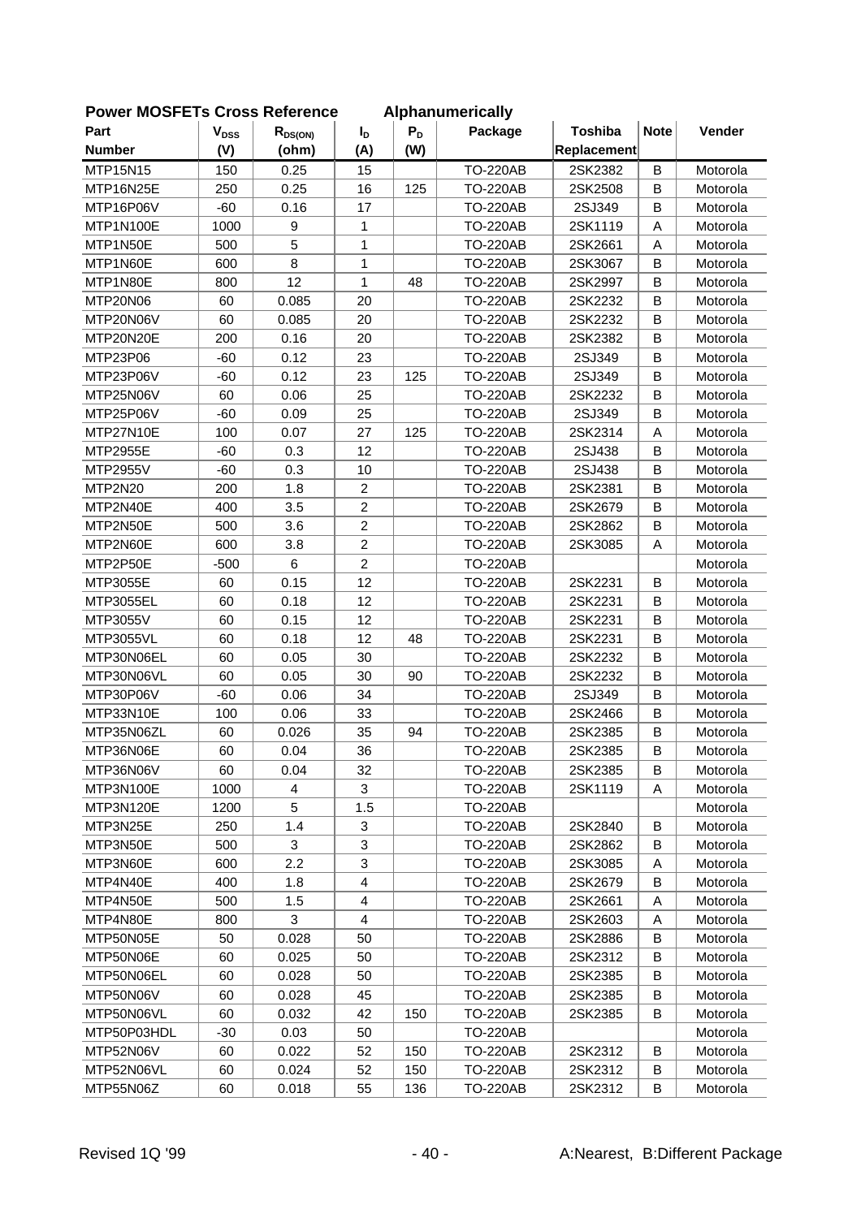**Power MOSFETs Cross Reference Alphanumerically**

| Part Number | $V_{DSS}$ (V) | $R_{DS(ON)}$ (ohm) | $I_D$ (A) | $P_D$ (W) | Package | Toshiba Replacement | Note | Vender |
|---|---|---|---|---|---|---|---|---|
| MTP15N15 | 150 | 0.25 | 15 | | TO-220AB | 2SK2382 | B | Motorola |
| MTP16N25E | 250 | 0.25 | 16 | 125 | TO-220AB | 2SK2508 | B | Motorola |
| MTP16P06V | -60 | 0.16 | 17 | | TO-220AB | 2SJ349 | B | Motorola |
| MTP1N100E | 1000 | 9 | 1 | | TO-220AB | 2SK1119 | A | Motorola |
| MTP1N50E | 500 | 5 | 1 | | TO-220AB | 2SK2661 | A | Motorola |
| MTP1N60E | 600 | 8 | 1 | | TO-220AB | 2SK3067 | B | Motorola |
| MTP1N80E | 800 | 12 | 1 | 48 | TO-220AB | 2SK2997 | B | Motorola |
| MTP20N06 | 60 | 0.085 | 20 | | TO-220AB | 2SK2232 | B | Motorola |
| MTP20N06V | 60 | 0.085 | 20 | | TO-220AB | 2SK2232 | B | Motorola |
| MTP20N20E | 200 | 0.16 | 20 | | TO-220AB | 2SK2382 | B | Motorola |
| MTP23P06 | -60 | 0.12 | 23 | | TO-220AB | 2SJ349 | B | Motorola |
| MTP23P06V | -60 | 0.12 | 23 | 125 | TO-220AB | 2SJ349 | B | Motorola |
| MTP25N06V | 60 | 0.06 | 25 | | TO-220AB | 2SK2232 | B | Motorola |
| MTP25P06V | -60 | 0.09 | 25 | | TO-220AB | 2SJ349 | B | Motorola |
| MTP27N10E | 100 | 0.07 | 27 | 125 | TO-220AB | 2SK2314 | A | Motorola |
| MTP2955E | -60 | 0.3 | 12 | | TO-220AB | 2SJ438 | B | Motorola |
| MTP2955V | -60 | 0.3 | 10 | | TO-220AB | 2SJ438 | B | Motorola |
| MTP2N20 | 200 | 1.8 | 2 | | TO-220AB | 2SK2381 | B | Motorola |
| MTP2N40E | 400 | 3.5 | 2 | | TO-220AB | 2SK2679 | B | Motorola |
| MTP2N50E | 500 | 3.6 | 2 | | TO-220AB | 2SK2862 | B | Motorola |
| MTP2N60E | 600 | 3.8 | 2 | | TO-220AB | 2SK3085 | A | Motorola |
| MTP2P50E | -500 | 6 | 2 | | TO-220AB | | | Motorola |
| MTP3055E | 60 | 0.15 | 12 | | TO-220AB | 2SK2231 | B | Motorola |
| MTP3055EL | 60 | 0.18 | 12 | | TO-220AB | 2SK2231 | B | Motorola |
| MTP3055V | 60 | 0.15 | 12 | | TO-220AB | 2SK2231 | B | Motorola |
| MTP3055VL | 60 | 0.18 | 12 | 48 | TO-220AB | 2SK2231 | B | Motorola |
| MTP30N06EL | 60 | 0.05 | 30 | | TO-220AB | 2SK2232 | B | Motorola |
| MTP30N06VL | 60 | 0.05 | 30 | 90 | TO-220AB | 2SK2232 | B | Motorola |
| MTP30P06V | -60 | 0.06 | 34 | | TO-220AB | 2SJ349 | B | Motorola |
| MTP33N10E | 100 | 0.06 | 33 | | TO-220AB | 2SK2466 | B | Motorola |
| MTP35N06ZL | 60 | 0.026 | 35 | 94 | TO-220AB | 2SK2385 | B | Motorola |
| MTP36N06E | 60 | 0.04 | 36 | | TO-220AB | 2SK2385 | B | Motorola |
| MTP36N06V | 60 | 0.04 | 32 | | TO-220AB | 2SK2385 | B | Motorola |
| MTP3N100E | 1000 | 4 | 3 | | TO-220AB | 2SK1119 | A | Motorola |
| MTP3N120E | 1200 | 5 | 1.5 | | TO-220AB | | | Motorola |
| MTP3N25E | 250 | 1.4 | 3 | | TO-220AB | 2SK2840 | B | Motorola |
| MTP3N50E | 500 | 3 | 3 | | TO-220AB | 2SK2862 | B | Motorola |
| MTP3N60E | 600 | 2.2 | 3 | | TO-220AB | 2SK3085 | A | Motorola |
| MTP4N40E | 400 | 1.8 | 4 | | TO-220AB | 2SK2679 | B | Motorola |
| MTP4N50E | 500 | 1.5 | 4 | | TO-220AB | 2SK2661 | A | Motorola |
| MTP4N80E | 800 | 3 | 4 | | TO-220AB | 2SK2603 | A | Motorola |
| MTP50N05E | 50 | 0.028 | 50 | | TO-220AB | 2SK2886 | B | Motorola |
| MTP50N06E | 60 | 0.025 | 50 | | TO-220AB | 2SK2312 | B | Motorola |
| MTP50N06EL | 60 | 0.028 | 50 | | TO-220AB | 2SK2385 | B | Motorola |
| MTP50N06V | 60 | 0.028 | 45 | | TO-220AB | 2SK2385 | B | Motorola |
| MTP50N06VL | 60 | 0.032 | 42 | 150 | TO-220AB | 2SK2385 | B | Motorola |
| MTP50P03HDL | -30 | 0.03 | 50 | | TO-220AB | | | Motorola |
| MTP52N06V | 60 | 0.022 | 52 | 150 | TO-220AB | 2SK2312 | B | Motorola |
| MTP52N06VL | 60 | 0.024 | 52 | 150 | TO-220AB | 2SK2312 | B | Motorola |
| MTP55N06Z | 60 | 0.018 | 55 | 136 | TO-220AB | 2SK2312 | B | Motorola |

Revised 1Q '99

A:Nearest, B:Different Package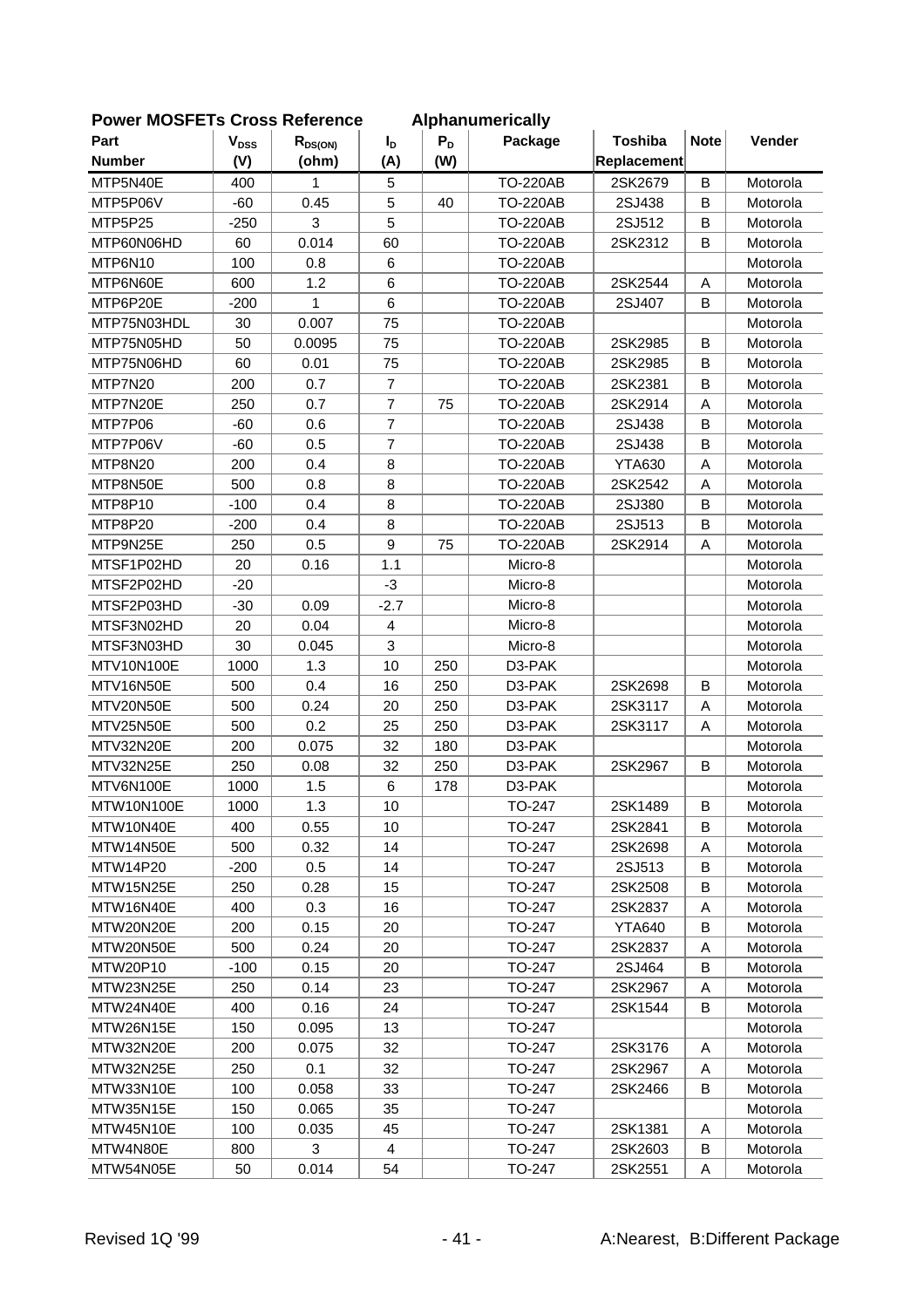## Power MOSFETs Cross Reference Alphanumerically

| Part Number | $V_{DSS}$ (V) | $R_{DS(ON)}$ (ohm) | $I_D$ (A) | $P_D$ (W) | Package | Toshiba Replacement | Note | Vender |
|---|---|---|---|---|---|---|---|---|
| MTP5N40E | 400 | 1 | 5 | | TO-220AB | 2SK2679 | B | Motorola |
| MTP5P06V | -60 | 0.45 | 5 | 40 | TO-220AB | 2SJ438 | B | Motorola |
| MTP5P25 | -250 | 3 | 5 | | TO-220AB | 2SJ512 | B | Motorola |
| MTP60N06HD | 60 | 0.014 | 60 | | TO-220AB | 2SK2312 | B | Motorola |
| MTP6N10 | 100 | 0.8 | 6 | | TO-220AB | | | Motorola |
| MTP6N60E | 600 | 1.2 | 6 | | TO-220AB | 2SK2544 | A | Motorola |
| MTP6P20E | -200 | 1 | 6 | | TO-220AB | 2SJ407 | B | Motorola |
| MTP75N03HDL | 30 | 0.007 | 75 | | TO-220AB | | | Motorola |
| MTP75N05HD | 50 | 0.0095 | 75 | | TO-220AB | 2SK2985 | B | Motorola |
| MTP75N06HD | 60 | 0.01 | 75 | | TO-220AB | 2SK2985 | B | Motorola |
| MTP7N20 | 200 | 0.7 | 7 | | TO-220AB | 2SK2381 | B | Motorola |
| MTP7N20E | 250 | 0.7 | 7 | 75 | TO-220AB | 2SK2914 | A | Motorola |
| MTP7P06 | -60 | 0.6 | 7 | | TO-220AB | 2SJ438 | B | Motorola |
| MTP7P06V | -60 | 0.5 | 7 | | TO-220AB | 2SJ438 | B | Motorola |
| MTP8N20 | 200 | 0.4 | 8 | | TO-220AB | YTA630 | A | Motorola |
| MTP8N50E | 500 | 0.8 | 8 | | TO-220AB | 2SK2542 | A | Motorola |
| MTP8P10 | -100 | 0.4 | 8 | | TO-220AB | 2SJ380 | B | Motorola |
| MTP8P20 | -200 | 0.4 | 8 | | TO-220AB | 2SJ513 | B | Motorola |
| MTP9N25E | 250 | 0.5 | 9 | 75 | TO-220AB | 2SK2914 | A | Motorola |
| MTSF1P02HD | 20 | 0.16 | 1.1 | | Micro-8 | | | Motorola |
| MTSF2P02HD | -20 | | -3 | | Micro-8 | | | Motorola |
| MTSF2P03HD | -30 | 0.09 | -2.7 | | Micro-8 | | | Motorola |
| MTSF3N02HD | 20 | 0.04 | 4 | | Micro-8 | | | Motorola |
| MTSF3N03HD | 30 | 0.045 | 3 | | Micro-8 | | | Motorola |
| MTV10N100E | 1000 | 1.3 | 10 | 250 | D3-PAK | | | Motorola |
| MTV16N50E | 500 | 0.4 | 16 | 250 | D3-PAK | 2SK2698 | B | Motorola |
| MTV20N50E | 500 | 0.24 | 20 | 250 | D3-PAK | 2SK3117 | A | Motorola |
| MTV25N50E | 500 | 0.2 | 25 | 250 | D3-PAK | 2SK3117 | A | Motorola |
| MTV32N20E | 200 | 0.075 | 32 | 180 | D3-PAK | | | Motorola |
| MTV32N25E | 250 | 0.08 | 32 | 250 | D3-PAK | 2SK2967 | B | Motorola |
| MTV6N100E | 1000 | 1.5 | 6 | 178 | D3-PAK | | | Motorola |
| MTW10N100E | 1000 | 1.3 | 10 | | TO-247 | 2SK1489 | B | Motorola |
| MTW10N40E | 400 | 0.55 | 10 | | TO-247 | 2SK2841 | B | Motorola |
| MTW14N50E | 500 | 0.32 | 14 | | TO-247 | 2SK2698 | A | Motorola |
| MTW14P20 | -200 | 0.5 | 14 | | TO-247 | 2SJ513 | B | Motorola |
| MTW15N25E | 250 | 0.28 | 15 | | TO-247 | 2SK2508 | B | Motorola |
| MTW16N40E | 400 | 0.3 | 16 | | TO-247 | 2SK2837 | A | Motorola |
| MTW20N20E | 200 | 0.15 | 20 | | TO-247 | YTA640 | B | Motorola |
| MTW20N50E | 500 | 0.24 | 20 | | TO-247 | 2SK2837 | A | Motorola |
| MTW20P10 | -100 | 0.15 | 20 | | TO-247 | 2SJ464 | B | Motorola |
| MTW23N25E | 250 | 0.14 | 23 | | TO-247 | 2SK2967 | A | Motorola |
| MTW24N40E | 400 | 0.16 | 24 | | TO-247 | 2SK1544 | B | Motorola |
| MTW26N15E | 150 | 0.095 | 13 | | TO-247 | | | Motorola |
| MTW32N20E | 200 | 0.075 | 32 | | TO-247 | 2SK3176 | A | Motorola |
| MTW32N25E | 250 | 0.1 | 32 | | TO-247 | 2SK2967 | A | Motorola |
| MTW33N10E | 100 | 0.058 | 33 | | TO-247 | 2SK2466 | B | Motorola |
| MTW35N15E | 150 | 0.065 | 35 | | TO-247 | | | Motorola |
| MTW45N10E | 100 | 0.035 | 45 | | TO-247 | 2SK1381 | A | Motorola |
| MTW4N80E | 800 | 3 | 4 | | TO-247 | 2SK2603 | B | Motorola |
| MTW54N05E | 50 | 0.014 | 54 | | TO-247 | 2SK2551 | A | Motorola |

Revised 1Q '99

A:Nearest, B:Different Package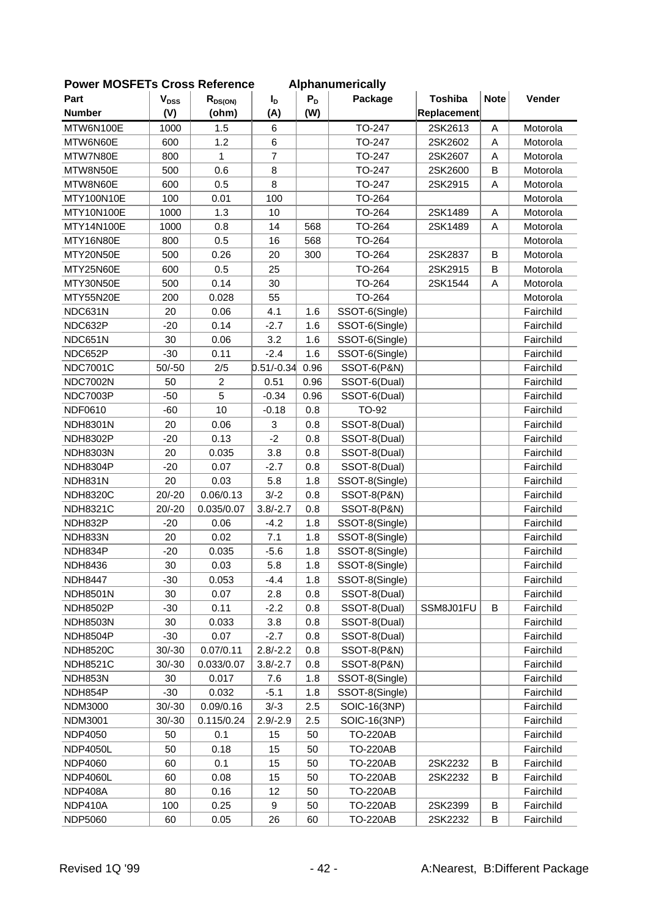## Power MOSFETs Cross Reference Alphanumerically

| Part Number | $V_{DSS}$ (V) | $R_{DS(ON)}$ (ohm) | $I_D$ (A) | $P_D$ (W) | Package | Toshiba Replacement | Note | Vender |
|---|---|---|---|---|---|---|---|---|
| MTW6N100E | 1000 | 1.5 | 6 | | TO-247 | 2SK2613 | A | Motorola |
| MTW6N60E | 600 | 1.2 | 6 | | TO-247 | 2SK2602 | A | Motorola |
| MTW7N80E | 800 | 1 | 7 | | TO-247 | 2SK2607 | A | Motorola |
| MTW8N50E | 500 | 0.6 | 8 | | TO-247 | 2SK2600 | B | Motorola |
| MTW8N60E | 600 | 0.5 | 8 | | TO-247 | 2SK2915 | A | Motorola |
| MTY100N10E | 100 | 0.01 | 100 | | TO-264 | | | Motorola |
| MTY10N100E | 1000 | 1.3 | 10 | | TO-264 | 2SK1489 | A | Motorola |
| MTY14N100E | 1000 | 0.8 | 14 | 568 | TO-264 | 2SK1489 | A | Motorola |
| MTY16N80E | 800 | 0.5 | 16 | 568 | TO-264 | | | Motorola |
| MTY20N50E | 500 | 0.26 | 20 | 300 | TO-264 | 2SK2837 | B | Motorola |
| MTY25N60E | 600 | 0.5 | 25 | | TO-264 | 2SK2915 | B | Motorola |
| MTY30N50E | 500 | 0.14 | 30 | | TO-264 | 2SK1544 | A | Motorola |
| MTY55N20E | 200 | 0.028 | 55 | | TO-264 | | | Motorola |
| NDC631N | 20 | 0.06 | 4.1 | 1.6 | SSOT-6(Single) | | | Fairchild |
| NDC632P | -20 | 0.14 | -2.7 | 1.6 | SSOT-6(Single) | | | Fairchild |
| NDC651N | 30 | 0.06 | 3.2 | 1.6 | SSOT-6(Single) | | | Fairchild |
| NDC652P | -30 | 0.11 | -2.4 | 1.6 | SSOT-6(Single) | | | Fairchild |
| NDC7001C | 50/-50 | 2/5 | 0.51/-0.34 | 0.96 | SSOT-6(P&N) | | | Fairchild |
| NDC7002N | 50 | 2 | 0.51 | 0.96 | SSOT-6(Dual) | | | Fairchild |
| NDC7003P | -50 | 5 | -0.34 | 0.96 | SSOT-6(Dual) | | | Fairchild |
| NDF0610 | -60 | 10 | -0.18 | 0.8 | TO-92 | | | Fairchild |
| NDH8301N | 20 | 0.06 | 3 | 0.8 | SSOT-8(Dual) | | | Fairchild |
| NDH8302P | -20 | 0.13 | -2 | 0.8 | SSOT-8(Dual) | | | Fairchild |
| NDH8303N | 20 | 0.035 | 3.8 | 0.8 | SSOT-8(Dual) | | | Fairchild |
| NDH8304P | -20 | 0.07 | -2.7 | 0.8 | SSOT-8(Dual) | | | Fairchild |
| NDH831N | 20 | 0.03 | 5.8 | 1.8 | SSOT-8(Single) | | | Fairchild |
| NDH8320C | 20/-20 | 0.06/0.13 | 3/-2 | 0.8 | SSOT-8(P&N) | | | Fairchild |
| NDH8321C | 20/-20 | 0.035/0.07 | 3.8/-2.7 | 0.8 | SSOT-8(P&N) | | | Fairchild |
| NDH832P | -20 | 0.06 | -4.2 | 1.8 | SSOT-8(Single) | | | Fairchild |
| NDH833N | 20 | 0.02 | 7.1 | 1.8 | SSOT-8(Single) | | | Fairchild |
| NDH834P | -20 | 0.035 | -5.6 | 1.8 | SSOT-8(Single) | | | Fairchild |
| NDH8436 | 30 | 0.03 | 5.8 | 1.8 | SSOT-8(Single) | | | Fairchild |
| NDH8447 | -30 | 0.053 | -4.4 | 1.8 | SSOT-8(Single) | | | Fairchild |
| NDH8501N | 30 | 0.07 | 2.8 | 0.8 | SSOT-8(Dual) | | | Fairchild |
| NDH8502P | -30 | 0.11 | -2.2 | 0.8 | SSOT-8(Dual) | SSM8J01FU | B | Fairchild |
| NDH8503N | 30 | 0.033 | 3.8 | 0.8 | SSOT-8(Dual) | | | Fairchild |
| NDH8504P | -30 | 0.07 | -2.7 | 0.8 | SSOT-8(Dual) | | | Fairchild |
| NDH8520C | 30/-30 | 0.07/0.11 | 2.8/-2.2 | 0.8 | SSOT-8(P&N) | | | Fairchild |
| NDH8521C | 30/-30 | 0.033/0.07 | 3.8/-2.7 | 0.8 | SSOT-8(P&N) | | | Fairchild |
| NDH853N | 30 | 0.017 | 7.6 | 1.8 | SSOT-8(Single) | | | Fairchild |
| NDH854P | -30 | 0.032 | -5.1 | 1.8 | SSOT-8(Single) | | | Fairchild |
| NDM3000 | 30/-30 | 0.09/0.16 | 3/-3 | 2.5 | SOIC-16(3NP) | | | Fairchild |
| NDM3001 | 30/-30 | 0.115/0.24 | 2.9/-2.9 | 2.5 | SOIC-16(3NP) | | | Fairchild |
| NDP4050 | 50 | 0.1 | 15 | 50 | TO-220AB | | | Fairchild |
| NDP4050L | 50 | 0.18 | 15 | 50 | TO-220AB | | | Fairchild |
| NDP4060 | 60 | 0.1 | 15 | 50 | TO-220AB | 2SK2232 | B | Fairchild |
| NDP4060L | 60 | 0.08 | 15 | 50 | TO-220AB | 2SK2232 | B | Fairchild |
| NDP408A | 80 | 0.16 | 12 | 50 | TO-220AB | | | Fairchild |
| NDP410A | 100 | 0.25 | 9 | 50 | TO-220AB | 2SK2399 | B | Fairchild |
| NDP5060 | 60 | 0.05 | 26 | 60 | TO-220AB | 2SK2232 | B | Fairchild |

Revised 1Q '99

A:Nearest, B:Different Package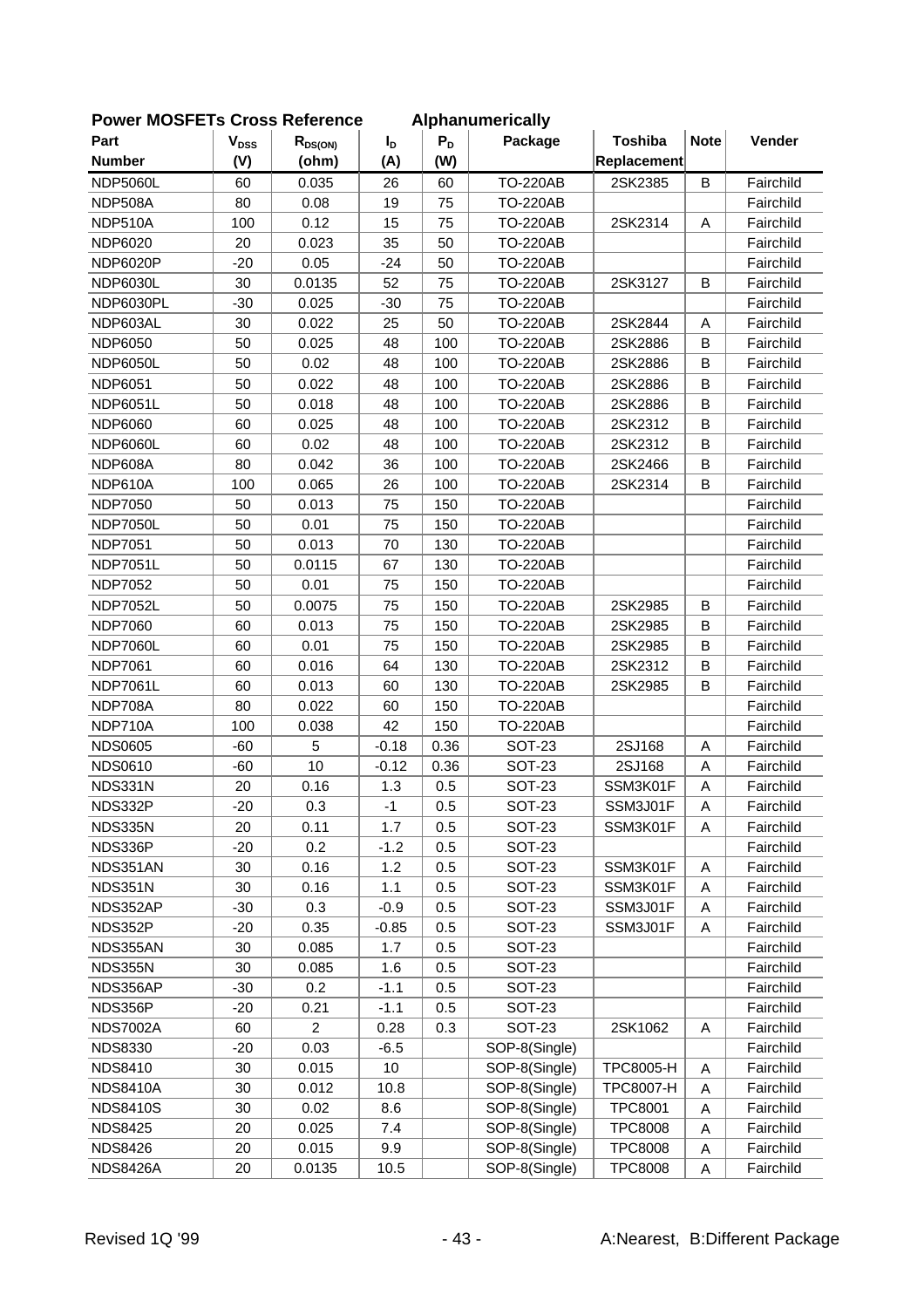**Power MOSFETs Cross Reference Alphanumerically**

| Part Number | $V_{DSS}$ (V) | $R_{DS(ON)}$ (ohm) | $I_D$ (A) | $P_D$ (W) | Package | Toshiba Replacement | Note | Vender |
|---|---|---|---|---|---|---|---|---|
| NDP5060L | 60 | 0.035 | 26 | 60 | TO-220AB | 2SK2385 | B | Fairchild |
| NDP508A | 80 | 0.08 | 19 | 75 | TO-220AB | | | Fairchild |
| NDP510A | 100 | 0.12 | 15 | 75 | TO-220AB | 2SK2314 | A | Fairchild |
| NDP6020 | 20 | 0.023 | 35 | 50 | TO-220AB | | | Fairchild |
| NDP6020P | -20 | 0.05 | -24 | 50 | TO-220AB | | | Fairchild |
| NDP6030L | 30 | 0.0135 | 52 | 75 | TO-220AB | 2SK3127 | B | Fairchild |
| NDP6030PL | -30 | 0.025 | -30 | 75 | TO-220AB | | | Fairchild |
| NDP603AL | 30 | 0.022 | 25 | 50 | TO-220AB | 2SK2844 | A | Fairchild |
| NDP6050 | 50 | 0.025 | 48 | 100 | TO-220AB | 2SK2886 | B | Fairchild |
| NDP6050L | 50 | 0.02 | 48 | 100 | TO-220AB | 2SK2886 | B | Fairchild |
| NDP6051 | 50 | 0.022 | 48 | 100 | TO-220AB | 2SK2886 | B | Fairchild |
| NDP6051L | 50 | 0.018 | 48 | 100 | TO-220AB | 2SK2886 | B | Fairchild |
| NDP6060 | 60 | 0.025 | 48 | 100 | TO-220AB | 2SK2312 | B | Fairchild |
| NDP6060L | 60 | 0.02 | 48 | 100 | TO-220AB | 2SK2312 | B | Fairchild |
| NDP608A | 80 | 0.042 | 36 | 100 | TO-220AB | 2SK2466 | B | Fairchild |
| NDP610A | 100 | 0.065 | 26 | 100 | TO-220AB | 2SK2314 | B | Fairchild |
| NDP7050 | 50 | 0.013 | 75 | 150 | TO-220AB | | | Fairchild |
| NDP7050L | 50 | 0.01 | 75 | 150 | TO-220AB | | | Fairchild |
| NDP7051 | 50 | 0.013 | 70 | 130 | TO-220AB | | | Fairchild |
| NDP7051L | 50 | 0.0115 | 67 | 130 | TO-220AB | | | Fairchild |
| NDP7052 | 50 | 0.01 | 75 | 150 | TO-220AB | | | Fairchild |
| NDP7052L | 50 | 0.0075 | 75 | 150 | TO-220AB | 2SK2985 | B | Fairchild |
| NDP7060 | 60 | 0.013 | 75 | 150 | TO-220AB | 2SK2985 | B | Fairchild |
| NDP7060L | 60 | 0.01 | 75 | 150 | TO-220AB | 2SK2985 | B | Fairchild |
| NDP7061 | 60 | 0.016 | 64 | 130 | TO-220AB | 2SK2312 | B | Fairchild |
| NDP7061L | 60 | 0.013 | 60 | 130 | TO-220AB | 2SK2985 | B | Fairchild |
| NDP708A | 80 | 0.022 | 60 | 150 | TO-220AB | | | Fairchild |
| NDP710A | 100 | 0.038 | 42 | 150 | TO-220AB | | | Fairchild |
| NDS0605 | -60 | 5 | -0.18 | 0.36 | SOT-23 | 2SJ168 | A | Fairchild |
| NDS0610 | -60 | 10 | -0.12 | 0.36 | SOT-23 | 2SJ168 | A | Fairchild |
| NDS331N | 20 | 0.16 | 1.3 | 0.5 | SOT-23 | SSM3K01F | A | Fairchild |
| NDS332P | -20 | 0.3 | -1 | 0.5 | SOT-23 | SSM3J01F | A | Fairchild |
| NDS335N | 20 | 0.11 | 1.7 | 0.5 | SOT-23 | SSM3K01F | A | Fairchild |
| NDS336P | -20 | 0.2 | -1.2 | 0.5 | SOT-23 | | | Fairchild |
| NDS351AN | 30 | 0.16 | 1.2 | 0.5 | SOT-23 | SSM3K01F | A | Fairchild |
| NDS351N | 30 | 0.16 | 1.1 | 0.5 | SOT-23 | SSM3K01F | A | Fairchild |
| NDS352AP | -30 | 0.3 | -0.9 | 0.5 | SOT-23 | SSM3J01F | A | Fairchild |
| NDS352P | -20 | 0.35 | -0.85 | 0.5 | SOT-23 | SSM3J01F | A | Fairchild |
| NDS355AN | 30 | 0.085 | 1.7 | 0.5 | SOT-23 | | | Fairchild |
| NDS355N | 30 | 0.085 | 1.6 | 0.5 | SOT-23 | | | Fairchild |
| NDS356AP | -30 | 0.2 | -1.1 | 0.5 | SOT-23 | | | Fairchild |
| NDS356P | -20 | 0.21 | -1.1 | 0.5 | SOT-23 | | | Fairchild |
| NDS7002A | 60 | 2 | 0.28 | 0.3 | SOT-23 | 2SK1062 | A | Fairchild |
| NDS8330 | -20 | 0.03 | -6.5 | | SOP-8(Single) | | | Fairchild |
| NDS8410 | 30 | 0.015 | 10 | | SOP-8(Single) | TPC8005-H | A | Fairchild |
| NDS8410A | 30 | 0.012 | 10.8 | | SOP-8(Single) | TPC8007-H | A | Fairchild |
| NDS8410S | 30 | 0.02 | 8.6 | | SOP-8(Single) | TPC8001 | A | Fairchild |
| NDS8425 | 20 | 0.025 | 7.4 | | SOP-8(Single) | TPC8008 | A | Fairchild |
| NDS8426 | 20 | 0.015 | 9.9 | | SOP-8(Single) | TPC8008 | A | Fairchild |
| NDS8426A | 20 | 0.0135 | 10.5 | | SOP-8(Single) | TPC8008 | A | Fairchild |

Revised 1Q '99

A:Nearest, B:Different Package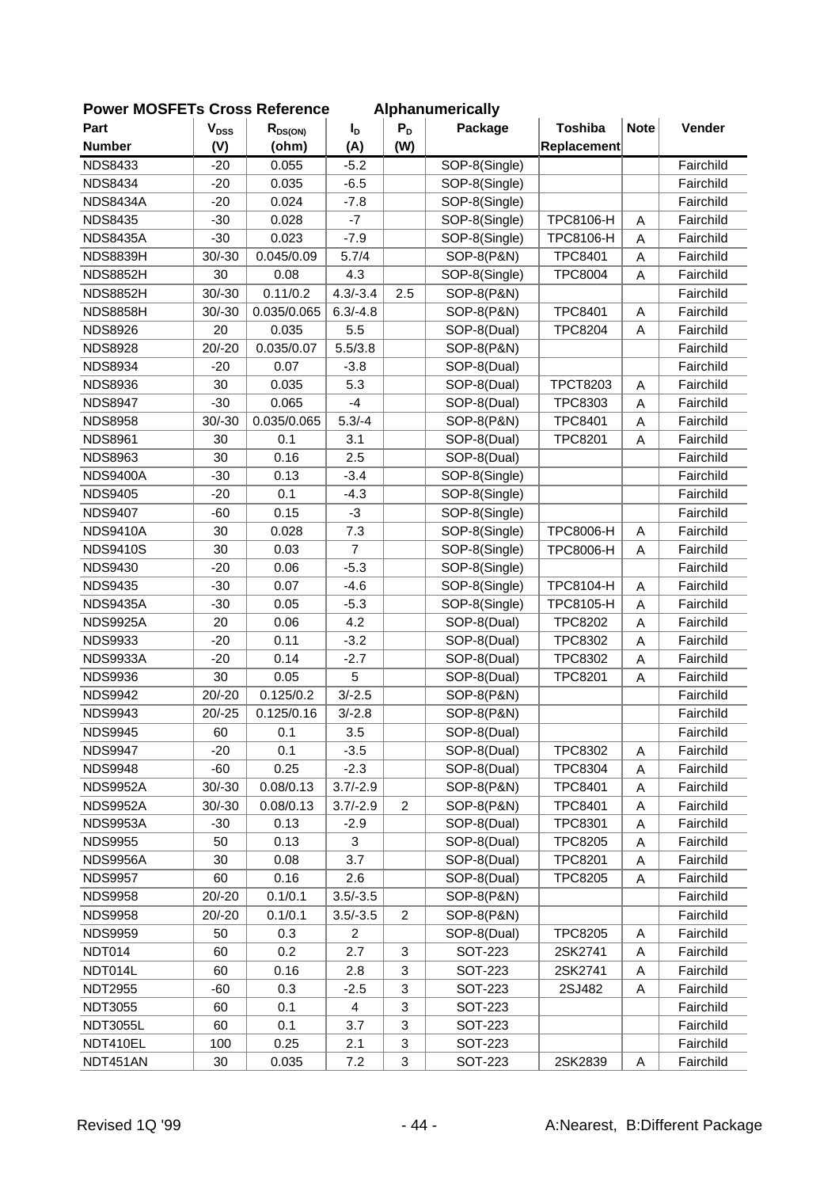**Power MOSFETs Cross Reference Alphanumerically**

| Part Number | $V_{DSS}$ (V) | $R_{DS(ON)}$ (ohm) | $I_D$ (A) | $P_D$ (W) | Package | Toshiba Replacement | Note | Vender |
|---|---|---|---|---|---|---|---|---|
| NDS8433 | -20 | 0.055 | -5.2 | | SOP-8(Single) | | | Fairchild |
| NDS8434 | -20 | 0.035 | -6.5 | | SOP-8(Single) | | | Fairchild |
| NDS8434A | -20 | 0.024 | -7.8 | | SOP-8(Single) | | | Fairchild |
| NDS8435 | -30 | 0.028 | -7 | | SOP-8(Single) | TPC8106-H | A | Fairchild |
| NDS8435A | -30 | 0.023 | -7.9 | | SOP-8(Single) | TPC8106-H | A | Fairchild |
| NDS8839H | 30/-30 | 0.045/0.09 | 5.7/4 | | SOP-8(P&N) | TPC8401 | A | Fairchild |
| NDS8852H | 30 | 0.08 | 4.3 | | SOP-8(Single) | TPC8004 | A | Fairchild |
| NDS8852H | 30/-30 | 0.11/0.2 | 4.3/-3.4 | 2.5 | SOP-8(P&N) | | | Fairchild |
| NDS8858H | 30/-30 | 0.035/0.065 | 6.3/-4.8 | | SOP-8(P&N) | TPC8401 | A | Fairchild |
| NDS8926 | 20 | 0.035 | 5.5 | | SOP-8(Dual) | TPC8204 | A | Fairchild |
| NDS8928 | 20/-20 | 0.035/0.07 | 5.5/3.8 | | SOP-8(P&N) | | | Fairchild |
| NDS8934 | -20 | 0.07 | -3.8 | | SOP-8(Dual) | | | Fairchild |
| NDS8936 | 30 | 0.035 | 5.3 | | SOP-8(Dual) | TPCT8203 | A | Fairchild |
| NDS8947 | -30 | 0.065 | -4 | | SOP-8(Dual) | TPC8303 | A | Fairchild |
| NDS8958 | 30/-30 | 0.035/0.065 | 5.3/-4 | | SOP-8(P&N) | TPC8401 | A | Fairchild |
| NDS8961 | 30 | 0.1 | 3.1 | | SOP-8(Dual) | TPC8201 | A | Fairchild |
| NDS8963 | 30 | 0.16 | 2.5 | | SOP-8(Dual) | | | Fairchild |
| NDS9400A | -30 | 0.13 | -3.4 | | SOP-8(Single) | | | Fairchild |
| NDS9405 | -20 | 0.1 | -4.3 | | SOP-8(Single) | | | Fairchild |
| NDS9407 | -60 | 0.15 | -3 | | SOP-8(Single) | | | Fairchild |
| NDS9410A | 30 | 0.028 | 7.3 | | SOP-8(Single) | TPC8006-H | A | Fairchild |
| NDS9410S | 30 | 0.03 | 7 | | SOP-8(Single) | TPC8006-H | A | Fairchild |
| NDS9430 | -20 | 0.06 | -5.3 | | SOP-8(Single) | | | Fairchild |
| NDS9435 | -30 | 0.07 | -4.6 | | SOP-8(Single) | TPC8104-H | A | Fairchild |
| NDS9435A | -30 | 0.05 | -5.3 | | SOP-8(Single) | TPC8105-H | A | Fairchild |
| NDS9925A | 20 | 0.06 | 4.2 | | SOP-8(Dual) | TPC8202 | A | Fairchild |
| NDS9933 | -20 | 0.11 | -3.2 | | SOP-8(Dual) | TPC8302 | A | Fairchild |
| NDS9933A | -20 | 0.14 | -2.7 | | SOP-8(Dual) | TPC8302 | A | Fairchild |
| NDS9936 | 30 | 0.05 | 5 | | SOP-8(Dual) | TPC8201 | A | Fairchild |
| NDS9942 | 20/-20 | 0.125/0.2 | 3/-2.5 | | SOP-8(P&N) | | | Fairchild |
| NDS9943 | 20/-25 | 0.125/0.16 | 3/-2.8 | | SOP-8(P&N) | | | Fairchild |
| NDS9945 | 60 | 0.1 | 3.5 | | SOP-8(Dual) | | | Fairchild |
| NDS9947 | -20 | 0.1 | -3.5 | | SOP-8(Dual) | TPC8302 | A | Fairchild |
| NDS9948 | -60 | 0.25 | -2.3 | | SOP-8(Dual) | TPC8304 | A | Fairchild |
| NDS9952A | 30/-30 | 0.08/0.13 | 3.7/-2.9 | | SOP-8(P&N) | TPC8401 | A | Fairchild |
| NDS9952A | 30/-30 | 0.08/0.13 | 3.7/-2.9 | 2 | SOP-8(P&N) | TPC8401 | A | Fairchild |
| NDS9953A | -30 | 0.13 | -2.9 | | SOP-8(Dual) | TPC8301 | A | Fairchild |
| NDS9955 | 50 | 0.13 | 3 | | SOP-8(Dual) | TPC8205 | A | Fairchild |
| NDS9956A | 30 | 0.08 | 3.7 | | SOP-8(Dual) | TPC8201 | A | Fairchild |
| NDS9957 | 60 | 0.16 | 2.6 | | SOP-8(Dual) | TPC8205 | A | Fairchild |
| NDS9958 | 20/-20 | 0.1/0.1 | 3.5/-3.5 | | SOP-8(P&N) | | | Fairchild |
| NDS9958 | 20/-20 | 0.1/0.1 | 3.5/-3.5 | 2 | SOP-8(P&N) | | | Fairchild |
| NDS9959 | 50 | 0.3 | 2 | | SOP-8(Dual) | TPC8205 | A | Fairchild |
| NDT014 | 60 | 0.2 | 2.7 | 3 | SOT-223 | 2SK2741 | A | Fairchild |
| NDT014L | 60 | 0.16 | 2.8 | 3 | SOT-223 | 2SK2741 | A | Fairchild |
| NDT2955 | -60 | 0.3 | -2.5 | 3 | SOT-223 | 2SJ482 | A | Fairchild |
| NDT3055 | 60 | 0.1 | 4 | 3 | SOT-223 | | | Fairchild |
| NDT3055L | 60 | 0.1 | 3.7 | 3 | SOT-223 | | | Fairchild |
| NDT410EL | 100 | 0.25 | 2.1 | 3 | SOT-223 | | | Fairchild |
| NDT451AN | 30 | 0.035 | 7.2 | 3 | SOT-223 | 2SK2839 | A | Fairchild |

Revised 1Q '99

A:Nearest, B:Different Package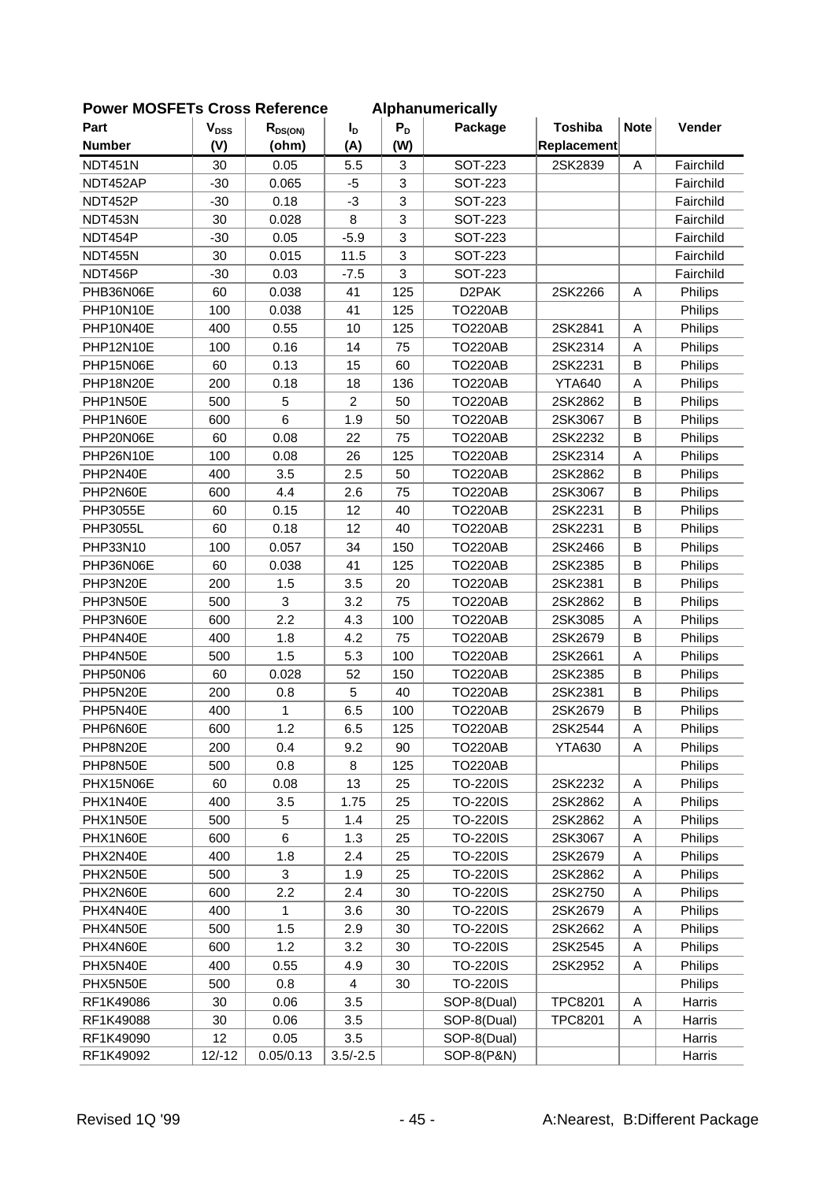## Power MOSFETs Cross Reference Alphanumerically

| Part Number | $V_{DSS}$ (V) | $R_{DS(ON)}$ (ohm) | $I_D$ (A) | $P_D$ (W) | Package | Toshiba Replacement | Note | Vender |
|---|---|---|---|---|---|---|---|---|
| NDT451N | 30 | 0.05 | 5.5 | 3 | SOT-223 | 2SK2839 | A | Fairchild |
| NDT452AP | -30 | 0.065 | -5 | 3 | SOT-223 | | | Fairchild |
| NDT452P | -30 | 0.18 | -3 | 3 | SOT-223 | | | Fairchild |
| NDT453N | 30 | 0.028 | 8 | 3 | SOT-223 | | | Fairchild |
| NDT454P | -30 | 0.05 | -5.9 | 3 | SOT-223 | | | Fairchild |
| NDT455N | 30 | 0.015 | 11.5 | 3 | SOT-223 | | | Fairchild |
| NDT456P | -30 | 0.03 | -7.5 | 3 | SOT-223 | | | Fairchild |
| PHB36N06E | 60 | 0.038 | 41 | 125 | D2PAK | 2SK2266 | A | Philips |
| PHP10N10E | 100 | 0.038 | 41 | 125 | TO220AB | | | Philips |
| PHP10N40E | 400 | 0.55 | 10 | 125 | TO220AB | 2SK2841 | A | Philips |
| PHP12N10E | 100 | 0.16 | 14 | 75 | TO220AB | 2SK2314 | A | Philips |
| PHP15N06E | 60 | 0.13 | 15 | 60 | TO220AB | 2SK2231 | B | Philips |
| PHP18N20E | 200 | 0.18 | 18 | 136 | TO220AB | YTA640 | A | Philips |
| PHP1N50E | 500 | 5 | 2 | 50 | TO220AB | 2SK2862 | B | Philips |
| PHP1N60E | 600 | 6 | 1.9 | 50 | TO220AB | 2SK3067 | B | Philips |
| PHP20N06E | 60 | 0.08 | 22 | 75 | TO220AB | 2SK2232 | B | Philips |
| PHP26N10E | 100 | 0.08 | 26 | 125 | TO220AB | 2SK2314 | A | Philips |
| PHP2N40E | 400 | 3.5 | 2.5 | 50 | TO220AB | 2SK2862 | B | Philips |
| PHP2N60E | 600 | 4.4 | 2.6 | 75 | TO220AB | 2SK3067 | B | Philips |
| PHP3055E | 60 | 0.15 | 12 | 40 | TO220AB | 2SK2231 | B | Philips |
| PHP3055L | 60 | 0.18 | 12 | 40 | TO220AB | 2SK2231 | B | Philips |
| PHP33N10 | 100 | 0.057 | 34 | 150 | TO220AB | 2SK2466 | B | Philips |
| PHP36N06E | 60 | 0.038 | 41 | 125 | TO220AB | 2SK2385 | B | Philips |
| PHP3N20E | 200 | 1.5 | 3.5 | 20 | TO220AB | 2SK2381 | B | Philips |
| PHP3N50E | 500 | 3 | 3.2 | 75 | TO220AB | 2SK2862 | B | Philips |
| PHP3N60E | 600 | 2.2 | 4.3 | 100 | TO220AB | 2SK3085 | A | Philips |
| PHP4N40E | 400 | 1.8 | 4.2 | 75 | TO220AB | 2SK2679 | B | Philips |
| PHP4N50E | 500 | 1.5 | 5.3 | 100 | TO220AB | 2SK2661 | A | Philips |
| PHP50N06 | 60 | 0.028 | 52 | 150 | TO220AB | 2SK2385 | B | Philips |
| PHP5N20E | 200 | 0.8 | 5 | 40 | TO220AB | 2SK2381 | B | Philips |
| PHP5N40E | 400 | 1 | 6.5 | 100 | TO220AB | 2SK2679 | B | Philips |
| PHP6N60E | 600 | 1.2 | 6.5 | 125 | TO220AB | 2SK2544 | A | Philips |
| PHP8N20E | 200 | 0.4 | 9.2 | 90 | TO220AB | YTA630 | A | Philips |
| PHP8N50E | 500 | 0.8 | 8 | 125 | TO220AB | | | Philips |
| PHX15N06E | 60 | 0.08 | 13 | 25 | TO-220IS | 2SK2232 | A | Philips |
| PHX1N40E | 400 | 3.5 | 1.75 | 25 | TO-220IS | 2SK2862 | A | Philips |
| PHX1N50E | 500 | 5 | 1.4 | 25 | TO-220IS | 2SK2862 | A | Philips |
| PHX1N60E | 600 | 6 | 1.3 | 25 | TO-220IS | 2SK3067 | A | Philips |
| PHX2N40E | 400 | 1.8 | 2.4 | 25 | TO-220IS | 2SK2679 | A | Philips |
| PHX2N50E | 500 | 3 | 1.9 | 25 | TO-220IS | 2SK2862 | A | Philips |
| PHX2N60E | 600 | 2.2 | 2.4 | 30 | TO-220IS | 2SK2750 | A | Philips |
| PHX4N40E | 400 | 1 | 3.6 | 30 | TO-220IS | 2SK2679 | A | Philips |
| PHX4N50E | 500 | 1.5 | 2.9 | 30 | TO-220IS | 2SK2662 | A | Philips |
| PHX4N60E | 600 | 1.2 | 3.2 | 30 | TO-220IS | 2SK2545 | A | Philips |
| PHX5N40E | 400 | 0.55 | 4.9 | 30 | TO-220IS | 2SK2952 | A | Philips |
| PHX5N50E | 500 | 0.8 | 4 | 30 | TO-220IS | | | Philips |
| RF1K49086 | 30 | 0.06 | 3.5 | | SOP-8(Dual) | TPC8201 | A | Harris |
| RF1K49088 | 30 | 0.06 | 3.5 | | SOP-8(Dual) | TPC8201 | A | Harris |
| RF1K49090 | 12 | 0.05 | 3.5 | | SOP-8(Dual) | | | Harris |
| RF1K49092 | 12/-12 | 0.05/0.13 | 3.5/-2.5 | | SOP-8(P&N) | | | Harris |

Revised 1Q '99 A:Nearest, B:Different Package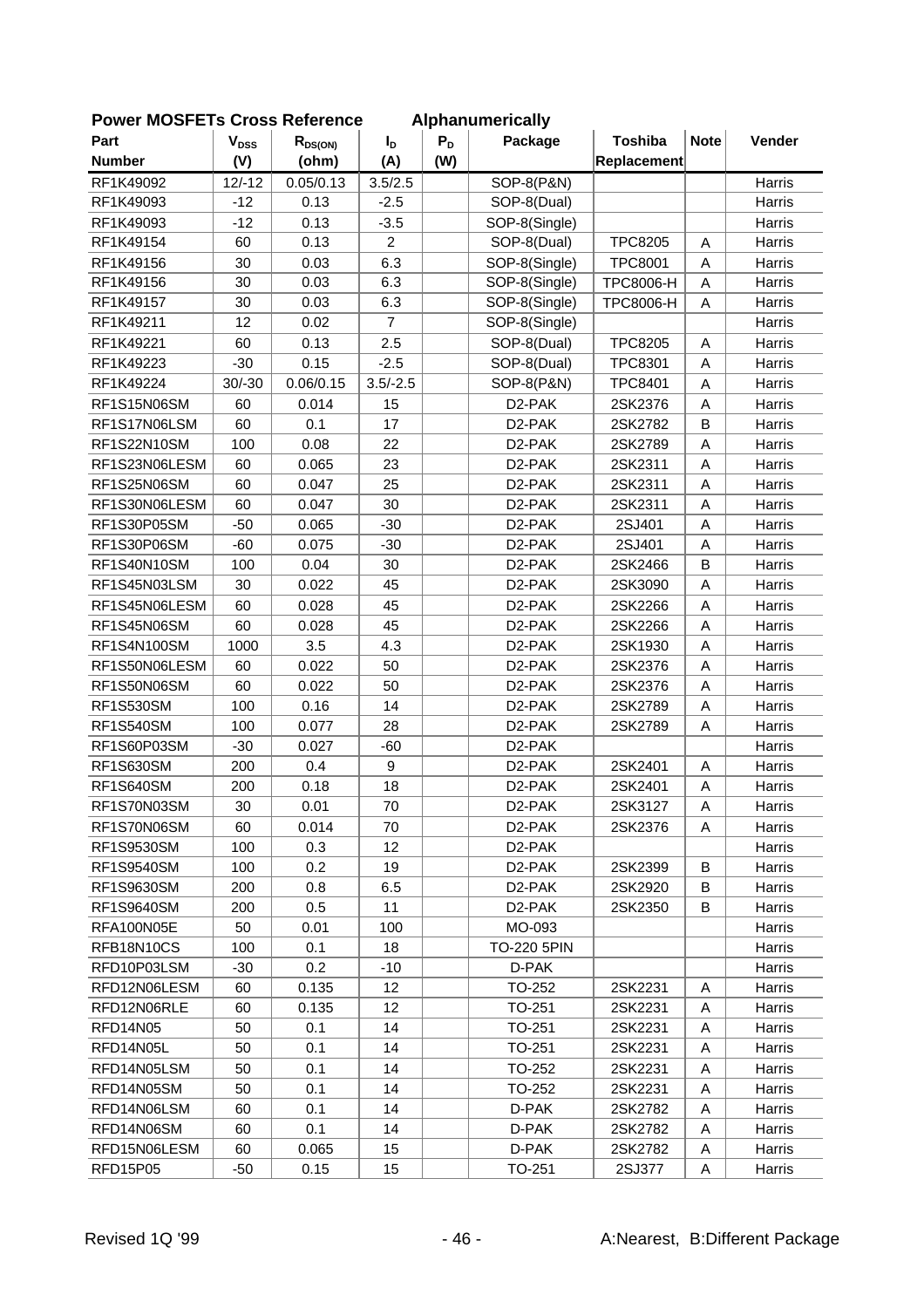**Power MOSFETs Cross Reference        Alphanumerically**

| Part Number | $V_{DSS}$ (V) | $R_{DS(ON)}$ (ohm) | $I_D$ (A) | $P_D$ (W) | Package | Toshiba Replacement | Note | Vender |
|---|---|---|---|---|---|---|---|---|
| RF1K49092 | 12/-12 | 0.05/0.13 | 3.5/2.5 | | SOP-8(P&N) | | | Harris |
| RF1K49093 | -12 | 0.13 | -2.5 | | SOP-8(Dual) | | | Harris |
| RF1K49093 | -12 | 0.13 | -3.5 | | SOP-8(Single) | | | Harris |
| RF1K49154 | 60 | 0.13 | 2 | | SOP-8(Dual) | TPC8205 | A | Harris |
| RF1K49156 | 30 | 0.03 | 6.3 | | SOP-8(Single) | TPC8001 | A | Harris |
| RF1K49156 | 30 | 0.03 | 6.3 | | SOP-8(Single) | TPC8006-H | A | Harris |
| RF1K49157 | 30 | 0.03 | 6.3 | | SOP-8(Single) | TPC8006-H | A | Harris |
| RF1K49211 | 12 | 0.02 | 7 | | SOP-8(Single) | | | Harris |
| RF1K49221 | 60 | 0.13 | 2.5 | | SOP-8(Dual) | TPC8205 | A | Harris |
| RF1K49223 | -30 | 0.15 | -2.5 | | SOP-8(Dual) | TPC8301 | A | Harris |
| RF1K49224 | 30/-30 | 0.06/0.15 | 3.5/-2.5 | | SOP-8(P&N) | TPC8401 | A | Harris |
| RF1S15N06SM | 60 | 0.014 | 15 | | D2-PAK | 2SK2376 | A | Harris |
| RF1S17N06LSM | 60 | 0.1 | 17 | | D2-PAK | 2SK2782 | B | Harris |
| RF1S22N10SM | 100 | 0.08 | 22 | | D2-PAK | 2SK2789 | A | Harris |
| RF1S23N06LESM | 60 | 0.065 | 23 | | D2-PAK | 2SK2311 | A | Harris |
| RF1S25N06SM | 60 | 0.047 | 25 | | D2-PAK | 2SK2311 | A | Harris |
| RF1S30N06LESM | 60 | 0.047 | 30 | | D2-PAK | 2SK2311 | A | Harris |
| RF1S30P05SM | -50 | 0.065 | -30 | | D2-PAK | 2SJ401 | A | Harris |
| RF1S30P06SM | -60 | 0.075 | -30 | | D2-PAK | 2SJ401 | A | Harris |
| RF1S40N10SM | 100 | 0.04 | 30 | | D2-PAK | 2SK2466 | B | Harris |
| RF1S45N03LSM | 30 | 0.022 | 45 | | D2-PAK | 2SK3090 | A | Harris |
| RF1S45N06LESM | 60 | 0.028 | 45 | | D2-PAK | 2SK2266 | A | Harris |
| RF1S45N06SM | 60 | 0.028 | 45 | | D2-PAK | 2SK2266 | A | Harris |
| RF1S4N100SM | 1000 | 3.5 | 4.3 | | D2-PAK | 2SK1930 | A | Harris |
| RF1S50N06LESM | 60 | 0.022 | 50 | | D2-PAK | 2SK2376 | A | Harris |
| RF1S50N06SM | 60 | 0.022 | 50 | | D2-PAK | 2SK2376 | A | Harris |
| RF1S530SM | 100 | 0.16 | 14 | | D2-PAK | 2SK2789 | A | Harris |
| RF1S540SM | 100 | 0.077 | 28 | | D2-PAK | 2SK2789 | A | Harris |
| RF1S60P03SM | -30 | 0.027 | -60 | | D2-PAK | | | Harris |
| RF1S630SM | 200 | 0.4 | 9 | | D2-PAK | 2SK2401 | A | Harris |
| RF1S640SM | 200 | 0.18 | 18 | | D2-PAK | 2SK2401 | A | Harris |
| RF1S70N03SM | 30 | 0.01 | 70 | | D2-PAK | 2SK3127 | A | Harris |
| RF1S70N06SM | 60 | 0.014 | 70 | | D2-PAK | 2SK2376 | A | Harris |
| RF1S9530SM | 100 | 0.3 | 12 | | D2-PAK | | | Harris |
| RF1S9540SM | 100 | 0.2 | 19 | | D2-PAK | 2SK2399 | B | Harris |
| RF1S9630SM | 200 | 0.8 | 6.5 | | D2-PAK | 2SK2920 | B | Harris |
| RF1S9640SM | 200 | 0.5 | 11 | | D2-PAK | 2SK2350 | B | Harris |
| RFA100N05E | 50 | 0.01 | 100 | | MO-093 | | | Harris |
| RFB18N10CS | 100 | 0.1 | 18 | | TO-220 5PIN | | | Harris |
| RFD10P03LSM | -30 | 0.2 | -10 | | D-PAK | | | Harris |
| RFD12N06LESM | 60 | 0.135 | 12 | | TO-252 | 2SK2231 | A | Harris |
| RFD12N06RLE | 60 | 0.135 | 12 | | TO-251 | 2SK2231 | A | Harris |
| RFD14N05 | 50 | 0.1 | 14 | | TO-251 | 2SK2231 | A | Harris |
| RFD14N05L | 50 | 0.1 | 14 | | TO-251 | 2SK2231 | A | Harris |
| RFD14N05LSM | 50 | 0.1 | 14 | | TO-252 | 2SK2231 | A | Harris |
| RFD14N05SM | 50 | 0.1 | 14 | | TO-252 | 2SK2231 | A | Harris |
| RFD14N06LSM | 60 | 0.1 | 14 | | D-PAK | 2SK2782 | A | Harris |
| RFD14N06SM | 60 | 0.1 | 14 | | D-PAK | 2SK2782 | A | Harris |
| RFD15N06LESM | 60 | 0.065 | 15 | | D-PAK | 2SK2782 | A | Harris |
| RFD15P05 | -50 | 0.15 | 15 | | TO-251 | 2SJ377 | A | Harris |

Revised 1Q '99        A:Nearest, B:Different Package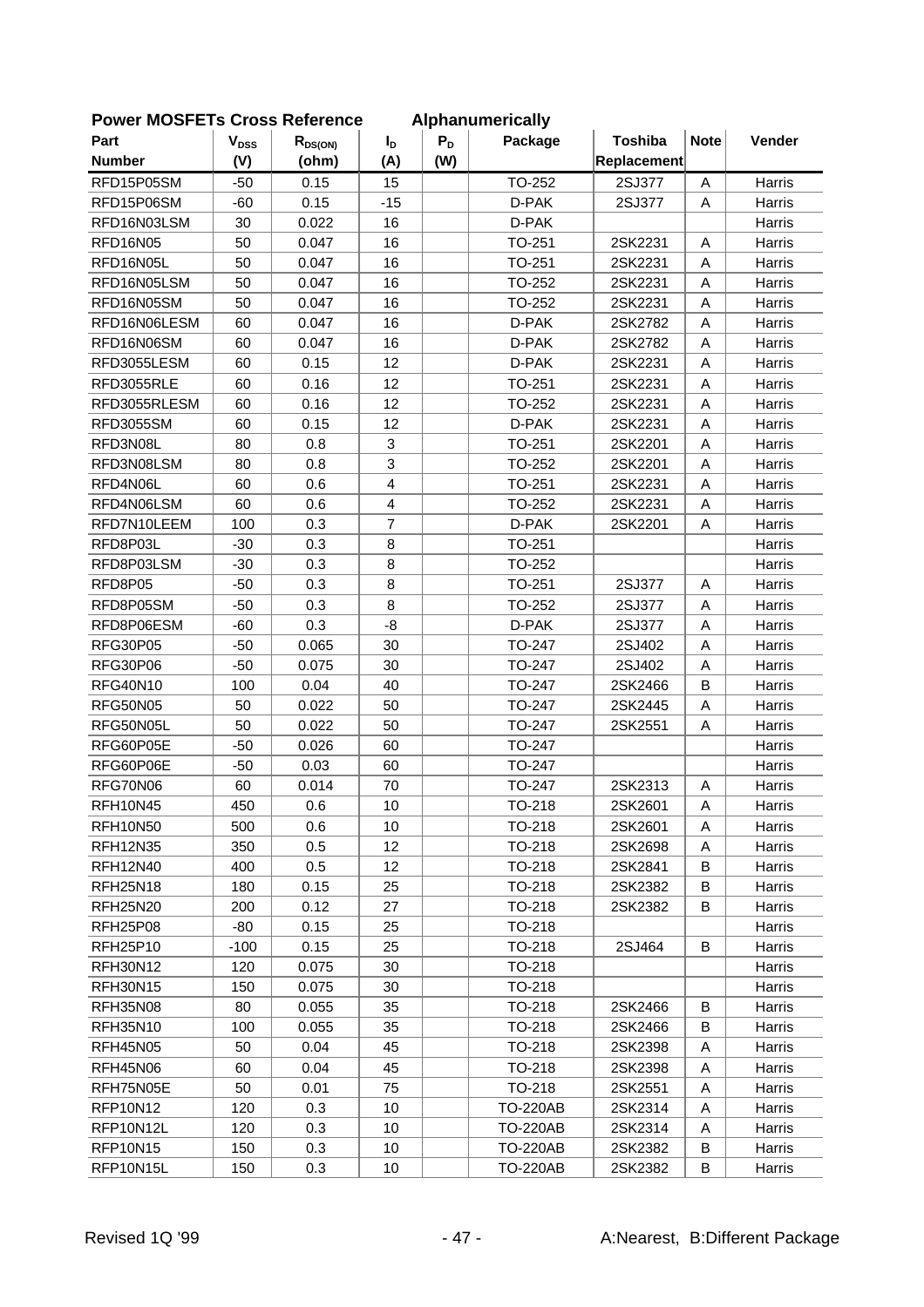## Power MOSFETs Cross Reference Alphanumerically

| Part Number | $V_{DSS}$ (V) | $R_{DS(ON)}$ (ohm) | $I_D$ (A) | $P_D$ (W) | Package | Toshiba Replacement | Note | Vender |
|---|---|---|---|---|---|---|---|---|
| RFD15P05SM | -50 | 0.15 | 15 | | TO-252 | 2SJ377 | A | Harris |
| RFD15P06SM | -60 | 0.15 | -15 | | D-PAK | 2SJ377 | A | Harris |
| RFD16N03LSM | 30 | 0.022 | 16 | | D-PAK | | | Harris |
| RFD16N05 | 50 | 0.047 | 16 | | TO-251 | 2SK2231 | A | Harris |
| RFD16N05L | 50 | 0.047 | 16 | | TO-251 | 2SK2231 | A | Harris |
| RFD16N05LSM | 50 | 0.047 | 16 | | TO-252 | 2SK2231 | A | Harris |
| RFD16N05SM | 50 | 0.047 | 16 | | TO-252 | 2SK2231 | A | Harris |
| RFD16N06LESM | 60 | 0.047 | 16 | | D-PAK | 2SK2782 | A | Harris |
| RFD16N06SM | 60 | 0.047 | 16 | | D-PAK | 2SK2782 | A | Harris |
| RFD3055LESM | 60 | 0.15 | 12 | | D-PAK | 2SK2231 | A | Harris |
| RFD3055RLE | 60 | 0.16 | 12 | | TO-251 | 2SK2231 | A | Harris |
| RFD3055RLESM | 60 | 0.16 | 12 | | TO-252 | 2SK2231 | A | Harris |
| RFD3055SM | 60 | 0.15 | 12 | | D-PAK | 2SK2231 | A | Harris |
| RFD3N08L | 80 | 0.8 | 3 | | TO-251 | 2SK2201 | A | Harris |
| RFD3N08LSM | 80 | 0.8 | 3 | | TO-252 | 2SK2201 | A | Harris |
| RFD4N06L | 60 | 0.6 | 4 | | TO-251 | 2SK2231 | A | Harris |
| RFD4N06LSM | 60 | 0.6 | 4 | | TO-252 | 2SK2231 | A | Harris |
| RFD7N10LEEM | 100 | 0.3 | 7 | | D-PAK | 2SK2201 | A | Harris |
| RFD8P03L | -30 | 0.3 | 8 | | TO-251 | | | Harris |
| RFD8P03LSM | -30 | 0.3 | 8 | | TO-252 | | | Harris |
| RFD8P05 | -50 | 0.3 | 8 | | TO-251 | 2SJ377 | A | Harris |
| RFD8P05SM | -50 | 0.3 | 8 | | TO-252 | 2SJ377 | A | Harris |
| RFD8P06ESM | -60 | 0.3 | -8 | | D-PAK | 2SJ377 | A | Harris |
| RFG30P05 | -50 | 0.065 | 30 | | TO-247 | 2SJ402 | A | Harris |
| RFG30P06 | -50 | 0.075 | 30 | | TO-247 | 2SJ402 | A | Harris |
| RFG40N10 | 100 | 0.04 | 40 | | TO-247 | 2SK2466 | B | Harris |
| RFG50N05 | 50 | 0.022 | 50 | | TO-247 | 2SK2445 | A | Harris |
| RFG50N05L | 50 | 0.022 | 50 | | TO-247 | 2SK2551 | A | Harris |
| RFG60P05E | -50 | 0.026 | 60 | | TO-247 | | | Harris |
| RFG60P06E | -50 | 0.03 | 60 | | TO-247 | | | Harris |
| RFG70N06 | 60 | 0.014 | 70 | | TO-247 | 2SK2313 | A | Harris |
| RFH10N45 | 450 | 0.6 | 10 | | TO-218 | 2SK2601 | A | Harris |
| RFH10N50 | 500 | 0.6 | 10 | | TO-218 | 2SK2601 | A | Harris |
| RFH12N35 | 350 | 0.5 | 12 | | TO-218 | 2SK2698 | A | Harris |
| RFH12N40 | 400 | 0.5 | 12 | | TO-218 | 2SK2841 | B | Harris |
| RFH25N18 | 180 | 0.15 | 25 | | TO-218 | 2SK2382 | B | Harris |
| RFH25N20 | 200 | 0.12 | 27 | | TO-218 | 2SK2382 | B | Harris |
| RFH25P08 | -80 | 0.15 | 25 | | TO-218 | | | Harris |
| RFH25P10 | -100 | 0.15 | 25 | | TO-218 | 2SJ464 | B | Harris |
| RFH30N12 | 120 | 0.075 | 30 | | TO-218 | | | Harris |
| RFH30N15 | 150 | 0.075 | 30 | | TO-218 | | | Harris |
| RFH35N08 | 80 | 0.055 | 35 | | TO-218 | 2SK2466 | B | Harris |
| RFH35N10 | 100 | 0.055 | 35 | | TO-218 | 2SK2466 | B | Harris |
| RFH45N05 | 50 | 0.04 | 45 | | TO-218 | 2SK2398 | A | Harris |
| RFH45N06 | 60 | 0.04 | 45 | | TO-218 | 2SK2398 | A | Harris |
| RFH75N05E | 50 | 0.01 | 75 | | TO-218 | 2SK2551 | A | Harris |
| RFP10N12 | 120 | 0.3 | 10 | | TO-220AB | 2SK2314 | A | Harris |
| RFP10N12L | 120 | 0.3 | 10 | | TO-220AB | 2SK2314 | A | Harris |
| RFP10N15 | 150 | 0.3 | 10 | | TO-220AB | 2SK2382 | B | Harris |
| RFP10N15L | 150 | 0.3 | 10 | | TO-220AB | 2SK2382 | B | Harris |

Revised 1Q '99

A:Nearest, B:Different Package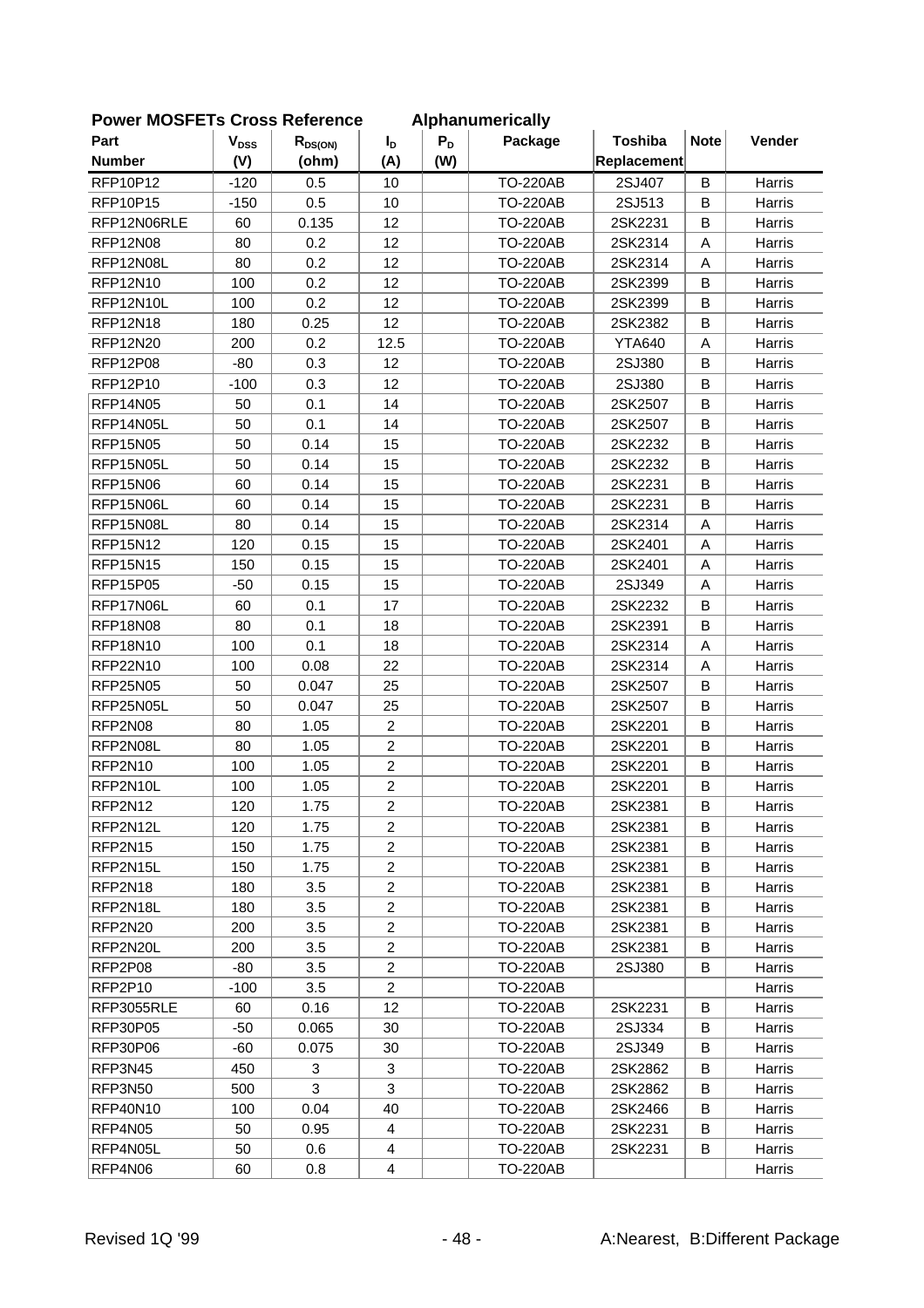**Power MOSFETs Cross Reference Alphanumerically**

| Part Number | $V_{DSS}$ (V) | $R_{DS(ON)}$ (ohm) | $I_D$ (A) | $P_D$ (W) | Package | Toshiba Replacement | Note | Vender |
|---|---|---|---|---|---|---|---|---|
| RFP10P12 | -120 | 0.5 | 10 | | TO-220AB | 2SJ407 | B | Harris |
| RFP10P15 | -150 | 0.5 | 10 | | TO-220AB | 2SJ513 | B | Harris |
| RFP12N06RLE | 60 | 0.135 | 12 | | TO-220AB | 2SK2231 | B | Harris |
| RFP12N08 | 80 | 0.2 | 12 | | TO-220AB | 2SK2314 | A | Harris |
| RFP12N08L | 80 | 0.2 | 12 | | TO-220AB | 2SK2314 | A | Harris |
| RFP12N10 | 100 | 0.2 | 12 | | TO-220AB | 2SK2399 | B | Harris |
| RFP12N10L | 100 | 0.2 | 12 | | TO-220AB | 2SK2399 | B | Harris |
| RFP12N18 | 180 | 0.25 | 12 | | TO-220AB | 2SK2382 | B | Harris |
| RFP12N20 | 200 | 0.2 | 12.5 | | TO-220AB | YTA640 | A | Harris |
| RFP12P08 | -80 | 0.3 | 12 | | TO-220AB | 2SJ380 | B | Harris |
| RFP12P10 | -100 | 0.3 | 12 | | TO-220AB | 2SJ380 | B | Harris |
| RFP14N05 | 50 | 0.1 | 14 | | TO-220AB | 2SK2507 | B | Harris |
| RFP14N05L | 50 | 0.1 | 14 | | TO-220AB | 2SK2507 | B | Harris |
| RFP15N05 | 50 | 0.14 | 15 | | TO-220AB | 2SK2232 | B | Harris |
| RFP15N05L | 50 | 0.14 | 15 | | TO-220AB | 2SK2232 | B | Harris |
| RFP15N06 | 60 | 0.14 | 15 | | TO-220AB | 2SK2231 | B | Harris |
| RFP15N06L | 60 | 0.14 | 15 | | TO-220AB | 2SK2231 | B | Harris |
| RFP15N08L | 80 | 0.14 | 15 | | TO-220AB | 2SK2314 | A | Harris |
| RFP15N12 | 120 | 0.15 | 15 | | TO-220AB | 2SK2401 | A | Harris |
| RFP15N15 | 150 | 0.15 | 15 | | TO-220AB | 2SK2401 | A | Harris |
| RFP15P05 | -50 | 0.15 | 15 | | TO-220AB | 2SJ349 | A | Harris |
| RFP17N06L | 60 | 0.1 | 17 | | TO-220AB | 2SK2232 | B | Harris |
| RFP18N08 | 80 | 0.1 | 18 | | TO-220AB | 2SK2391 | B | Harris |
| RFP18N10 | 100 | 0.1 | 18 | | TO-220AB | 2SK2314 | A | Harris |
| RFP22N10 | 100 | 0.08 | 22 | | TO-220AB | 2SK2314 | A | Harris |
| RFP25N05 | 50 | 0.047 | 25 | | TO-220AB | 2SK2507 | B | Harris |
| RFP25N05L | 50 | 0.047 | 25 | | TO-220AB | 2SK2507 | B | Harris |
| RFP2N08 | 80 | 1.05 | 2 | | TO-220AB | 2SK2201 | B | Harris |
| RFP2N08L | 80 | 1.05 | 2 | | TO-220AB | 2SK2201 | B | Harris |
| RFP2N10 | 100 | 1.05 | 2 | | TO-220AB | 2SK2201 | B | Harris |
| RFP2N10L | 100 | 1.05 | 2 | | TO-220AB | 2SK2201 | B | Harris |
| RFP2N12 | 120 | 1.75 | 2 | | TO-220AB | 2SK2381 | B | Harris |
| RFP2N12L | 120 | 1.75 | 2 | | TO-220AB | 2SK2381 | B | Harris |
| RFP2N15 | 150 | 1.75 | 2 | | TO-220AB | 2SK2381 | B | Harris |
| RFP2N15L | 150 | 1.75 | 2 | | TO-220AB | 2SK2381 | B | Harris |
| RFP2N18 | 180 | 3.5 | 2 | | TO-220AB | 2SK2381 | B | Harris |
| RFP2N18L | 180 | 3.5 | 2 | | TO-220AB | 2SK2381 | B | Harris |
| RFP2N20 | 200 | 3.5 | 2 | | TO-220AB | 2SK2381 | B | Harris |
| RFP2N20L | 200 | 3.5 | 2 | | TO-220AB | 2SK2381 | B | Harris |
| RFP2P08 | -80 | 3.5 | 2 | | TO-220AB | 2SJ380 | B | Harris |
| RFP2P10 | -100 | 3.5 | 2 | | TO-220AB | | | Harris |
| RFP3055RLE | 60 | 0.16 | 12 | | TO-220AB | 2SK2231 | B | Harris |
| RFP30P05 | -50 | 0.065 | 30 | | TO-220AB | 2SJ334 | B | Harris |
| RFP30P06 | -60 | 0.075 | 30 | | TO-220AB | 2SJ349 | B | Harris |
| RFP3N45 | 450 | 3 | 3 | | TO-220AB | 2SK2862 | B | Harris |
| RFP3N50 | 500 | 3 | 3 | | TO-220AB | 2SK2862 | B | Harris |
| RFP40N10 | 100 | 0.04 | 40 | | TO-220AB | 2SK2466 | B | Harris |
| RFP4N05 | 50 | 0.95 | 4 | | TO-220AB | 2SK2231 | B | Harris |
| RFP4N05L | 50 | 0.6 | 4 | | TO-220AB | 2SK2231 | B | Harris |
| RFP4N06 | 60 | 0.8 | 4 | | TO-220AB | | | Harris |

Revised 1Q '99 A:Nearest, B:Different Package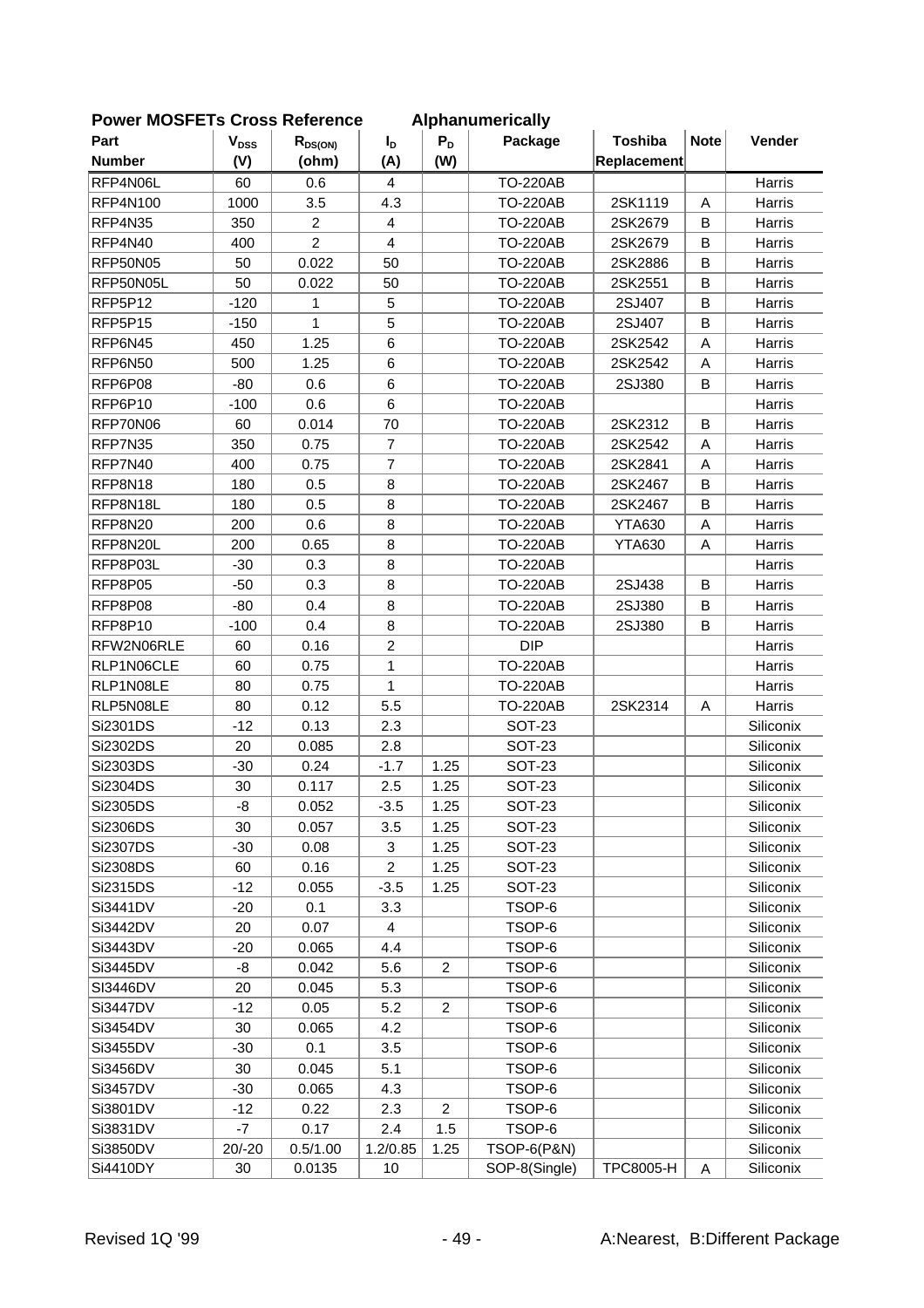## Power MOSFETs Cross Reference    Alphanumerically

| Part Number | $V_{DSS}$ (V) | $R_{DS(ON)}$ (ohm) | $I_D$ (A) | $P_D$ (W) | Package | Toshiba Replacement | Note | Vender |
|---|---|---|---|---|---|---|---|---|
| RFP4N06L | 60 | 0.6 | 4 | | TO-220AB | | | Harris |
| RFP4N100 | 1000 | 3.5 | 4.3 | | TO-220AB | 2SK1119 | A | Harris |
| RFP4N35 | 350 | 2 | 4 | | TO-220AB | 2SK2679 | B | Harris |
| RFP4N40 | 400 | 2 | 4 | | TO-220AB | 2SK2679 | B | Harris |
| RFP50N05 | 50 | 0.022 | 50 | | TO-220AB | 2SK2886 | B | Harris |
| RFP50N05L | 50 | 0.022 | 50 | | TO-220AB | 2SK2551 | B | Harris |
| RFP5P12 | -120 | 1 | 5 | | TO-220AB | 2SJ407 | B | Harris |
| RFP5P15 | -150 | 1 | 5 | | TO-220AB | 2SJ407 | B | Harris |
| RFP6N45 | 450 | 1.25 | 6 | | TO-220AB | 2SK2542 | A | Harris |
| RFP6N50 | 500 | 1.25 | 6 | | TO-220AB | 2SK2542 | A | Harris |
| RFP6P08 | -80 | 0.6 | 6 | | TO-220AB | 2SJ380 | B | Harris |
| RFP6P10 | -100 | 0.6 | 6 | | TO-220AB | | | Harris |
| RFP70N06 | 60 | 0.014 | 70 | | TO-220AB | 2SK2312 | B | Harris |
| RFP7N35 | 350 | 0.75 | 7 | | TO-220AB | 2SK2542 | A | Harris |
| RFP7N40 | 400 | 0.75 | 7 | | TO-220AB | 2SK2841 | A | Harris |
| RFP8N18 | 180 | 0.5 | 8 | | TO-220AB | 2SK2467 | B | Harris |
| RFP8N18L | 180 | 0.5 | 8 | | TO-220AB | 2SK2467 | B | Harris |
| RFP8N20 | 200 | 0.6 | 8 | | TO-220AB | YTA630 | A | Harris |
| RFP8N20L | 200 | 0.65 | 8 | | TO-220AB | YTA630 | A | Harris |
| RFP8P03L | -30 | 0.3 | 8 | | TO-220AB | | | Harris |
| RFP8P05 | -50 | 0.3 | 8 | | TO-220AB | 2SJ438 | B | Harris |
| RFP8P08 | -80 | 0.4 | 8 | | TO-220AB | 2SJ380 | B | Harris |
| RFP8P10 | -100 | 0.4 | 8 | | TO-220AB | 2SJ380 | B | Harris |
| RFW2N06RLE | 60 | 0.16 | 2 | | DIP | | | Harris |
| RLP1N06CLE | 60 | 0.75 | 1 | | TO-220AB | | | Harris |
| RLP1N08LE | 80 | 0.75 | 1 | | TO-220AB | | | Harris |
| RLP5N08LE | 80 | 0.12 | 5.5 | | TO-220AB | 2SK2314 | A | Harris |
| Si2301DS | -12 | 0.13 | 2.3 | | SOT-23 | | | Siliconix |
| Si2302DS | 20 | 0.085 | 2.8 | | SOT-23 | | | Siliconix |
| Si2303DS | -30 | 0.24 | -1.7 | 1.25 | SOT-23 | | | Siliconix |
| Si2304DS | 30 | 0.117 | 2.5 | 1.25 | SOT-23 | | | Siliconix |
| Si2305DS | -8 | 0.052 | -3.5 | 1.25 | SOT-23 | | | Siliconix |
| Si2306DS | 30 | 0.057 | 3.5 | 1.25 | SOT-23 | | | Siliconix |
| Si2307DS | -30 | 0.08 | 3 | 1.25 | SOT-23 | | | Siliconix |
| Si2308DS | 60 | 0.16 | 2 | 1.25 | SOT-23 | | | Siliconix |
| Si2315DS | -12 | 0.055 | -3.5 | 1.25 | SOT-23 | | | Siliconix |
| Si3441DV | -20 | 0.1 | 3.3 | | TSOP-6 | | | Siliconix |
| Si3442DV | 20 | 0.07 | 4 | | TSOP-6 | | | Siliconix |
| Si3443DV | -20 | 0.065 | 4.4 | | TSOP-6 | | | Siliconix |
| Si3445DV | -8 | 0.042 | 5.6 | 2 | TSOP-6 | | | Siliconix |
| SI3446DV | 20 | 0.045 | 5.3 | | TSOP-6 | | | Siliconix |
| Si3447DV | -12 | 0.05 | 5.2 | 2 | TSOP-6 | | | Siliconix |
| Si3454DV | 30 | 0.065 | 4.2 | | TSOP-6 | | | Siliconix |
| Si3455DV | -30 | 0.1 | 3.5 | | TSOP-6 | | | Siliconix |
| Si3456DV | 30 | 0.045 | 5.1 | | TSOP-6 | | | Siliconix |
| Si3457DV | -30 | 0.065 | 4.3 | | TSOP-6 | | | Siliconix |
| Si3801DV | -12 | 0.22 | 2.3 | 2 | TSOP-6 | | | Siliconix |
| Si3831DV | -7 | 0.17 | 2.4 | 1.5 | TSOP-6 | | | Siliconix |
| Si3850DV | 20/-20 | 0.5/1.00 | 1.2/0.85 | 1.25 | TSOP-6(P&N) | | | Siliconix |
| Si4410DY | 30 | 0.0135 | 10 | | SOP-8(Single) | TPC8005-H | A | Siliconix |

Revised 1Q '99    A:Nearest, B:Different Package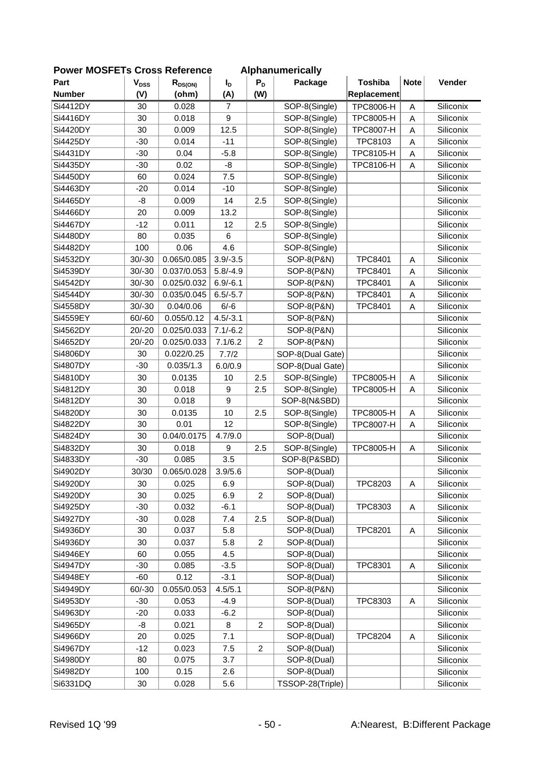## Power MOSFETs Cross Reference　　Alphanumerically

| Part Number | $V_{DSS}$ (V) | $R_{DS(ON)}$ (ohm) | $I_D$ (A) | $P_D$ (W) | Package | Toshiba Replacement | Note | Vender |
|---|---|---|---|---|---|---|---|---|
| Si4412DY | 30 | 0.028 | 7 | | SOP-8(Single) | TPC8006-H | A | Siliconix |
| Si4416DY | 30 | 0.018 | 9 | | SOP-8(Single) | TPC8005-H | A | Siliconix |
| Si4420DY | 30 | 0.009 | 12.5 | | SOP-8(Single) | TPC8007-H | A | Siliconix |
| Si4425DY | -30 | 0.014 | -11 | | SOP-8(Single) | TPC8103 | A | Siliconix |
| Si4431DY | -30 | 0.04 | -5.8 | | SOP-8(Single) | TPC8105-H | A | Siliconix |
| Si4435DY | -30 | 0.02 | -8 | | SOP-8(Single) | TPC8106-H | A | Siliconix |
| Si4450DY | 60 | 0.024 | 7.5 | | SOP-8(Single) | | | Siliconix |
| Si4463DY | -20 | 0.014 | -10 | | SOP-8(Single) | | | Siliconix |
| Si4465DY | -8 | 0.009 | 14 | 2.5 | SOP-8(Single) | | | Siliconix |
| Si4466DY | 20 | 0.009 | 13.2 | | SOP-8(Single) | | | Siliconix |
| Si4467DY | -12 | 0.011 | 12 | 2.5 | SOP-8(Single) | | | Siliconix |
| Si4480DY | 80 | 0.035 | 6 | | SOP-8(Single) | | | Siliconix |
| Si4482DY | 100 | 0.06 | 4.6 | | SOP-8(Single) | | | Siliconix |
| Si4532DY | 30/-30 | 0.065/0.085 | 3.9/-3.5 | | SOP-8(P&N) | TPC8401 | A | Siliconix |
| Si4539DY | 30/-30 | 0.037/0.053 | 5.8/-4.9 | | SOP-8(P&N) | TPC8401 | A | Siliconix |
| Si4542DY | 30/-30 | 0.025/0.032 | 6.9/-6.1 | | SOP-8(P&N) | TPC8401 | A | Siliconix |
| Si4544DY | 30/-30 | 0.035/0.045 | 6.5/-5.7 | | SOP-8(P&N) | TPC8401 | A | Siliconix |
| Si4558DY | 30/-30 | 0.04/0.06 | 6/-6 | | SOP-8(P&N) | TPC8401 | A | Siliconix |
| Si4559EY | 60/-60 | 0.055/0.12 | 4.5/-3.1 | | SOP-8(P&N) | | | Siliconix |
| Si4562DY | 20/-20 | 0.025/0.033 | 7.1/-6.2 | | SOP-8(P&N) | | | Siliconix |
| Si4652DY | 20/-20 | 0.025/0.033 | 7.1/6.2 | 2 | SOP-8(P&N) | | | Siliconix |
| Si4806DY | 30 | 0.022/0.25 | 7.7/2 | | SOP-8(Dual Gate) | | | Siliconix |
| Si4807DY | -30 | 0.035/1.3 | 6.0/0.9 | | SOP-8(Dual Gate) | | | Siliconix |
| Si4810DY | 30 | 0.0135 | 10 | 2.5 | SOP-8(Single) | TPC8005-H | A | Siliconix |
| Si4812DY | 30 | 0.018 | 9 | 2.5 | SOP-8(Single) | TPC8005-H | A | Siliconix |
| Si4812DY | 30 | 0.018 | 9 | | SOP-8(N&SBD) | | | Siliconix |
| Si4820DY | 30 | 0.0135 | 10 | 2.5 | SOP-8(Single) | TPC8005-H | A | Siliconix |
| Si4822DY | 30 | 0.01 | 12 | | SOP-8(Single) | TPC8007-H | A | Siliconix |
| Si4824DY | 30 | 0.04/0.0175 | 4.7/9.0 | | SOP-8(Dual) | | | Siliconix |
| Si4832DY | 30 | 0.018 | 9 | 2.5 | SOP-8(Single) | TPC8005-H | A | Siliconix |
| Si4833DY | -30 | 0.085 | 3.5 | | SOP-8(P&SBD) | | | Siliconix |
| Si4902DY | 30/30 | 0.065/0.028 | 3.9/5.6 | | SOP-8(Dual) | | | Siliconix |
| Si4920DY | 30 | 0.025 | 6.9 | | SOP-8(Dual) | TPC8203 | A | Siliconix |
| Si4920DY | 30 | 0.025 | 6.9 | 2 | SOP-8(Dual) | | | Siliconix |
| Si4925DY | -30 | 0.032 | -6.1 | | SOP-8(Dual) | TPC8303 | A | Siliconix |
| Si4927DY | -30 | 0.028 | 7.4 | 2.5 | SOP-8(Dual) | | | Siliconix |
| Si4936DY | 30 | 0.037 | 5.8 | | SOP-8(Dual) | TPC8201 | A | Siliconix |
| Si4936DY | 30 | 0.037 | 5.8 | 2 | SOP-8(Dual) | | | Siliconix |
| Si4946EY | 60 | 0.055 | 4.5 | | SOP-8(Dual) | | | Siliconix |
| Si4947DY | -30 | 0.085 | -3.5 | | SOP-8(Dual) | TPC8301 | A | Siliconix |
| Si4948EY | -60 | 0.12 | -3.1 | | SOP-8(Dual) | | | Siliconix |
| Si4949DY | 60/-30 | 0.055/0.053 | 4.5/5.1 | | SOP-8(P&N) | | | Siliconix |
| Si4953DY | -30 | 0.053 | -4.9 | | SOP-8(Dual) | TPC8303 | A | Siliconix |
| Si4963DY | -20 | 0.033 | -6.2 | | SOP-8(Dual) | | | Siliconix |
| Si4965DY | -8 | 0.021 | 8 | 2 | SOP-8(Dual) | | | Siliconix |
| Si4966DY | 20 | 0.025 | 7.1 | | SOP-8(Dual) | TPC8204 | A | Siliconix |
| Si4967DY | -12 | 0.023 | 7.5 | 2 | SOP-8(Dual) | | | Siliconix |
| Si4980DY | 80 | 0.075 | 3.7 | | SOP-8(Dual) | | | Siliconix |
| Si4982DY | 100 | 0.15 | 2.6 | | SOP-8(Dual) | | | Siliconix |
| Si6331DQ | 30 | 0.028 | 5.6 | | TSSOP-28(Triple) | | | Siliconix |

Revised 1Q '99　　A:Nearest, B:Different Package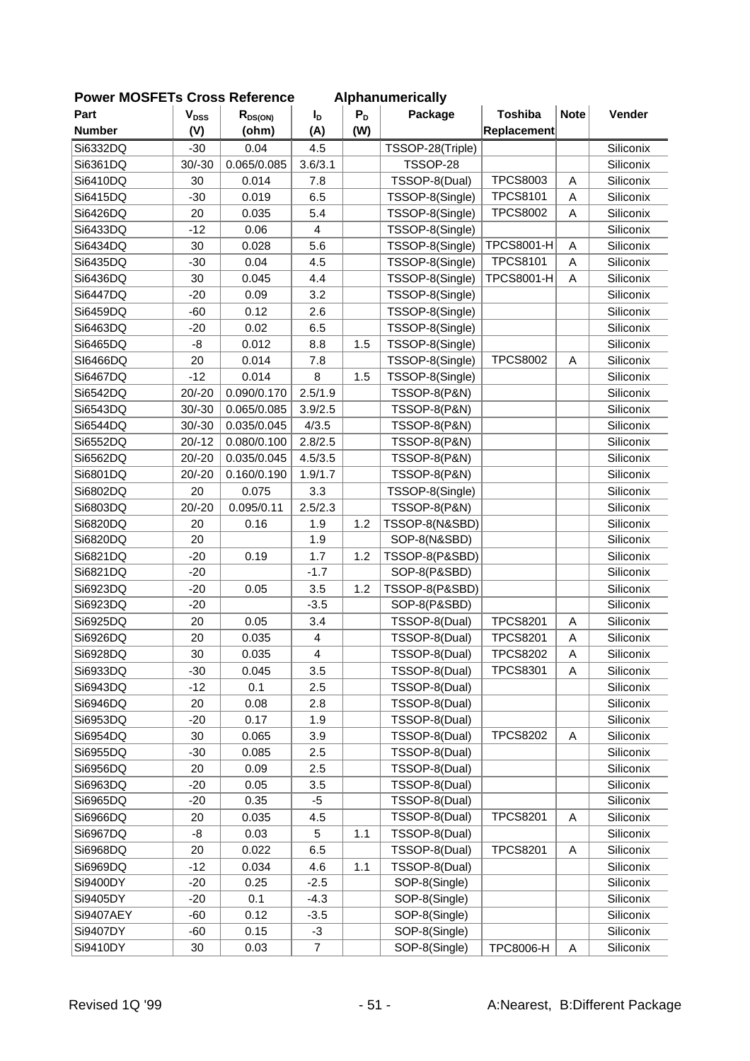## Power MOSFETs Cross Reference　　Alphanumerically

| Part Number | $V_{DSS}$ (V) | $R_{DS(ON)}$ (ohm) | $I_D$ (A) | $P_D$ (W) | Package | Toshiba Replacement | Note | Vender |
|---|---|---|---|---|---|---|---|---|
| Si6332DQ | -30 | 0.04 | 4.5 | | TSSOP-28(Triple) | | | Siliconix |
| Si6361DQ | 30/-30 | 0.065/0.085 | 3.6/3.1 | | TSSOP-28 | | | Siliconix |
| Si6410DQ | 30 | 0.014 | 7.8 | | TSSOP-8(Dual) | TPCS8003 | A | Siliconix |
| Si6415DQ | -30 | 0.019 | 6.5 | | TSSOP-8(Single) | TPCS8101 | A | Siliconix |
| Si6426DQ | 20 | 0.035 | 5.4 | | TSSOP-8(Single) | TPCS8002 | A | Siliconix |
| Si6433DQ | -12 | 0.06 | 4 | | TSSOP-8(Single) | | | Siliconix |
| Si6434DQ | 30 | 0.028 | 5.6 | | TSSOP-8(Single) | TPCS8001-H | A | Siliconix |
| Si6435DQ | -30 | 0.04 | 4.5 | | TSSOP-8(Single) | TPCS8101 | A | Siliconix |
| Si6436DQ | 30 | 0.045 | 4.4 | | TSSOP-8(Single) | TPCS8001-H | A | Siliconix |
| Si6447DQ | -20 | 0.09 | 3.2 | | TSSOP-8(Single) | | | Siliconix |
| Si6459DQ | -60 | 0.12 | 2.6 | | TSSOP-8(Single) | | | Siliconix |
| Si6463DQ | -20 | 0.02 | 6.5 | | TSSOP-8(Single) | | | Siliconix |
| Si6465DQ | -8 | 0.012 | 8.8 | 1.5 | TSSOP-8(Single) | | | Siliconix |
| Si6466DQ | 20 | 0.014 | 7.8 | | TSSOP-8(Single) | TPCS8002 | A | Siliconix |
| Si6467DQ | -12 | 0.014 | 8 | 1.5 | TSSOP-8(Single) | | | Siliconix |
| Si6542DQ | 20/-20 | 0.090/0.170 | 2.5/1.9 | | TSSOP-8(P&N) | | | Siliconix |
| Si6543DQ | 30/-30 | 0.065/0.085 | 3.9/2.5 | | TSSOP-8(P&N) | | | Siliconix |
| Si6544DQ | 30/-30 | 0.035/0.045 | 4/3.5 | | TSSOP-8(P&N) | | | Siliconix |
| Si6552DQ | 20/-12 | 0.080/0.100 | 2.8/2.5 | | TSSOP-8(P&N) | | | Siliconix |
| Si6562DQ | 20/-20 | 0.035/0.045 | 4.5/3.5 | | TSSOP-8(P&N) | | | Siliconix |
| Si6801DQ | 20/-20 | 0.160/0.190 | 1.9/1.7 | | TSSOP-8(P&N) | | | Siliconix |
| Si6802DQ | 20 | 0.075 | 3.3 | | TSSOP-8(Single) | | | Siliconix |
| Si6803DQ | 20/-20 | 0.095/0.11 | 2.5/2.3 | | TSSOP-8(P&N) | | | Siliconix |
| Si6820DQ | 20 | 0.16 | 1.9 | 1.2 | TSSOP-8(N&SBD) | | | Siliconix |
| Si6820DQ | 20 | | 1.9 | | SOP-8(N&SBD) | | | Siliconix |
| Si6821DQ | -20 | 0.19 | 1.7 | 1.2 | TSSOP-8(P&SBD) | | | Siliconix |
| Si6821DQ | -20 | | -1.7 | | SOP-8(P&SBD) | | | Siliconix |
| Si6923DQ | -20 | 0.05 | 3.5 | 1.2 | TSSOP-8(P&SBD) | | | Siliconix |
| Si6923DQ | -20 | | -3.5 | | SOP-8(P&SBD) | | | Siliconix |
| Si6925DQ | 20 | 0.05 | 3.4 | | TSSOP-8(Dual) | TPCS8201 | A | Siliconix |
| Si6926DQ | 20 | 0.035 | 4 | | TSSOP-8(Dual) | TPCS8201 | A | Siliconix |
| Si6928DQ | 30 | 0.035 | 4 | | TSSOP-8(Dual) | TPCS8202 | A | Siliconix |
| Si6933DQ | -30 | 0.045 | 3.5 | | TSSOP-8(Dual) | TPCS8301 | A | Siliconix |
| Si6943DQ | -12 | 0.1 | 2.5 | | TSSOP-8(Dual) | | | Siliconix |
| Si6946DQ | 20 | 0.08 | 2.8 | | TSSOP-8(Dual) | | | Siliconix |
| Si6953DQ | -20 | 0.17 | 1.9 | | TSSOP-8(Dual) | | | Siliconix |
| Si6954DQ | 30 | 0.065 | 3.9 | | TSSOP-8(Dual) | TPCS8202 | A | Siliconix |
| Si6955DQ | -30 | 0.085 | 2.5 | | TSSOP-8(Dual) | | | Siliconix |
| Si6956DQ | 20 | 0.09 | 2.5 | | TSSOP-8(Dual) | | | Siliconix |
| Si6963DQ | -20 | 0.05 | 3.5 | | TSSOP-8(Dual) | | | Siliconix |
| Si6965DQ | -20 | 0.35 | -5 | | TSSOP-8(Dual) | | | Siliconix |
| Si6966DQ | 20 | 0.035 | 4.5 | | TSSOP-8(Dual) | TPCS8201 | A | Siliconix |
| Si6967DQ | -8 | 0.03 | 5 | 1.1 | TSSOP-8(Dual) | | | Siliconix |
| Si6968DQ | 20 | 0.022 | 6.5 | | TSSOP-8(Dual) | TPCS8201 | A | Siliconix |
| Si6969DQ | -12 | 0.034 | 4.6 | 1.1 | TSSOP-8(Dual) | | | Siliconix |
| Si9400DY | -20 | 0.25 | -2.5 | | SOP-8(Single) | | | Siliconix |
| Si9405DY | -20 | 0.1 | -4.3 | | SOP-8(Single) | | | Siliconix |
| Si9407AEY | -60 | 0.12 | -3.5 | | SOP-8(Single) | | | Siliconix |
| Si9407DY | -60 | 0.15 | -3 | | SOP-8(Single) | | | Siliconix |
| Si9410DY | 30 | 0.03 | 7 | | SOP-8(Single) | TPC8006-H | A | Siliconix |

Revised 1Q '99　　A:Nearest, B:Different Package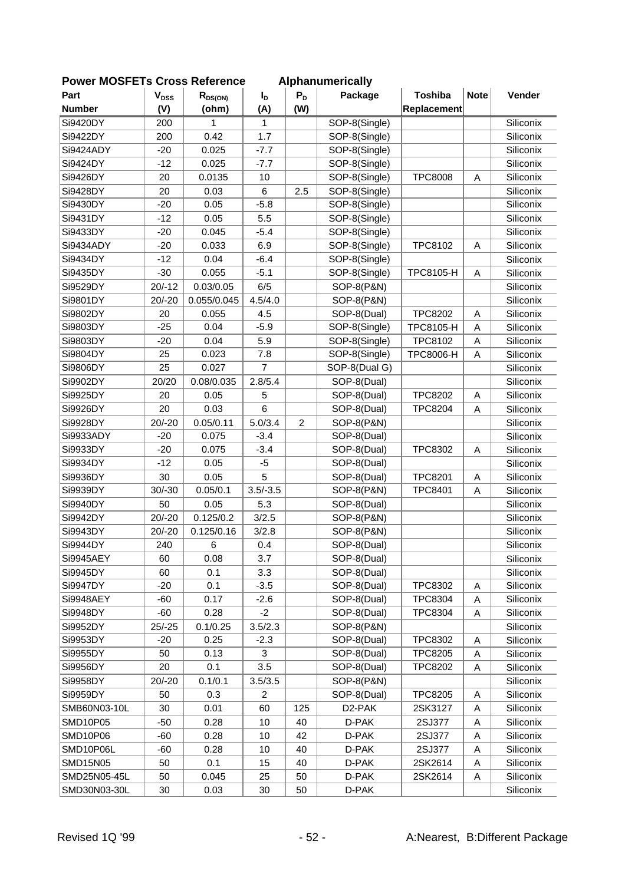## Power MOSFETs Cross Reference Alphanumerically

| Part Number | $V_{DSS}$ (V) | $R_{DS(ON)}$ (ohm) | $I_D$ (A) | $P_D$ (W) | Package | Toshiba Replacement | Note | Vender |
|---|---|---|---|---|---|---|---|---|
| Si9420DY | 200 | 1 | 1 | | SOP-8(Single) | | | Siliconix |
| Si9422DY | 200 | 0.42 | 1.7 | | SOP-8(Single) | | | Siliconix |
| Si9424ADY | -20 | 0.025 | -7.7 | | SOP-8(Single) | | | Siliconix |
| Si9424DY | -12 | 0.025 | -7.7 | | SOP-8(Single) | | | Siliconix |
| Si9426DY | 20 | 0.0135 | 10 | | SOP-8(Single) | TPC8008 | A | Siliconix |
| Si9428DY | 20 | 0.03 | 6 | 2.5 | SOP-8(Single) | | | Siliconix |
| Si9430DY | -20 | 0.05 | -5.8 | | SOP-8(Single) | | | Siliconix |
| Si9431DY | -12 | 0.05 | 5.5 | | SOP-8(Single) | | | Siliconix |
| Si9433DY | -20 | 0.045 | -5.4 | | SOP-8(Single) | | | Siliconix |
| Si9434ADY | -20 | 0.033 | 6.9 | | SOP-8(Single) | TPC8102 | A | Siliconix |
| Si9434DY | -12 | 0.04 | -6.4 | | SOP-8(Single) | | | Siliconix |
| Si9435DY | -30 | 0.055 | -5.1 | | SOP-8(Single) | TPC8105-H | A | Siliconix |
| Si9529DY | 20/-12 | 0.03/0.05 | 6/5 | | SOP-8(P&N) | | | Siliconix |
| Si9801DY | 20/-20 | 0.055/0.045 | 4.5/4.0 | | SOP-8(P&N) | | | Siliconix |
| Si9802DY | 20 | 0.055 | 4.5 | | SOP-8(Dual) | TPC8202 | A | Siliconix |
| Si9803DY | -25 | 0.04 | -5.9 | | SOP-8(Single) | TPC8105-H | A | Siliconix |
| Si9803DY | -20 | 0.04 | 5.9 | | SOP-8(Single) | TPC8102 | A | Siliconix |
| Si9804DY | 25 | 0.023 | 7.8 | | SOP-8(Single) | TPC8006-H | A | Siliconix |
| Si9806DY | 25 | 0.027 | 7 | | SOP-8(Dual G) | | | Siliconix |
| Si9902DY | 20/20 | 0.08/0.035 | 2.8/5.4 | | SOP-8(Dual) | | | Siliconix |
| Si9925DY | 20 | 0.05 | 5 | | SOP-8(Dual) | TPC8202 | A | Siliconix |
| Si9926DY | 20 | 0.03 | 6 | | SOP-8(Dual) | TPC8204 | A | Siliconix |
| Si9928DY | 20/-20 | 0.05/0.11 | 5.0/3.4 | 2 | SOP-8(P&N) | | | Siliconix |
| Si9933ADY | -20 | 0.075 | -3.4 | | SOP-8(Dual) | | | Siliconix |
| Si9933DY | -20 | 0.075 | -3.4 | | SOP-8(Dual) | TPC8302 | A | Siliconix |
| Si9934DY | -12 | 0.05 | -5 | | SOP-8(Dual) | | | Siliconix |
| Si9936DY | 30 | 0.05 | 5 | | SOP-8(Dual) | TPC8201 | A | Siliconix |
| Si9939DY | 30/-30 | 0.05/0.1 | 3.5/-3.5 | | SOP-8(P&N) | TPC8401 | A | Siliconix |
| Si9940DY | 50 | 0.05 | 5.3 | | SOP-8(Dual) | | | Siliconix |
| Si9942DY | 20/-20 | 0.125/0.2 | 3/2.5 | | SOP-8(P&N) | | | Siliconix |
| Si9943DY | 20/-20 | 0.125/0.16 | 3/2.8 | | SOP-8(P&N) | | | Siliconix |
| Si9944DY | 240 | 6 | 0.4 | | SOP-8(Dual) | | | Siliconix |
| Si9945AEY | 60 | 0.08 | 3.7 | | SOP-8(Dual) | | | Siliconix |
| Si9945DY | 60 | 0.1 | 3.3 | | SOP-8(Dual) | | | Siliconix |
| Si9947DY | -20 | 0.1 | -3.5 | | SOP-8(Dual) | TPC8302 | A | Siliconix |
| Si9948AEY | -60 | 0.17 | -2.6 | | SOP-8(Dual) | TPC8304 | A | Siliconix |
| Si9948DY | -60 | 0.28 | -2 | | SOP-8(Dual) | TPC8304 | A | Siliconix |
| Si9952DY | 25/-25 | 0.1/0.25 | 3.5/2.3 | | SOP-8(P&N) | | | Siliconix |
| Si9953DY | -20 | 0.25 | -2.3 | | SOP-8(Dual) | TPC8302 | A | Siliconix |
| Si9955DY | 50 | 0.13 | 3 | | SOP-8(Dual) | TPC8205 | A | Siliconix |
| Si9956DY | 20 | 0.1 | 3.5 | | SOP-8(Dual) | TPC8202 | A | Siliconix |
| Si9958DY | 20/-20 | 0.1/0.1 | 3.5/3.5 | | SOP-8(P&N) | | | Siliconix |
| Si9959DY | 50 | 0.3 | 2 | | SOP-8(Dual) | TPC8205 | A | Siliconix |
| SMB60N03-10L | 30 | 0.01 | 60 | 125 | D2-PAK | 2SK3127 | A | Siliconix |
| SMD10P05 | -50 | 0.28 | 10 | 40 | D-PAK | 2SJ377 | A | Siliconix |
| SMD10P06 | -60 | 0.28 | 10 | 42 | D-PAK | 2SJ377 | A | Siliconix |
| SMD10P06L | -60 | 0.28 | 10 | 40 | D-PAK | 2SJ377 | A | Siliconix |
| SMD15N05 | 50 | 0.1 | 15 | 40 | D-PAK | 2SK2614 | A | Siliconix |
| SMD25N05-45L | 50 | 0.045 | 25 | 50 | D-PAK | 2SK2614 | A | Siliconix |
| SMD30N03-30L | 30 | 0.03 | 30 | 50 | D-PAK | | | Siliconix |

Revised 1Q '99 A:Nearest, B:Different Package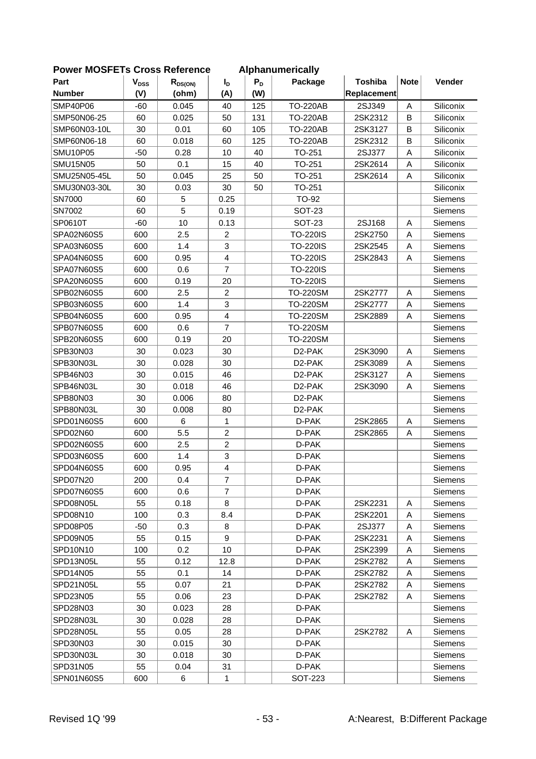## Power MOSFETs Cross Reference Alphanumerically

| Part Number | $V_{DSS}$ (V) | $R_{DS(ON)}$ (ohm) | $I_D$ (A) | $P_D$ (W) | Package | Toshiba Replacement | Note | Vender |
|---|---|---|---|---|---|---|---|---|
| SMP40P06 | -60 | 0.045 | 40 | 125 | TO-220AB | 2SJ349 | A | Siliconix |
| SMP50N06-25 | 60 | 0.025 | 50 | 131 | TO-220AB | 2SK2312 | B | Siliconix |
| SMP60N03-10L | 30 | 0.01 | 60 | 105 | TO-220AB | 2SK3127 | B | Siliconix |
| SMP60N06-18 | 60 | 0.018 | 60 | 125 | TO-220AB | 2SK2312 | B | Siliconix |
| SMU10P05 | -50 | 0.28 | 10 | 40 | TO-251 | 2SJ377 | A | Siliconix |
| SMU15N05 | 50 | 0.1 | 15 | 40 | TO-251 | 2SK2614 | A | Siliconix |
| SMU25N05-45L | 50 | 0.045 | 25 | 50 | TO-251 | 2SK2614 | A | Siliconix |
| SMU30N03-30L | 30 | 0.03 | 30 | 50 | TO-251 | | | Siliconix |
| SN7000 | 60 | 5 | 0.25 | | TO-92 | | | Siemens |
| SN7002 | 60 | 5 | 0.19 | | SOT-23 | | | Siemens |
| SP0610T | -60 | 10 | 0.13 | | SOT-23 | 2SJ168 | A | Siemens |
| SPA02N60S5 | 600 | 2.5 | 2 | | TO-220IS | 2SK2750 | A | Siemens |
| SPA03N60S5 | 600 | 1.4 | 3 | | TO-220IS | 2SK2545 | A | Siemens |
| SPA04N60S5 | 600 | 0.95 | 4 | | TO-220IS | 2SK2843 | A | Siemens |
| SPA07N60S5 | 600 | 0.6 | 7 | | TO-220IS | | | Siemens |
| SPA20N60S5 | 600 | 0.19 | 20 | | TO-220IS | | | Siemens |
| SPB02N60S5 | 600 | 2.5 | 2 | | TO-220SM | 2SK2777 | A | Siemens |
| SPB03N60S5 | 600 | 1.4 | 3 | | TO-220SM | 2SK2777 | A | Siemens |
| SPB04N60S5 | 600 | 0.95 | 4 | | TO-220SM | 2SK2889 | A | Siemens |
| SPB07N60S5 | 600 | 0.6 | 7 | | TO-220SM | | | Siemens |
| SPB20N60S5 | 600 | 0.19 | 20 | | TO-220SM | | | Siemens |
| SPB30N03 | 30 | 0.023 | 30 | | D2-PAK | 2SK3090 | A | Siemens |
| SPB30N03L | 30 | 0.028 | 30 | | D2-PAK | 2SK3089 | A | Siemens |
| SPB46N03 | 30 | 0.015 | 46 | | D2-PAK | 2SK3127 | A | Siemens |
| SPB46N03L | 30 | 0.018 | 46 | | D2-PAK | 2SK3090 | A | Siemens |
| SPB80N03 | 30 | 0.006 | 80 | | D2-PAK | | | Siemens |
| SPB80N03L | 30 | 0.008 | 80 | | D2-PAK | | | Siemens |
| SPD01N60S5 | 600 | 6 | 1 | | D-PAK | 2SK2865 | A | Siemens |
| SPD02N60 | 600 | 5.5 | 2 | | D-PAK | 2SK2865 | A | Siemens |
| SPD02N60S5 | 600 | 2.5 | 2 | | D-PAK | | | Siemens |
| SPD03N60S5 | 600 | 1.4 | 3 | | D-PAK | | | Siemens |
| SPD04N60S5 | 600 | 0.95 | 4 | | D-PAK | | | Siemens |
| SPD07N20 | 200 | 0.4 | 7 | | D-PAK | | | Siemens |
| SPD07N60S5 | 600 | 0.6 | 7 | | D-PAK | | | Siemens |
| SPD08N05L | 55 | 0.18 | 8 | | D-PAK | 2SK2231 | A | Siemens |
| SPD08N10 | 100 | 0.3 | 8.4 | | D-PAK | 2SK2201 | A | Siemens |
| SPD08P05 | -50 | 0.3 | 8 | | D-PAK | 2SJ377 | A | Siemens |
| SPD09N05 | 55 | 0.15 | 9 | | D-PAK | 2SK2231 | A | Siemens |
| SPD10N10 | 100 | 0.2 | 10 | | D-PAK | 2SK2399 | A | Siemens |
| SPD13N05L | 55 | 0.12 | 12.8 | | D-PAK | 2SK2782 | A | Siemens |
| SPD14N05 | 55 | 0.1 | 14 | | D-PAK | 2SK2782 | A | Siemens |
| SPD21N05L | 55 | 0.07 | 21 | | D-PAK | 2SK2782 | A | Siemens |
| SPD23N05 | 55 | 0.06 | 23 | | D-PAK | 2SK2782 | A | Siemens |
| SPD28N03 | 30 | 0.023 | 28 | | D-PAK | | | Siemens |
| SPD28N03L | 30 | 0.028 | 28 | | D-PAK | | | Siemens |
| SPD28N05L | 55 | 0.05 | 28 | | D-PAK | 2SK2782 | A | Siemens |
| SPD30N03 | 30 | 0.015 | 30 | | D-PAK | | | Siemens |
| SPD30N03L | 30 | 0.018 | 30 | | D-PAK | | | Siemens |
| SPD31N05 | 55 | 0.04 | 31 | | D-PAK | | | Siemens |
| SPN01N60S5 | 600 | 6 | 1 | | SOT-223 | | | Siemens |

Revised 1Q '99

A:Nearest, B:Different Package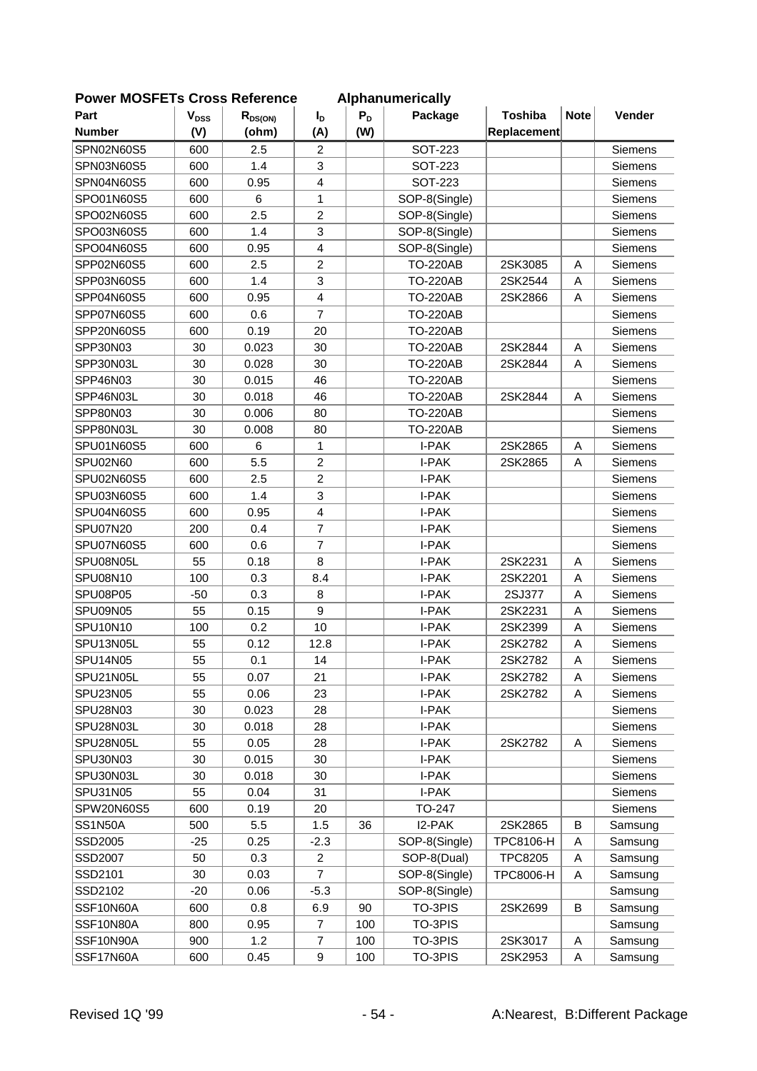## Power MOSFETs Cross Reference Alphanumerically

| Part Number | $V_{DSS}$ (V) | $R_{DS(ON)}$ (ohm) | $I_D$ (A) | $P_D$ (W) | Package | Toshiba Replacement | Note | Vender |
|---|---|---|---|---|---|---|---|---|
| SPN02N60S5 | 600 | 2.5 | 2 | | SOT-223 | | | Siemens |
| SPN03N60S5 | 600 | 1.4 | 3 | | SOT-223 | | | Siemens |
| SPN04N60S5 | 600 | 0.95 | 4 | | SOT-223 | | | Siemens |
| SPO01N60S5 | 600 | 6 | 1 | | SOP-8(Single) | | | Siemens |
| SPO02N60S5 | 600 | 2.5 | 2 | | SOP-8(Single) | | | Siemens |
| SPO03N60S5 | 600 | 1.4 | 3 | | SOP-8(Single) | | | Siemens |
| SPO04N60S5 | 600 | 0.95 | 4 | | SOP-8(Single) | | | Siemens |
| SPP02N60S5 | 600 | 2.5 | 2 | | TO-220AB | 2SK3085 | A | Siemens |
| SPP03N60S5 | 600 | 1.4 | 3 | | TO-220AB | 2SK2544 | A | Siemens |
| SPP04N60S5 | 600 | 0.95 | 4 | | TO-220AB | 2SK2866 | A | Siemens |
| SPP07N60S5 | 600 | 0.6 | 7 | | TO-220AB | | | Siemens |
| SPP20N60S5 | 600 | 0.19 | 20 | | TO-220AB | | | Siemens |
| SPP30N03 | 30 | 0.023 | 30 | | TO-220AB | 2SK2844 | A | Siemens |
| SPP30N03L | 30 | 0.028 | 30 | | TO-220AB | 2SK2844 | A | Siemens |
| SPP46N03 | 30 | 0.015 | 46 | | TO-220AB | | | Siemens |
| SPP46N03L | 30 | 0.018 | 46 | | TO-220AB | 2SK2844 | A | Siemens |
| SPP80N03 | 30 | 0.006 | 80 | | TO-220AB | | | Siemens |
| SPP80N03L | 30 | 0.008 | 80 | | TO-220AB | | | Siemens |
| SPU01N60S5 | 600 | 6 | 1 | | I-PAK | 2SK2865 | A | Siemens |
| SPU02N60 | 600 | 5.5 | 2 | | I-PAK | 2SK2865 | A | Siemens |
| SPU02N60S5 | 600 | 2.5 | 2 | | I-PAK | | | Siemens |
| SPU03N60S5 | 600 | 1.4 | 3 | | I-PAK | | | Siemens |
| SPU04N60S5 | 600 | 0.95 | 4 | | I-PAK | | | Siemens |
| SPU07N20 | 200 | 0.4 | 7 | | I-PAK | | | Siemens |
| SPU07N60S5 | 600 | 0.6 | 7 | | I-PAK | | | Siemens |
| SPU08N05L | 55 | 0.18 | 8 | | I-PAK | 2SK2231 | A | Siemens |
| SPU08N10 | 100 | 0.3 | 8.4 | | I-PAK | 2SK2201 | A | Siemens |
| SPU08P05 | -50 | 0.3 | 8 | | I-PAK | 2SJ377 | A | Siemens |
| SPU09N05 | 55 | 0.15 | 9 | | I-PAK | 2SK2231 | A | Siemens |
| SPU10N10 | 100 | 0.2 | 10 | | I-PAK | 2SK2399 | A | Siemens |
| SPU13N05L | 55 | 0.12 | 12.8 | | I-PAK | 2SK2782 | A | Siemens |
| SPU14N05 | 55 | 0.1 | 14 | | I-PAK | 2SK2782 | A | Siemens |
| SPU21N05L | 55 | 0.07 | 21 | | I-PAK | 2SK2782 | A | Siemens |
| SPU23N05 | 55 | 0.06 | 23 | | I-PAK | 2SK2782 | A | Siemens |
| SPU28N03 | 30 | 0.023 | 28 | | I-PAK | | | Siemens |
| SPU28N03L | 30 | 0.018 | 28 | | I-PAK | | | Siemens |
| SPU28N05L | 55 | 0.05 | 28 | | I-PAK | 2SK2782 | A | Siemens |
| SPU30N03 | 30 | 0.015 | 30 | | I-PAK | | | Siemens |
| SPU30N03L | 30 | 0.018 | 30 | | I-PAK | | | Siemens |
| SPU31N05 | 55 | 0.04 | 31 | | I-PAK | | | Siemens |
| SPW20N60S5 | 600 | 0.19 | 20 | | TO-247 | | | Siemens |
| SS1N50A | 500 | 5.5 | 1.5 | 36 | I2-PAK | 2SK2865 | B | Samsung |
| SSD2005 | -25 | 0.25 | -2.3 | | SOP-8(Single) | TPC8106-H | A | Samsung |
| SSD2007 | 50 | 0.3 | 2 | | SOP-8(Dual) | TPC8205 | A | Samsung |
| SSD2101 | 30 | 0.03 | 7 | | SOP-8(Single) | TPC8006-H | A | Samsung |
| SSD2102 | -20 | 0.06 | -5.3 | | SOP-8(Single) | | | Samsung |
| SSF10N60A | 600 | 0.8 | 6.9 | 90 | TO-3PIS | 2SK2699 | B | Samsung |
| SSF10N80A | 800 | 0.95 | 7 | 100 | TO-3PIS | | | Samsung |
| SSF10N90A | 900 | 1.2 | 7 | 100 | TO-3PIS | 2SK3017 | A | Samsung |
| SSF17N60A | 600 | 0.45 | 9 | 100 | TO-3PIS | 2SK2953 | A | Samsung |

Revised 1Q '99

A:Nearest, B:Different Package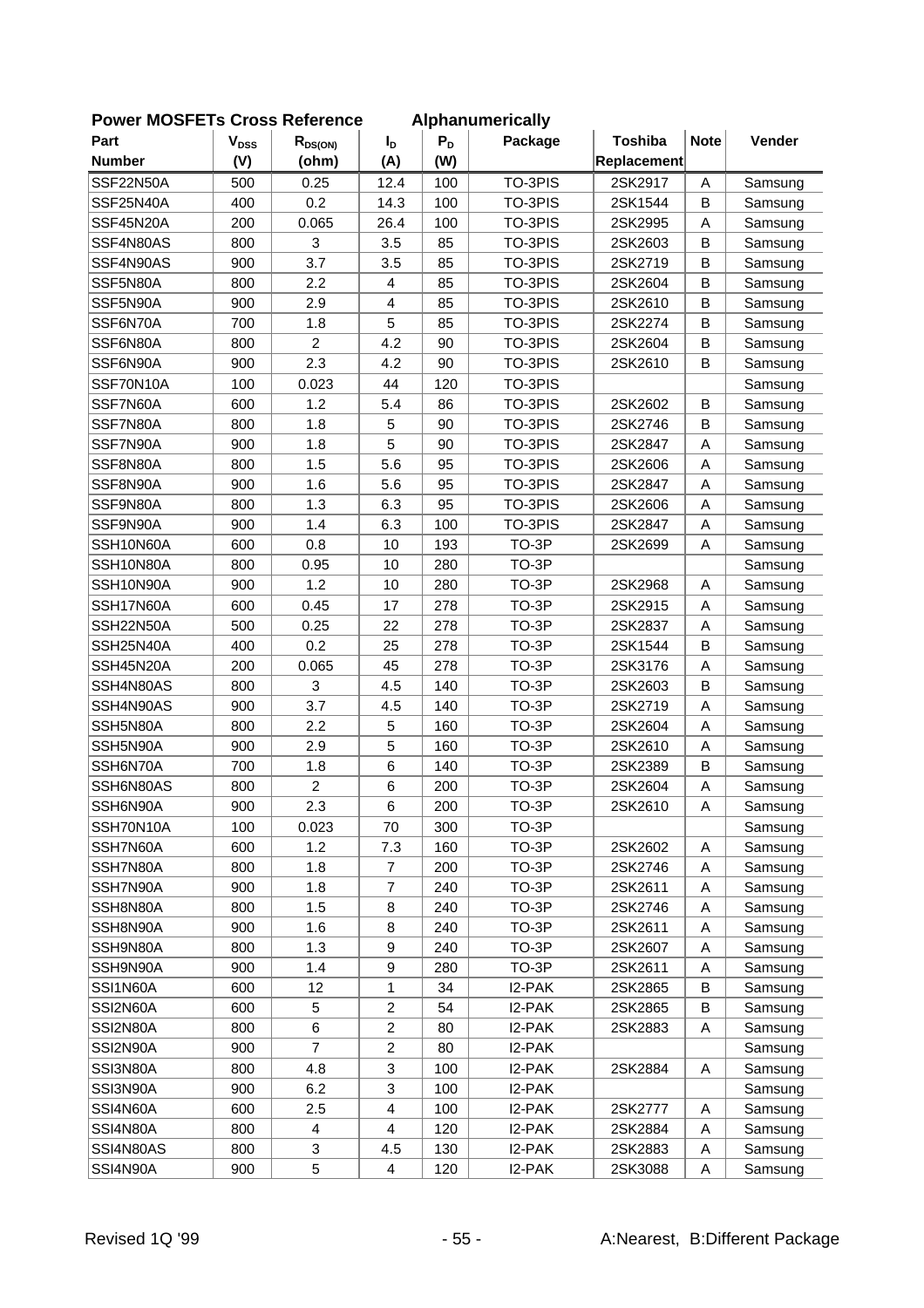## Power MOSFETs Cross Reference    Alphanumerically

| Part Number | $V_{DSS}$ (V) | $R_{DS(ON)}$ (ohm) | $I_D$ (A) | $P_D$ (W) | Package | Toshiba Replacement | Note | Vender |
|---|---|---|---|---|---|---|---|---|
| SSF22N50A | 500 | 0.25 | 12.4 | 100 | TO-3PIS | 2SK2917 | A | Samsung |
| SSF25N40A | 400 | 0.2 | 14.3 | 100 | TO-3PIS | 2SK1544 | B | Samsung |
| SSF45N20A | 200 | 0.065 | 26.4 | 100 | TO-3PIS | 2SK2995 | A | Samsung |
| SSF4N80AS | 800 | 3 | 3.5 | 85 | TO-3PIS | 2SK2603 | B | Samsung |
| SSF4N90AS | 900 | 3.7 | 3.5 | 85 | TO-3PIS | 2SK2719 | B | Samsung |
| SSF5N80A | 800 | 2.2 | 4 | 85 | TO-3PIS | 2SK2604 | B | Samsung |
| SSF5N90A | 900 | 2.9 | 4 | 85 | TO-3PIS | 2SK2610 | B | Samsung |
| SSF6N70A | 700 | 1.8 | 5 | 85 | TO-3PIS | 2SK2274 | B | Samsung |
| SSF6N80A | 800 | 2 | 4.2 | 90 | TO-3PIS | 2SK2604 | B | Samsung |
| SSF6N90A | 900 | 2.3 | 4.2 | 90 | TO-3PIS | 2SK2610 | B | Samsung |
| SSF70N10A | 100 | 0.023 | 44 | 120 | TO-3PIS | | | Samsung |
| SSF7N60A | 600 | 1.2 | 5.4 | 86 | TO-3PIS | 2SK2602 | B | Samsung |
| SSF7N80A | 800 | 1.8 | 5 | 90 | TO-3PIS | 2SK2746 | B | Samsung |
| SSF7N90A | 900 | 1.8 | 5 | 90 | TO-3PIS | 2SK2847 | A | Samsung |
| SSF8N80A | 800 | 1.5 | 5.6 | 95 | TO-3PIS | 2SK2606 | A | Samsung |
| SSF8N90A | 900 | 1.6 | 5.6 | 95 | TO-3PIS | 2SK2847 | A | Samsung |
| SSF9N80A | 800 | 1.3 | 6.3 | 95 | TO-3PIS | 2SK2606 | A | Samsung |
| SSF9N90A | 900 | 1.4 | 6.3 | 100 | TO-3PIS | 2SK2847 | A | Samsung |
| SSH10N60A | 600 | 0.8 | 10 | 193 | TO-3P | 2SK2699 | A | Samsung |
| SSH10N80A | 800 | 0.95 | 10 | 280 | TO-3P | | | Samsung |
| SSH10N90A | 900 | 1.2 | 10 | 280 | TO-3P | 2SK2968 | A | Samsung |
| SSH17N60A | 600 | 0.45 | 17 | 278 | TO-3P | 2SK2915 | A | Samsung |
| SSH22N50A | 500 | 0.25 | 22 | 278 | TO-3P | 2SK2837 | A | Samsung |
| SSH25N40A | 400 | 0.2 | 25 | 278 | TO-3P | 2SK1544 | B | Samsung |
| SSH45N20A | 200 | 0.065 | 45 | 278 | TO-3P | 2SK3176 | A | Samsung |
| SSH4N80AS | 800 | 3 | 4.5 | 140 | TO-3P | 2SK2603 | B | Samsung |
| SSH4N90AS | 900 | 3.7 | 4.5 | 140 | TO-3P | 2SK2719 | A | Samsung |
| SSH5N80A | 800 | 2.2 | 5 | 160 | TO-3P | 2SK2604 | A | Samsung |
| SSH5N90A | 900 | 2.9 | 5 | 160 | TO-3P | 2SK2610 | A | Samsung |
| SSH6N70A | 700 | 1.8 | 6 | 140 | TO-3P | 2SK2389 | B | Samsung |
| SSH6N80AS | 800 | 2 | 6 | 200 | TO-3P | 2SK2604 | A | Samsung |
| SSH6N90A | 900 | 2.3 | 6 | 200 | TO-3P | 2SK2610 | A | Samsung |
| SSH70N10A | 100 | 0.023 | 70 | 300 | TO-3P | | | Samsung |
| SSH7N60A | 600 | 1.2 | 7.3 | 160 | TO-3P | 2SK2602 | A | Samsung |
| SSH7N80A | 800 | 1.8 | 7 | 200 | TO-3P | 2SK2746 | A | Samsung |
| SSH7N90A | 900 | 1.8 | 7 | 240 | TO-3P | 2SK2611 | A | Samsung |
| SSH8N80A | 800 | 1.5 | 8 | 240 | TO-3P | 2SK2746 | A | Samsung |
| SSH8N90A | 900 | 1.6 | 8 | 240 | TO-3P | 2SK2611 | A | Samsung |
| SSH9N80A | 800 | 1.3 | 9 | 240 | TO-3P | 2SK2607 | A | Samsung |
| SSH9N90A | 900 | 1.4 | 9 | 280 | TO-3P | 2SK2611 | A | Samsung |
| SSI1N60A | 600 | 12 | 1 | 34 | I2-PAK | 2SK2865 | B | Samsung |
| SSI2N60A | 600 | 5 | 2 | 54 | I2-PAK | 2SK2865 | B | Samsung |
| SSI2N80A | 800 | 6 | 2 | 80 | I2-PAK | 2SK2883 | A | Samsung |
| SSI2N90A | 900 | 7 | 2 | 80 | I2-PAK | | | Samsung |
| SSI3N80A | 800 | 4.8 | 3 | 100 | I2-PAK | 2SK2884 | A | Samsung |
| SSI3N90A | 900 | 6.2 | 3 | 100 | I2-PAK | | | Samsung |
| SSI4N60A | 600 | 2.5 | 4 | 100 | I2-PAK | 2SK2777 | A | Samsung |
| SSI4N80A | 800 | 4 | 4 | 120 | I2-PAK | 2SK2884 | A | Samsung |
| SSI4N80AS | 800 | 3 | 4.5 | 130 | I2-PAK | 2SK2883 | A | Samsung |
| SSI4N90A | 900 | 5 | 4 | 120 | I2-PAK | 2SK3088 | A | Samsung |

Revised 1Q '99    A:Nearest, B:Different Package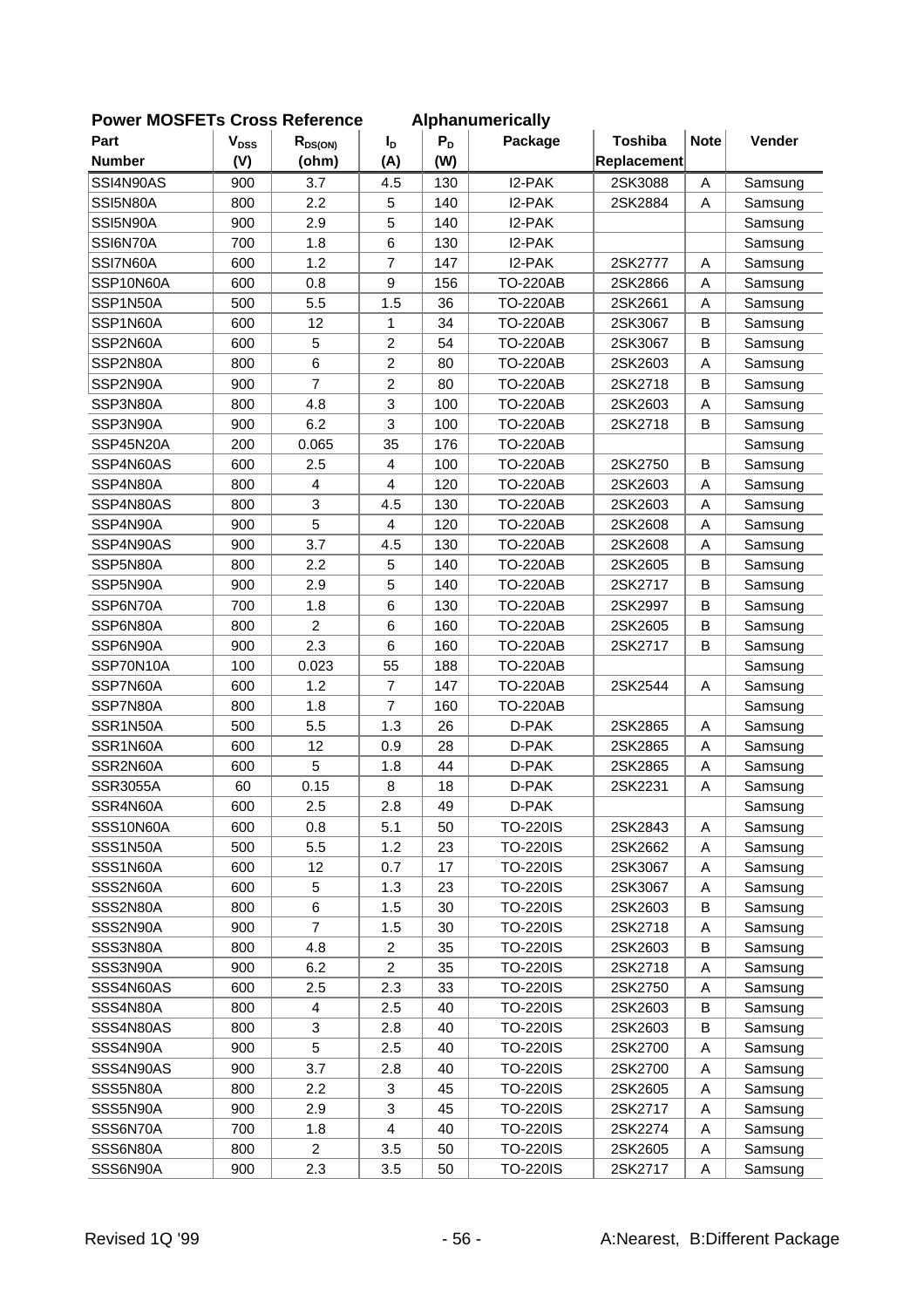## Power MOSFETs Cross Reference Alphanumerically

| Part Number | $V_{DSS}$ (V) | $R_{DS(ON)}$ (ohm) | $I_D$ (A) | $P_D$ (W) | Package | Toshiba Replacement | Note | Vender |
|---|---|---|---|---|---|---|---|---|
| SSI4N90AS | 900 | 3.7 | 4.5 | 130 | I2-PAK | 2SK3088 | A | Samsung |
| SSI5N80A | 800 | 2.2 | 5 | 140 | I2-PAK | 2SK2884 | A | Samsung |
| SSI5N90A | 900 | 2.9 | 5 | 140 | I2-PAK | | | Samsung |
| SSI6N70A | 700 | 1.8 | 6 | 130 | I2-PAK | | | Samsung |
| SSI7N60A | 600 | 1.2 | 7 | 147 | I2-PAK | 2SK2777 | A | Samsung |
| SSP10N60A | 600 | 0.8 | 9 | 156 | TO-220AB | 2SK2866 | A | Samsung |
| SSP1N50A | 500 | 5.5 | 1.5 | 36 | TO-220AB | 2SK2661 | A | Samsung |
| SSP1N60A | 600 | 12 | 1 | 34 | TO-220AB | 2SK3067 | B | Samsung |
| SSP2N60A | 600 | 5 | 2 | 54 | TO-220AB | 2SK3067 | B | Samsung |
| SSP2N80A | 800 | 6 | 2 | 80 | TO-220AB | 2SK2603 | A | Samsung |
| SSP2N90A | 900 | 7 | 2 | 80 | TO-220AB | 2SK2718 | B | Samsung |
| SSP3N80A | 800 | 4.8 | 3 | 100 | TO-220AB | 2SK2603 | A | Samsung |
| SSP3N90A | 900 | 6.2 | 3 | 100 | TO-220AB | 2SK2718 | B | Samsung |
| SSP45N20A | 200 | 0.065 | 35 | 176 | TO-220AB | | | Samsung |
| SSP4N60AS | 600 | 2.5 | 4 | 100 | TO-220AB | 2SK2750 | B | Samsung |
| SSP4N80A | 800 | 4 | 4 | 120 | TO-220AB | 2SK2603 | A | Samsung |
| SSP4N80AS | 800 | 3 | 4.5 | 130 | TO-220AB | 2SK2603 | A | Samsung |
| SSP4N90A | 900 | 5 | 4 | 120 | TO-220AB | 2SK2608 | A | Samsung |
| SSP4N90AS | 900 | 3.7 | 4.5 | 130 | TO-220AB | 2SK2608 | A | Samsung |
| SSP5N80A | 800 | 2.2 | 5 | 140 | TO-220AB | 2SK2605 | B | Samsung |
| SSP5N90A | 900 | 2.9 | 5 | 140 | TO-220AB | 2SK2717 | B | Samsung |
| SSP6N70A | 700 | 1.8 | 6 | 130 | TO-220AB | 2SK2997 | B | Samsung |
| SSP6N80A | 800 | 2 | 6 | 160 | TO-220AB | 2SK2605 | B | Samsung |
| SSP6N90A | 900 | 2.3 | 6 | 160 | TO-220AB | 2SK2717 | B | Samsung |
| SSP70N10A | 100 | 0.023 | 55 | 188 | TO-220AB | | | Samsung |
| SSP7N60A | 600 | 1.2 | 7 | 147 | TO-220AB | 2SK2544 | A | Samsung |
| SSP7N80A | 800 | 1.8 | 7 | 160 | TO-220AB | | | Samsung |
| SSR1N50A | 500 | 5.5 | 1.3 | 26 | D-PAK | 2SK2865 | A | Samsung |
| SSR1N60A | 600 | 12 | 0.9 | 28 | D-PAK | 2SK2865 | A | Samsung |
| SSR2N60A | 600 | 5 | 1.8 | 44 | D-PAK | 2SK2865 | A | Samsung |
| SSR3055A | 60 | 0.15 | 8 | 18 | D-PAK | 2SK2231 | A | Samsung |
| SSR4N60A | 600 | 2.5 | 2.8 | 49 | D-PAK | | | Samsung |
| SSS10N60A | 600 | 0.8 | 5.1 | 50 | TO-220IS | 2SK2843 | A | Samsung |
| SSS1N50A | 500 | 5.5 | 1.2 | 23 | TO-220IS | 2SK2662 | A | Samsung |
| SSS1N60A | 600 | 12 | 0.7 | 17 | TO-220IS | 2SK3067 | A | Samsung |
| SSS2N60A | 600 | 5 | 1.3 | 23 | TO-220IS | 2SK3067 | A | Samsung |
| SSS2N80A | 800 | 6 | 1.5 | 30 | TO-220IS | 2SK2603 | B | Samsung |
| SSS2N90A | 900 | 7 | 1.5 | 30 | TO-220IS | 2SK2718 | A | Samsung |
| SSS3N80A | 800 | 4.8 | 2 | 35 | TO-220IS | 2SK2603 | B | Samsung |
| SSS3N90A | 900 | 6.2 | 2 | 35 | TO-220IS | 2SK2718 | A | Samsung |
| SSS4N60AS | 600 | 2.5 | 2.3 | 33 | TO-220IS | 2SK2750 | A | Samsung |
| SSS4N80A | 800 | 4 | 2.5 | 40 | TO-220IS | 2SK2603 | B | Samsung |
| SSS4N80AS | 800 | 3 | 2.8 | 40 | TO-220IS | 2SK2603 | B | Samsung |
| SSS4N90A | 900 | 5 | 2.5 | 40 | TO-220IS | 2SK2700 | A | Samsung |
| SSS4N90AS | 900 | 3.7 | 2.8 | 40 | TO-220IS | 2SK2700 | A | Samsung |
| SSS5N80A | 800 | 2.2 | 3 | 45 | TO-220IS | 2SK2605 | A | Samsung |
| SSS5N90A | 900 | 2.9 | 3 | 45 | TO-220IS | 2SK2717 | A | Samsung |
| SSS6N70A | 700 | 1.8 | 4 | 40 | TO-220IS | 2SK2274 | A | Samsung |
| SSS6N80A | 800 | 2 | 3.5 | 50 | TO-220IS | 2SK2605 | A | Samsung |
| SSS6N90A | 900 | 2.3 | 3.5 | 50 | TO-220IS | 2SK2717 | A | Samsung |

Revised 1Q '99 — A:Nearest, B:Different Package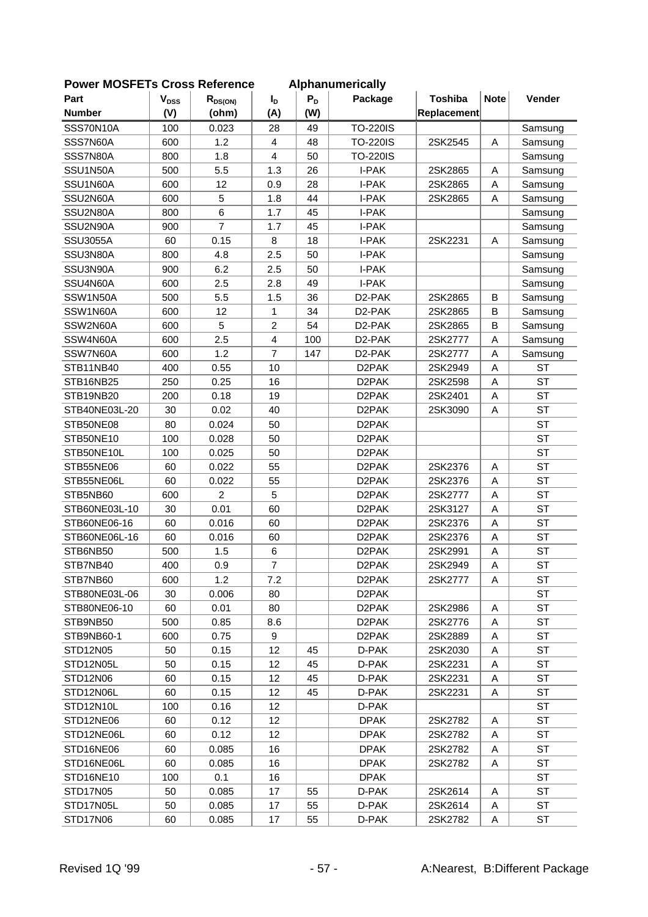## Power MOSFETs Cross Reference Alphanumerically

| Part Number | $V_{DSS}$ (V) | $R_{DS(ON)}$ (ohm) | $I_D$ (A) | $P_D$ (W) | Package | Toshiba Replacement | Note | Vender |
|---|---|---|---|---|---|---|---|---|
| SSS70N10A | 100 | 0.023 | 28 | 49 | TO-220IS | | | Samsung |
| SSS7N60A | 600 | 1.2 | 4 | 48 | TO-220IS | 2SK2545 | A | Samsung |
| SSS7N80A | 800 | 1.8 | 4 | 50 | TO-220IS | | | Samsung |
| SSU1N50A | 500 | 5.5 | 1.3 | 26 | I-PAK | 2SK2865 | A | Samsung |
| SSU1N60A | 600 | 12 | 0.9 | 28 | I-PAK | 2SK2865 | A | Samsung |
| SSU2N60A | 600 | 5 | 1.8 | 44 | I-PAK | 2SK2865 | A | Samsung |
| SSU2N80A | 800 | 6 | 1.7 | 45 | I-PAK | | | Samsung |
| SSU2N90A | 900 | 7 | 1.7 | 45 | I-PAK | | | Samsung |
| SSU3055A | 60 | 0.15 | 8 | 18 | I-PAK | 2SK2231 | A | Samsung |
| SSU3N80A | 800 | 4.8 | 2.5 | 50 | I-PAK | | | Samsung |
| SSU3N90A | 900 | 6.2 | 2.5 | 50 | I-PAK | | | Samsung |
| SSU4N60A | 600 | 2.5 | 2.8 | 49 | I-PAK | | | Samsung |
| SSW1N50A | 500 | 5.5 | 1.5 | 36 | D2-PAK | 2SK2865 | B | Samsung |
| SSW1N60A | 600 | 12 | 1 | 34 | D2-PAK | 2SK2865 | B | Samsung |
| SSW2N60A | 600 | 5 | 2 | 54 | D2-PAK | 2SK2865 | B | Samsung |
| SSW4N60A | 600 | 2.5 | 4 | 100 | D2-PAK | 2SK2777 | A | Samsung |
| SSW7N60A | 600 | 1.2 | 7 | 147 | D2-PAK | 2SK2777 | A | Samsung |
| STB11NB40 | 400 | 0.55 | 10 | | D2PAK | 2SK2949 | A | ST |
| STB16NB25 | 250 | 0.25 | 16 | | D2PAK | 2SK2598 | A | ST |
| STB19NB20 | 200 | 0.18 | 19 | | D2PAK | 2SK2401 | A | ST |
| STB40NE03L-20 | 30 | 0.02 | 40 | | D2PAK | 2SK3090 | A | ST |
| STB50NE08 | 80 | 0.024 | 50 | | D2PAK | | | ST |
| STB50NE10 | 100 | 0.028 | 50 | | D2PAK | | | ST |
| STB50NE10L | 100 | 0.025 | 50 | | D2PAK | | | ST |
| STB55NE06 | 60 | 0.022 | 55 | | D2PAK | 2SK2376 | A | ST |
| STB55NE06L | 60 | 0.022 | 55 | | D2PAK | 2SK2376 | A | ST |
| STB5NB60 | 600 | 2 | 5 | | D2PAK | 2SK2777 | A | ST |
| STB60NE03L-10 | 30 | 0.01 | 60 | | D2PAK | 2SK3127 | A | ST |
| STB60NE06-16 | 60 | 0.016 | 60 | | D2PAK | 2SK2376 | A | ST |
| STB60NE06L-16 | 60 | 0.016 | 60 | | D2PAK | 2SK2376 | A | ST |
| STB6NB50 | 500 | 1.5 | 6 | | D2PAK | 2SK2991 | A | ST |
| STB7NB40 | 400 | 0.9 | 7 | | D2PAK | 2SK2949 | A | ST |
| STB7NB60 | 600 | 1.2 | 7.2 | | D2PAK | 2SK2777 | A | ST |
| STB80NE03L-06 | 30 | 0.006 | 80 | | D2PAK | | | ST |
| STB80NE06-10 | 60 | 0.01 | 80 | | D2PAK | 2SK2986 | A | ST |
| STB9NB50 | 500 | 0.85 | 8.6 | | D2PAK | 2SK2776 | A | ST |
| STB9NB60-1 | 600 | 0.75 | 9 | | D2PAK | 2SK2889 | A | ST |
| STD12N05 | 50 | 0.15 | 12 | 45 | D-PAK | 2SK2030 | A | ST |
| STD12N05L | 50 | 0.15 | 12 | 45 | D-PAK | 2SK2231 | A | ST |
| STD12N06 | 60 | 0.15 | 12 | 45 | D-PAK | 2SK2231 | A | ST |
| STD12N06L | 60 | 0.15 | 12 | 45 | D-PAK | 2SK2231 | A | ST |
| STD12N10L | 100 | 0.16 | 12 | | D-PAK | | | ST |
| STD12NE06 | 60 | 0.12 | 12 | | DPAK | 2SK2782 | A | ST |
| STD12NE06L | 60 | 0.12 | 12 | | DPAK | 2SK2782 | A | ST |
| STD16NE06 | 60 | 0.085 | 16 | | DPAK | 2SK2782 | A | ST |
| STD16NE06L | 60 | 0.085 | 16 | | DPAK | 2SK2782 | A | ST |
| STD16NE10 | 100 | 0.1 | 16 | | DPAK | | | ST |
| STD17N05 | 50 | 0.085 | 17 | 55 | D-PAK | 2SK2614 | A | ST |
| STD17N05L | 50 | 0.085 | 17 | 55 | D-PAK | 2SK2614 | A | ST |
| STD17N06 | 60 | 0.085 | 17 | 55 | D-PAK | 2SK2782 | A | ST |

Revised 1Q '99

A:Nearest, B:Different Package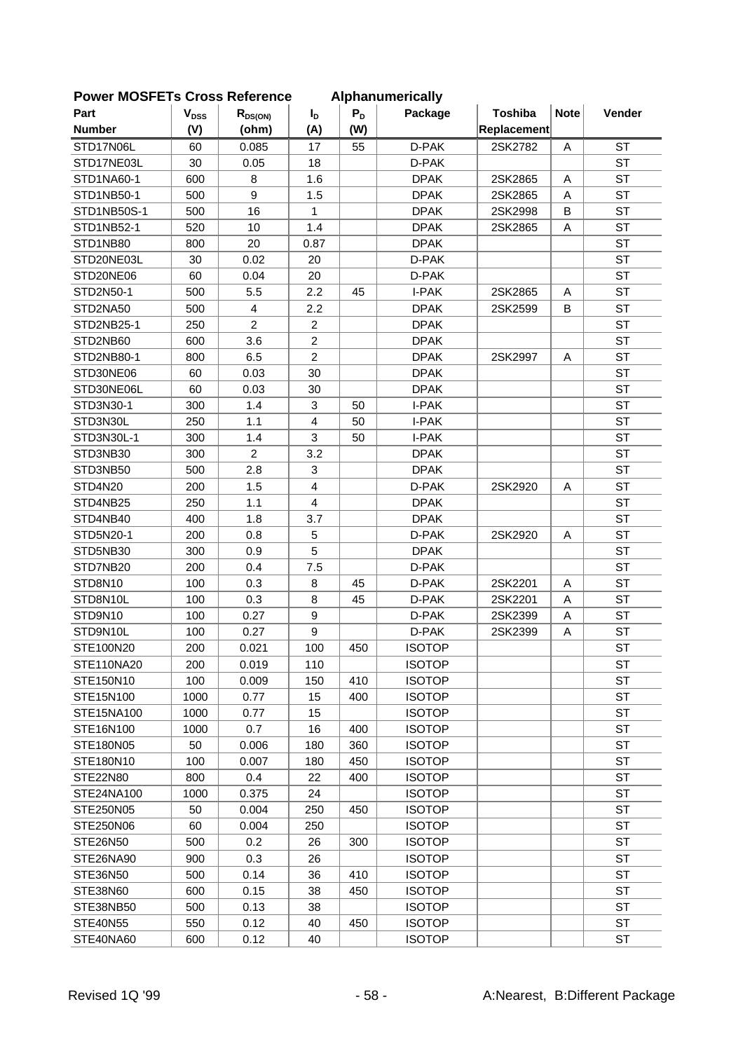## Power MOSFETs Cross Reference        Alphanumerically

| Part Number | $V_{DSS}$ (V) | $R_{DS(ON)}$ (ohm) | $I_D$ (A) | $P_D$ (W) | Package | Toshiba Replacement | Note | Vender |
|---|---|---|---|---|---|---|---|---|
| STD17N06L | 60 | 0.085 | 17 | 55 | D-PAK | 2SK2782 | A | ST |
| STD17NE03L | 30 | 0.05 | 18 | | D-PAK | | | ST |
| STD1NA60-1 | 600 | 8 | 1.6 | | DPAK | 2SK2865 | A | ST |
| STD1NB50-1 | 500 | 9 | 1.5 | | DPAK | 2SK2865 | A | ST |
| STD1NB50S-1 | 500 | 16 | 1 | | DPAK | 2SK2998 | B | ST |
| STD1NB52-1 | 520 | 10 | 1.4 | | DPAK | 2SK2865 | A | ST |
| STD1NB80 | 800 | 20 | 0.87 | | DPAK | | | ST |
| STD20NE03L | 30 | 0.02 | 20 | | D-PAK | | | ST |
| STD20NE06 | 60 | 0.04 | 20 | | D-PAK | | | ST |
| STD2N50-1 | 500 | 5.5 | 2.2 | 45 | I-PAK | 2SK2865 | A | ST |
| STD2NA50 | 500 | 4 | 2.2 | | DPAK | 2SK2599 | B | ST |
| STD2NB25-1 | 250 | 2 | 2 | | DPAK | | | ST |
| STD2NB60 | 600 | 3.6 | 2 | | DPAK | | | ST |
| STD2NB80-1 | 800 | 6.5 | 2 | | DPAK | 2SK2997 | A | ST |
| STD30NE06 | 60 | 0.03 | 30 | | DPAK | | | ST |
| STD30NE06L | 60 | 0.03 | 30 | | DPAK | | | ST |
| STD3N30-1 | 300 | 1.4 | 3 | 50 | I-PAK | | | ST |
| STD3N30L | 250 | 1.1 | 4 | 50 | I-PAK | | | ST |
| STD3N30L-1 | 300 | 1.4 | 3 | 50 | I-PAK | | | ST |
| STD3NB30 | 300 | 2 | 3.2 | | DPAK | | | ST |
| STD3NB50 | 500 | 2.8 | 3 | | DPAK | | | ST |
| STD4N20 | 200 | 1.5 | 4 | | D-PAK | 2SK2920 | A | ST |
| STD4NB25 | 250 | 1.1 | 4 | | DPAK | | | ST |
| STD4NB40 | 400 | 1.8 | 3.7 | | DPAK | | | ST |
| STD5N20-1 | 200 | 0.8 | 5 | | D-PAK | 2SK2920 | A | ST |
| STD5NB30 | 300 | 0.9 | 5 | | DPAK | | | ST |
| STD7NB20 | 200 | 0.4 | 7.5 | | D-PAK | | | ST |
| STD8N10 | 100 | 0.3 | 8 | 45 | D-PAK | 2SK2201 | A | ST |
| STD8N10L | 100 | 0.3 | 8 | 45 | D-PAK | 2SK2201 | A | ST |
| STD9N10 | 100 | 0.27 | 9 | | D-PAK | 2SK2399 | A | ST |
| STD9N10L | 100 | 0.27 | 9 | | D-PAK | 2SK2399 | A | ST |
| STE100N20 | 200 | 0.021 | 100 | 450 | ISOTOP | | | ST |
| STE110NA20 | 200 | 0.019 | 110 | | ISOTOP | | | ST |
| STE150N10 | 100 | 0.009 | 150 | 410 | ISOTOP | | | ST |
| STE15N100 | 1000 | 0.77 | 15 | 400 | ISOTOP | | | ST |
| STE15NA100 | 1000 | 0.77 | 15 | | ISOTOP | | | ST |
| STE16N100 | 1000 | 0.7 | 16 | 400 | ISOTOP | | | ST |
| STE180N05 | 50 | 0.006 | 180 | 360 | ISOTOP | | | ST |
| STE180N10 | 100 | 0.007 | 180 | 450 | ISOTOP | | | ST |
| STE22N80 | 800 | 0.4 | 22 | 400 | ISOTOP | | | ST |
| STE24NA100 | 1000 | 0.375 | 24 | | ISOTOP | | | ST |
| STE250N05 | 50 | 0.004 | 250 | 450 | ISOTOP | | | ST |
| STE250N06 | 60 | 0.004 | 250 | | ISOTOP | | | ST |
| STE26N50 | 500 | 0.2 | 26 | 300 | ISOTOP | | | ST |
| STE26NA90 | 900 | 0.3 | 26 | | ISOTOP | | | ST |
| STE36N50 | 500 | 0.14 | 36 | 410 | ISOTOP | | | ST |
| STE38N60 | 600 | 0.15 | 38 | 450 | ISOTOP | | | ST |
| STE38NB50 | 500 | 0.13 | 38 | | ISOTOP | | | ST |
| STE40N55 | 550 | 0.12 | 40 | 450 | ISOTOP | | | ST |
| STE40NA60 | 600 | 0.12 | 40 | | ISOTOP | | | ST |

Revised 1Q '99

A:Nearest, B:Different Package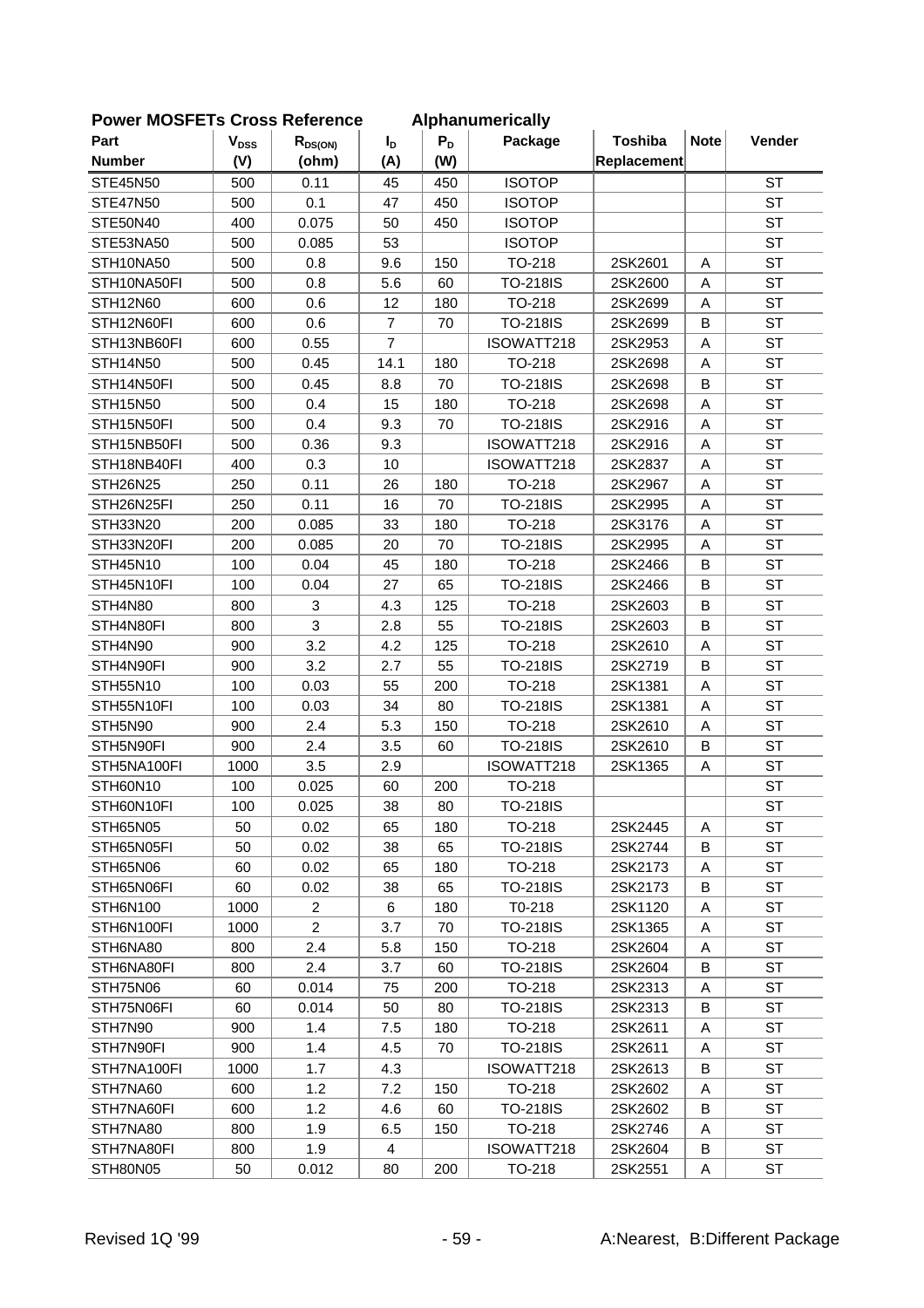## Power MOSFETs Cross Reference Alphanumerically

| Part Number | $V_{DSS}$ (V) | $R_{DS(ON)}$ (ohm) | $I_D$ (A) | $P_D$ (W) | Package | Toshiba Replacement | Note | Vender |
|---|---|---|---|---|---|---|---|---|
| STE45N50 | 500 | 0.11 | 45 | 450 | ISOTOP | | | ST |
| STE47N50 | 500 | 0.1 | 47 | 450 | ISOTOP | | | ST |
| STE50N40 | 400 | 0.075 | 50 | 450 | ISOTOP | | | ST |
| STE53NA50 | 500 | 0.085 | 53 | | ISOTOP | | | ST |
| STH10NA50 | 500 | 0.8 | 9.6 | 150 | TO-218 | 2SK2601 | A | ST |
| STH10NA50FI | 500 | 0.8 | 5.6 | 60 | TO-218IS | 2SK2600 | A | ST |
| STH12N60 | 600 | 0.6 | 12 | 180 | TO-218 | 2SK2699 | A | ST |
| STH12N60FI | 600 | 0.6 | 7 | 70 | TO-218IS | 2SK2699 | B | ST |
| STH13NB60FI | 600 | 0.55 | 7 | | ISOWATT218 | 2SK2953 | A | ST |
| STH14N50 | 500 | 0.45 | 14.1 | 180 | TO-218 | 2SK2698 | A | ST |
| STH14N50FI | 500 | 0.45 | 8.8 | 70 | TO-218IS | 2SK2698 | B | ST |
| STH15N50 | 500 | 0.4 | 15 | 180 | TO-218 | 2SK2698 | A | ST |
| STH15N50FI | 500 | 0.4 | 9.3 | 70 | TO-218IS | 2SK2916 | A | ST |
| STH15NB50FI | 500 | 0.36 | 9.3 | | ISOWATT218 | 2SK2916 | A | ST |
| STH18NB40FI | 400 | 0.3 | 10 | | ISOWATT218 | 2SK2837 | A | ST |
| STH26N25 | 250 | 0.11 | 26 | 180 | TO-218 | 2SK2967 | A | ST |
| STH26N25FI | 250 | 0.11 | 16 | 70 | TO-218IS | 2SK2995 | A | ST |
| STH33N20 | 200 | 0.085 | 33 | 180 | TO-218 | 2SK3176 | A | ST |
| STH33N20FI | 200 | 0.085 | 20 | 70 | TO-218IS | 2SK2995 | A | ST |
| STH45N10 | 100 | 0.04 | 45 | 180 | TO-218 | 2SK2466 | B | ST |
| STH45N10FI | 100 | 0.04 | 27 | 65 | TO-218IS | 2SK2466 | B | ST |
| STH4N80 | 800 | 3 | 4.3 | 125 | TO-218 | 2SK2603 | B | ST |
| STH4N80FI | 800 | 3 | 2.8 | 55 | TO-218IS | 2SK2603 | B | ST |
| STH4N90 | 900 | 3.2 | 4.2 | 125 | TO-218 | 2SK2610 | A | ST |
| STH4N90FI | 900 | 3.2 | 2.7 | 55 | TO-218IS | 2SK2719 | B | ST |
| STH55N10 | 100 | 0.03 | 55 | 200 | TO-218 | 2SK1381 | A | ST |
| STH55N10FI | 100 | 0.03 | 34 | 80 | TO-218IS | 2SK1381 | A | ST |
| STH5N90 | 900 | 2.4 | 5.3 | 150 | TO-218 | 2SK2610 | A | ST |
| STH5N90FI | 900 | 2.4 | 3.5 | 60 | TO-218IS | 2SK2610 | B | ST |
| STH5NA100FI | 1000 | 3.5 | 2.9 | | ISOWATT218 | 2SK1365 | A | ST |
| STH60N10 | 100 | 0.025 | 60 | 200 | TO-218 | | | ST |
| STH60N10FI | 100 | 0.025 | 38 | 80 | TO-218IS | | | ST |
| STH65N05 | 50 | 0.02 | 65 | 180 | TO-218 | 2SK2445 | A | ST |
| STH65N05FI | 50 | 0.02 | 38 | 65 | TO-218IS | 2SK2744 | B | ST |
| STH65N06 | 60 | 0.02 | 65 | 180 | TO-218 | 2SK2173 | A | ST |
| STH65N06FI | 60 | 0.02 | 38 | 65 | TO-218IS | 2SK2173 | B | ST |
| STH6N100 | 1000 | 2 | 6 | 180 | T0-218 | 2SK1120 | A | ST |
| STH6N100FI | 1000 | 2 | 3.7 | 70 | TO-218IS | 2SK1365 | A | ST |
| STH6NA80 | 800 | 2.4 | 5.8 | 150 | TO-218 | 2SK2604 | A | ST |
| STH6NA80FI | 800 | 2.4 | 3.7 | 60 | TO-218IS | 2SK2604 | B | ST |
| STH75N06 | 60 | 0.014 | 75 | 200 | TO-218 | 2SK2313 | A | ST |
| STH75N06FI | 60 | 0.014 | 50 | 80 | TO-218IS | 2SK2313 | B | ST |
| STH7N90 | 900 | 1.4 | 7.5 | 180 | TO-218 | 2SK2611 | A | ST |
| STH7N90FI | 900 | 1.4 | 4.5 | 70 | TO-218IS | 2SK2611 | A | ST |
| STH7NA100FI | 1000 | 1.7 | 4.3 | | ISOWATT218 | 2SK2613 | B | ST |
| STH7NA60 | 600 | 1.2 | 7.2 | 150 | TO-218 | 2SK2602 | A | ST |
| STH7NA60FI | 600 | 1.2 | 4.6 | 60 | TO-218IS | 2SK2602 | B | ST |
| STH7NA80 | 800 | 1.9 | 6.5 | 150 | TO-218 | 2SK2746 | A | ST |
| STH7NA80FI | 800 | 1.9 | 4 | | ISOWATT218 | 2SK2604 | B | ST |
| STH80N05 | 50 | 0.012 | 80 | 200 | TO-218 | 2SK2551 | A | ST |

Revised 1Q '99

A:Nearest, B:Different Package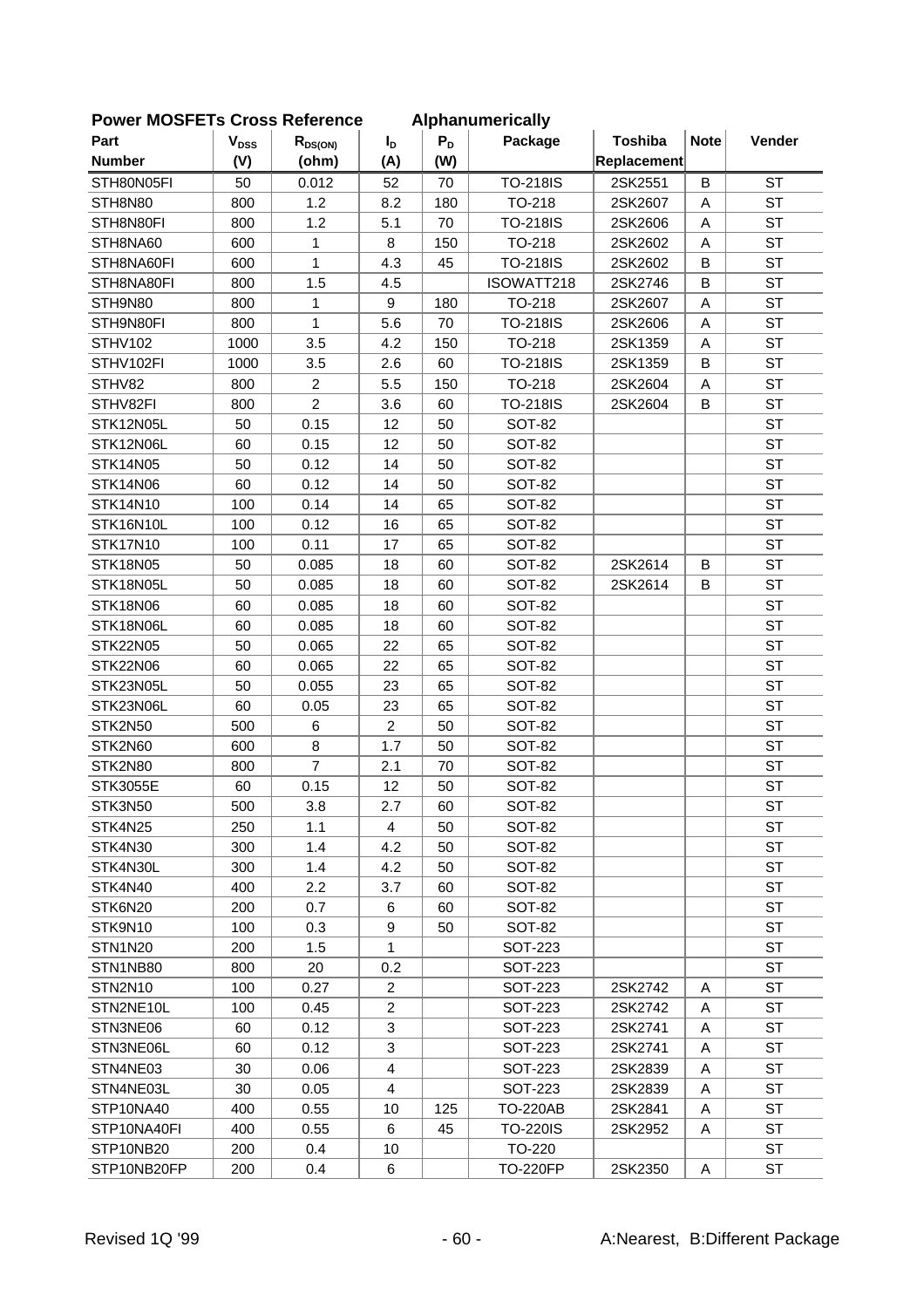## Power MOSFETs Cross Reference Alphanumerically

| Part Number | $V_{DSS}$ (V) | $R_{DS(ON)}$ (ohm) | $I_D$ (A) | $P_D$ (W) | Package | Toshiba Replacement | Note | Vender |
|---|---|---|---|---|---|---|---|---|
| STH80N05FI | 50 | 0.012 | 52 | 70 | TO-218IS | 2SK2551 | B | ST |
| STH8N80 | 800 | 1.2 | 8.2 | 180 | TO-218 | 2SK2607 | A | ST |
| STH8N80FI | 800 | 1.2 | 5.1 | 70 | TO-218IS | 2SK2606 | A | ST |
| STH8NA60 | 600 | 1 | 8 | 150 | TO-218 | 2SK2602 | A | ST |
| STH8NA60FI | 600 | 1 | 4.3 | 45 | TO-218IS | 2SK2602 | B | ST |
| STH8NA80FI | 800 | 1.5 | 4.5 | | ISOWATT218 | 2SK2746 | B | ST |
| STH9N80 | 800 | 1 | 9 | 180 | TO-218 | 2SK2607 | A | ST |
| STH9N80FI | 800 | 1 | 5.6 | 70 | TO-218IS | 2SK2606 | A | ST |
| STHV102 | 1000 | 3.5 | 4.2 | 150 | TO-218 | 2SK1359 | A | ST |
| STHV102FI | 1000 | 3.5 | 2.6 | 60 | TO-218IS | 2SK1359 | B | ST |
| STHV82 | 800 | 2 | 5.5 | 150 | TO-218 | 2SK2604 | A | ST |
| STHV82FI | 800 | 2 | 3.6 | 60 | TO-218IS | 2SK2604 | B | ST |
| STK12N05L | 50 | 0.15 | 12 | 50 | SOT-82 | | | ST |
| STK12N06L | 60 | 0.15 | 12 | 50 | SOT-82 | | | ST |
| STK14N05 | 50 | 0.12 | 14 | 50 | SOT-82 | | | ST |
| STK14N06 | 60 | 0.12 | 14 | 50 | SOT-82 | | | ST |
| STK14N10 | 100 | 0.14 | 14 | 65 | SOT-82 | | | ST |
| STK16N10L | 100 | 0.12 | 16 | 65 | SOT-82 | | | ST |
| STK17N10 | 100 | 0.11 | 17 | 65 | SOT-82 | | | ST |
| STK18N05 | 50 | 0.085 | 18 | 60 | SOT-82 | 2SK2614 | B | ST |
| STK18N05L | 50 | 0.085 | 18 | 60 | SOT-82 | 2SK2614 | B | ST |
| STK18N06 | 60 | 0.085 | 18 | 60 | SOT-82 | | | ST |
| STK18N06L | 60 | 0.085 | 18 | 60 | SOT-82 | | | ST |
| STK22N05 | 50 | 0.065 | 22 | 65 | SOT-82 | | | ST |
| STK22N06 | 60 | 0.065 | 22 | 65 | SOT-82 | | | ST |
| STK23N05L | 50 | 0.055 | 23 | 65 | SOT-82 | | | ST |
| STK23N06L | 60 | 0.05 | 23 | 65 | SOT-82 | | | ST |
| STK2N50 | 500 | 6 | 2 | 50 | SOT-82 | | | ST |
| STK2N60 | 600 | 8 | 1.7 | 50 | SOT-82 | | | ST |
| STK2N80 | 800 | 7 | 2.1 | 70 | SOT-82 | | | ST |
| STK3055E | 60 | 0.15 | 12 | 50 | SOT-82 | | | ST |
| STK3N50 | 500 | 3.8 | 2.7 | 60 | SOT-82 | | | ST |
| STK4N25 | 250 | 1.1 | 4 | 50 | SOT-82 | | | ST |
| STK4N30 | 300 | 1.4 | 4.2 | 50 | SOT-82 | | | ST |
| STK4N30L | 300 | 1.4 | 4.2 | 50 | SOT-82 | | | ST |
| STK4N40 | 400 | 2.2 | 3.7 | 60 | SOT-82 | | | ST |
| STK6N20 | 200 | 0.7 | 6 | 60 | SOT-82 | | | ST |
| STK9N10 | 100 | 0.3 | 9 | 50 | SOT-82 | | | ST |
| STN1N20 | 200 | 1.5 | 1 | | SOT-223 | | | ST |
| STN1NB80 | 800 | 20 | 0.2 | | SOT-223 | | | ST |
| STN2N10 | 100 | 0.27 | 2 | | SOT-223 | 2SK2742 | A | ST |
| STN2NE10L | 100 | 0.45 | 2 | | SOT-223 | 2SK2742 | A | ST |
| STN3NE06 | 60 | 0.12 | 3 | | SOT-223 | 2SK2741 | A | ST |
| STN3NE06L | 60 | 0.12 | 3 | | SOT-223 | 2SK2741 | A | ST |
| STN4NE03 | 30 | 0.06 | 4 | | SOT-223 | 2SK2839 | A | ST |
| STN4NE03L | 30 | 0.05 | 4 | | SOT-223 | 2SK2839 | A | ST |
| STP10NA40 | 400 | 0.55 | 10 | 125 | TO-220AB | 2SK2841 | A | ST |
| STP10NA40FI | 400 | 0.55 | 6 | 45 | TO-220IS | 2SK2952 | A | ST |
| STP10NB20 | 200 | 0.4 | 10 | | TO-220 | | | ST |
| STP10NB20FP | 200 | 0.4 | 6 | | TO-220FP | 2SK2350 | A | ST |

Revised 1Q '99 — A:Nearest, B:Different Package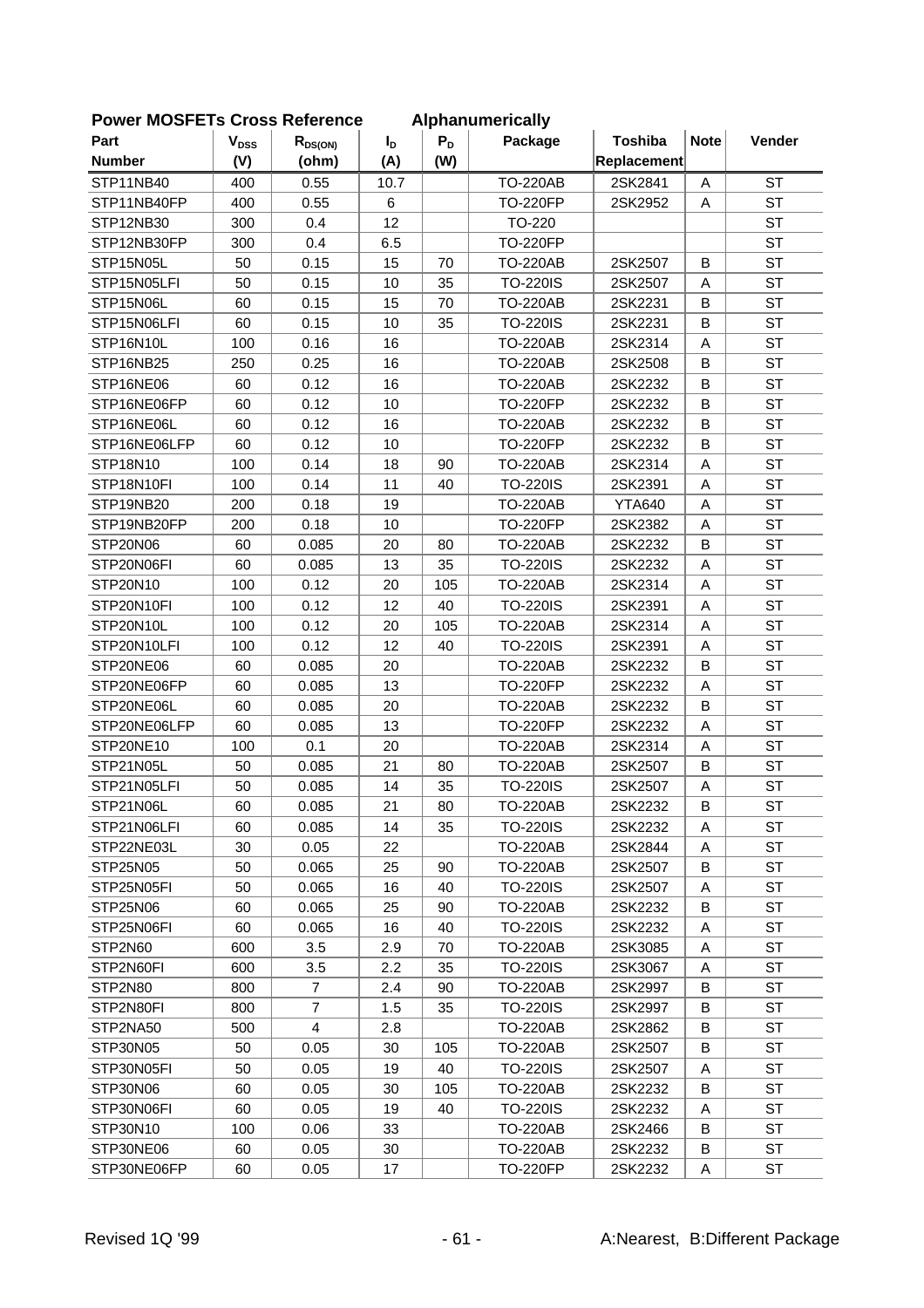**Power MOSFETs Cross Reference Alphanumerically**

| Part Number | $V_{DSS}$ (V) | $R_{DS(ON)}$ (ohm) | $I_D$ (A) | $P_D$ (W) | Package | Toshiba Replacement | Note | Vender |
|---|---|---|---|---|---|---|---|---|
| STP11NB40 | 400 | 0.55 | 10.7 | | TO-220AB | 2SK2841 | A | ST |
| STP11NB40FP | 400 | 0.55 | 6 | | TO-220FP | 2SK2952 | A | ST |
| STP12NB30 | 300 | 0.4 | 12 | | TO-220 | | | ST |
| STP12NB30FP | 300 | 0.4 | 6.5 | | TO-220FP | | | ST |
| STP15N05L | 50 | 0.15 | 15 | 70 | TO-220AB | 2SK2507 | B | ST |
| STP15N05LFI | 50 | 0.15 | 10 | 35 | TO-220IS | 2SK2507 | A | ST |
| STP15N06L | 60 | 0.15 | 15 | 70 | TO-220AB | 2SK2231 | B | ST |
| STP15N06LFI | 60 | 0.15 | 10 | 35 | TO-220IS | 2SK2231 | B | ST |
| STP16N10L | 100 | 0.16 | 16 | | TO-220AB | 2SK2314 | A | ST |
| STP16NB25 | 250 | 0.25 | 16 | | TO-220AB | 2SK2508 | B | ST |
| STP16NE06 | 60 | 0.12 | 16 | | TO-220AB | 2SK2232 | B | ST |
| STP16NE06FP | 60 | 0.12 | 10 | | TO-220FP | 2SK2232 | B | ST |
| STP16NE06L | 60 | 0.12 | 16 | | TO-220AB | 2SK2232 | B | ST |
| STP16NE06LFP | 60 | 0.12 | 10 | | TO-220FP | 2SK2232 | B | ST |
| STP18N10 | 100 | 0.14 | 18 | 90 | TO-220AB | 2SK2314 | A | ST |
| STP18N10FI | 100 | 0.14 | 11 | 40 | TO-220IS | 2SK2391 | A | ST |
| STP19NB20 | 200 | 0.18 | 19 | | TO-220AB | YTA640 | A | ST |
| STP19NB20FP | 200 | 0.18 | 10 | | TO-220FP | 2SK2382 | A | ST |
| STP20N06 | 60 | 0.085 | 20 | 80 | TO-220AB | 2SK2232 | B | ST |
| STP20N06FI | 60 | 0.085 | 13 | 35 | TO-220IS | 2SK2232 | A | ST |
| STP20N10 | 100 | 0.12 | 20 | 105 | TO-220AB | 2SK2314 | A | ST |
| STP20N10FI | 100 | 0.12 | 12 | 40 | TO-220IS | 2SK2391 | A | ST |
| STP20N10L | 100 | 0.12 | 20 | 105 | TO-220AB | 2SK2314 | A | ST |
| STP20N10LFI | 100 | 0.12 | 12 | 40 | TO-220IS | 2SK2391 | A | ST |
| STP20NE06 | 60 | 0.085 | 20 | | TO-220AB | 2SK2232 | B | ST |
| STP20NE06FP | 60 | 0.085 | 13 | | TO-220FP | 2SK2232 | A | ST |
| STP20NE06L | 60 | 0.085 | 20 | | TO-220AB | 2SK2232 | B | ST |
| STP20NE06LFP | 60 | 0.085 | 13 | | TO-220FP | 2SK2232 | A | ST |
| STP20NE10 | 100 | 0.1 | 20 | | TO-220AB | 2SK2314 | A | ST |
| STP21N05L | 50 | 0.085 | 21 | 80 | TO-220AB | 2SK2507 | B | ST |
| STP21N05LFI | 50 | 0.085 | 14 | 35 | TO-220IS | 2SK2507 | A | ST |
| STP21N06L | 60 | 0.085 | 21 | 80 | TO-220AB | 2SK2232 | B | ST |
| STP21N06LFI | 60 | 0.085 | 14 | 35 | TO-220IS | 2SK2232 | A | ST |
| STP22NE03L | 30 | 0.05 | 22 | | TO-220AB | 2SK2844 | A | ST |
| STP25N05 | 50 | 0.065 | 25 | 90 | TO-220AB | 2SK2507 | B | ST |
| STP25N05FI | 50 | 0.065 | 16 | 40 | TO-220IS | 2SK2507 | A | ST |
| STP25N06 | 60 | 0.065 | 25 | 90 | TO-220AB | 2SK2232 | B | ST |
| STP25N06FI | 60 | 0.065 | 16 | 40 | TO-220IS | 2SK2232 | A | ST |
| STP2N60 | 600 | 3.5 | 2.9 | 70 | TO-220AB | 2SK3085 | A | ST |
| STP2N60FI | 600 | 3.5 | 2.2 | 35 | TO-220IS | 2SK3067 | A | ST |
| STP2N80 | 800 | 7 | 2.4 | 90 | TO-220AB | 2SK2997 | B | ST |
| STP2N80FI | 800 | 7 | 1.5 | 35 | TO-220IS | 2SK2997 | B | ST |
| STP2NA50 | 500 | 4 | 2.8 | | TO-220AB | 2SK2862 | B | ST |
| STP30N05 | 50 | 0.05 | 30 | 105 | TO-220AB | 2SK2507 | B | ST |
| STP30N05FI | 50 | 0.05 | 19 | 40 | TO-220IS | 2SK2507 | A | ST |
| STP30N06 | 60 | 0.05 | 30 | 105 | TO-220AB | 2SK2232 | B | ST |
| STP30N06FI | 60 | 0.05 | 19 | 40 | TO-220IS | 2SK2232 | A | ST |
| STP30N10 | 100 | 0.06 | 33 | | TO-220AB | 2SK2466 | B | ST |
| STP30NE06 | 60 | 0.05 | 30 | | TO-220AB | 2SK2232 | B | ST |
| STP30NE06FP | 60 | 0.05 | 17 | | TO-220FP | 2SK2232 | A | ST |

Revised 1Q '99 A:Nearest, B:Different Package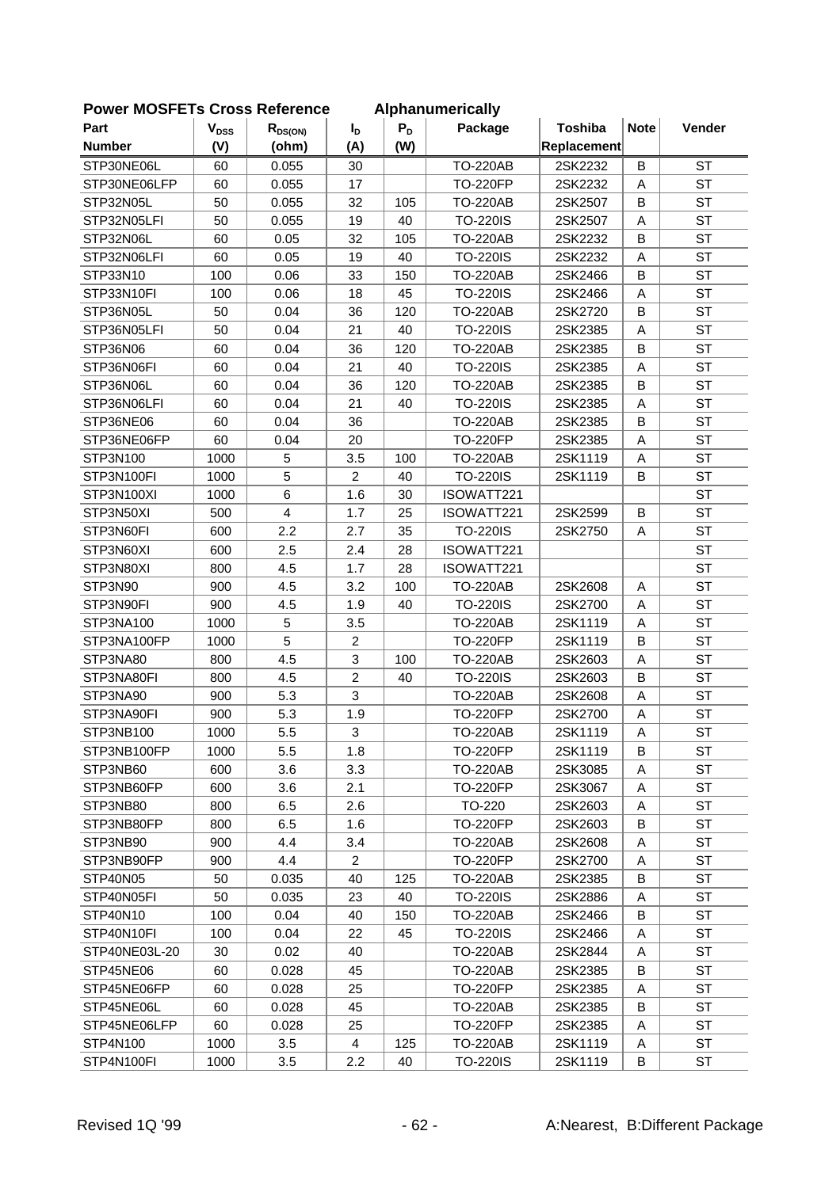## Power MOSFETs Cross Reference Alphanumerically

| Part Number | $V_{DSS}$ (V) | $R_{DS(ON)}$ (ohm) | $I_D$ (A) | $P_D$ (W) | Package | Toshiba Replacement | Note | Vender |
|---|---|---|---|---|---|---|---|---|
| STP30NE06L | 60 | 0.055 | 30 | | TO-220AB | 2SK2232 | B | ST |
| STP30NE06LFP | 60 | 0.055 | 17 | | TO-220FP | 2SK2232 | A | ST |
| STP32N05L | 50 | 0.055 | 32 | 105 | TO-220AB | 2SK2507 | B | ST |
| STP32N05LFI | 50 | 0.055 | 19 | 40 | TO-220IS | 2SK2507 | A | ST |
| STP32N06L | 60 | 0.05 | 32 | 105 | TO-220AB | 2SK2232 | B | ST |
| STP32N06LFI | 60 | 0.05 | 19 | 40 | TO-220IS | 2SK2232 | A | ST |
| STP33N10 | 100 | 0.06 | 33 | 150 | TO-220AB | 2SK2466 | B | ST |
| STP33N10FI | 100 | 0.06 | 18 | 45 | TO-220IS | 2SK2466 | A | ST |
| STP36N05L | 50 | 0.04 | 36 | 120 | TO-220AB | 2SK2720 | B | ST |
| STP36N05LFI | 50 | 0.04 | 21 | 40 | TO-220IS | 2SK2385 | A | ST |
| STP36N06 | 60 | 0.04 | 36 | 120 | TO-220AB | 2SK2385 | B | ST |
| STP36N06FI | 60 | 0.04 | 21 | 40 | TO-220IS | 2SK2385 | A | ST |
| STP36N06L | 60 | 0.04 | 36 | 120 | TO-220AB | 2SK2385 | B | ST |
| STP36N06LFI | 60 | 0.04 | 21 | 40 | TO-220IS | 2SK2385 | A | ST |
| STP36NE06 | 60 | 0.04 | 36 | | TO-220AB | 2SK2385 | B | ST |
| STP36NE06FP | 60 | 0.04 | 20 | | TO-220FP | 2SK2385 | A | ST |
| STP3N100 | 1000 | 5 | 3.5 | 100 | TO-220AB | 2SK1119 | A | ST |
| STP3N100FI | 1000 | 5 | 2 | 40 | TO-220IS | 2SK1119 | B | ST |
| STP3N100XI | 1000 | 6 | 1.6 | 30 | ISOWATT221 | | | ST |
| STP3N50XI | 500 | 4 | 1.7 | 25 | ISOWATT221 | 2SK2599 | B | ST |
| STP3N60FI | 600 | 2.2 | 2.7 | 35 | TO-220IS | 2SK2750 | A | ST |
| STP3N60XI | 600 | 2.5 | 2.4 | 28 | ISOWATT221 | | | ST |
| STP3N80XI | 800 | 4.5 | 1.7 | 28 | ISOWATT221 | | | ST |
| STP3N90 | 900 | 4.5 | 3.2 | 100 | TO-220AB | 2SK2608 | A | ST |
| STP3N90FI | 900 | 4.5 | 1.9 | 40 | TO-220IS | 2SK2700 | A | ST |
| STP3NA100 | 1000 | 5 | 3.5 | | TO-220AB | 2SK1119 | A | ST |
| STP3NA100FP | 1000 | 5 | 2 | | TO-220FP | 2SK1119 | B | ST |
| STP3NA80 | 800 | 4.5 | 3 | 100 | TO-220AB | 2SK2603 | A | ST |
| STP3NA80FI | 800 | 4.5 | 2 | 40 | TO-220IS | 2SK2603 | B | ST |
| STP3NA90 | 900 | 5.3 | 3 | | TO-220AB | 2SK2608 | A | ST |
| STP3NA90FI | 900 | 5.3 | 1.9 | | TO-220FP | 2SK2700 | A | ST |
| STP3NB100 | 1000 | 5.5 | 3 | | TO-220AB | 2SK1119 | A | ST |
| STP3NB100FP | 1000 | 5.5 | 1.8 | | TO-220FP | 2SK1119 | B | ST |
| STP3NB60 | 600 | 3.6 | 3.3 | | TO-220AB | 2SK3085 | A | ST |
| STP3NB60FP | 600 | 3.6 | 2.1 | | TO-220FP | 2SK3067 | A | ST |
| STP3NB80 | 800 | 6.5 | 2.6 | | TO-220 | 2SK2603 | A | ST |
| STP3NB80FP | 800 | 6.5 | 1.6 | | TO-220FP | 2SK2603 | B | ST |
| STP3NB90 | 900 | 4.4 | 3.4 | | TO-220AB | 2SK2608 | A | ST |
| STP3NB90FP | 900 | 4.4 | 2 | | TO-220FP | 2SK2700 | A | ST |
| STP40N05 | 50 | 0.035 | 40 | 125 | TO-220AB | 2SK2385 | B | ST |
| STP40N05FI | 50 | 0.035 | 23 | 40 | TO-220IS | 2SK2886 | A | ST |
| STP40N10 | 100 | 0.04 | 40 | 150 | TO-220AB | 2SK2466 | B | ST |
| STP40N10FI | 100 | 0.04 | 22 | 45 | TO-220IS | 2SK2466 | A | ST |
| STP40NE03L-20 | 30 | 0.02 | 40 | | TO-220AB | 2SK2844 | A | ST |
| STP45NE06 | 60 | 0.028 | 45 | | TO-220AB | 2SK2385 | B | ST |
| STP45NE06FP | 60 | 0.028 | 25 | | TO-220FP | 2SK2385 | A | ST |
| STP45NE06L | 60 | 0.028 | 45 | | TO-220AB | 2SK2385 | B | ST |
| STP45NE06LFP | 60 | 0.028 | 25 | | TO-220FP | 2SK2385 | A | ST |
| STP4N100 | 1000 | 3.5 | 4 | 125 | TO-220AB | 2SK1119 | A | ST |
| STP4N100FI | 1000 | 3.5 | 2.2 | 40 | TO-220IS | 2SK1119 | B | ST |

Revised 1Q '99

A:Nearest, B:Different Package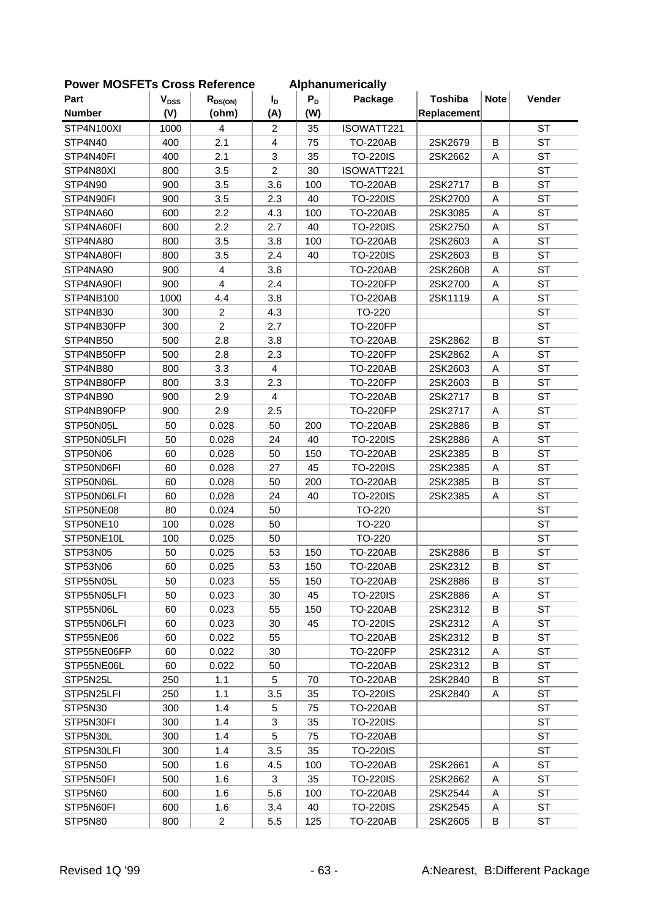**Power MOSFETs Cross Reference        Alphanumerically**

| Part Number | $V_{DSS}$ (V) | $R_{DS(ON)}$ (ohm) | $I_D$ (A) | $P_D$ (W) | Package | Toshiba Replacement | Note | Vender |
|---|---|---|---|---|---|---|---|---|
| STP4N100XI | 1000 | 4 | 2 | 35 | ISOWATT221 | | | ST |
| STP4N40 | 400 | 2.1 | 4 | 75 | TO-220AB | 2SK2679 | B | ST |
| STP4N40FI | 400 | 2.1 | 3 | 35 | TO-220IS | 2SK2662 | A | ST |
| STP4N80XI | 800 | 3.5 | 2 | 30 | ISOWATT221 | | | ST |
| STP4N90 | 900 | 3.5 | 3.6 | 100 | TO-220AB | 2SK2717 | B | ST |
| STP4N90FI | 900 | 3.5 | 2.3 | 40 | TO-220IS | 2SK2700 | A | ST |
| STP4NA60 | 600 | 2.2 | 4.3 | 100 | TO-220AB | 2SK3085 | A | ST |
| STP4NA60FI | 600 | 2.2 | 2.7 | 40 | TO-220IS | 2SK2750 | A | ST |
| STP4NA80 | 800 | 3.5 | 3.8 | 100 | TO-220AB | 2SK2603 | A | ST |
| STP4NA80FI | 800 | 3.5 | 2.4 | 40 | TO-220IS | 2SK2603 | B | ST |
| STP4NA90 | 900 | 4 | 3.6 | | TO-220AB | 2SK2608 | A | ST |
| STP4NA90FI | 900 | 4 | 2.4 | | TO-220FP | 2SK2700 | A | ST |
| STP4NB100 | 1000 | 4.4 | 3.8 | | TO-220AB | 2SK1119 | A | ST |
| STP4NB30 | 300 | 2 | 4.3 | | TO-220 | | | ST |
| STP4NB30FP | 300 | 2 | 2.7 | | TO-220FP | | | ST |
| STP4NB50 | 500 | 2.8 | 3.8 | | TO-220AB | 2SK2862 | B | ST |
| STP4NB50FP | 500 | 2.8 | 2.3 | | TO-220FP | 2SK2862 | A | ST |
| STP4NB80 | 800 | 3.3 | 4 | | TO-220AB | 2SK2603 | A | ST |
| STP4NB80FP | 800 | 3.3 | 2.3 | | TO-220FP | 2SK2603 | B | ST |
| STP4NB90 | 900 | 2.9 | 4 | | TO-220AB | 2SK2717 | B | ST |
| STP4NB90FP | 900 | 2.9 | 2.5 | | TO-220FP | 2SK2717 | A | ST |
| STP50N05L | 50 | 0.028 | 50 | 200 | TO-220AB | 2SK2886 | B | ST |
| STP50N05LFI | 50 | 0.028 | 24 | 40 | TO-220IS | 2SK2886 | A | ST |
| STP50N06 | 60 | 0.028 | 50 | 150 | TO-220AB | 2SK2385 | B | ST |
| STP50N06FI | 60 | 0.028 | 27 | 45 | TO-220IS | 2SK2385 | A | ST |
| STP50N06L | 60 | 0.028 | 50 | 200 | TO-220AB | 2SK2385 | B | ST |
| STP50N06LFI | 60 | 0.028 | 24 | 40 | TO-220IS | 2SK2385 | A | ST |
| STP50NE08 | 80 | 0.024 | 50 | | TO-220 | | | ST |
| STP50NE10 | 100 | 0.028 | 50 | | TO-220 | | | ST |
| STP50NE10L | 100 | 0.025 | 50 | | TO-220 | | | ST |
| STP53N05 | 50 | 0.025 | 53 | 150 | TO-220AB | 2SK2886 | B | ST |
| STP53N06 | 60 | 0.025 | 53 | 150 | TO-220AB | 2SK2312 | B | ST |
| STP55N05L | 50 | 0.023 | 55 | 150 | TO-220AB | 2SK2886 | B | ST |
| STP55N05LFI | 50 | 0.023 | 30 | 45 | TO-220IS | 2SK2886 | A | ST |
| STP55N06L | 60 | 0.023 | 55 | 150 | TO-220AB | 2SK2312 | B | ST |
| STP55N06LFI | 60 | 0.023 | 30 | 45 | TO-220IS | 2SK2312 | A | ST |
| STP55NE06 | 60 | 0.022 | 55 | | TO-220AB | 2SK2312 | B | ST |
| STP55NE06FP | 60 | 0.022 | 30 | | TO-220FP | 2SK2312 | A | ST |
| STP55NE06L | 60 | 0.022 | 50 | | TO-220AB | 2SK2312 | B | ST |
| STP5N25L | 250 | 1.1 | 5 | 70 | TO-220AB | 2SK2840 | B | ST |
| STP5N25LFI | 250 | 1.1 | 3.5 | 35 | TO-220IS | 2SK2840 | A | ST |
| STP5N30 | 300 | 1.4 | 5 | 75 | TO-220AB | | | ST |
| STP5N30FI | 300 | 1.4 | 3 | 35 | TO-220IS | | | ST |
| STP5N30L | 300 | 1.4 | 5 | 75 | TO-220AB | | | ST |
| STP5N30LFI | 300 | 1.4 | 3.5 | 35 | TO-220IS | | | ST |
| STP5N50 | 500 | 1.6 | 4.5 | 100 | TO-220AB | 2SK2661 | A | ST |
| STP5N50FI | 500 | 1.6 | 3 | 35 | TO-220IS | 2SK2662 | A | ST |
| STP5N60 | 600 | 1.6 | 5.6 | 100 | TO-220AB | 2SK2544 | A | ST |
| STP5N60FI | 600 | 1.6 | 3.4 | 40 | TO-220IS | 2SK2545 | A | ST |
| STP5N80 | 800 | 2 | 5.5 | 125 | TO-220AB | 2SK2605 | B | ST |

Revised 1Q '99        A:Nearest, B:Different Package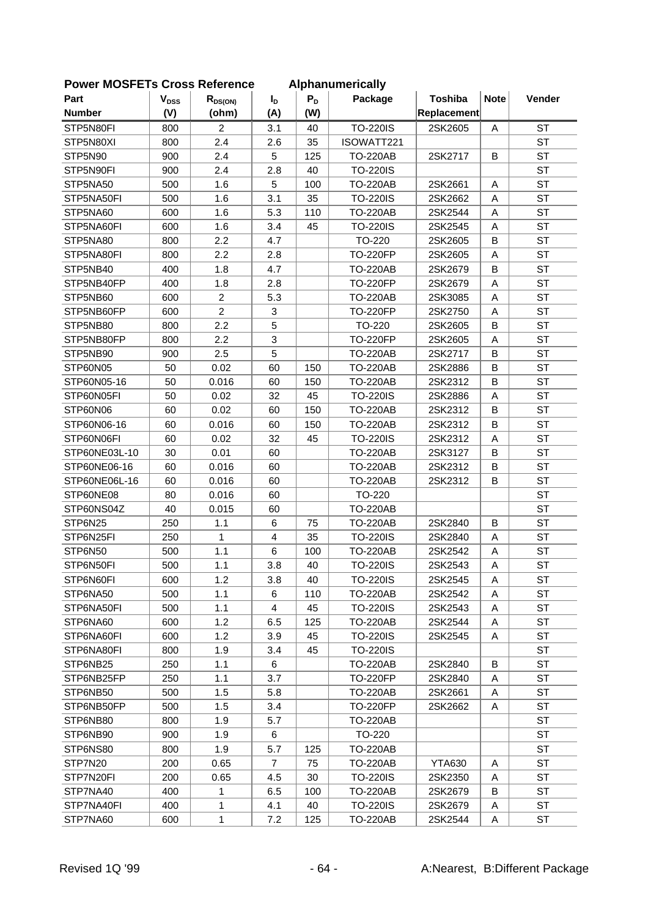## Power MOSFETs Cross Reference Alphanumerically

| Part Number | $V_{DSS}$ (V) | $R_{DS(ON)}$ (ohm) | $I_D$ (A) | $P_D$ (W) | Package | Toshiba Replacement | Note | Vender |
|---|---|---|---|---|---|---|---|---|
| STP5N80FI | 800 | 2 | 3.1 | 40 | TO-220IS | 2SK2605 | A | ST |
| STP5N80XI | 800 | 2.4 | 2.6 | 35 | ISOWATT221 | | | ST |
| STP5N90 | 900 | 2.4 | 5 | 125 | TO-220AB | 2SK2717 | B | ST |
| STP5N90FI | 900 | 2.4 | 2.8 | 40 | TO-220IS | | | ST |
| STP5NA50 | 500 | 1.6 | 5 | 100 | TO-220AB | 2SK2661 | A | ST |
| STP5NA50FI | 500 | 1.6 | 3.1 | 35 | TO-220IS | 2SK2662 | A | ST |
| STP5NA60 | 600 | 1.6 | 5.3 | 110 | TO-220AB | 2SK2544 | A | ST |
| STP5NA60FI | 600 | 1.6 | 3.4 | 45 | TO-220IS | 2SK2545 | A | ST |
| STP5NA80 | 800 | 2.2 | 4.7 | | TO-220 | 2SK2605 | B | ST |
| STP5NA80FI | 800 | 2.2 | 2.8 | | TO-220FP | 2SK2605 | A | ST |
| STP5NB40 | 400 | 1.8 | 4.7 | | TO-220AB | 2SK2679 | B | ST |
| STP5NB40FP | 400 | 1.8 | 2.8 | | TO-220FP | 2SK2679 | A | ST |
| STP5NB60 | 600 | 2 | 5.3 | | TO-220AB | 2SK3085 | A | ST |
| STP5NB60FP | 600 | 2 | 3 | | TO-220FP | 2SK2750 | A | ST |
| STP5NB80 | 800 | 2.2 | 5 | | TO-220 | 2SK2605 | B | ST |
| STP5NB80FP | 800 | 2.2 | 3 | | TO-220FP | 2SK2605 | A | ST |
| STP5NB90 | 900 | 2.5 | 5 | | TO-220AB | 2SK2717 | B | ST |
| STP60N05 | 50 | 0.02 | 60 | 150 | TO-220AB | 2SK2886 | B | ST |
| STP60N05-16 | 50 | 0.016 | 60 | 150 | TO-220AB | 2SK2312 | B | ST |
| STP60N05FI | 50 | 0.02 | 32 | 45 | TO-220IS | 2SK2886 | A | ST |
| STP60N06 | 60 | 0.02 | 60 | 150 | TO-220AB | 2SK2312 | B | ST |
| STP60N06-16 | 60 | 0.016 | 60 | 150 | TO-220AB | 2SK2312 | B | ST |
| STP60N06FI | 60 | 0.02 | 32 | 45 | TO-220IS | 2SK2312 | A | ST |
| STP60NE03L-10 | 30 | 0.01 | 60 | | TO-220AB | 2SK3127 | B | ST |
| STP60NE06-16 | 60 | 0.016 | 60 | | TO-220AB | 2SK2312 | B | ST |
| STP60NE06L-16 | 60 | 0.016 | 60 | | TO-220AB | 2SK2312 | B | ST |
| STP60NE08 | 80 | 0.016 | 60 | | TO-220 | | | ST |
| STP60NS04Z | 40 | 0.015 | 60 | | TO-220AB | | | ST |
| STP6N25 | 250 | 1.1 | 6 | 75 | TO-220AB | 2SK2840 | B | ST |
| STP6N25FI | 250 | 1 | 4 | 35 | TO-220IS | 2SK2840 | A | ST |
| STP6N50 | 500 | 1.1 | 6 | 100 | TO-220AB | 2SK2542 | A | ST |
| STP6N50FI | 500 | 1.1 | 3.8 | 40 | TO-220IS | 2SK2543 | A | ST |
| STP6N60FI | 600 | 1.2 | 3.8 | 40 | TO-220IS | 2SK2545 | A | ST |
| STP6NA50 | 500 | 1.1 | 6 | 110 | TO-220AB | 2SK2542 | A | ST |
| STP6NA50FI | 500 | 1.1 | 4 | 45 | TO-220IS | 2SK2543 | A | ST |
| STP6NA60 | 600 | 1.2 | 6.5 | 125 | TO-220AB | 2SK2544 | A | ST |
| STP6NA60FI | 600 | 1.2 | 3.9 | 45 | TO-220IS | 2SK2545 | A | ST |
| STP6NA80FI | 800 | 1.9 | 3.4 | 45 | TO-220IS | | | ST |
| STP6NB25 | 250 | 1.1 | 6 | | TO-220AB | 2SK2840 | B | ST |
| STP6NB25FP | 250 | 1.1 | 3.7 | | TO-220FP | 2SK2840 | A | ST |
| STP6NB50 | 500 | 1.5 | 5.8 | | TO-220AB | 2SK2661 | A | ST |
| STP6NB50FP | 500 | 1.5 | 3.4 | | TO-220FP | 2SK2662 | A | ST |
| STP6NB80 | 800 | 1.9 | 5.7 | | TO-220AB | | | ST |
| STP6NB90 | 900 | 1.9 | 6 | | TO-220 | | | ST |
| STP6NS80 | 800 | 1.9 | 5.7 | 125 | TO-220AB | | | ST |
| STP7N20 | 200 | 0.65 | 7 | 75 | TO-220AB | YTA630 | A | ST |
| STP7N20FI | 200 | 0.65 | 4.5 | 30 | TO-220IS | 2SK2350 | A | ST |
| STP7NA40 | 400 | 1 | 6.5 | 100 | TO-220AB | 2SK2679 | B | ST |
| STP7NA40FI | 400 | 1 | 4.1 | 40 | TO-220IS | 2SK2679 | A | ST |
| STP7NA60 | 600 | 1 | 7.2 | 125 | TO-220AB | 2SK2544 | A | ST |

Revised 1Q '99

A:Nearest, B:Different Package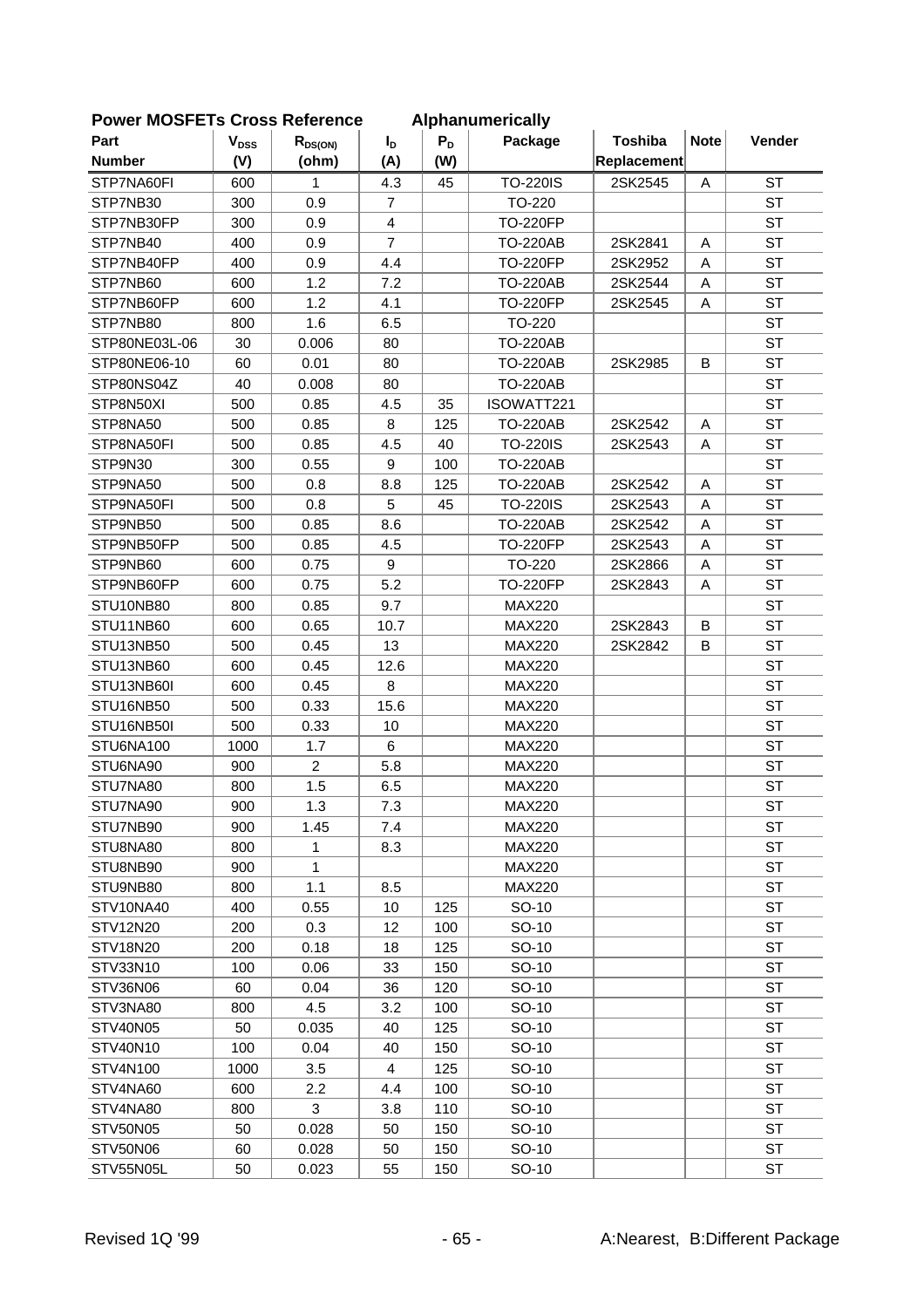## Power MOSFETs Cross Reference Alphanumerically

| Part Number | $V_{DSS}$ (V) | $R_{DS(ON)}$ (ohm) | $I_D$ (A) | $P_D$ (W) | Package | Toshiba Replacement | Note | Vender |
|---|---|---|---|---|---|---|---|---|
| STP7NA60FI | 600 | 1 | 4.3 | 45 | TO-220IS | 2SK2545 | A | ST |
| STP7NB30 | 300 | 0.9 | 7 | | TO-220 | | | ST |
| STP7NB30FP | 300 | 0.9 | 4 | | TO-220FP | | | ST |
| STP7NB40 | 400 | 0.9 | 7 | | TO-220AB | 2SK2841 | A | ST |
| STP7NB40FP | 400 | 0.9 | 4.4 | | TO-220FP | 2SK2952 | A | ST |
| STP7NB60 | 600 | 1.2 | 7.2 | | TO-220AB | 2SK2544 | A | ST |
| STP7NB60FP | 600 | 1.2 | 4.1 | | TO-220FP | 2SK2545 | A | ST |
| STP7NB80 | 800 | 1.6 | 6.5 | | TO-220 | | | ST |
| STP80NE03L-06 | 30 | 0.006 | 80 | | TO-220AB | | | ST |
| STP80NE06-10 | 60 | 0.01 | 80 | | TO-220AB | 2SK2985 | B | ST |
| STP80NS04Z | 40 | 0.008 | 80 | | TO-220AB | | | ST |
| STP8N50XI | 500 | 0.85 | 4.5 | 35 | ISOWATT221 | | | ST |
| STP8NA50 | 500 | 0.85 | 8 | 125 | TO-220AB | 2SK2542 | A | ST |
| STP8NA50FI | 500 | 0.85 | 4.5 | 40 | TO-220IS | 2SK2543 | A | ST |
| STP9N30 | 300 | 0.55 | 9 | 100 | TO-220AB | | | ST |
| STP9NA50 | 500 | 0.8 | 8.8 | 125 | TO-220AB | 2SK2542 | A | ST |
| STP9NA50FI | 500 | 0.8 | 5 | 45 | TO-220IS | 2SK2543 | A | ST |
| STP9NB50 | 500 | 0.85 | 8.6 | | TO-220AB | 2SK2542 | A | ST |
| STP9NB50FP | 500 | 0.85 | 4.5 | | TO-220FP | 2SK2543 | A | ST |
| STP9NB60 | 600 | 0.75 | 9 | | TO-220 | 2SK2866 | A | ST |
| STP9NB60FP | 600 | 0.75 | 5.2 | | TO-220FP | 2SK2843 | A | ST |
| STU10NB80 | 800 | 0.85 | 9.7 | | MAX220 | | | ST |
| STU11NB60 | 600 | 0.65 | 10.7 | | MAX220 | 2SK2843 | B | ST |
| STU13NB50 | 500 | 0.45 | 13 | | MAX220 | 2SK2842 | B | ST |
| STU13NB60 | 600 | 0.45 | 12.6 | | MAX220 | | | ST |
| STU13NB60I | 600 | 0.45 | 8 | | MAX220 | | | ST |
| STU16NB50 | 500 | 0.33 | 15.6 | | MAX220 | | | ST |
| STU16NB50I | 500 | 0.33 | 10 | | MAX220 | | | ST |
| STU6NA100 | 1000 | 1.7 | 6 | | MAX220 | | | ST |
| STU6NA90 | 900 | 2 | 5.8 | | MAX220 | | | ST |
| STU7NA80 | 800 | 1.5 | 6.5 | | MAX220 | | | ST |
| STU7NA90 | 900 | 1.3 | 7.3 | | MAX220 | | | ST |
| STU7NB90 | 900 | 1.45 | 7.4 | | MAX220 | | | ST |
| STU8NA80 | 800 | 1 | 8.3 | | MAX220 | | | ST |
| STU8NB90 | 900 | 1 | | | MAX220 | | | ST |
| STU9NB80 | 800 | 1.1 | 8.5 | | MAX220 | | | ST |
| STV10NA40 | 400 | 0.55 | 10 | 125 | SO-10 | | | ST |
| STV12N20 | 200 | 0.3 | 12 | 100 | SO-10 | | | ST |
| STV18N20 | 200 | 0.18 | 18 | 125 | SO-10 | | | ST |
| STV33N10 | 100 | 0.06 | 33 | 150 | SO-10 | | | ST |
| STV36N06 | 60 | 0.04 | 36 | 120 | SO-10 | | | ST |
| STV3NA80 | 800 | 4.5 | 3.2 | 100 | SO-10 | | | ST |
| STV40N05 | 50 | 0.035 | 40 | 125 | SO-10 | | | ST |
| STV40N10 | 100 | 0.04 | 40 | 150 | SO-10 | | | ST |
| STV4N100 | 1000 | 3.5 | 4 | 125 | SO-10 | | | ST |
| STV4NA60 | 600 | 2.2 | 4.4 | 100 | SO-10 | | | ST |
| STV4NA80 | 800 | 3 | 3.8 | 110 | SO-10 | | | ST |
| STV50N05 | 50 | 0.028 | 50 | 150 | SO-10 | | | ST |
| STV50N06 | 60 | 0.028 | 50 | 150 | SO-10 | | | ST |
| STV55N05L | 50 | 0.023 | 55 | 150 | SO-10 | | | ST |

Revised 1Q '99

A:Nearest, B:Different Package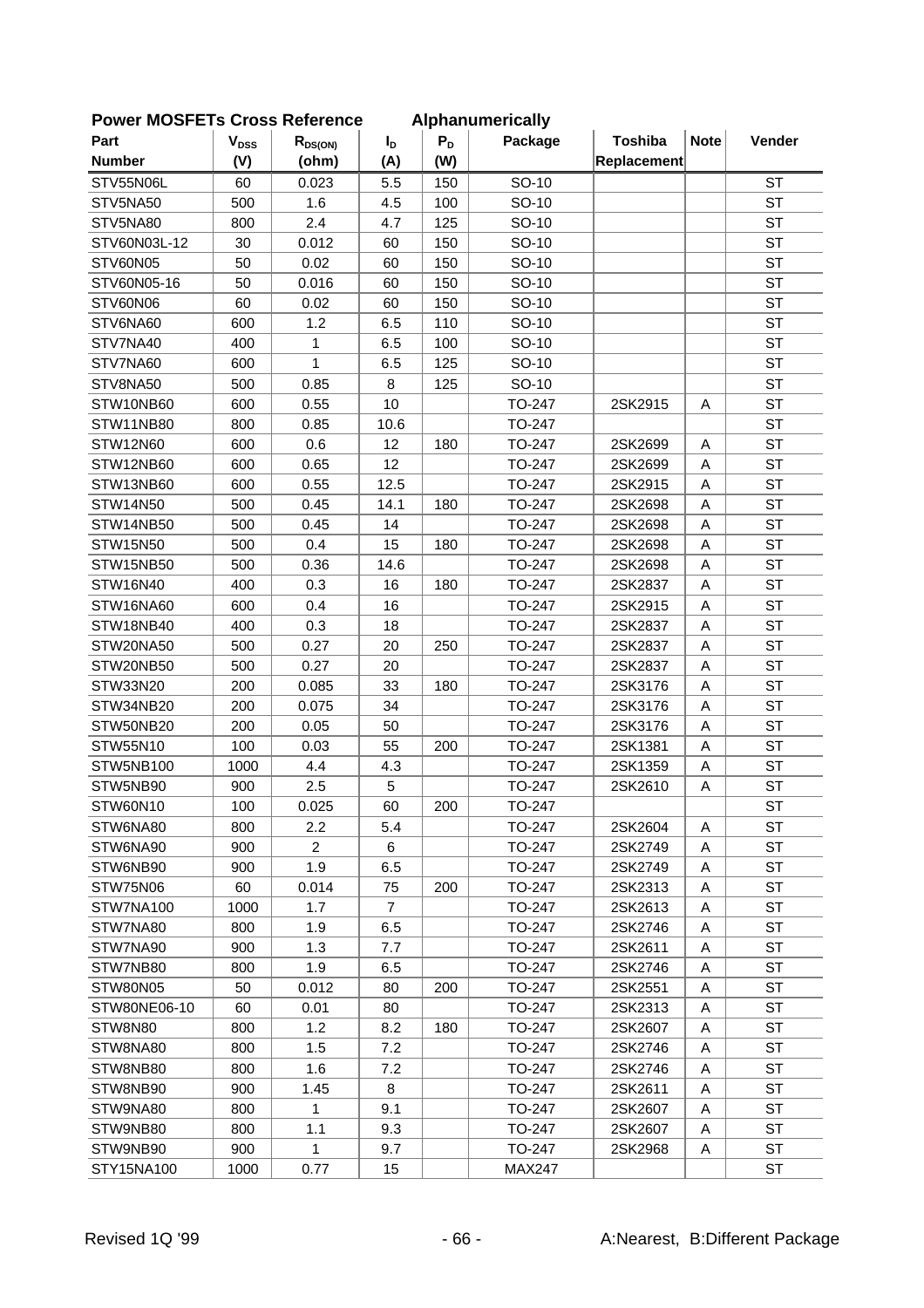**Power MOSFETs Cross Reference Alphanumerically**

| Part Number | $V_{DSS}$ (V) | $R_{DS(ON)}$ (ohm) | $I_D$ (A) | $P_D$ (W) | Package | Toshiba Replacement | Note | Vender |
|---|---|---|---|---|---|---|---|---|
| STV55N06L | 60 | 0.023 | 5.5 | 150 | SO-10 | | | ST |
| STV5NA50 | 500 | 1.6 | 4.5 | 100 | SO-10 | | | ST |
| STV5NA80 | 800 | 2.4 | 4.7 | 125 | SO-10 | | | ST |
| STV60N03L-12 | 30 | 0.012 | 60 | 150 | SO-10 | | | ST |
| STV60N05 | 50 | 0.02 | 60 | 150 | SO-10 | | | ST |
| STV60N05-16 | 50 | 0.016 | 60 | 150 | SO-10 | | | ST |
| STV60N06 | 60 | 0.02 | 60 | 150 | SO-10 | | | ST |
| STV6NA60 | 600 | 1.2 | 6.5 | 110 | SO-10 | | | ST |
| STV7NA40 | 400 | 1 | 6.5 | 100 | SO-10 | | | ST |
| STV7NA60 | 600 | 1 | 6.5 | 125 | SO-10 | | | ST |
| STV8NA50 | 500 | 0.85 | 8 | 125 | SO-10 | | | ST |
| STW10NB60 | 600 | 0.55 | 10 | | TO-247 | 2SK2915 | A | ST |
| STW11NB80 | 800 | 0.85 | 10.6 | | TO-247 | | | ST |
| STW12N60 | 600 | 0.6 | 12 | 180 | TO-247 | 2SK2699 | A | ST |
| STW12NB60 | 600 | 0.65 | 12 | | TO-247 | 2SK2699 | A | ST |
| STW13NB60 | 600 | 0.55 | 12.5 | | TO-247 | 2SK2915 | A | ST |
| STW14N50 | 500 | 0.45 | 14.1 | 180 | TO-247 | 2SK2698 | A | ST |
| STW14NB50 | 500 | 0.45 | 14 | | TO-247 | 2SK2698 | A | ST |
| STW15N50 | 500 | 0.4 | 15 | 180 | TO-247 | 2SK2698 | A | ST |
| STW15NB50 | 500 | 0.36 | 14.6 | | TO-247 | 2SK2698 | A | ST |
| STW16N40 | 400 | 0.3 | 16 | 180 | TO-247 | 2SK2837 | A | ST |
| STW16NA60 | 600 | 0.4 | 16 | | TO-247 | 2SK2915 | A | ST |
| STW18NB40 | 400 | 0.3 | 18 | | TO-247 | 2SK2837 | A | ST |
| STW20NA50 | 500 | 0.27 | 20 | 250 | TO-247 | 2SK2837 | A | ST |
| STW20NB50 | 500 | 0.27 | 20 | | TO-247 | 2SK2837 | A | ST |
| STW33N20 | 200 | 0.085 | 33 | 180 | TO-247 | 2SK3176 | A | ST |
| STW34NB20 | 200 | 0.075 | 34 | | TO-247 | 2SK3176 | A | ST |
| STW50NB20 | 200 | 0.05 | 50 | | TO-247 | 2SK3176 | A | ST |
| STW55N10 | 100 | 0.03 | 55 | 200 | TO-247 | 2SK1381 | A | ST |
| STW5NB100 | 1000 | 4.4 | 4.3 | | TO-247 | 2SK1359 | A | ST |
| STW5NB90 | 900 | 2.5 | 5 | | TO-247 | 2SK2610 | A | ST |
| STW60N10 | 100 | 0.025 | 60 | 200 | TO-247 | | | ST |
| STW6NA80 | 800 | 2.2 | 5.4 | | TO-247 | 2SK2604 | A | ST |
| STW6NA90 | 900 | 2 | 6 | | TO-247 | 2SK2749 | A | ST |
| STW6NB90 | 900 | 1.9 | 6.5 | | TO-247 | 2SK2749 | A | ST |
| STW75N06 | 60 | 0.014 | 75 | 200 | TO-247 | 2SK2313 | A | ST |
| STW7NA100 | 1000 | 1.7 | 7 | | TO-247 | 2SK2613 | A | ST |
| STW7NA80 | 800 | 1.9 | 6.5 | | TO-247 | 2SK2746 | A | ST |
| STW7NA90 | 900 | 1.3 | 7.7 | | TO-247 | 2SK2611 | A | ST |
| STW7NB80 | 800 | 1.9 | 6.5 | | TO-247 | 2SK2746 | A | ST |
| STW80N05 | 50 | 0.012 | 80 | 200 | TO-247 | 2SK2551 | A | ST |
| STW80NE06-10 | 60 | 0.01 | 80 | | TO-247 | 2SK2313 | A | ST |
| STW8N80 | 800 | 1.2 | 8.2 | 180 | TO-247 | 2SK2607 | A | ST |
| STW8NA80 | 800 | 1.5 | 7.2 | | TO-247 | 2SK2746 | A | ST |
| STW8NB80 | 800 | 1.6 | 7.2 | | TO-247 | 2SK2746 | A | ST |
| STW8NB90 | 900 | 1.45 | 8 | | TO-247 | 2SK2611 | A | ST |
| STW9NA80 | 800 | 1 | 9.1 | | TO-247 | 2SK2607 | A | ST |
| STW9NB80 | 800 | 1.1 | 9.3 | | TO-247 | 2SK2607 | A | ST |
| STW9NB90 | 900 | 1 | 9.7 | | TO-247 | 2SK2968 | A | ST |
| STY15NA100 | 1000 | 0.77 | 15 | | MAX247 | | | ST |

Revised 1Q '99

A:Nearest, B:Different Package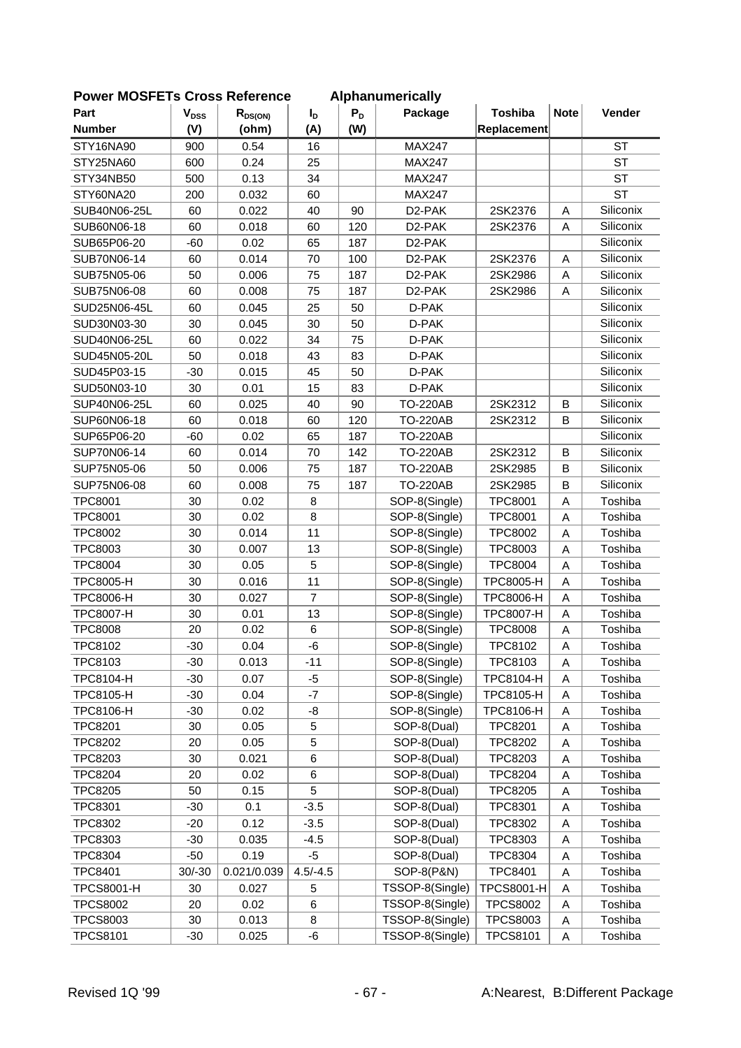## Power MOSFETs Cross Reference Alphanumerically

| Part Number | $V_{DSS}$ (V) | $R_{DS(ON)}$ (ohm) | $I_D$ (A) | $P_D$ (W) | Package | Toshiba Replacement | Note | Vender |
|---|---|---|---|---|---|---|---|---|
| STY16NA90 | 900 | 0.54 | 16 | | MAX247 | | | ST |
| STY25NA60 | 600 | 0.24 | 25 | | MAX247 | | | ST |
| STY34NB50 | 500 | 0.13 | 34 | | MAX247 | | | ST |
| STY60NA20 | 200 | 0.032 | 60 | | MAX247 | | | ST |
| SUB40N06-25L | 60 | 0.022 | 40 | 90 | D2-PAK | 2SK2376 | A | Siliconix |
| SUB60N06-18 | 60 | 0.018 | 60 | 120 | D2-PAK | 2SK2376 | A | Siliconix |
| SUB65P06-20 | -60 | 0.02 | 65 | 187 | D2-PAK | | | Siliconix |
| SUB70N06-14 | 60 | 0.014 | 70 | 100 | D2-PAK | 2SK2376 | A | Siliconix |
| SUB75N05-06 | 50 | 0.006 | 75 | 187 | D2-PAK | 2SK2986 | A | Siliconix |
| SUB75N06-08 | 60 | 0.008 | 75 | 187 | D2-PAK | 2SK2986 | A | Siliconix |
| SUD25N06-45L | 60 | 0.045 | 25 | 50 | D-PAK | | | Siliconix |
| SUD30N03-30 | 30 | 0.045 | 30 | 50 | D-PAK | | | Siliconix |
| SUD40N06-25L | 60 | 0.022 | 34 | 75 | D-PAK | | | Siliconix |
| SUD45N05-20L | 50 | 0.018 | 43 | 83 | D-PAK | | | Siliconix |
| SUD45P03-15 | -30 | 0.015 | 45 | 50 | D-PAK | | | Siliconix |
| SUD50N03-10 | 30 | 0.01 | 15 | 83 | D-PAK | | | Siliconix |
| SUP40N06-25L | 60 | 0.025 | 40 | 90 | TO-220AB | 2SK2312 | B | Siliconix |
| SUP60N06-18 | 60 | 0.018 | 60 | 120 | TO-220AB | 2SK2312 | B | Siliconix |
| SUP65P06-20 | -60 | 0.02 | 65 | 187 | TO-220AB | | | Siliconix |
| SUP70N06-14 | 60 | 0.014 | 70 | 142 | TO-220AB | 2SK2312 | B | Siliconix |
| SUP75N05-06 | 50 | 0.006 | 75 | 187 | TO-220AB | 2SK2985 | B | Siliconix |
| SUP75N06-08 | 60 | 0.008 | 75 | 187 | TO-220AB | 2SK2985 | B | Siliconix |
| TPC8001 | 30 | 0.02 | 8 | | SOP-8(Single) | TPC8001 | A | Toshiba |
| TPC8001 | 30 | 0.02 | 8 | | SOP-8(Single) | TPC8001 | A | Toshiba |
| TPC8002 | 30 | 0.014 | 11 | | SOP-8(Single) | TPC8002 | A | Toshiba |
| TPC8003 | 30 | 0.007 | 13 | | SOP-8(Single) | TPC8003 | A | Toshiba |
| TPC8004 | 30 | 0.05 | 5 | | SOP-8(Single) | TPC8004 | A | Toshiba |
| TPC8005-H | 30 | 0.016 | 11 | | SOP-8(Single) | TPC8005-H | A | Toshiba |
| TPC8006-H | 30 | 0.027 | 7 | | SOP-8(Single) | TPC8006-H | A | Toshiba |
| TPC8007-H | 30 | 0.01 | 13 | | SOP-8(Single) | TPC8007-H | A | Toshiba |
| TPC8008 | 20 | 0.02 | 6 | | SOP-8(Single) | TPC8008 | A | Toshiba |
| TPC8102 | -30 | 0.04 | -6 | | SOP-8(Single) | TPC8102 | A | Toshiba |
| TPC8103 | -30 | 0.013 | -11 | | SOP-8(Single) | TPC8103 | A | Toshiba |
| TPC8104-H | -30 | 0.07 | -5 | | SOP-8(Single) | TPC8104-H | A | Toshiba |
| TPC8105-H | -30 | 0.04 | -7 | | SOP-8(Single) | TPC8105-H | A | Toshiba |
| TPC8106-H | -30 | 0.02 | -8 | | SOP-8(Single) | TPC8106-H | A | Toshiba |
| TPC8201 | 30 | 0.05 | 5 | | SOP-8(Dual) | TPC8201 | A | Toshiba |
| TPC8202 | 20 | 0.05 | 5 | | SOP-8(Dual) | TPC8202 | A | Toshiba |
| TPC8203 | 30 | 0.021 | 6 | | SOP-8(Dual) | TPC8203 | A | Toshiba |
| TPC8204 | 20 | 0.02 | 6 | | SOP-8(Dual) | TPC8204 | A | Toshiba |
| TPC8205 | 50 | 0.15 | 5 | | SOP-8(Dual) | TPC8205 | A | Toshiba |
| TPC8301 | -30 | 0.1 | -3.5 | | SOP-8(Dual) | TPC8301 | A | Toshiba |
| TPC8302 | -20 | 0.12 | -3.5 | | SOP-8(Dual) | TPC8302 | A | Toshiba |
| TPC8303 | -30 | 0.035 | -4.5 | | SOP-8(Dual) | TPC8303 | A | Toshiba |
| TPC8304 | -50 | 0.19 | -5 | | SOP-8(Dual) | TPC8304 | A | Toshiba |
| TPC8401 | 30/-30 | 0.021/0.039 | 4.5/-4.5 | | SOP-8(P&N) | TPC8401 | A | Toshiba |
| TPCS8001-H | 30 | 0.027 | 5 | | TSSOP-8(Single) | TPCS8001-H | A | Toshiba |
| TPCS8002 | 20 | 0.02 | 6 | | TSSOP-8(Single) | TPCS8002 | A | Toshiba |
| TPCS8003 | 30 | 0.013 | 8 | | TSSOP-8(Single) | TPCS8003 | A | Toshiba |
| TPCS8101 | -30 | 0.025 | -6 | | TSSOP-8(Single) | TPCS8101 | A | Toshiba |

Revised 1Q '99

A:Nearest, B:Different Package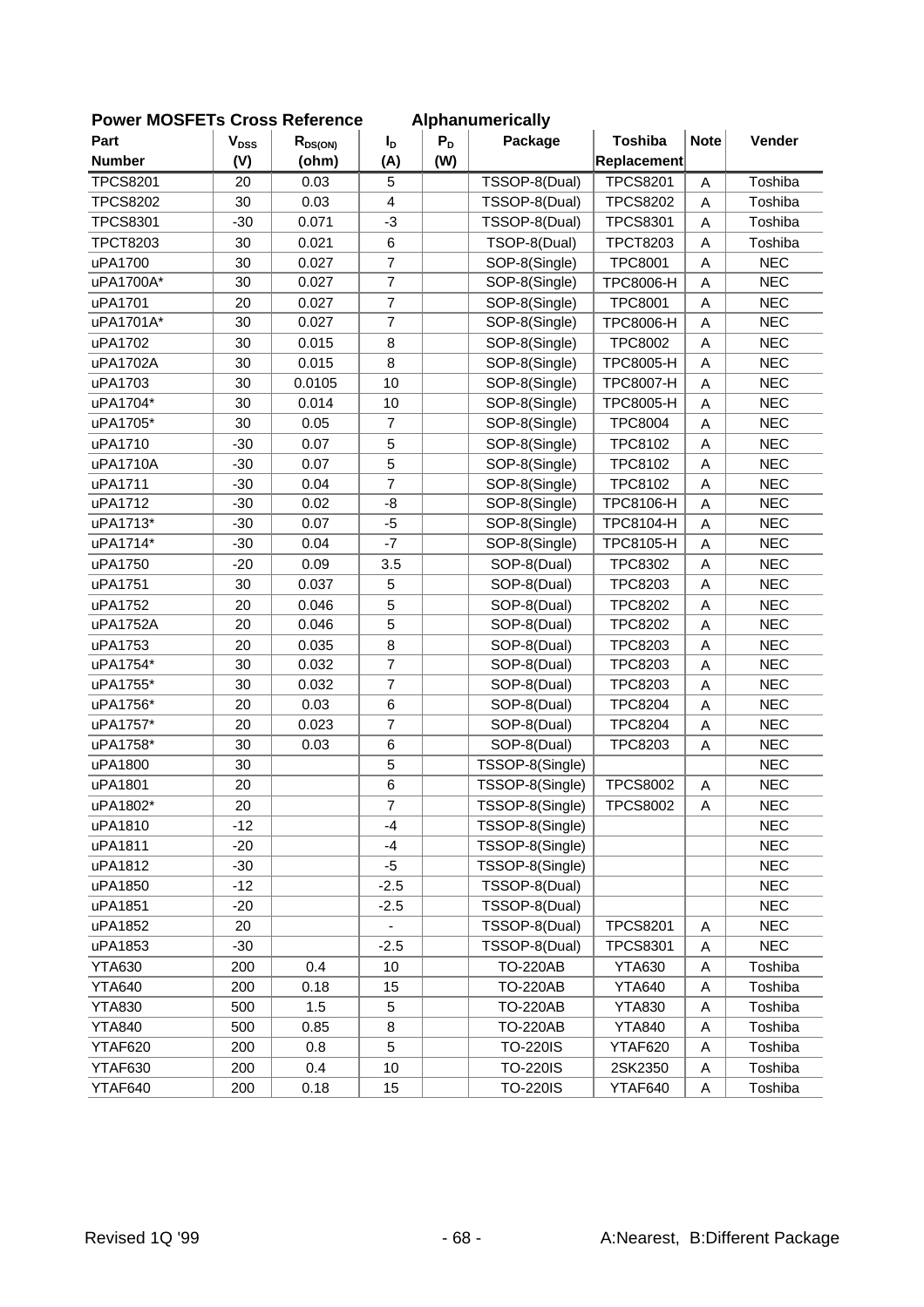## Power MOSFETs Cross Reference Alphanumerically

| Part Number | $V_{DSS}$ (V) | $R_{DS(ON)}$ (ohm) | $I_D$ (A) | $P_D$ (W) | Package | Toshiba Replacement | Note | Vender |
|---|---|---|---|---|---|---|---|---|
| TPCS8201 | 20 | 0.03 | 5 | | TSSOP-8(Dual) | TPCS8201 | A | Toshiba |
| TPCS8202 | 30 | 0.03 | 4 | | TSSOP-8(Dual) | TPCS8202 | A | Toshiba |
| TPCS8301 | -30 | 0.071 | -3 | | TSSOP-8(Dual) | TPCS8301 | A | Toshiba |
| TPCT8203 | 30 | 0.021 | 6 | | TSOP-8(Dual) | TPCT8203 | A | Toshiba |
| uPA1700 | 30 | 0.027 | 7 | | SOP-8(Single) | TPC8001 | A | NEC |
| uPA1700A* | 30 | 0.027 | 7 | | SOP-8(Single) | TPC8006-H | A | NEC |
| uPA1701 | 20 | 0.027 | 7 | | SOP-8(Single) | TPC8001 | A | NEC |
| uPA1701A* | 30 | 0.027 | 7 | | SOP-8(Single) | TPC8006-H | A | NEC |
| uPA1702 | 30 | 0.015 | 8 | | SOP-8(Single) | TPC8002 | A | NEC |
| uPA1702A | 30 | 0.015 | 8 | | SOP-8(Single) | TPC8005-H | A | NEC |
| uPA1703 | 30 | 0.0105 | 10 | | SOP-8(Single) | TPC8007-H | A | NEC |
| uPA1704* | 30 | 0.014 | 10 | | SOP-8(Single) | TPC8005-H | A | NEC |
| uPA1705* | 30 | 0.05 | 7 | | SOP-8(Single) | TPC8004 | A | NEC |
| uPA1710 | -30 | 0.07 | 5 | | SOP-8(Single) | TPC8102 | A | NEC |
| uPA1710A | -30 | 0.07 | 5 | | SOP-8(Single) | TPC8102 | A | NEC |
| uPA1711 | -30 | 0.04 | 7 | | SOP-8(Single) | TPC8102 | A | NEC |
| uPA1712 | -30 | 0.02 | -8 | | SOP-8(Single) | TPC8106-H | A | NEC |
| uPA1713* | -30 | 0.07 | -5 | | SOP-8(Single) | TPC8104-H | A | NEC |
| uPA1714* | -30 | 0.04 | -7 | | SOP-8(Single) | TPC8105-H | A | NEC |
| uPA1750 | -20 | 0.09 | 3.5 | | SOP-8(Dual) | TPC8302 | A | NEC |
| uPA1751 | 30 | 0.037 | 5 | | SOP-8(Dual) | TPC8203 | A | NEC |
| uPA1752 | 20 | 0.046 | 5 | | SOP-8(Dual) | TPC8202 | A | NEC |
| uPA1752A | 20 | 0.046 | 5 | | SOP-8(Dual) | TPC8202 | A | NEC |
| uPA1753 | 20 | 0.035 | 8 | | SOP-8(Dual) | TPC8203 | A | NEC |
| uPA1754* | 30 | 0.032 | 7 | | SOP-8(Dual) | TPC8203 | A | NEC |
| uPA1755* | 30 | 0.032 | 7 | | SOP-8(Dual) | TPC8203 | A | NEC |
| uPA1756* | 20 | 0.03 | 6 | | SOP-8(Dual) | TPC8204 | A | NEC |
| uPA1757* | 20 | 0.023 | 7 | | SOP-8(Dual) | TPC8204 | A | NEC |
| uPA1758* | 30 | 0.03 | 6 | | SOP-8(Dual) | TPC8203 | A | NEC |
| uPA1800 | 30 | | 5 | | TSSOP-8(Single) | | | NEC |
| uPA1801 | 20 | | 6 | | TSSOP-8(Single) | TPCS8002 | A | NEC |
| uPA1802* | 20 | | 7 | | TSSOP-8(Single) | TPCS8002 | A | NEC |
| uPA1810 | -12 | | -4 | | TSSOP-8(Single) | | | NEC |
| uPA1811 | -20 | | -4 | | TSSOP-8(Single) | | | NEC |
| uPA1812 | -30 | | -5 | | TSSOP-8(Single) | | | NEC |
| uPA1850 | -12 | | -2.5 | | TSSOP-8(Dual) | | | NEC |
| uPA1851 | -20 | | -2.5 | | TSSOP-8(Dual) | | | NEC |
| uPA1852 | 20 | | - | | TSSOP-8(Dual) | TPCS8201 | A | NEC |
| uPA1853 | -30 | | -2.5 | | TSSOP-8(Dual) | TPCS8301 | A | NEC |
| YTA630 | 200 | 0.4 | 10 | | TO-220AB | YTA630 | A | Toshiba |
| YTA640 | 200 | 0.18 | 15 | | TO-220AB | YTA640 | A | Toshiba |
| YTA830 | 500 | 1.5 | 5 | | TO-220AB | YTA830 | A | Toshiba |
| YTA840 | 500 | 0.85 | 8 | | TO-220AB | YTA840 | A | Toshiba |
| YTAF620 | 200 | 0.8 | 5 | | TO-220IS | YTAF620 | A | Toshiba |
| YTAF630 | 200 | 0.4 | 10 | | TO-220IS | 2SK2350 | A | Toshiba |
| YTAF640 | 200 | 0.18 | 15 | | TO-220IS | YTAF640 | A | Toshiba |

Revised 1Q '99

A:Nearest, B:Different Package